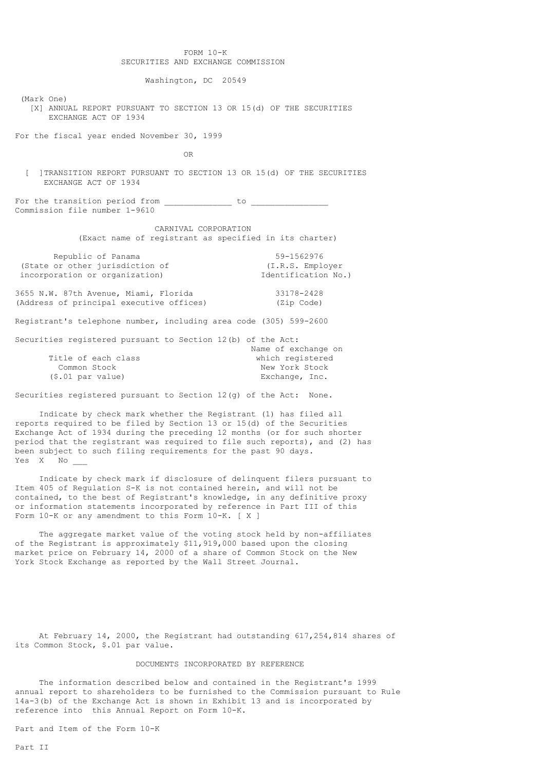FORM 10-K
SECURITIES AND EXCHANGE COMMISSION

Washington, DC 20549

(Mark One)

[X] ANNUAL REPORT PURSUANT TO SECTION 13 OR 15(d) OF THE SECURITIES EXCHANGE ACT OF 1934

For the fiscal year ended November 30, 1999

OR

[ ]TRANSITION REPORT PURSUANT TO SECTION 13 OR 15(d) OF THE SECURITIES EXCHANGE ACT OF 1934

For the transition period from ______________ to ________________
Commission file number 1-9610

CARNIVAL CORPORATION
(Exact name of registrant as specified in its charter)

| | |
|---|---|
| Republic of Panama | 59-1562976 |
| (State or other jurisdiction of incorporation or organization) | (I.R.S. Employer Identification No.) |
| 3655 N.W. 87th Avenue, Miami, Florida | 33178-2428 |
| (Address of principal executive offices) | (Zip Code) |

Registrant's telephone number, including area code (305) 599-2600

Securities registered pursuant to Section 12(b) of the Act:

| Title of each class | Name of exchange on which registered |
|---|---|
| Common Stock ($.01 par value) | New York Stock Exchange, Inc. |

Securities registered pursuant to Section 12(g) of the Act: None.

Indicate by check mark whether the Registrant (1) has filed all reports required to be filed by Section 13 or 15(d) of the Securities Exchange Act of 1934 during the preceding 12 months (or for such shorter period that the registrant was required to file such reports), and (2) has been subject to such filing requirements for the past 90 days.
Yes X No ___

Indicate by check mark if disclosure of delinquent filers pursuant to Item 405 of Regulation S-K is not contained herein, and will not be contained, to the best of Registrant's knowledge, in any definitive proxy or information statements incorporated by reference in Part III of this Form 10-K or any amendment to this Form 10-K. [ X ]

The aggregate market value of the voting stock held by non-affiliates of the Registrant is approximately $11,919,000 based upon the closing market price on February 14, 2000 of a share of Common Stock on the New York Stock Exchange as reported by the Wall Street Journal.

At February 14, 2000, the Registrant had outstanding 617,254,814 shares of its Common Stock, $.01 par value.

DOCUMENTS INCORPORATED BY REFERENCE

The information described below and contained in the Registrant's 1999 annual report to shareholders to be furnished to the Commission pursuant to Rule 14a-3(b) of the Exchange Act is shown in Exhibit 13 and is incorporated by reference into this Annual Report on Form 10-K.

Part and Item of the Form 10-K

Part II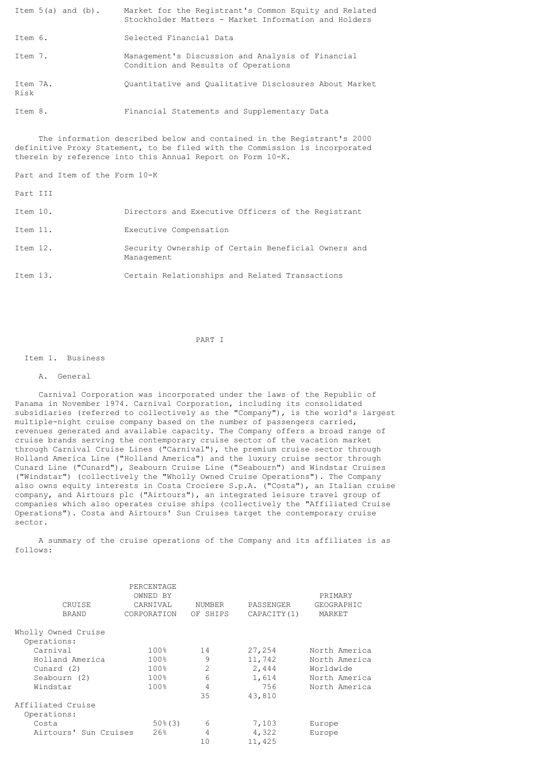Item 5(a) and (b). Market for the Registrant's Common Equity and Related Stockholder Matters - Market Information and Holders

Item 6. Selected Financial Data

Item 7. Management's Discussion and Analysis of Financial Condition and Results of Operations

Item 7A. Quantitative and Qualitative Disclosures About Market Risk

Item 8. Financial Statements and Supplementary Data

The information described below and contained in the Registrant's 2000 definitive Proxy Statement, to be filed with the Commission is incorporated therein by reference into this Annual Report on Form 10-K.

Part and Item of the Form 10-K

Part III

Item 10. Directors and Executive Officers of the Registrant

Item 11. Executive Compensation

Item 12. Security Ownership of Certain Beneficial Owners and Management

Item 13. Certain Relationships and Related Transactions

# PART I

## Item 1. Business

### A. General

Carnival Corporation was incorporated under the laws of the Republic of Panama in November 1974. Carnival Corporation, including its consolidated subsidiaries (referred to collectively as the "Company"), is the world's largest multiple-night cruise company based on the number of passengers carried, revenues generated and available capacity. The Company offers a broad range of cruise brands serving the contemporary cruise sector of the vacation market through Carnival Cruise Lines ("Carnival"), the premium cruise sector through Holland America Line ("Holland America") and the luxury cruise sector through Cunard Line ("Cunard"), Seabourn Cruise Line ("Seabourn") and Windstar Cruises ("Windstar") (collectively the "Wholly Owned Cruise Operations"). The Company also owns equity interests in Costa Crociere S.p.A. ("Costa"), an Italian cruise company, and Airtours plc ("Airtours"), an integrated leisure travel group of companies which also operates cruise ships (collectively the "Affiliated Cruise Operations"). Costa and Airtours' Sun Cruises target the contemporary cruise sector.

A summary of the cruise operations of the Company and its affiliates is as follows:

| CRUISE BRAND | PERCENTAGE OWNED BY CARNIVAL CORPORATION | NUMBER OF SHIPS | PASSENGER CAPACITY(1) | PRIMARY GEOGRAPHIC MARKET |
|---|---|---|---|---|
| Wholly Owned Cruise Operations: | | | | |
| Carnival | 100% | 14 | 27,254 | North America |
| Holland America | 100% | 9 | 11,742 | North America |
| Cunard (2) | 100% | 2 | 2,444 | Worldwide |
| Seabourn (2) | 100% | 6 | 1,614 | North America |
| Windstar | 100% | 4 | 756 | North America |
| | | 35 | 43,810 | |
| Affiliated Cruise Operations: | | | | |
| Costa | 50%(3) | 6 | 7,103 | Europe |
| Airtours' Sun Cruises | 26% | 4 | 4,322 | Europe |
| | | 10 | 11,425 | |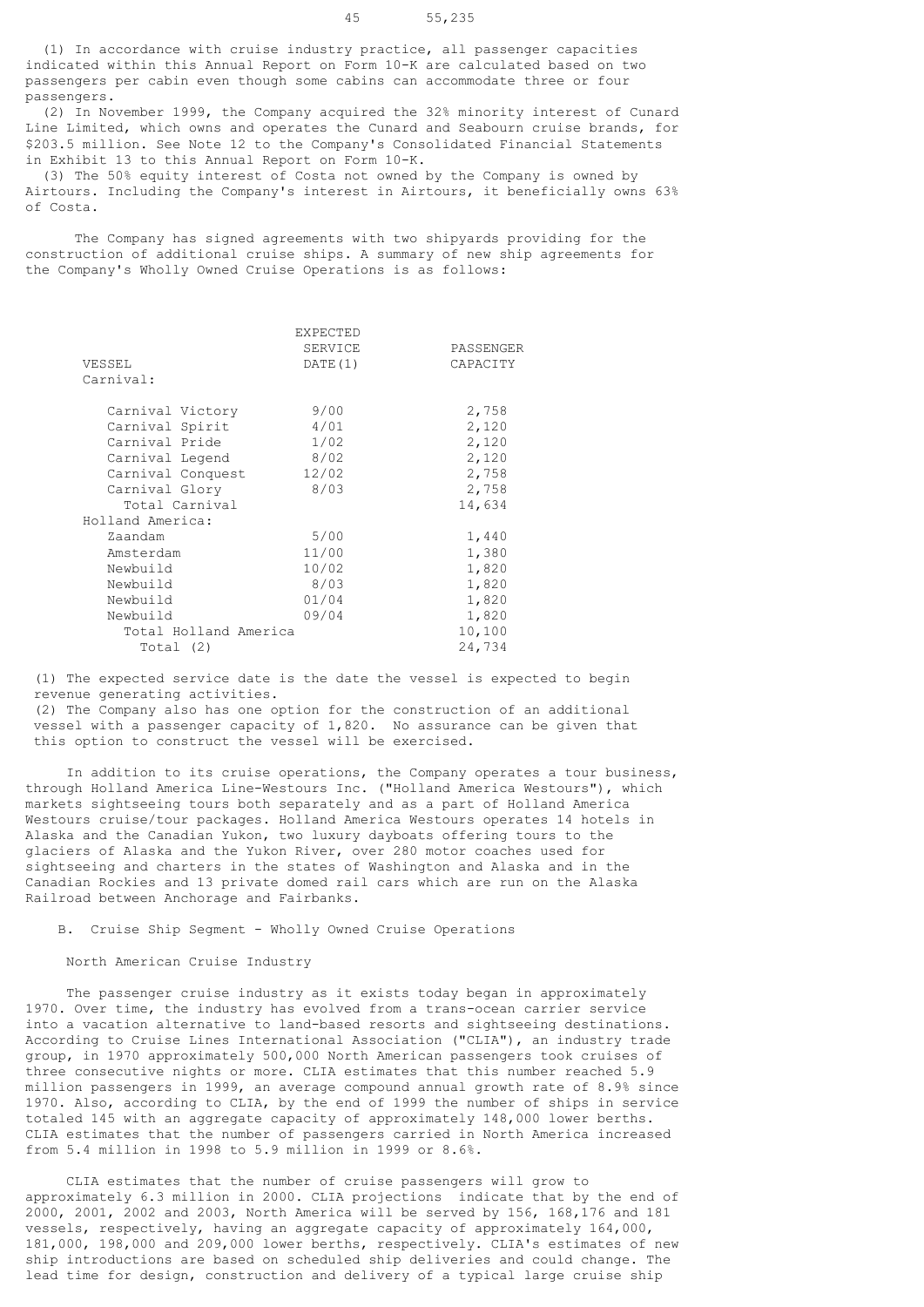45 55,235

(1) In accordance with cruise industry practice, all passenger capacities indicated within this Annual Report on Form 10-K are calculated based on two passengers per cabin even though some cabins can accommodate three or four passengers.

(2) In November 1999, the Company acquired the 32% minority interest of Cunard Line Limited, which owns and operates the Cunard and Seabourn cruise brands, for $203.5 million. See Note 12 to the Company's Consolidated Financial Statements in Exhibit 13 to this Annual Report on Form 10-K.

(3) The 50% equity interest of Costa not owned by the Company is owned by Airtours. Including the Company's interest in Airtours, it beneficially owns 63% of Costa.

The Company has signed agreements with two shipyards providing for the construction of additional cruise ships. A summary of new ship agreements for the Company's Wholly Owned Cruise Operations is as follows:

| VESSEL | EXPECTED SERVICE DATE(1) | PASSENGER CAPACITY |
|---|---|---|
| Carnival: | | |
| Carnival Victory | 9/00 | 2,758 |
| Carnival Spirit | 4/01 | 2,120 |
| Carnival Pride | 1/02 | 2,120 |
| Carnival Legend | 8/02 | 2,120 |
| Carnival Conquest | 12/02 | 2,758 |
| Carnival Glory | 8/03 | 2,758 |
| Total Carnival | | 14,634 |
| Holland America: | | |
| Zaandam | 5/00 | 1,440 |
| Amsterdam | 11/00 | 1,380 |
| Newbuild | 10/02 | 1,820 |
| Newbuild | 8/03 | 1,820 |
| Newbuild | 01/04 | 1,820 |
| Newbuild | 09/04 | 1,820 |
| Total Holland America | | 10,100 |
| Total (2) | | 24,734 |

(1) The expected service date is the date the vessel is expected to begin revenue generating activities.

(2) The Company also has one option for the construction of an additional vessel with a passenger capacity of 1,820. No assurance can be given that this option to construct the vessel will be exercised.

In addition to its cruise operations, the Company operates a tour business, through Holland America Line-Westours Inc. ("Holland America Westours"), which markets sightseeing tours both separately and as a part of Holland America Westours cruise/tour packages. Holland America Westours operates 14 hotels in Alaska and the Canadian Yukon, two luxury dayboats offering tours to the glaciers of Alaska and the Yukon River, over 280 motor coaches used for sightseeing and charters in the states of Washington and Alaska and in the Canadian Rockies and 13 private domed rail cars which are run on the Alaska Railroad between Anchorage and Fairbanks.

## B. Cruise Ship Segment - Wholly Owned Cruise Operations

### North American Cruise Industry

The passenger cruise industry as it exists today began in approximately 1970. Over time, the industry has evolved from a trans-ocean carrier service into a vacation alternative to land-based resorts and sightseeing destinations. According to Cruise Lines International Association ("CLIA"), an industry trade group, in 1970 approximately 500,000 North American passengers took cruises of three consecutive nights or more. CLIA estimates that this number reached 5.9 million passengers in 1999, an average compound annual growth rate of 8.9% since 1970. Also, according to CLIA, by the end of 1999 the number of ships in service totaled 145 with an aggregate capacity of approximately 148,000 lower berths. CLIA estimates that the number of passengers carried in North America increased from 5.4 million in 1998 to 5.9 million in 1999 or 8.6%.

CLIA estimates that the number of cruise passengers will grow to approximately 6.3 million in 2000. CLIA projections indicate that by the end of 2000, 2001, 2002 and 2003, North America will be served by 156, 168,176 and 181 vessels, respectively, having an aggregate capacity of approximately 164,000, 181,000, 198,000 and 209,000 lower berths, respectively. CLIA's estimates of new ship introductions are based on scheduled ship deliveries and could change. The lead time for design, construction and delivery of a typical large cruise ship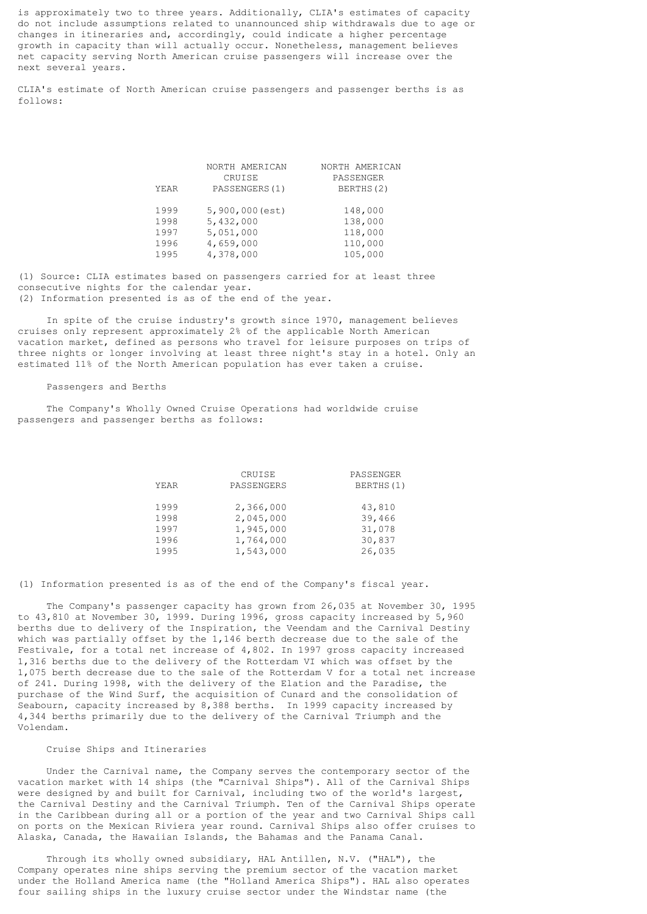is approximately two to three years. Additionally, CLIA's estimates of capacity do not include assumptions related to unannounced ship withdrawals due to age or changes in itineraries and, accordingly, could indicate a higher percentage growth in capacity than will actually occur. Nonetheless, management believes net capacity serving North American cruise passengers will increase over the next several years.

CLIA's estimate of North American cruise passengers and passenger berths is as follows:

| YEAR | NORTH AMERICAN CRUISE PASSENGERS (1) | NORTH AMERICAN PASSENGER BERTHS (2) |
|---|---|---|
| 1999 | 5,900,000 (est) | 148,000 |
| 1998 | 5,432,000 | 138,000 |
| 1997 | 5,051,000 | 118,000 |
| 1996 | 4,659,000 | 110,000 |
| 1995 | 4,378,000 | 105,000 |

(1) Source: CLIA estimates based on passengers carried for at least three consecutive nights for the calendar year.
(2) Information presented is as of the end of the year.

In spite of the cruise industry's growth since 1970, management believes cruises only represent approximately 2% of the applicable North American vacation market, defined as persons who travel for leisure purposes on trips of three nights or longer involving at least three night's stay in a hotel. Only an estimated 11% of the North American population has ever taken a cruise.

Passengers and Berths

The Company's Wholly Owned Cruise Operations had worldwide cruise passengers and passenger berths as follows:

| YEAR | CRUISE PASSENGERS | PASSENGER BERTHS (1) |
|---|---|---|
| 1999 | 2,366,000 | 43,810 |
| 1998 | 2,045,000 | 39,466 |
| 1997 | 1,945,000 | 31,078 |
| 1996 | 1,764,000 | 30,837 |
| 1995 | 1,543,000 | 26,035 |

(1) Information presented is as of the end of the Company's fiscal year.

The Company's passenger capacity has grown from 26,035 at November 30, 1995 to 43,810 at November 30, 1999. During 1996, gross capacity increased by 5,960 berths due to delivery of the Inspiration, the Veendam and the Carnival Destiny which was partially offset by the 1,146 berth decrease due to the sale of the Festivale, for a total net increase of 4,802. In 1997 gross capacity increased 1,316 berths due to the delivery of the Rotterdam VI which was offset by the 1,075 berth decrease due to the sale of the Rotterdam V for a total net increase of 241. During 1998, with the delivery of the Elation and the Paradise, the purchase of the Wind Surf, the acquisition of Cunard and the consolidation of Seabourn, capacity increased by 8,388 berths. In 1999 capacity increased by 4,344 berths primarily due to the delivery of the Carnival Triumph and the Volendam.

Cruise Ships and Itineraries

Under the Carnival name, the Company serves the contemporary sector of the vacation market with 14 ships (the "Carnival Ships"). All of the Carnival Ships were designed by and built for Carnival, including two of the world's largest, the Carnival Destiny and the Carnival Triumph. Ten of the Carnival Ships operate in the Caribbean during all or a portion of the year and two Carnival Ships call on ports on the Mexican Riviera year round. Carnival Ships also offer cruises to Alaska, Canada, the Hawaiian Islands, the Bahamas and the Panama Canal.

Through its wholly owned subsidiary, HAL Antillen, N.V. ("HAL"), the Company operates nine ships serving the premium sector of the vacation market under the Holland America name (the "Holland America Ships"). HAL also operates four sailing ships in the luxury cruise sector under the Windstar name (the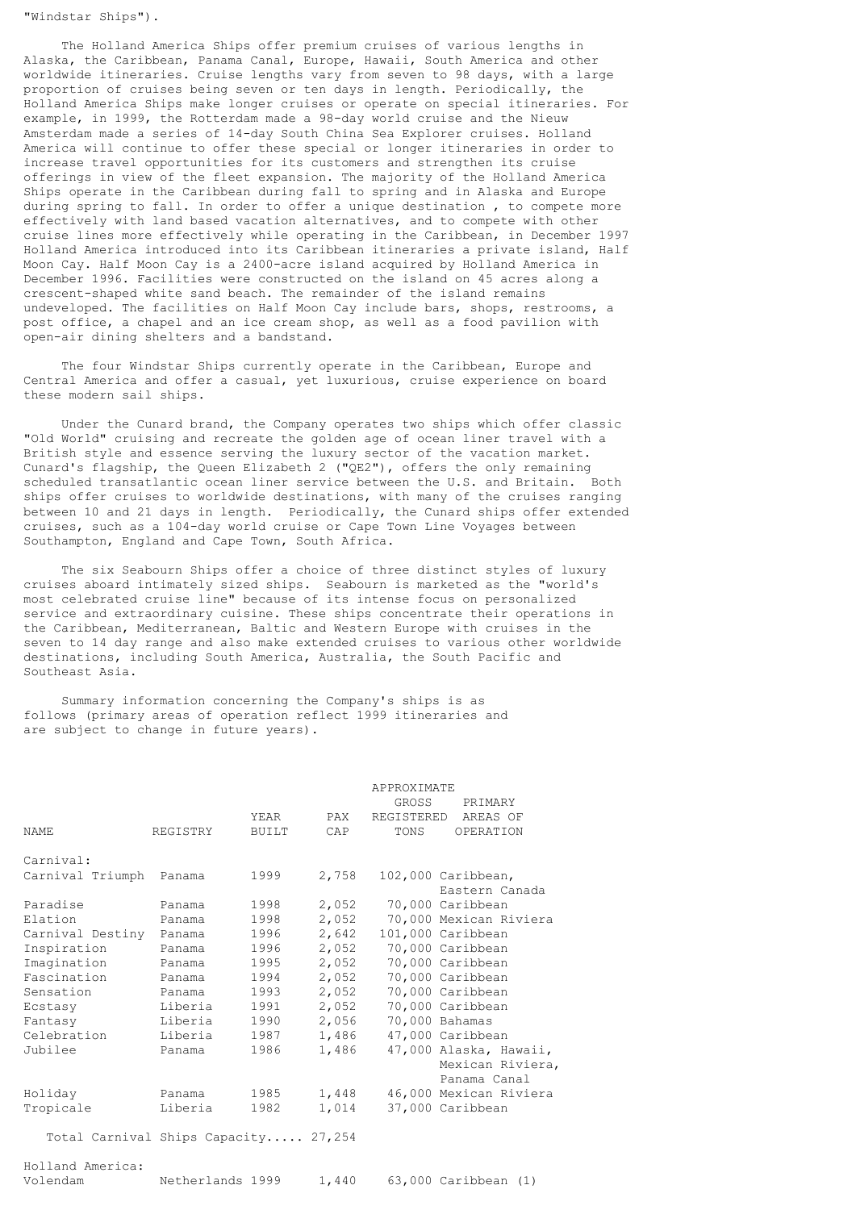"Windstar Ships").

The Holland America Ships offer premium cruises of various lengths in Alaska, the Caribbean, Panama Canal, Europe, Hawaii, South America and other worldwide itineraries. Cruise lengths vary from seven to 98 days, with a large proportion of cruises being seven or ten days in length. Periodically, the Holland America Ships make longer cruises or operate on special itineraries. For example, in 1999, the Rotterdam made a 98-day world cruise and the Nieuw Amsterdam made a series of 14-day South China Sea Explorer cruises. Holland America will continue to offer these special or longer itineraries in order to increase travel opportunities for its customers and strengthen its cruise offerings in view of the fleet expansion. The majority of the Holland America Ships operate in the Caribbean during fall to spring and in Alaska and Europe during spring to fall. In order to offer a unique destination , to compete more effectively with land based vacation alternatives, and to compete with other cruise lines more effectively while operating in the Caribbean, in December 1997 Holland America introduced into its Caribbean itineraries a private island, Half Moon Cay. Half Moon Cay is a 2400-acre island acquired by Holland America in December 1996. Facilities were constructed on the island on 45 acres along a crescent-shaped white sand beach. The remainder of the island remains undeveloped. The facilities on Half Moon Cay include bars, shops, restrooms, a post office, a chapel and an ice cream shop, as well as a food pavilion with open-air dining shelters and a bandstand.

The four Windstar Ships currently operate in the Caribbean, Europe and Central America and offer a casual, yet luxurious, cruise experience on board these modern sail ships.

Under the Cunard brand, the Company operates two ships which offer classic "Old World" cruising and recreate the golden age of ocean liner travel with a British style and essence serving the luxury sector of the vacation market. Cunard's flagship, the Queen Elizabeth 2 ("QE2"), offers the only remaining scheduled transatlantic ocean liner service between the U.S. and Britain. Both ships offer cruises to worldwide destinations, with many of the cruises ranging between 10 and 21 days in length. Periodically, the Cunard ships offer extended cruises, such as a 104-day world cruise or Cape Town Line Voyages between Southampton, England and Cape Town, South Africa.

The six Seabourn Ships offer a choice of three distinct styles of luxury cruises aboard intimately sized ships. Seabourn is marketed as the "world's most celebrated cruise line" because of its intense focus on personalized service and extraordinary cuisine. These ships concentrate their operations in the Caribbean, Mediterranean, Baltic and Western Europe with cruises in the seven to 14 day range and also make extended cruises to various other worldwide destinations, including South America, Australia, the South Pacific and Southeast Asia.

Summary information concerning the Company's ships is as follows (primary areas of operation reflect 1999 itineraries and are subject to change in future years).

| NAME | REGISTRY | YEAR BUILT | PAX CAP | APPROXIMATE GROSS REGISTERED TONS | PRIMARY AREAS OF OPERATION |
|---|---|---|---|---|---|
| Carnival: | | | | | |
| Carnival Triumph | Panama | 1999 | 2,758 | 102,000 | Caribbean, Eastern Canada |
| Paradise | Panama | 1998 | 2,052 | 70,000 | Caribbean |
| Elation | Panama | 1998 | 2,052 | 70,000 | Mexican Riviera |
| Carnival Destiny | Panama | 1996 | 2,642 | 101,000 | Caribbean |
| Inspiration | Panama | 1996 | 2,052 | 70,000 | Caribbean |
| Imagination | Panama | 1995 | 2,052 | 70,000 | Caribbean |
| Fascination | Panama | 1994 | 2,052 | 70,000 | Caribbean |
| Sensation | Panama | 1993 | 2,052 | 70,000 | Caribbean |
| Ecstasy | Liberia | 1991 | 2,052 | 70,000 | Caribbean |
| Fantasy | Liberia | 1990 | 2,056 | 70,000 | Bahamas |
| Celebration | Liberia | 1987 | 1,486 | 47,000 | Caribbean |
| Jubilee | Panama | 1986 | 1,486 | 47,000 | Alaska, Hawaii, Mexican Riviera, Panama Canal |
| Holiday | Panama | 1985 | 1,448 | 46,000 | Mexican Riviera |
| Tropicale | Liberia | 1982 | 1,014 | 37,000 | Caribbean |
| Total Carnival Ships Capacity..... | | | 27,254 | | |
| Holland America: | | | | | |
| Volendam | Netherlands | 1999 | 1,440 | 63,000 | Caribbean (1) |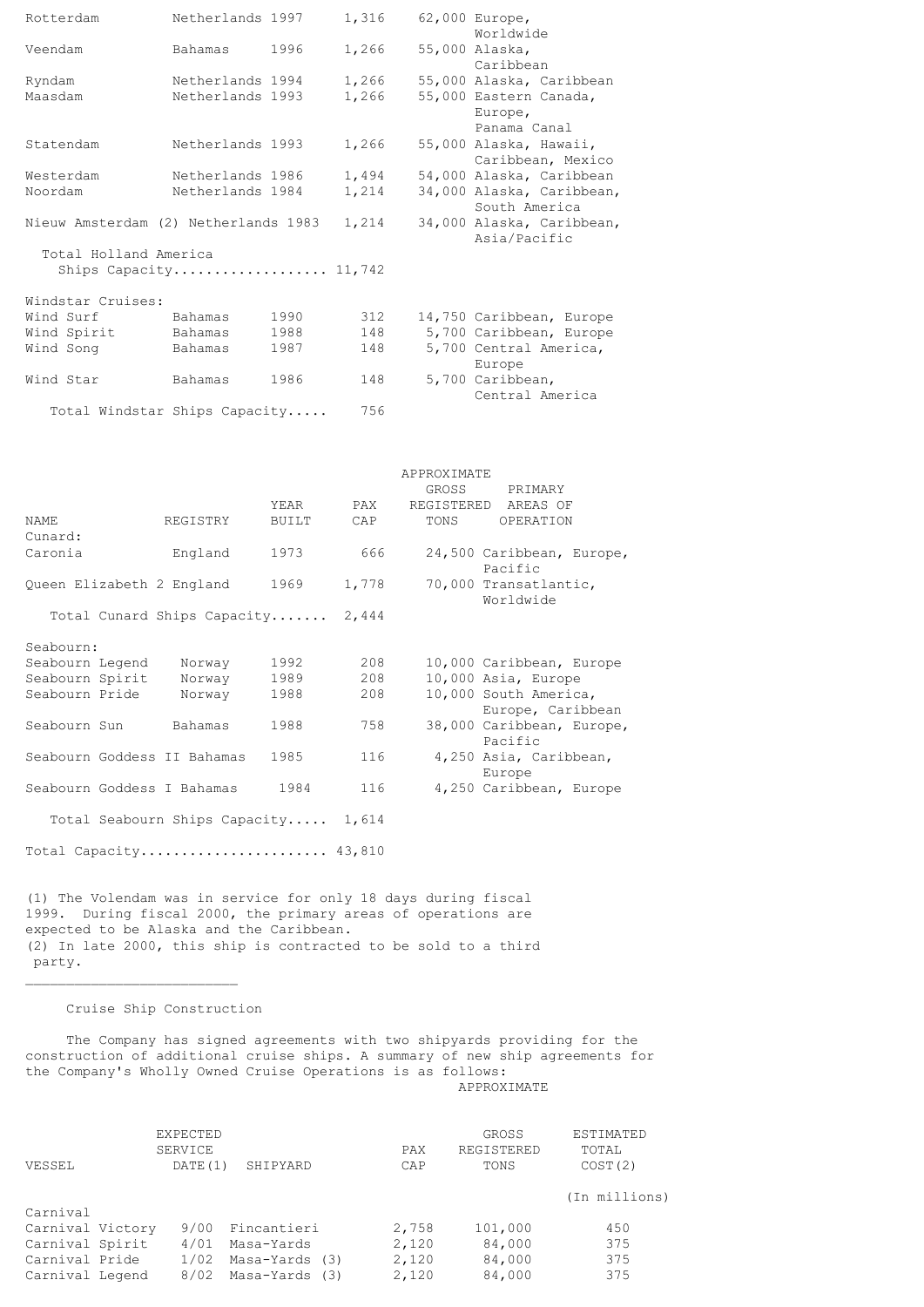| NAME | REGISTRY | YEAR BUILT | PAX CAP | APPROXIMATE GROSS REGISTERED TONS | PRIMARY AREAS OF OPERATION |
|---|---|---|---|---|---|
| Rotterdam | Netherlands | 1997 | 1,316 | 62,000 | Europe, Worldwide |
| Veendam | Bahamas | 1996 | 1,266 | 55,000 | Alaska, Caribbean |
| Ryndam | Netherlands | 1994 | 1,266 | 55,000 | Alaska, Caribbean |
| Maasdam | Netherlands | 1993 | 1,266 | 55,000 | Eastern Canada, Europe, Panama Canal |
| Statendam | Netherlands | 1993 | 1,266 | 55,000 | Alaska, Hawaii, Caribbean, Mexico |
| Westerdam | Netherlands | 1986 | 1,494 | 54,000 | Alaska, Caribbean |
| Noordam | Netherlands | 1984 | 1,214 | 34,000 | Alaska, Caribbean, South America |
| Nieuw Amsterdam (2) | Netherlands | 1983 | 1,214 | 34,000 | Alaska, Caribbean, Asia/Pacific |
| Total Holland America Ships Capacity | | | 11,742 | | |
| Windstar Cruises: | | | | | |
| Wind Surf | Bahamas | 1990 | 312 | 14,750 | Caribbean, Europe |
| Wind Spirit | Bahamas | 1988 | 148 | 5,700 | Caribbean, Europe |
| Wind Song | Bahamas | 1987 | 148 | 5,700 | Central America, Europe |
| Wind Star | Bahamas | 1986 | 148 | 5,700 | Caribbean, Central America |
| Total Windstar Ships Capacity | | | 756 | | |

| NAME | REGISTRY | YEAR BUILT | PAX CAP | APPROXIMATE GROSS REGISTERED TONS | PRIMARY AREAS OF OPERATION |
|---|---|---|---|---|---|
| Cunard: | | | | | |
| Caronia | England | 1973 | 666 | 24,500 | Caribbean, Europe, Pacific |
| Queen Elizabeth 2 | England | 1969 | 1,778 | 70,000 | Transatlantic, Worldwide |
| Total Cunard Ships Capacity | | | 2,444 | | |
| Seabourn: | | | | | |
| Seabourn Legend | Norway | 1992 | 208 | 10,000 | Caribbean, Europe |
| Seabourn Spirit | Norway | 1989 | 208 | 10,000 | Asia, Europe |
| Seabourn Pride | Norway | 1988 | 208 | 10,000 | South America, Europe, Caribbean |
| Seabourn Sun | Bahamas | 1988 | 758 | 38,000 | Caribbean, Europe, Pacific |
| Seabourn Goddess II | Bahamas | 1985 | 116 | 4,250 | Asia, Caribbean, Europe |
| Seabourn Goddess I | Bahamas | 1984 | 116 | 4,250 | Caribbean, Europe |
| Total Seabourn Ships Capacity | | | 1,614 | | |
| Total Capacity | | | 43,810 | | |

(1) The Volendam was in service for only 18 days during fiscal 1999. During fiscal 2000, the primary areas of operations are expected to be Alaska and the Caribbean.
(2) In late 2000, this ship is contracted to be sold to a third party.

---

### Cruise Ship Construction

The Company has signed agreements with two shipyards providing for the construction of additional cruise ships. A summary of new ship agreements for the Company's Wholly Owned Cruise Operations is as follows:

| VESSEL | EXPECTED SERVICE DATE(1) | SHIPYARD | PAX CAP | APPROXIMATE GROSS REGISTERED TONS | ESTIMATED TOTAL COST(2) (In millions) |
|---|---|---|---|---|---|
| Carnival | | | | | |
| Carnival Victory | 9/00 | Fincantieri | 2,758 | 101,000 | 450 |
| Carnival Spirit | 4/01 | Masa-Yards | 2,120 | 84,000 | 375 |
| Carnival Pride | 1/02 | Masa-Yards (3) | 2,120 | 84,000 | 375 |
| Carnival Legend | 8/02 | Masa-Yards (3) | 2,120 | 84,000 | 375 |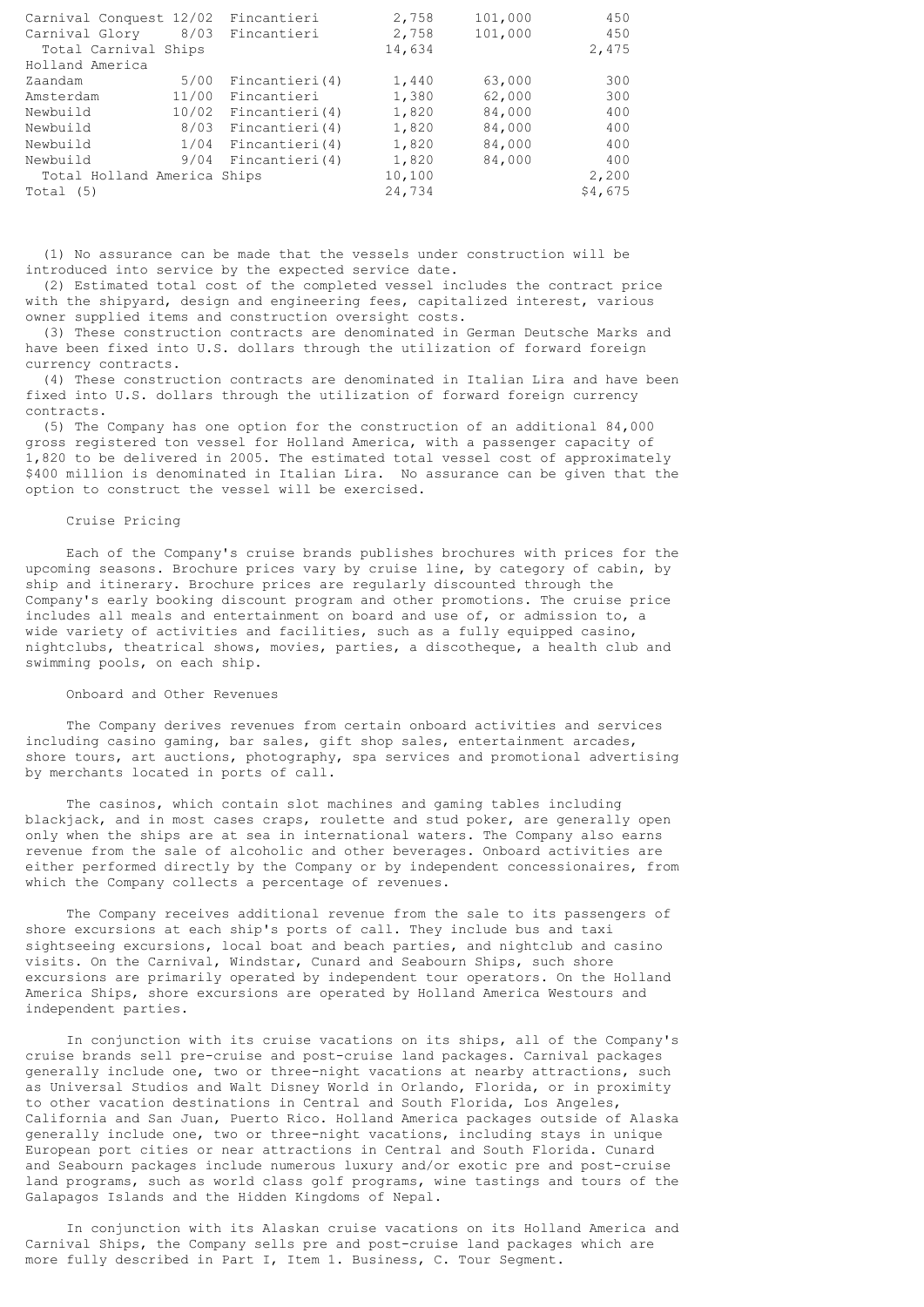| | | | | | |
|---|---|---|---|---|---|
| Carnival Conquest | 12/02 | Fincantieri | 2,758 | 101,000 | 450 |
| Carnival Glory | 8/03 | Fincantieri | 2,758 | 101,000 | 450 |
| Total Carnival Ships | | | 14,634 | | 2,475 |
| Holland America | | | | | |
| Zaandam | 5/00 | Fincantieri(4) | 1,440 | 63,000 | 300 |
| Amsterdam | 11/00 | Fincantieri | 1,380 | 62,000 | 300 |
| Newbuild | 10/02 | Fincantieri(4) | 1,820 | 84,000 | 400 |
| Newbuild | 8/03 | Fincantieri(4) | 1,820 | 84,000 | 400 |
| Newbuild | 1/04 | Fincantieri(4) | 1,820 | 84,000 | 400 |
| Newbuild | 9/04 | Fincantieri(4) | 1,820 | 84,000 | 400 |
| Total Holland America Ships | | | 10,100 | | 2,200 |
| Total (5) | | | 24,734 | | $4,675 |

(1) No assurance can be made that the vessels under construction will be introduced into service by the expected service date.

(2) Estimated total cost of the completed vessel includes the contract price with the shipyard, design and engineering fees, capitalized interest, various owner supplied items and construction oversight costs.

(3) These construction contracts are denominated in German Deutsche Marks and have been fixed into U.S. dollars through the utilization of forward foreign currency contracts.

(4) These construction contracts are denominated in Italian Lira and have been fixed into U.S. dollars through the utilization of forward foreign currency contracts.

(5) The Company has one option for the construction of an additional 84,000 gross registered ton vessel for Holland America, with a passenger capacity of 1,820 to be delivered in 2005. The estimated total vessel cost of approximately $400 million is denominated in Italian Lira. No assurance can be given that the option to construct the vessel will be exercised.

### Cruise Pricing

Each of the Company's cruise brands publishes brochures with prices for the upcoming seasons. Brochure prices vary by cruise line, by category of cabin, by ship and itinerary. Brochure prices are regularly discounted through the Company's early booking discount program and other promotions. The cruise price includes all meals and entertainment on board and use of, or admission to, a wide variety of activities and facilities, such as a fully equipped casino, nightclubs, theatrical shows, movies, parties, a discotheque, a health club and swimming pools, on each ship.

### Onboard and Other Revenues

The Company derives revenues from certain onboard activities and services including casino gaming, bar sales, gift shop sales, entertainment arcades, shore tours, art auctions, photography, spa services and promotional advertising by merchants located in ports of call.

The casinos, which contain slot machines and gaming tables including blackjack, and in most cases craps, roulette and stud poker, are generally open only when the ships are at sea in international waters. The Company also earns revenue from the sale of alcoholic and other beverages. Onboard activities are either performed directly by the Company or by independent concessionaires, from which the Company collects a percentage of revenues.

The Company receives additional revenue from the sale to its passengers of shore excursions at each ship's ports of call. They include bus and taxi sightseeing excursions, local boat and beach parties, and nightclub and casino visits. On the Carnival, Windstar, Cunard and Seabourn Ships, such shore excursions are primarily operated by independent tour operators. On the Holland America Ships, shore excursions are operated by Holland America Westours and independent parties.

In conjunction with its cruise vacations on its ships, all of the Company's cruise brands sell pre-cruise and post-cruise land packages. Carnival packages generally include one, two or three-night vacations at nearby attractions, such as Universal Studios and Walt Disney World in Orlando, Florida, or in proximity to other vacation destinations in Central and South Florida, Los Angeles, California and San Juan, Puerto Rico. Holland America packages outside of Alaska generally include one, two or three-night vacations, including stays in unique European port cities or near attractions in Central and South Florida. Cunard and Seabourn packages include numerous luxury and/or exotic pre and post-cruise land programs, such as world class golf programs, wine tastings and tours of the Galapagos Islands and the Hidden Kingdoms of Nepal.

In conjunction with its Alaskan cruise vacations on its Holland America and Carnival Ships, the Company sells pre and post-cruise land packages which are more fully described in Part I, Item 1. Business, C. Tour Segment.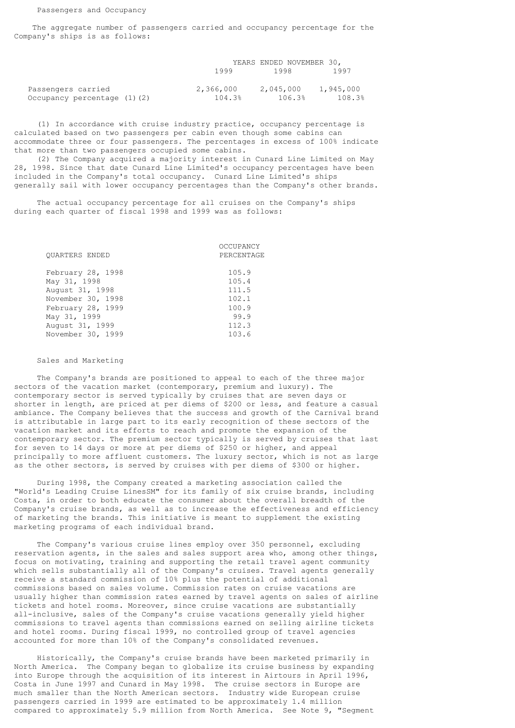### Passengers and Occupancy

The aggregate number of passengers carried and occupancy percentage for the Company's ships is as follows:

| | YEARS ENDED NOVEMBER 30, | | |
|---|---|---|---|
| | 1999 | 1998 | 1997 |
| Passengers carried | 2,366,000 | 2,045,000 | 1,945,000 |
| Occupancy percentage (1)(2) | 104.3% | 106.3% | 108.3% |

(1) In accordance with cruise industry practice, occupancy percentage is calculated based on two passengers per cabin even though some cabins can accommodate three or four passengers. The percentages in excess of 100% indicate that more than two passengers occupied some cabins.

(2) The Company acquired a majority interest in Cunard Line Limited on May 28, 1998. Since that date Cunard Line Limited's occupancy percentages have been included in the Company's total occupancy. Cunard Line Limited's ships generally sail with lower occupancy percentages than the Company's other brands.

The actual occupancy percentage for all cruises on the Company's ships during each quarter of fiscal 1998 and 1999 was as follows:

| QUARTERS ENDED | OCCUPANCY PERCENTAGE |
|---|---|
| February 28, 1998 | 105.9 |
| May 31, 1998 | 105.4 |
| August 31, 1998 | 111.5 |
| November 30, 1998 | 102.1 |
| February 28, 1999 | 100.9 |
| May 31, 1999 | 99.9 |
| August 31, 1999 | 112.3 |
| November 30, 1999 | 103.6 |

### Sales and Marketing

The Company's brands are positioned to appeal to each of the three major sectors of the vacation market (contemporary, premium and luxury). The contemporary sector is served typically by cruises that are seven days or shorter in length, are priced at per diems of $200 or less, and feature a casual ambiance. The Company believes that the success and growth of the Carnival brand is attributable in large part to its early recognition of these sectors of the vacation market and its efforts to reach and promote the expansion of the contemporary sector. The premium sector typically is served by cruises that last for seven to 14 days or more at per diems of $250 or higher, and appeal principally to more affluent customers. The luxury sector, which is not as large as the other sectors, is served by cruises with per diems of $300 or higher.

During 1998, the Company created a marketing association called the "World's Leading Cruise LinesSM" for its family of six cruise brands, including Costa, in order to both educate the consumer about the overall breadth of the Company's cruise brands, as well as to increase the effectiveness and efficiency of marketing the brands. This initiative is meant to supplement the existing marketing programs of each individual brand.

The Company's various cruise lines employ over 350 personnel, excluding reservation agents, in the sales and sales support area who, among other things, focus on motivating, training and supporting the retail travel agent community which sells substantially all of the Company's cruises. Travel agents generally receive a standard commission of 10% plus the potential of additional commissions based on sales volume. Commission rates on cruise vacations are usually higher than commission rates earned by travel agents on sales of airline tickets and hotel rooms. Moreover, since cruise vacations are substantially all-inclusive, sales of the Company's cruise vacations generally yield higher commissions to travel agents than commissions earned on selling airline tickets and hotel rooms. During fiscal 1999, no controlled group of travel agencies accounted for more than 10% of the Company's consolidated revenues.

Historically, the Company's cruise brands have been marketed primarily in North America. The Company began to globalize its cruise business by expanding into Europe through the acquisition of its interest in Airtours in April 1996, Costa in June 1997 and Cunard in May 1998. The cruise sectors in Europe are much smaller than the North American sectors. Industry wide European cruise passengers carried in 1999 are estimated to be approximately 1.4 million compared to approximately 5.9 million from North America. See Note 9, "Segment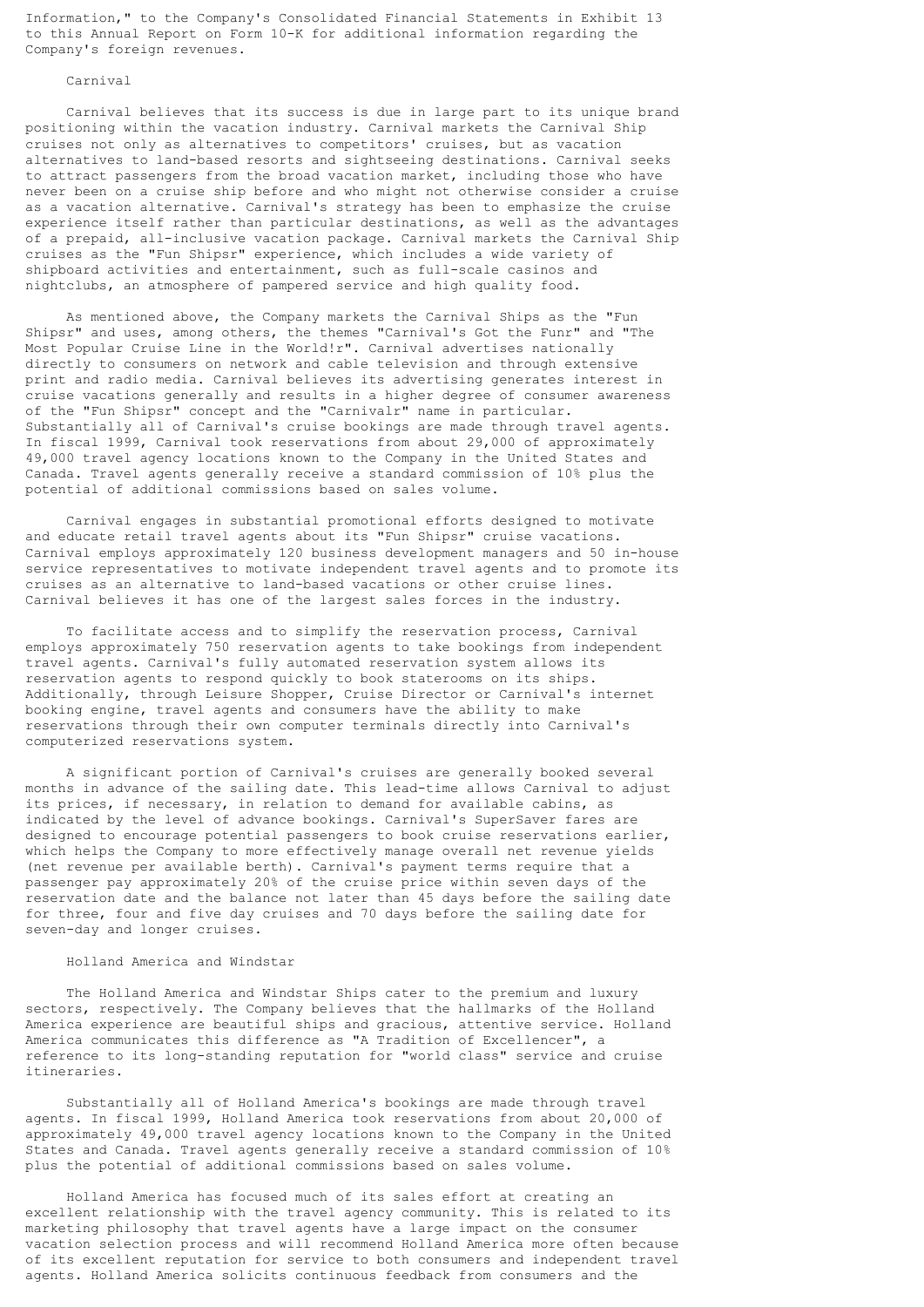Information," to the Company's Consolidated Financial Statements in Exhibit 13 to this Annual Report on Form 10-K for additional information regarding the Company's foreign revenues.

### Carnival

Carnival believes that its success is due in large part to its unique brand positioning within the vacation industry. Carnival markets the Carnival Ship cruises not only as alternatives to competitors' cruises, but as vacation alternatives to land-based resorts and sightseeing destinations. Carnival seeks to attract passengers from the broad vacation market, including those who have never been on a cruise ship before and who might not otherwise consider a cruise as a vacation alternative. Carnival's strategy has been to emphasize the cruise experience itself rather than particular destinations, as well as the advantages of a prepaid, all-inclusive vacation package. Carnival markets the Carnival Ship cruises as the "Fun Shipsr" experience, which includes a wide variety of shipboard activities and entertainment, such as full-scale casinos and nightclubs, an atmosphere of pampered service and high quality food.

As mentioned above, the Company markets the Carnival Ships as the "Fun Shipsr" and uses, among others, the themes "Carnival's Got the Funr" and "The Most Popular Cruise Line in the World!r". Carnival advertises nationally directly to consumers on network and cable television and through extensive print and radio media. Carnival believes its advertising generates interest in cruise vacations generally and results in a higher degree of consumer awareness of the "Fun Shipsr" concept and the "Carnivalr" name in particular. Substantially all of Carnival's cruise bookings are made through travel agents. In fiscal 1999, Carnival took reservations from about 29,000 of approximately 49,000 travel agency locations known to the Company in the United States and Canada. Travel agents generally receive a standard commission of 10% plus the potential of additional commissions based on sales volume.

Carnival engages in substantial promotional efforts designed to motivate and educate retail travel agents about its "Fun Shipsr" cruise vacations. Carnival employs approximately 120 business development managers and 50 in-house service representatives to motivate independent travel agents and to promote its cruises as an alternative to land-based vacations or other cruise lines. Carnival believes it has one of the largest sales forces in the industry.

To facilitate access and to simplify the reservation process, Carnival employs approximately 750 reservation agents to take bookings from independent travel agents. Carnival's fully automated reservation system allows its reservation agents to respond quickly to book staterooms on its ships. Additionally, through Leisure Shopper, Cruise Director or Carnival's internet booking engine, travel agents and consumers have the ability to make reservations through their own computer terminals directly into Carnival's computerized reservations system.

A significant portion of Carnival's cruises are generally booked several months in advance of the sailing date. This lead-time allows Carnival to adjust its prices, if necessary, in relation to demand for available cabins, as indicated by the level of advance bookings. Carnival's SuperSaver fares are designed to encourage potential passengers to book cruise reservations earlier, which helps the Company to more effectively manage overall net revenue yields (net revenue per available berth). Carnival's payment terms require that a passenger pay approximately 20% of the cruise price within seven days of the reservation date and the balance not later than 45 days before the sailing date for three, four and five day cruises and 70 days before the sailing date for seven-day and longer cruises.

### Holland America and Windstar

The Holland America and Windstar Ships cater to the premium and luxury sectors, respectively. The Company believes that the hallmarks of the Holland America experience are beautiful ships and gracious, attentive service. Holland America communicates this difference as "A Tradition of Excellencer", a reference to its long-standing reputation for "world class" service and cruise itineraries.

Substantially all of Holland America's bookings are made through travel agents. In fiscal 1999, Holland America took reservations from about 20,000 of approximately 49,000 travel agency locations known to the Company in the United States and Canada. Travel agents generally receive a standard commission of 10% plus the potential of additional commissions based on sales volume.

Holland America has focused much of its sales effort at creating an excellent relationship with the travel agency community. This is related to its marketing philosophy that travel agents have a large impact on the consumer vacation selection process and will recommend Holland America more often because of its excellent reputation for service to both consumers and independent travel agents. Holland America solicits continuous feedback from consumers and the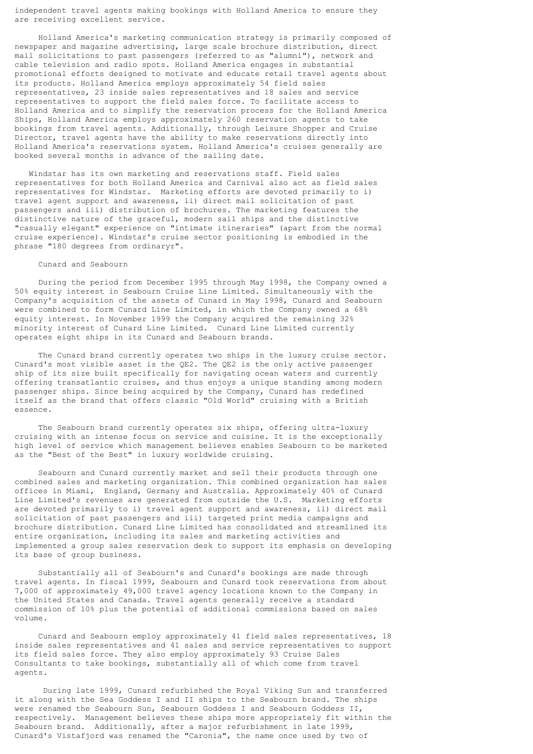independent travel agents making bookings with Holland America to ensure they are receiving excellent service.

Holland America's marketing communication strategy is primarily composed of newspaper and magazine advertising, large scale brochure distribution, direct mail solicitations to past passengers (referred to as "alumni"), network and cable television and radio spots. Holland America engages in substantial promotional efforts designed to motivate and educate retail travel agents about its products. Holland America employs approximately 54 field sales representatives, 23 inside sales representatives and 18 sales and service representatives to support the field sales force. To facilitate access to Holland America and to simplify the reservation process for the Holland America Ships, Holland America employs approximately 260 reservation agents to take bookings from travel agents. Additionally, through Leisure Shopper and Cruise Director, travel agents have the ability to make reservations directly into Holland America's reservations system. Holland America's cruises generally are booked several months in advance of the sailing date.

Windstar has its own marketing and reservations staff. Field sales representatives for both Holland America and Carnival also act as field sales representatives for Windstar. Marketing efforts are devoted primarily to i) travel agent support and awareness, ii) direct mail solicitation of past passengers and iii) distribution of brochures. The marketing features the distinctive nature of the graceful, modern sail ships and the distinctive "casually elegant" experience on "intimate itineraries" (apart from the normal cruise experience). Windstar's cruise sector positioning is embodied in the phrase "180 degrees from ordinaryr".

### Cunard and Seabourn

During the period from December 1995 through May 1998, the Company owned a 50% equity interest in Seabourn Cruise Line Limited. Simultaneously with the Company's acquisition of the assets of Cunard in May 1998, Cunard and Seabourn were combined to form Cunard Line Limited, in which the Company owned a 68% equity interest. In November 1999 the Company acquired the remaining 32% minority interest of Cunard Line Limited. Cunard Line Limited currently operates eight ships in its Cunard and Seabourn brands.

The Cunard brand currently operates two ships in the luxury cruise sector. Cunard's most visible asset is the QE2. The QE2 is the only active passenger ship of its size built specifically for navigating ocean waters and currently offering transatlantic cruises, and thus enjoys a unique standing among modern passenger ships. Since being acquired by the Company, Cunard has redefined itself as the brand that offers classic "Old World" cruising with a British essence.

The Seabourn brand currently operates six ships, offering ultra-luxury cruising with an intense focus on service and cuisine. It is the exceptionally high level of service which management believes enables Seabourn to be marketed as the "Best of the Best" in luxury worldwide cruising.

Seabourn and Cunard currently market and sell their products through one combined sales and marketing organization. This combined organization has sales offices in Miami, England, Germany and Australia. Approximately 40% of Cunard Line Limited's revenues are generated from outside the U.S. Marketing efforts are devoted primarily to i) travel agent support and awareness, ii) direct mail solicitation of past passengers and iii) targeted print media campaigns and brochure distribution. Cunard Line Limited has consolidated and streamlined its entire organization, including its sales and marketing activities and implemented a group sales reservation desk to support its emphasis on developing its base of group business.

Substantially all of Seabourn's and Cunard's bookings are made through travel agents. In fiscal 1999, Seabourn and Cunard took reservations from about 7,000 of approximately 49,000 travel agency locations known to the Company in the United States and Canada. Travel agents generally receive a standard commission of 10% plus the potential of additional commissions based on sales volume.

Cunard and Seabourn employ approximately 41 field sales representatives, 18 inside sales representatives and 41 sales and service representatives to support its field sales force. They also employ approximately 93 Cruise Sales Consultants to take bookings, substantially all of which come from travel agents.

During late 1999, Cunard refurbished the Royal Viking Sun and transferred it along with the Sea Goddess I and II ships to the Seabourn brand. The ships were renamed the Seabourn Sun, Seabourn Goddess I and Seabourn Goddess II, respectively. Management believes these ships more appropriately fit within the Seabourn brand. Additionally, after a major refurbishment in late 1999, Cunard's Vistafjord was renamed the "Caronia", the name once used by two of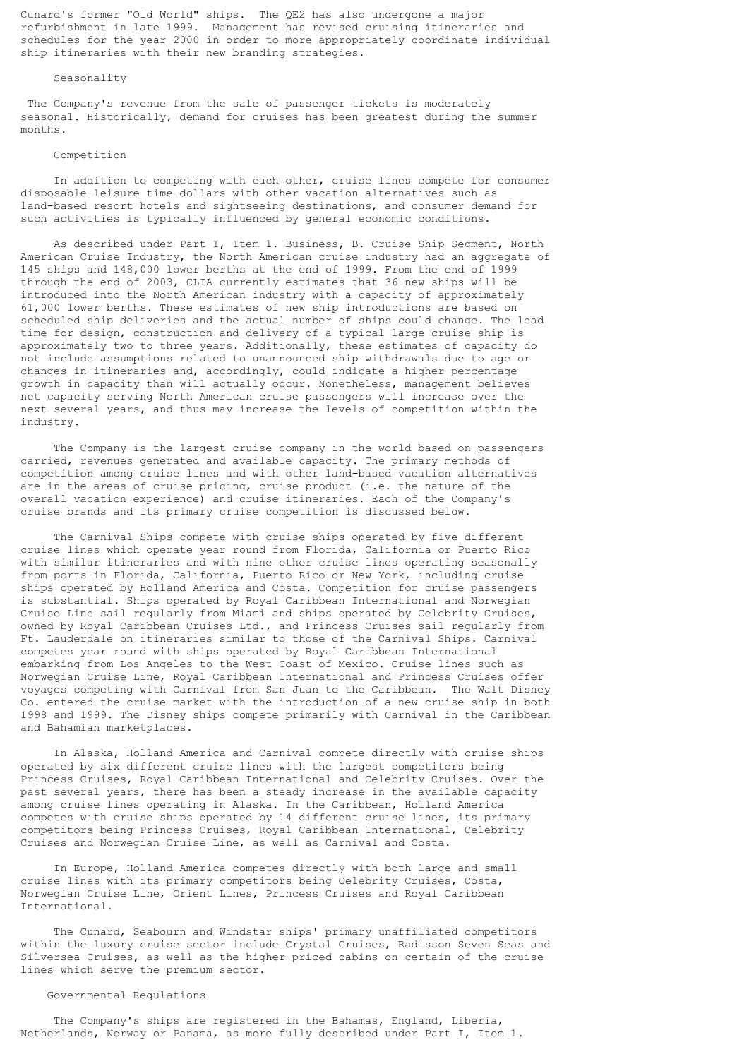Cunard's former "Old World" ships. The QE2 has also undergone a major refurbishment in late 1999. Management has revised cruising itineraries and schedules for the year 2000 in order to more appropriately coordinate individual ship itineraries with their new branding strategies.

### Seasonality

The Company's revenue from the sale of passenger tickets is moderately seasonal. Historically, demand for cruises has been greatest during the summer months.

### Competition

In addition to competing with each other, cruise lines compete for consumer disposable leisure time dollars with other vacation alternatives such as land-based resort hotels and sightseeing destinations, and consumer demand for such activities is typically influenced by general economic conditions.

As described under Part I, Item 1. Business, B. Cruise Ship Segment, North American Cruise Industry, the North American cruise industry had an aggregate of 145 ships and 148,000 lower berths at the end of 1999. From the end of 1999 through the end of 2003, CLIA currently estimates that 36 new ships will be introduced into the North American industry with a capacity of approximately 61,000 lower berths. These estimates of new ship introductions are based on scheduled ship deliveries and the actual number of ships could change. The lead time for design, construction and delivery of a typical large cruise ship is approximately two to three years. Additionally, these estimates of capacity do not include assumptions related to unannounced ship withdrawals due to age or changes in itineraries and, accordingly, could indicate a higher percentage growth in capacity than will actually occur. Nonetheless, management believes net capacity serving North American cruise passengers will increase over the next several years, and thus may increase the levels of competition within the industry.

The Company is the largest cruise company in the world based on passengers carried, revenues generated and available capacity. The primary methods of competition among cruise lines and with other land-based vacation alternatives are in the areas of cruise pricing, cruise product (i.e. the nature of the overall vacation experience) and cruise itineraries. Each of the Company's cruise brands and its primary cruise competition is discussed below.

The Carnival Ships compete with cruise ships operated by five different cruise lines which operate year round from Florida, California or Puerto Rico with similar itineraries and with nine other cruise lines operating seasonally from ports in Florida, California, Puerto Rico or New York, including cruise ships operated by Holland America and Costa. Competition for cruise passengers is substantial. Ships operated by Royal Caribbean International and Norwegian Cruise Line sail regularly from Miami and ships operated by Celebrity Cruises, owned by Royal Caribbean Cruises Ltd., and Princess Cruises sail regularly from Ft. Lauderdale on itineraries similar to those of the Carnival Ships. Carnival competes year round with ships operated by Royal Caribbean International embarking from Los Angeles to the West Coast of Mexico. Cruise lines such as Norwegian Cruise Line, Royal Caribbean International and Princess Cruises offer voyages competing with Carnival from San Juan to the Caribbean. The Walt Disney Co. entered the cruise market with the introduction of a new cruise ship in both 1998 and 1999. The Disney ships compete primarily with Carnival in the Caribbean and Bahamian marketplaces.

In Alaska, Holland America and Carnival compete directly with cruise ships operated by six different cruise lines with the largest competitors being Princess Cruises, Royal Caribbean International and Celebrity Cruises. Over the past several years, there has been a steady increase in the available capacity among cruise lines operating in Alaska. In the Caribbean, Holland America competes with cruise ships operated by 14 different cruise lines, its primary competitors being Princess Cruises, Royal Caribbean International, Celebrity Cruises and Norwegian Cruise Line, as well as Carnival and Costa.

In Europe, Holland America competes directly with both large and small cruise lines with its primary competitors being Celebrity Cruises, Costa, Norwegian Cruise Line, Orient Lines, Princess Cruises and Royal Caribbean International.

The Cunard, Seabourn and Windstar ships' primary unaffiliated competitors within the luxury cruise sector include Crystal Cruises, Radisson Seven Seas and Silversea Cruises, as well as the higher priced cabins on certain of the cruise lines which serve the premium sector.

### Governmental Regulations

The Company's ships are registered in the Bahamas, England, Liberia, Netherlands, Norway or Panama, as more fully described under Part I, Item 1.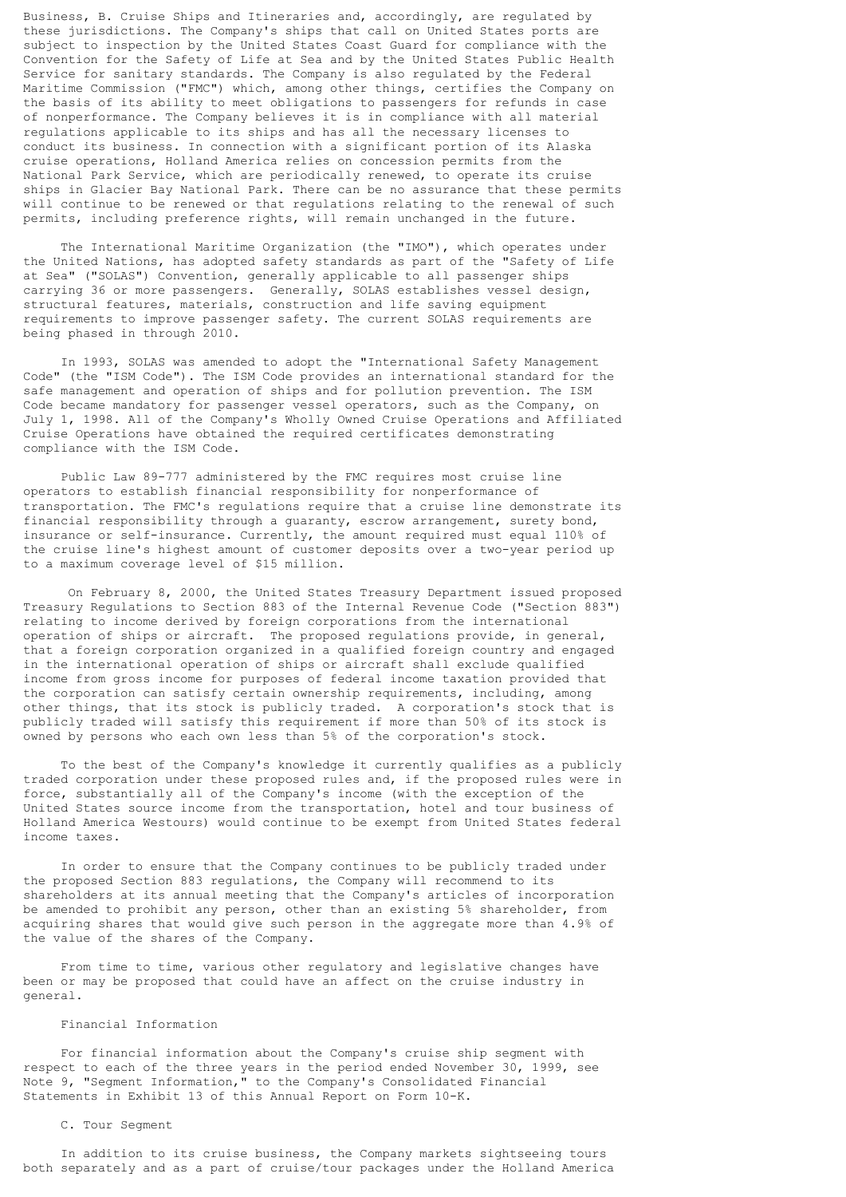Business, B. Cruise Ships and Itineraries and, accordingly, are regulated by these jurisdictions. The Company's ships that call on United States ports are subject to inspection by the United States Coast Guard for compliance with the Convention for the Safety of Life at Sea and by the United States Public Health Service for sanitary standards. The Company is also regulated by the Federal Maritime Commission ("FMC") which, among other things, certifies the Company on the basis of its ability to meet obligations to passengers for refunds in case of nonperformance. The Company believes it is in compliance with all material regulations applicable to its ships and has all the necessary licenses to conduct its business. In connection with a significant portion of its Alaska cruise operations, Holland America relies on concession permits from the National Park Service, which are periodically renewed, to operate its cruise ships in Glacier Bay National Park. There can be no assurance that these permits will continue to be renewed or that regulations relating to the renewal of such permits, including preference rights, will remain unchanged in the future.

The International Maritime Organization (the "IMO"), which operates under the United Nations, has adopted safety standards as part of the "Safety of Life at Sea" ("SOLAS") Convention, generally applicable to all passenger ships carrying 36 or more passengers. Generally, SOLAS establishes vessel design, structural features, materials, construction and life saving equipment requirements to improve passenger safety. The current SOLAS requirements are being phased in through 2010.

In 1993, SOLAS was amended to adopt the "International Safety Management Code" (the "ISM Code"). The ISM Code provides an international standard for the safe management and operation of ships and for pollution prevention. The ISM Code became mandatory for passenger vessel operators, such as the Company, on July 1, 1998. All of the Company's Wholly Owned Cruise Operations and Affiliated Cruise Operations have obtained the required certificates demonstrating compliance with the ISM Code.

Public Law 89-777 administered by the FMC requires most cruise line operators to establish financial responsibility for nonperformance of transportation. The FMC's regulations require that a cruise line demonstrate its financial responsibility through a guaranty, escrow arrangement, surety bond, insurance or self-insurance. Currently, the amount required must equal 110% of the cruise line's highest amount of customer deposits over a two-year period up to a maximum coverage level of $15 million.

On February 8, 2000, the United States Treasury Department issued proposed Treasury Regulations to Section 883 of the Internal Revenue Code ("Section 883") relating to income derived by foreign corporations from the international operation of ships or aircraft. The proposed regulations provide, in general, that a foreign corporation organized in a qualified foreign country and engaged in the international operation of ships or aircraft shall exclude qualified income from gross income for purposes of federal income taxation provided that the corporation can satisfy certain ownership requirements, including, among other things, that its stock is publicly traded. A corporation's stock that is publicly traded will satisfy this requirement if more than 50% of its stock is owned by persons who each own less than 5% of the corporation's stock.

To the best of the Company's knowledge it currently qualifies as a publicly traded corporation under these proposed rules and, if the proposed rules were in force, substantially all of the Company's income (with the exception of the United States source income from the transportation, hotel and tour business of Holland America Westours) would continue to be exempt from United States federal income taxes.

In order to ensure that the Company continues to be publicly traded under the proposed Section 883 regulations, the Company will recommend to its shareholders at its annual meeting that the Company's articles of incorporation be amended to prohibit any person, other than an existing 5% shareholder, from acquiring shares that would give such person in the aggregate more than 4.9% of the value of the shares of the Company.

From time to time, various other regulatory and legislative changes have been or may be proposed that could have an affect on the cruise industry in general.

Financial Information

For financial information about the Company's cruise ship segment with respect to each of the three years in the period ended November 30, 1999, see Note 9, "Segment Information," to the Company's Consolidated Financial Statements in Exhibit 13 of this Annual Report on Form 10-K.

C. Tour Segment

In addition to its cruise business, the Company markets sightseeing tours both separately and as a part of cruise/tour packages under the Holland America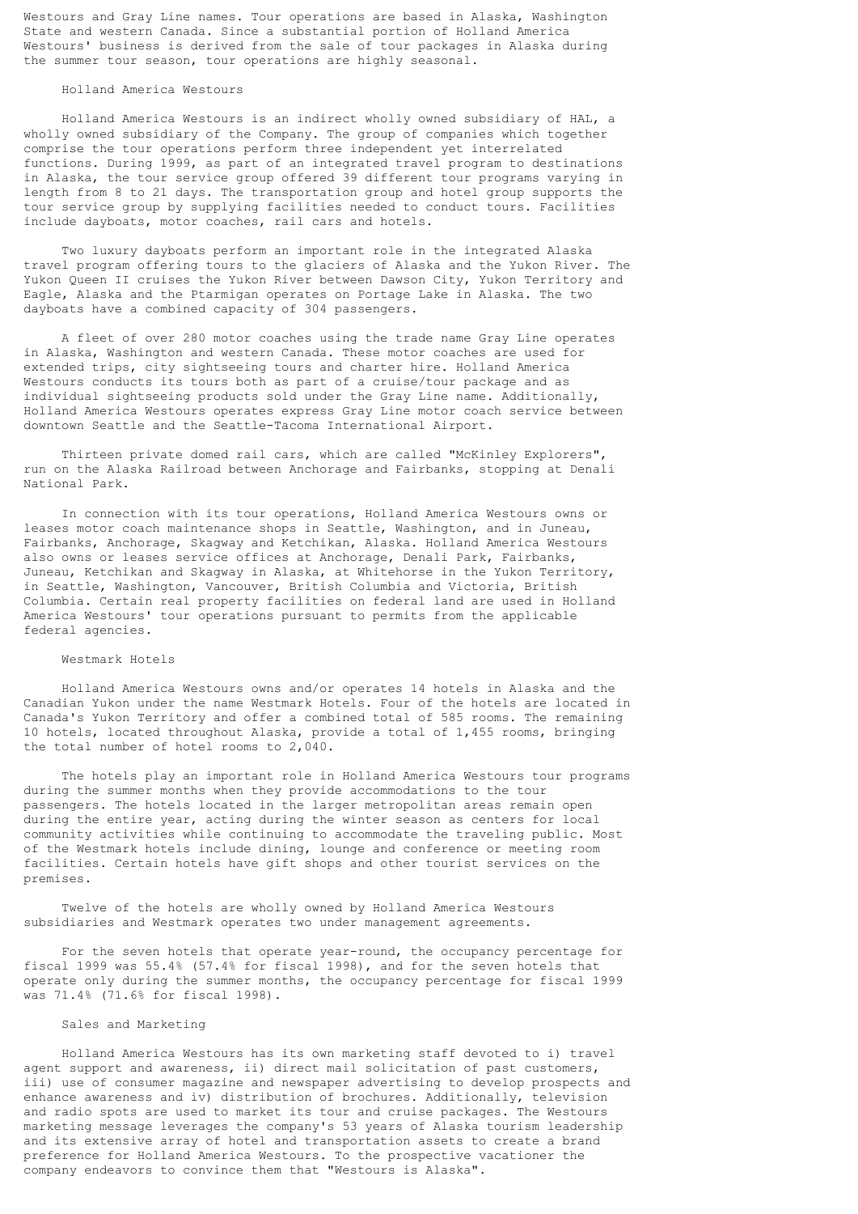Westours and Gray Line names. Tour operations are based in Alaska, Washington State and western Canada. Since a substantial portion of Holland America Westours' business is derived from the sale of tour packages in Alaska during the summer tour season, tour operations are highly seasonal.

### Holland America Westours

Holland America Westours is an indirect wholly owned subsidiary of HAL, a wholly owned subsidiary of the Company. The group of companies which together comprise the tour operations perform three independent yet interrelated functions. During 1999, as part of an integrated travel program to destinations in Alaska, the tour service group offered 39 different tour programs varying in length from 8 to 21 days. The transportation group and hotel group supports the tour service group by supplying facilities needed to conduct tours. Facilities include dayboats, motor coaches, rail cars and hotels.

Two luxury dayboats perform an important role in the integrated Alaska travel program offering tours to the glaciers of Alaska and the Yukon River. The Yukon Queen II cruises the Yukon River between Dawson City, Yukon Territory and Eagle, Alaska and the Ptarmigan operates on Portage Lake in Alaska. The two dayboats have a combined capacity of 304 passengers.

A fleet of over 280 motor coaches using the trade name Gray Line operates in Alaska, Washington and western Canada. These motor coaches are used for extended trips, city sightseeing tours and charter hire. Holland America Westours conducts its tours both as part of a cruise/tour package and as individual sightseeing products sold under the Gray Line name. Additionally, Holland America Westours operates express Gray Line motor coach service between downtown Seattle and the Seattle-Tacoma International Airport.

Thirteen private domed rail cars, which are called "McKinley Explorers", run on the Alaska Railroad between Anchorage and Fairbanks, stopping at Denali National Park.

In connection with its tour operations, Holland America Westours owns or leases motor coach maintenance shops in Seattle, Washington, and in Juneau, Fairbanks, Anchorage, Skagway and Ketchikan, Alaska. Holland America Westours also owns or leases service offices at Anchorage, Denali Park, Fairbanks, Juneau, Ketchikan and Skagway in Alaska, at Whitehorse in the Yukon Territory, in Seattle, Washington, Vancouver, British Columbia and Victoria, British Columbia. Certain real property facilities on federal land are used in Holland America Westours' tour operations pursuant to permits from the applicable federal agencies.

### Westmark Hotels

Holland America Westours owns and/or operates 14 hotels in Alaska and the Canadian Yukon under the name Westmark Hotels. Four of the hotels are located in Canada's Yukon Territory and offer a combined total of 585 rooms. The remaining 10 hotels, located throughout Alaska, provide a total of 1,455 rooms, bringing the total number of hotel rooms to 2,040.

The hotels play an important role in Holland America Westours tour programs during the summer months when they provide accommodations to the tour passengers. The hotels located in the larger metropolitan areas remain open during the entire year, acting during the winter season as centers for local community activities while continuing to accommodate the traveling public. Most of the Westmark hotels include dining, lounge and conference or meeting room facilities. Certain hotels have gift shops and other tourist services on the premises.

Twelve of the hotels are wholly owned by Holland America Westours subsidiaries and Westmark operates two under management agreements.

For the seven hotels that operate year-round, the occupancy percentage for fiscal 1999 was 55.4% (57.4% for fiscal 1998), and for the seven hotels that operate only during the summer months, the occupancy percentage for fiscal 1999 was 71.4% (71.6% for fiscal 1998).

### Sales and Marketing

Holland America Westours has its own marketing staff devoted to i) travel agent support and awareness, ii) direct mail solicitation of past customers, iii) use of consumer magazine and newspaper advertising to develop prospects and enhance awareness and iv) distribution of brochures. Additionally, television and radio spots are used to market its tour and cruise packages. The Westours marketing message leverages the company's 53 years of Alaska tourism leadership and its extensive array of hotel and transportation assets to create a brand preference for Holland America Westours. To the prospective vacationer the company endeavors to convince them that "Westours is Alaska".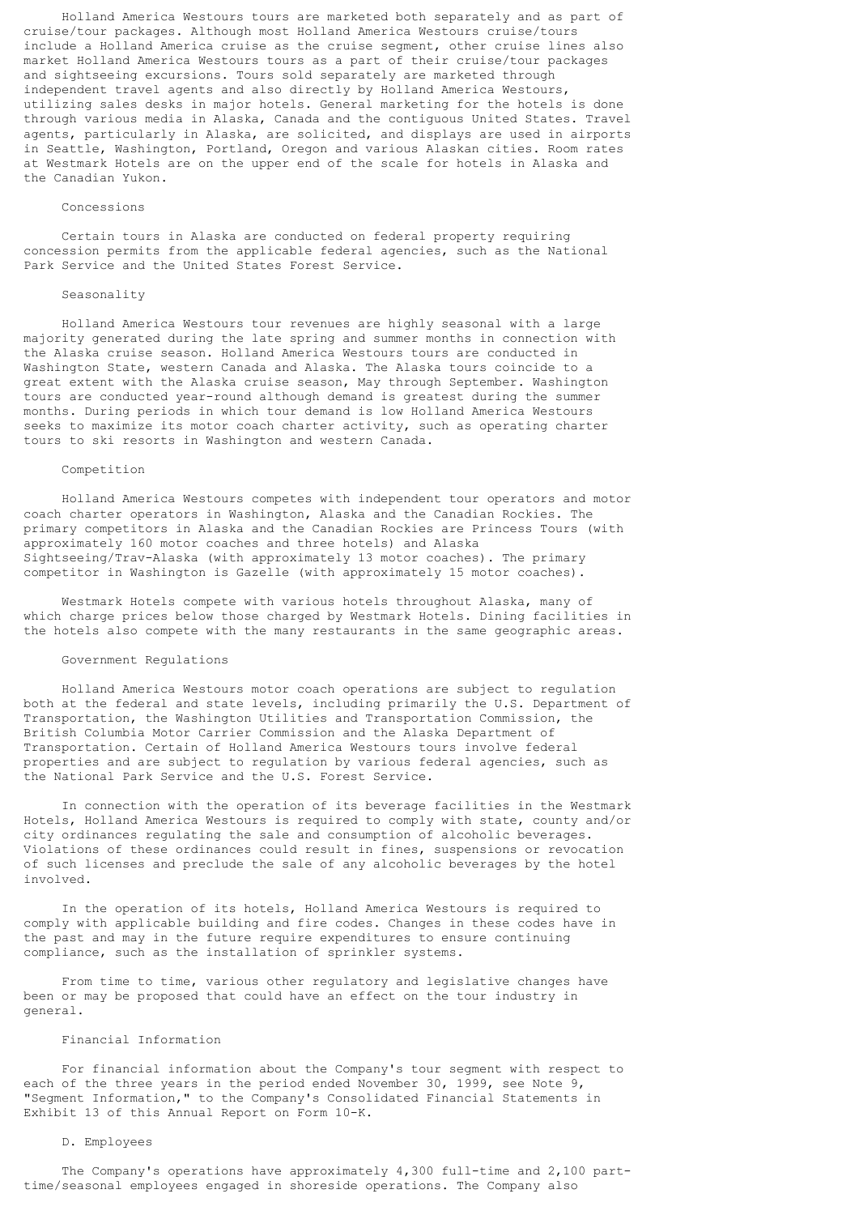Holland America Westours tours are marketed both separately and as part of cruise/tour packages. Although most Holland America Westours cruise/tours include a Holland America cruise as the cruise segment, other cruise lines also market Holland America Westours tours as a part of their cruise/tour packages and sightseeing excursions. Tours sold separately are marketed through independent travel agents and also directly by Holland America Westours, utilizing sales desks in major hotels. General marketing for the hotels is done through various media in Alaska, Canada and the contiguous United States. Travel agents, particularly in Alaska, are solicited, and displays are used in airports in Seattle, Washington, Portland, Oregon and various Alaskan cities. Room rates at Westmark Hotels are on the upper end of the scale for hotels in Alaska and the Canadian Yukon.

### Concessions

Certain tours in Alaska are conducted on federal property requiring concession permits from the applicable federal agencies, such as the National Park Service and the United States Forest Service.

### Seasonality

Holland America Westours tour revenues are highly seasonal with a large majority generated during the late spring and summer months in connection with the Alaska cruise season. Holland America Westours tours are conducted in Washington State, western Canada and Alaska. The Alaska tours coincide to a great extent with the Alaska cruise season, May through September. Washington tours are conducted year-round although demand is greatest during the summer months. During periods in which tour demand is low Holland America Westours seeks to maximize its motor coach charter activity, such as operating charter tours to ski resorts in Washington and western Canada.

### Competition

Holland America Westours competes with independent tour operators and motor coach charter operators in Washington, Alaska and the Canadian Rockies. The primary competitors in Alaska and the Canadian Rockies are Princess Tours (with approximately 160 motor coaches and three hotels) and Alaska Sightseeing/Trav-Alaska (with approximately 13 motor coaches). The primary competitor in Washington is Gazelle (with approximately 15 motor coaches).

Westmark Hotels compete with various hotels throughout Alaska, many of which charge prices below those charged by Westmark Hotels. Dining facilities in the hotels also compete with the many restaurants in the same geographic areas.

### Government Regulations

Holland America Westours motor coach operations are subject to regulation both at the federal and state levels, including primarily the U.S. Department of Transportation, the Washington Utilities and Transportation Commission, the British Columbia Motor Carrier Commission and the Alaska Department of Transportation. Certain of Holland America Westours tours involve federal properties and are subject to regulation by various federal agencies, such as the National Park Service and the U.S. Forest Service.

In connection with the operation of its beverage facilities in the Westmark Hotels, Holland America Westours is required to comply with state, county and/or city ordinances regulating the sale and consumption of alcoholic beverages. Violations of these ordinances could result in fines, suspensions or revocation of such licenses and preclude the sale of any alcoholic beverages by the hotel involved.

In the operation of its hotels, Holland America Westours is required to comply with applicable building and fire codes. Changes in these codes have in the past and may in the future require expenditures to ensure continuing compliance, such as the installation of sprinkler systems.

From time to time, various other regulatory and legislative changes have been or may be proposed that could have an effect on the tour industry in general.

### Financial Information

For financial information about the Company's tour segment with respect to each of the three years in the period ended November 30, 1999, see Note 9, "Segment Information," to the Company's Consolidated Financial Statements in Exhibit 13 of this Annual Report on Form 10-K.

## D. Employees

The Company's operations have approximately 4,300 full-time and 2,100 part-time/seasonal employees engaged in shoreside operations. The Company also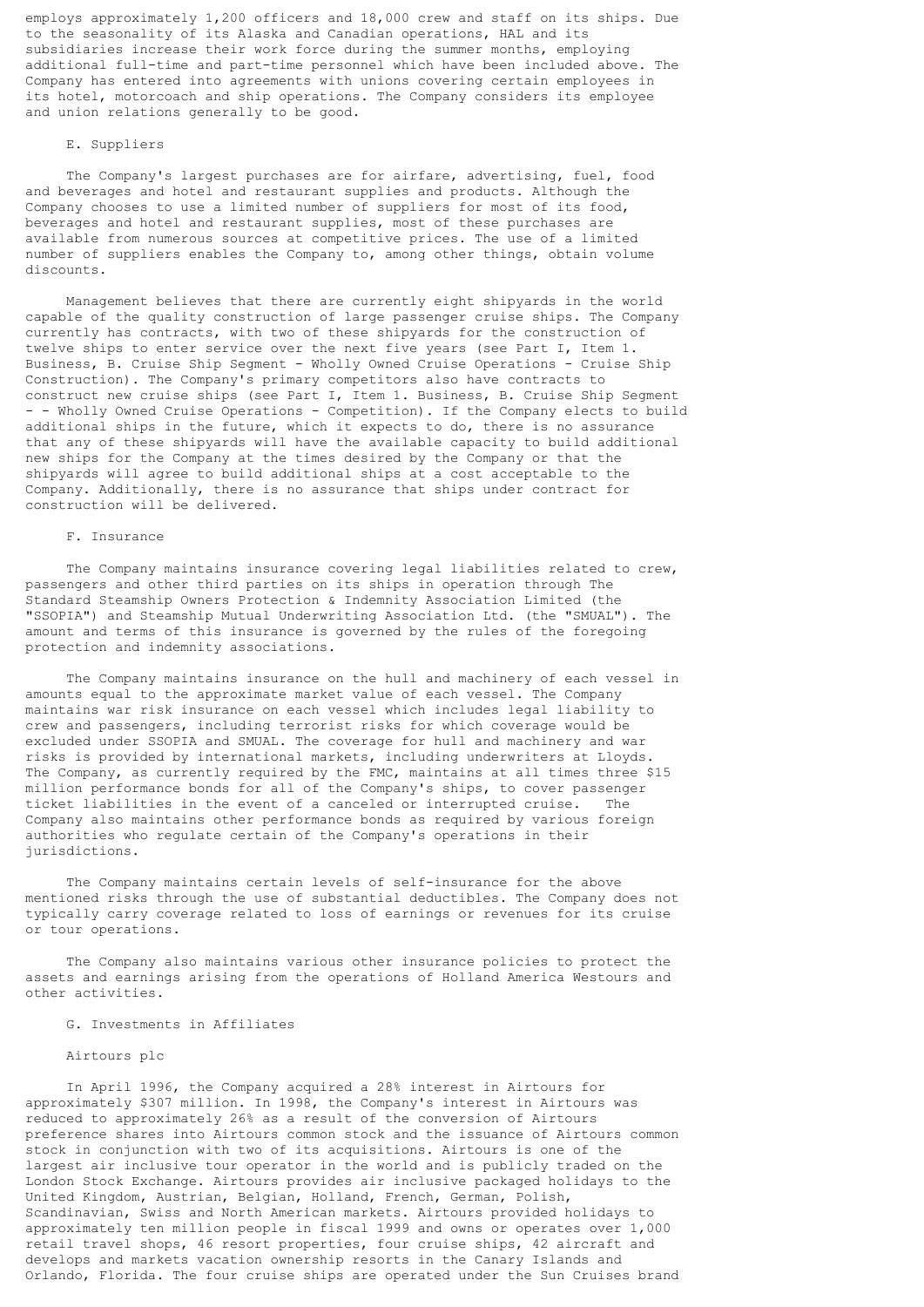employs approximately 1,200 officers and 18,000 crew and staff on its ships. Due to the seasonality of its Alaska and Canadian operations, HAL and its subsidiaries increase their work force during the summer months, employing additional full-time and part-time personnel which have been included above. The Company has entered into agreements with unions covering certain employees in its hotel, motorcoach and ship operations. The Company considers its employee and union relations generally to be good.

### E. Suppliers

The Company's largest purchases are for airfare, advertising, fuel, food and beverages and hotel and restaurant supplies and products. Although the Company chooses to use a limited number of suppliers for most of its food, beverages and hotel and restaurant supplies, most of these purchases are available from numerous sources at competitive prices. The use of a limited number of suppliers enables the Company to, among other things, obtain volume discounts.

Management believes that there are currently eight shipyards in the world capable of the quality construction of large passenger cruise ships. The Company currently has contracts, with two of these shipyards for the construction of twelve ships to enter service over the next five years (see Part I, Item 1. Business, B. Cruise Ship Segment - Wholly Owned Cruise Operations - Cruise Ship Construction). The Company's primary competitors also have contracts to construct new cruise ships (see Part I, Item 1. Business, B. Cruise Ship Segment - - Wholly Owned Cruise Operations - Competition). If the Company elects to build additional ships in the future, which it expects to do, there is no assurance that any of these shipyards will have the available capacity to build additional new ships for the Company at the times desired by the Company or that the shipyards will agree to build additional ships at a cost acceptable to the Company. Additionally, there is no assurance that ships under contract for construction will be delivered.

### F. Insurance

The Company maintains insurance covering legal liabilities related to crew, passengers and other third parties on its ships in operation through The Standard Steamship Owners Protection & Indemnity Association Limited (the "SSOPIA") and Steamship Mutual Underwriting Association Ltd. (the "SMUAL"). The amount and terms of this insurance is governed by the rules of the foregoing protection and indemnity associations.

The Company maintains insurance on the hull and machinery of each vessel in amounts equal to the approximate market value of each vessel. The Company maintains war risk insurance on each vessel which includes legal liability to crew and passengers, including terrorist risks for which coverage would be excluded under SSOPIA and SMUAL. The coverage for hull and machinery and war risks is provided by international markets, including underwriters at Lloyds. The Company, as currently required by the FMC, maintains at all times three $15 million performance bonds for all of the Company's ships, to cover passenger ticket liabilities in the event of a canceled or interrupted cruise. The Company also maintains other performance bonds as required by various foreign authorities who regulate certain of the Company's operations in their jurisdictions.

The Company maintains certain levels of self-insurance for the above mentioned risks through the use of substantial deductibles. The Company does not typically carry coverage related to loss of earnings or revenues for its cruise or tour operations.

The Company also maintains various other insurance policies to protect the assets and earnings arising from the operations of Holland America Westours and other activities.

### G. Investments in Affiliates

#### Airtours plc

In April 1996, the Company acquired a 28% interest in Airtours for approximately $307 million. In 1998, the Company's interest in Airtours was reduced to approximately 26% as a result of the conversion of Airtours preference shares into Airtours common stock and the issuance of Airtours common stock in conjunction with two of its acquisitions. Airtours is one of the largest air inclusive tour operator in the world and is publicly traded on the London Stock Exchange. Airtours provides air inclusive packaged holidays to the United Kingdom, Austrian, Belgian, Holland, French, German, Polish, Scandinavian, Swiss and North American markets. Airtours provided holidays to approximately ten million people in fiscal 1999 and owns or operates over 1,000 retail travel shops, 46 resort properties, four cruise ships, 42 aircraft and develops and markets vacation ownership resorts in the Canary Islands and Orlando, Florida. The four cruise ships are operated under the Sun Cruises brand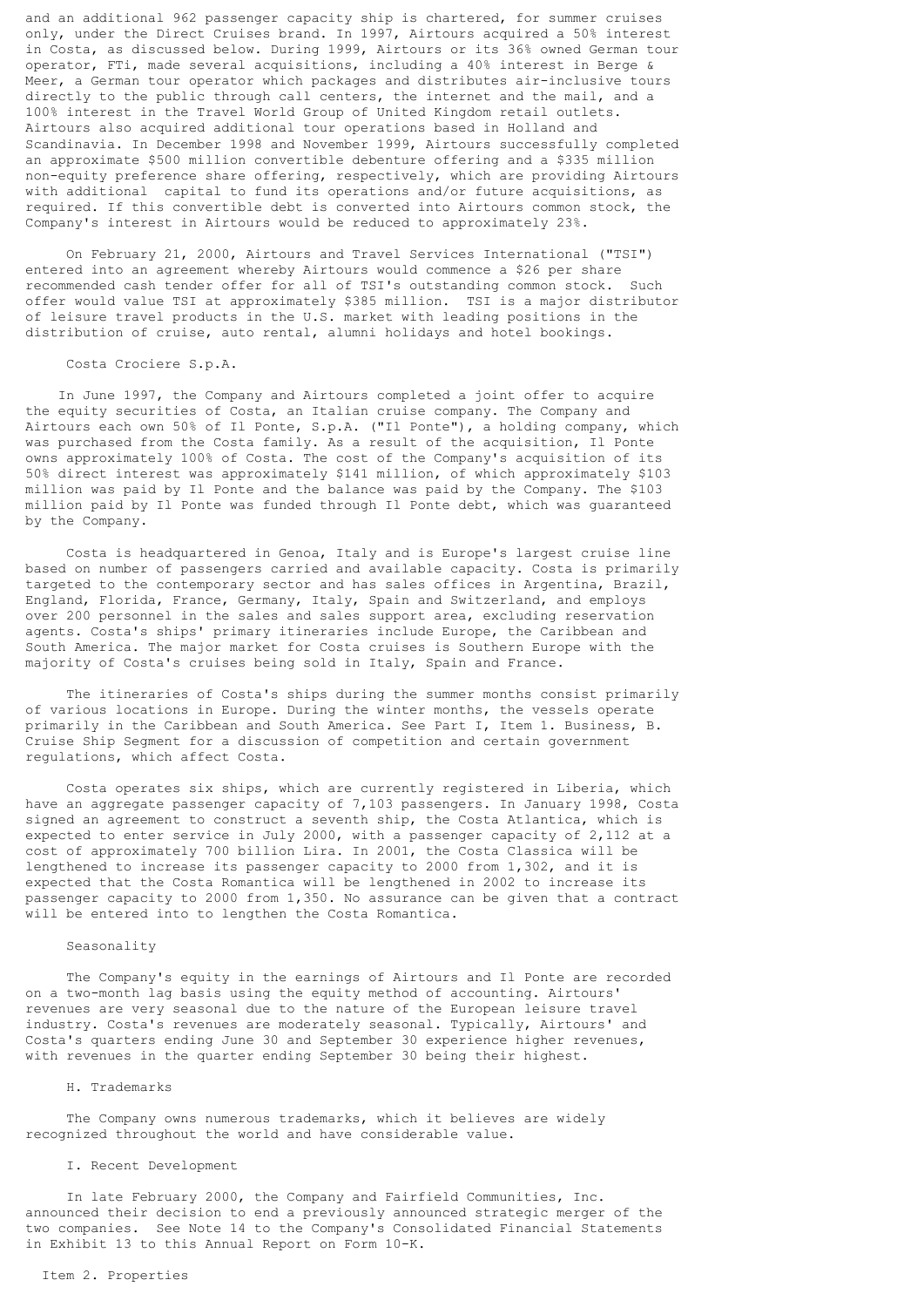and an additional 962 passenger capacity ship is chartered, for summer cruises only, under the Direct Cruises brand. In 1997, Airtours acquired a 50% interest in Costa, as discussed below. During 1999, Airtours or its 36% owned German tour operator, FTi, made several acquisitions, including a 40% interest in Berge & Meer, a German tour operator which packages and distributes air-inclusive tours directly to the public through call centers, the internet and the mail, and a 100% interest in the Travel World Group of United Kingdom retail outlets. Airtours also acquired additional tour operations based in Holland and Scandinavia. In December 1998 and November 1999, Airtours successfully completed an approximate $500 million convertible debenture offering and a $335 million non-equity preference share offering, respectively, which are providing Airtours with additional capital to fund its operations and/or future acquisitions, as required. If this convertible debt is converted into Airtours common stock, the Company's interest in Airtours would be reduced to approximately 23%.

On February 21, 2000, Airtours and Travel Services International ("TSI") entered into an agreement whereby Airtours would commence a $26 per share recommended cash tender offer for all of TSI's outstanding common stock. Such offer would value TSI at approximately $385 million. TSI is a major distributor of leisure travel products in the U.S. market with leading positions in the distribution of cruise, auto rental, alumni holidays and hotel bookings.

### Costa Crociere S.p.A.

In June 1997, the Company and Airtours completed a joint offer to acquire the equity securities of Costa, an Italian cruise company. The Company and Airtours each own 50% of Il Ponte, S.p.A. ("Il Ponte"), a holding company, which was purchased from the Costa family. As a result of the acquisition, Il Ponte owns approximately 100% of Costa. The cost of the Company's acquisition of its 50% direct interest was approximately $141 million, of which approximately $103 million was paid by Il Ponte and the balance was paid by the Company. The $103 million paid by Il Ponte was funded through Il Ponte debt, which was guaranteed by the Company.

Costa is headquartered in Genoa, Italy and is Europe's largest cruise line based on number of passengers carried and available capacity. Costa is primarily targeted to the contemporary sector and has sales offices in Argentina, Brazil, England, Florida, France, Germany, Italy, Spain and Switzerland, and employs over 200 personnel in the sales and sales support area, excluding reservation agents. Costa's ships' primary itineraries include Europe, the Caribbean and South America. The major market for Costa cruises is Southern Europe with the majority of Costa's cruises being sold in Italy, Spain and France.

The itineraries of Costa's ships during the summer months consist primarily of various locations in Europe. During the winter months, the vessels operate primarily in the Caribbean and South America. See Part I, Item 1. Business, B. Cruise Ship Segment for a discussion of competition and certain government regulations, which affect Costa.

Costa operates six ships, which are currently registered in Liberia, which have an aggregate passenger capacity of 7,103 passengers. In January 1998, Costa signed an agreement to construct a seventh ship, the Costa Atlantica, which is expected to enter service in July 2000, with a passenger capacity of 2,112 at a cost of approximately 700 billion Lira. In 2001, the Costa Classica will be lengthened to increase its passenger capacity to 2000 from 1,302, and it is expected that the Costa Romantica will be lengthened in 2002 to increase its passenger capacity to 2000 from 1,350. No assurance can be given that a contract will be entered into to lengthen the Costa Romantica.

### Seasonality

The Company's equity in the earnings of Airtours and Il Ponte are recorded on a two-month lag basis using the equity method of accounting. Airtours' revenues are very seasonal due to the nature of the European leisure travel industry. Costa's revenues are moderately seasonal. Typically, Airtours' and Costa's quarters ending June 30 and September 30 experience higher revenues, with revenues in the quarter ending September 30 being their highest.

## H. Trademarks

The Company owns numerous trademarks, which it believes are widely recognized throughout the world and have considerable value.

## I. Recent Development

In late February 2000, the Company and Fairfield Communities, Inc. announced their decision to end a previously announced strategic merger of the two companies. See Note 14 to the Company's Consolidated Financial Statements in Exhibit 13 to this Annual Report on Form 10-K.

# Item 2. Properties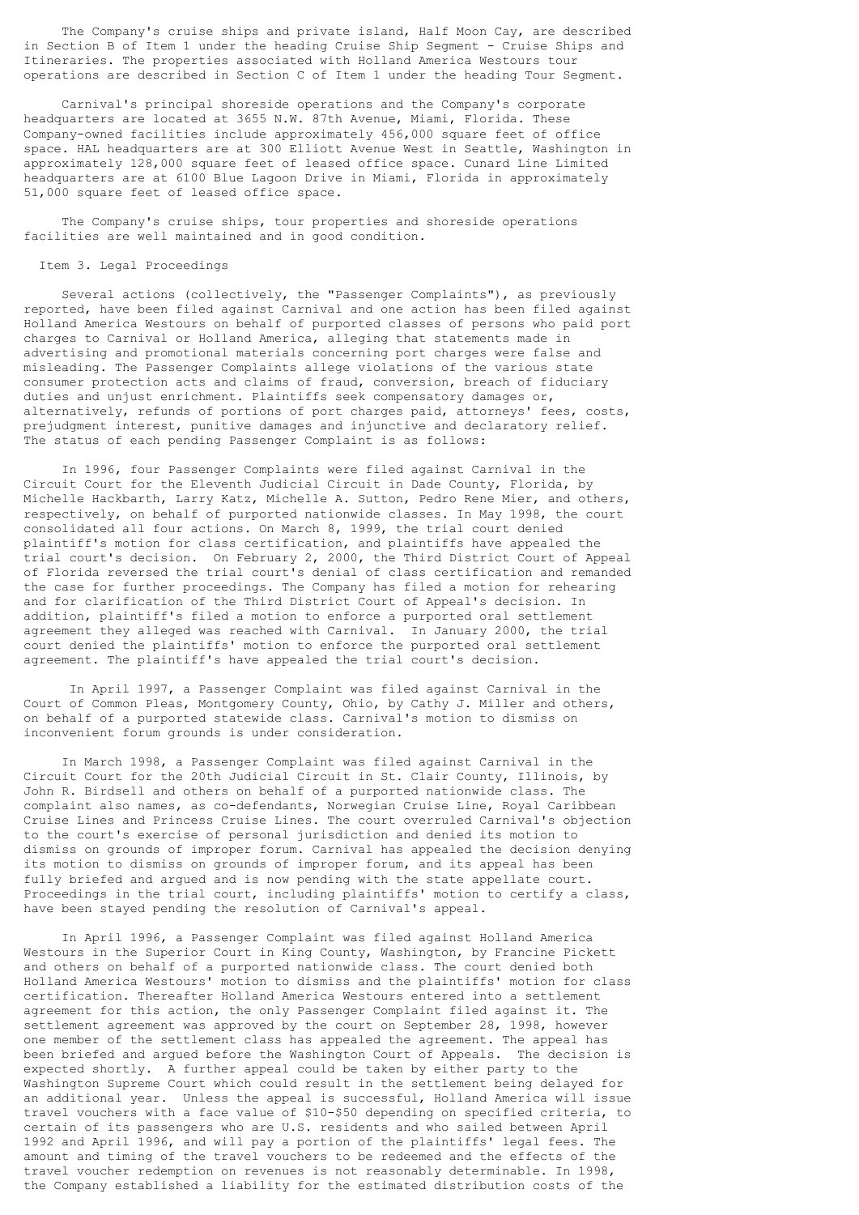The Company's cruise ships and private island, Half Moon Cay, are described in Section B of Item 1 under the heading Cruise Ship Segment - Cruise Ships and Itineraries. The properties associated with Holland America Westours tour operations are described in Section C of Item 1 under the heading Tour Segment.

Carnival's principal shoreside operations and the Company's corporate headquarters are located at 3655 N.W. 87th Avenue, Miami, Florida. These Company-owned facilities include approximately 456,000 square feet of office space. HAL headquarters are at 300 Elliott Avenue West in Seattle, Washington in approximately 128,000 square feet of leased office space. Cunard Line Limited headquarters are at 6100 Blue Lagoon Drive in Miami, Florida in approximately 51,000 square feet of leased office space.

The Company's cruise ships, tour properties and shoreside operations facilities are well maintained and in good condition.

## Item 3. Legal Proceedings

Several actions (collectively, the "Passenger Complaints"), as previously reported, have been filed against Carnival and one action has been filed against Holland America Westours on behalf of purported classes of persons who paid port charges to Carnival or Holland America, alleging that statements made in advertising and promotional materials concerning port charges were false and misleading. The Passenger Complaints allege violations of the various state consumer protection acts and claims of fraud, conversion, breach of fiduciary duties and unjust enrichment. Plaintiffs seek compensatory damages or, alternatively, refunds of portions of port charges paid, attorneys' fees, costs, prejudgment interest, punitive damages and injunctive and declaratory relief. The status of each pending Passenger Complaint is as follows:

In 1996, four Passenger Complaints were filed against Carnival in the Circuit Court for the Eleventh Judicial Circuit in Dade County, Florida, by Michelle Hackbarth, Larry Katz, Michelle A. Sutton, Pedro Rene Mier, and others, respectively, on behalf of purported nationwide classes. In May 1998, the court consolidated all four actions. On March 8, 1999, the trial court denied plaintiff's motion for class certification, and plaintiffs have appealed the trial court's decision. On February 2, 2000, the Third District Court of Appeal of Florida reversed the trial court's denial of class certification and remanded the case for further proceedings. The Company has filed a motion for rehearing and for clarification of the Third District Court of Appeal's decision. In addition, plaintiff's filed a motion to enforce a purported oral settlement agreement they alleged was reached with Carnival. In January 2000, the trial court denied the plaintiffs' motion to enforce the purported oral settlement agreement. The plaintiff's have appealed the trial court's decision.

In April 1997, a Passenger Complaint was filed against Carnival in the Court of Common Pleas, Montgomery County, Ohio, by Cathy J. Miller and others, on behalf of a purported statewide class. Carnival's motion to dismiss on inconvenient forum grounds is under consideration.

In March 1998, a Passenger Complaint was filed against Carnival in the Circuit Court for the 20th Judicial Circuit in St. Clair County, Illinois, by John R. Birdsell and others on behalf of a purported nationwide class. The complaint also names, as co-defendants, Norwegian Cruise Line, Royal Caribbean Cruise Lines and Princess Cruise Lines. The court overruled Carnival's objection to the court's exercise of personal jurisdiction and denied its motion to dismiss on grounds of improper forum. Carnival has appealed the decision denying its motion to dismiss on grounds of improper forum, and its appeal has been fully briefed and argued and is now pending with the state appellate court. Proceedings in the trial court, including plaintiffs' motion to certify a class, have been stayed pending the resolution of Carnival's appeal.

In April 1996, a Passenger Complaint was filed against Holland America Westours in the Superior Court in King County, Washington, by Francine Pickett and others on behalf of a purported nationwide class. The court denied both Holland America Westours' motion to dismiss and the plaintiffs' motion for class certification. Thereafter Holland America Westours entered into a settlement agreement for this action, the only Passenger Complaint filed against it. The settlement agreement was approved by the court on September 28, 1998, however one member of the settlement class has appealed the agreement. The appeal has been briefed and argued before the Washington Court of Appeals. The decision is expected shortly. A further appeal could be taken by either party to the Washington Supreme Court which could result in the settlement being delayed for an additional year. Unless the appeal is successful, Holland America will issue travel vouchers with a face value of \$10-\$50 depending on specified criteria, to certain of its passengers who are U.S. residents and who sailed between April 1992 and April 1996, and will pay a portion of the plaintiffs' legal fees. The amount and timing of the travel vouchers to be redeemed and the effects of the travel voucher redemption on revenues is not reasonably determinable. In 1998, the Company established a liability for the estimated distribution costs of the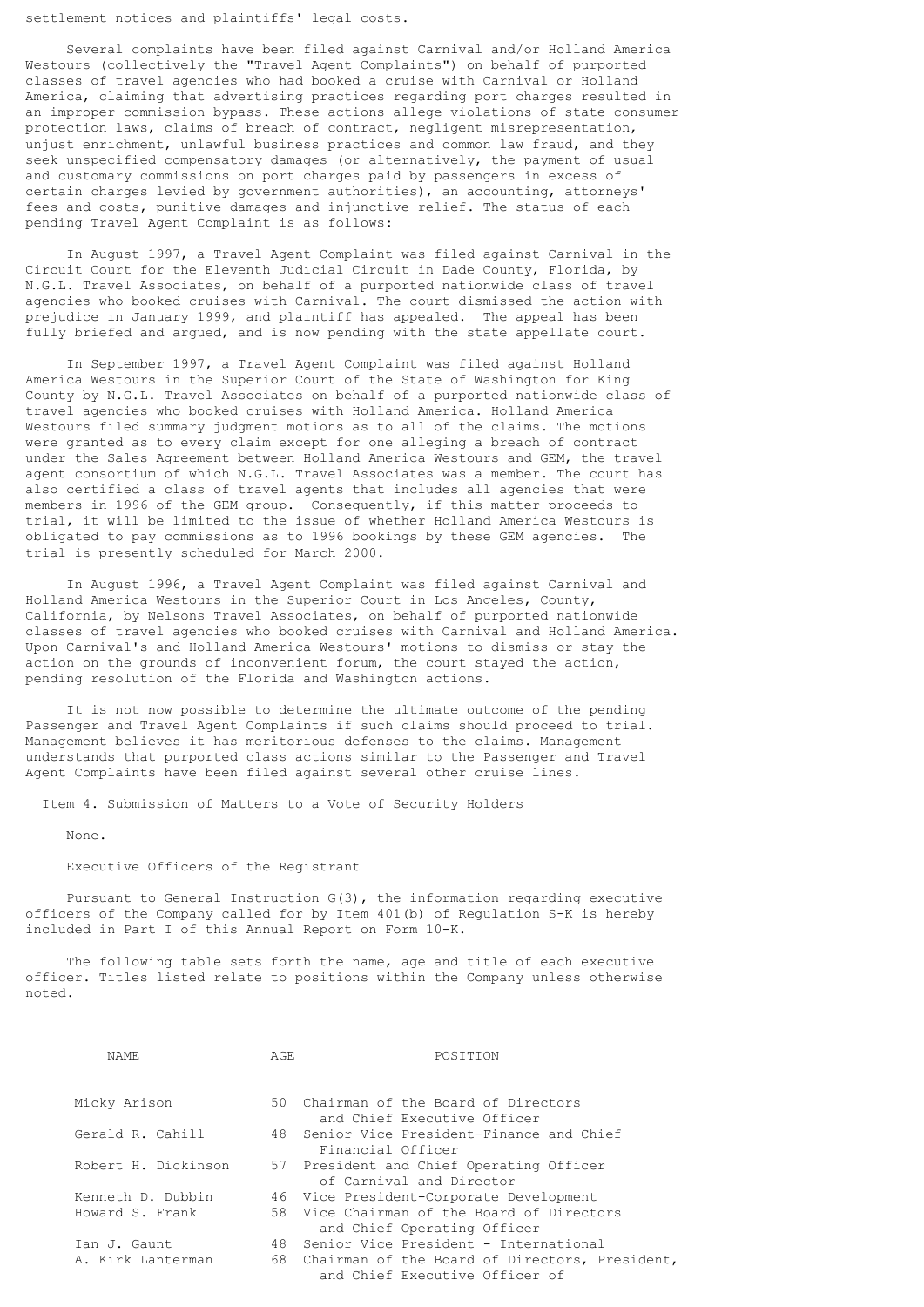settlement notices and plaintiffs' legal costs.

Several complaints have been filed against Carnival and/or Holland America Westours (collectively the "Travel Agent Complaints") on behalf of purported classes of travel agencies who had booked a cruise with Carnival or Holland America, claiming that advertising practices regarding port charges resulted in an improper commission bypass. These actions allege violations of state consumer protection laws, claims of breach of contract, negligent misrepresentation, unjust enrichment, unlawful business practices and common law fraud, and they seek unspecified compensatory damages (or alternatively, the payment of usual and customary commissions on port charges paid by passengers in excess of certain charges levied by government authorities), an accounting, attorneys' fees and costs, punitive damages and injunctive relief. The status of each pending Travel Agent Complaint is as follows:

In August 1997, a Travel Agent Complaint was filed against Carnival in the Circuit Court for the Eleventh Judicial Circuit in Dade County, Florida, by N.G.L. Travel Associates, on behalf of a purported nationwide class of travel agencies who booked cruises with Carnival. The court dismissed the action with prejudice in January 1999, and plaintiff has appealed. The appeal has been fully briefed and argued, and is now pending with the state appellate court.

In September 1997, a Travel Agent Complaint was filed against Holland America Westours in the Superior Court of the State of Washington for King County by N.G.L. Travel Associates on behalf of a purported nationwide class of travel agencies who booked cruises with Holland America. Holland America Westours filed summary judgment motions as to all of the claims. The motions were granted as to every claim except for one alleging a breach of contract under the Sales Agreement between Holland America Westours and GEM, the travel agent consortium of which N.G.L. Travel Associates was a member. The court has also certified a class of travel agents that includes all agencies that were members in 1996 of the GEM group. Consequently, if this matter proceeds to trial, it will be limited to the issue of whether Holland America Westours is obligated to pay commissions as to 1996 bookings by these GEM agencies. The trial is presently scheduled for March 2000.

In August 1996, a Travel Agent Complaint was filed against Carnival and Holland America Westours in the Superior Court in Los Angeles, County, California, by Nelsons Travel Associates, on behalf of purported nationwide classes of travel agencies who booked cruises with Carnival and Holland America. Upon Carnival's and Holland America Westours' motions to dismiss or stay the action on the grounds of inconvenient forum, the court stayed the action, pending resolution of the Florida and Washington actions.

It is not now possible to determine the ultimate outcome of the pending Passenger and Travel Agent Complaints if such claims should proceed to trial. Management believes it has meritorious defenses to the claims. Management understands that purported class actions similar to the Passenger and Travel Agent Complaints have been filed against several other cruise lines.

## Item 4. Submission of Matters to a Vote of Security Holders

None.

### Executive Officers of the Registrant

Pursuant to General Instruction G(3), the information regarding executive officers of the Company called for by Item 401(b) of Regulation S-K is hereby included in Part I of this Annual Report on Form 10-K.

The following table sets forth the name, age and title of each executive officer. Titles listed relate to positions within the Company unless otherwise noted.

| NAME | AGE | POSITION |
|---|---|---|
| Micky Arison | 50 | Chairman of the Board of Directors and Chief Executive Officer |
| Gerald R. Cahill | 48 | Senior Vice President-Finance and Chief Financial Officer |
| Robert H. Dickinson | 57 | President and Chief Operating Officer of Carnival and Director |
| Kenneth D. Dubbin | 46 | Vice President-Corporate Development |
| Howard S. Frank | 58 | Vice Chairman of the Board of Directors and Chief Operating Officer |
| Ian J. Gaunt | 48 | Senior Vice President - International |
| A. Kirk Lanterman | 68 | Chairman of the Board of Directors, President, and Chief Executive Officer of |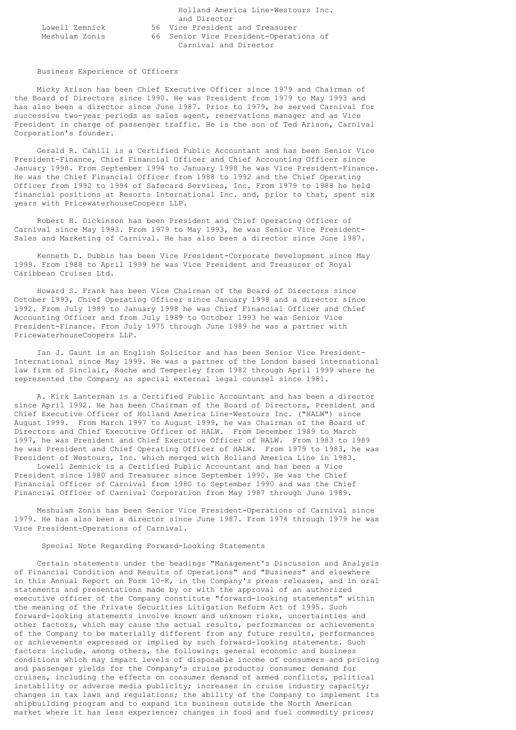| Name | Age | Position |
|---|---|---|
| | | Holland America Line-Westours Inc. and Director |
| Lowell Zemnick | 56 | Vice President and Treasurer |
| Meshulam Zonis | 66 | Senior Vice President-Operations of Carnival and Director |

### Business Experience of Officers

Micky Arison has been Chief Executive Officer since 1979 and Chairman of the Board of Directors since 1990. He was President from 1979 to May 1993 and has also been a director since June 1987. Prior to 1979, he served Carnival for successive two-year periods as sales agent, reservations manager and as Vice President in charge of passenger traffic. He is the son of Ted Arison, Carnival Corporation's founder.

Gerald R. Cahill is a Certified Public Accountant and has been Senior Vice President-Finance, Chief Financial Officer and Chief Accounting Officer since January 1998. From September 1994 to January 1998 he was Vice President-Finance. He was the Chief Financial Officer from 1988 to 1992 and the Chief Operating Officer from 1992 to 1994 of Safecard Services, Inc. From 1979 to 1988 he held financial positions at Resorts International Inc. and, prior to that, spent six years with PricewaterhouseCoopers LLP.

Robert H. Dickinson has been President and Chief Operating Officer of Carnival since May 1993. From 1979 to May 1993, he was Senior Vice President-Sales and Marketing of Carnival. He has also been a director since June 1987.

Kenneth D. Dubbin has been Vice President-Corporate Development since May 1999. From 1988 to April 1999 he was Vice President and Treasurer of Royal Caribbean Cruises Ltd.

Howard S. Frank has been Vice Chairman of the Board of Directors since October 1993, Chief Operating Officer since January 1998 and a director since 1992. From July 1989 to January 1998 he was Chief Financial Officer and Chief Accounting Officer and from July 1989 to October 1993 he was Senior Vice President-Finance. From July 1975 through June 1989 he was a partner with PricewaterhouseCoopers LLP.

Ian J. Gaunt is an English Solicitor and has been Senior Vice President-International since May 1999. He was a partner of the London based international law firm of Sinclair, Roche and Temperley from 1982 through April 1999 where he represented the Company as special external legal counsel since 1981.

A. Kirk Lanterman is a Certified Public Accountant and has been a director since April 1992. He has been Chairman of the Board of Directors, President and Chief Executive Officer of Holland America Line-Westours Inc. ("HALW") since August 1999. From March 1997 to August 1999, he was Chairman of the Board of Directors and Chief Executive Officer of HALW. From December 1989 to March 1997, he was President and Chief Executive Officer of HALW. From 1983 to 1989 he was President and Chief Operating Officer of HALW. From 1979 to 1983, he was President of Westours, Inc. which merged with Holland America Line in 1983.

Lowell Zemnick is a Certified Public Accountant and has been a Vice President since 1980 and Treasurer since September 1990. He was the Chief Financial Officer of Carnival from 1980 to September 1990 and was the Chief Financial Officer of Carnival Corporation from May 1987 through June 1989.

Meshulam Zonis has been Senior Vice President-Operations of Carnival since 1979. He has also been a director since June 1987. From 1974 through 1979 he was Vice President-Operations of Carnival.

### Special Note Regarding Forward-Looking Statements

Certain statements under the headings "Management's Discussion and Analysis of Financial Condition and Results of Operations" and "Business" and elsewhere in this Annual Report on Form 10-K, in the Company's press releases, and in oral statements and presentations made by or with the approval of an authorized executive officer of the Company constitute "forward-looking statements" within the meaning of the Private Securities Litigation Reform Act of 1995. Such forward-looking statements involve known and unknown risks, uncertainties and other factors, which may cause the actual results, performances or achievements of the Company to be materially different from any future results, performances or achievements expressed or implied by such forward-looking statements. Such factors include, among others, the following: general economic and business conditions which may impact levels of disposable income of consumers and pricing and passenger yields for the Company's cruise products; consumer demand for cruises, including the effects on consumer demand of armed conflicts, political instability or adverse media publicity; increases in cruise industry capacity; changes in tax laws and regulations; the ability of the Company to implement its shipbuilding program and to expand its business outside the North American market where it has less experience; changes in food and fuel commodity prices;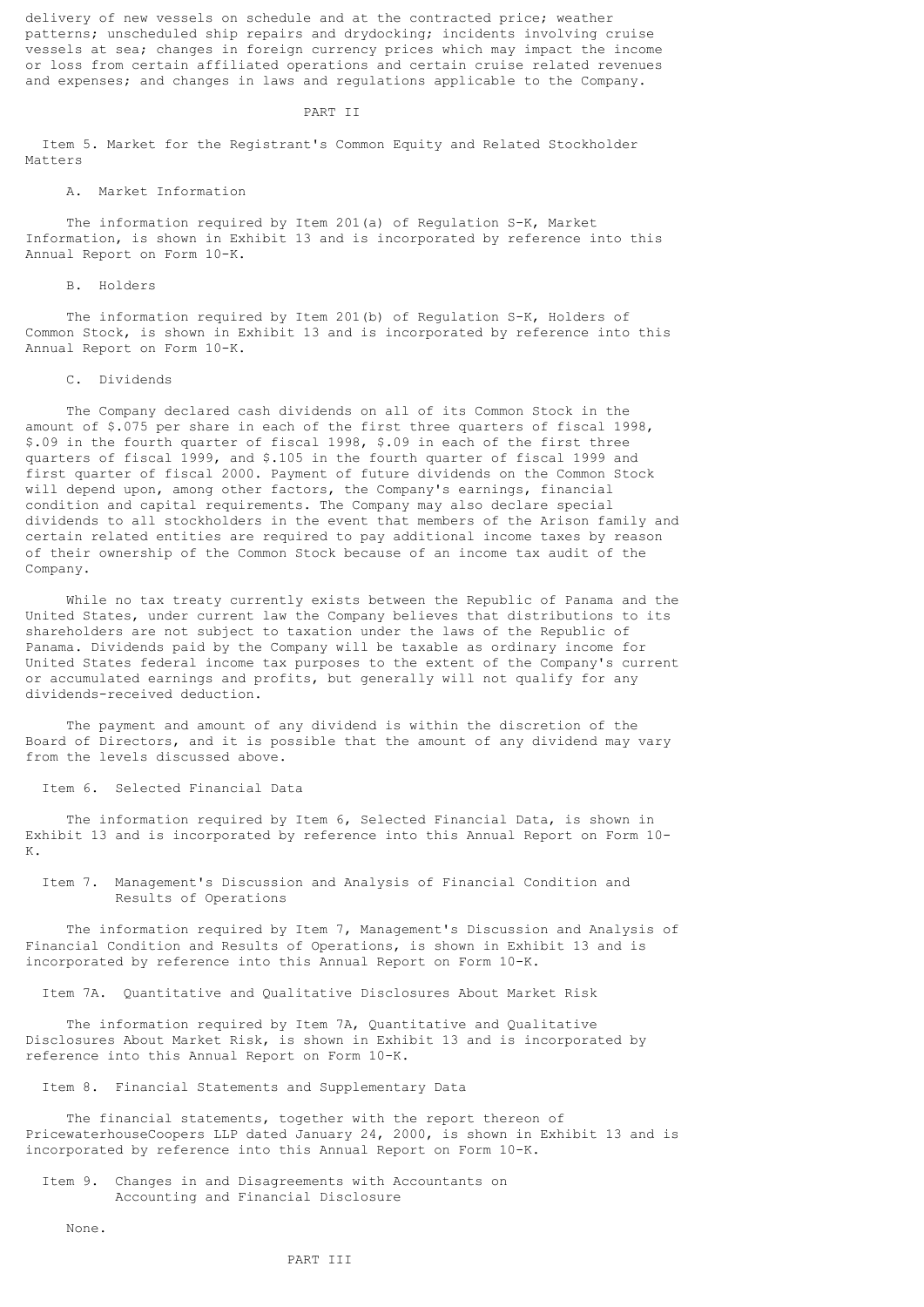delivery of new vessels on schedule and at the contracted price; weather patterns; unscheduled ship repairs and drydocking; incidents involving cruise vessels at sea; changes in foreign currency prices which may impact the income or loss from certain affiliated operations and certain cruise related revenues and expenses; and changes in laws and regulations applicable to the Company.

# PART II

## Item 5. Market for the Registrant's Common Equity and Related Stockholder Matters

### A. Market Information

The information required by Item 201(a) of Regulation S-K, Market Information, is shown in Exhibit 13 and is incorporated by reference into this Annual Report on Form 10-K.

### B. Holders

The information required by Item 201(b) of Regulation S-K, Holders of Common Stock, is shown in Exhibit 13 and is incorporated by reference into this Annual Report on Form 10-K.

### C. Dividends

The Company declared cash dividends on all of its Common Stock in the amount of $.075 per share in each of the first three quarters of fiscal 1998, $.09 in the fourth quarter of fiscal 1998, $.09 in each of the first three quarters of fiscal 1999, and $.105 in the fourth quarter of fiscal 1999 and first quarter of fiscal 2000. Payment of future dividends on the Common Stock will depend upon, among other factors, the Company's earnings, financial condition and capital requirements. The Company may also declare special dividends to all stockholders in the event that members of the Arison family and certain related entities are required to pay additional income taxes by reason of their ownership of the Common Stock because of an income tax audit of the Company.

While no tax treaty currently exists between the Republic of Panama and the United States, under current law the Company believes that distributions to its shareholders are not subject to taxation under the laws of the Republic of Panama. Dividends paid by the Company will be taxable as ordinary income for United States federal income tax purposes to the extent of the Company's current or accumulated earnings and profits, but generally will not qualify for any dividends-received deduction.

The payment and amount of any dividend is within the discretion of the Board of Directors, and it is possible that the amount of any dividend may vary from the levels discussed above.

## Item 6. Selected Financial Data

The information required by Item 6, Selected Financial Data, is shown in Exhibit 13 and is incorporated by reference into this Annual Report on Form 10-K.

## Item 7. Management's Discussion and Analysis of Financial Condition and Results of Operations

The information required by Item 7, Management's Discussion and Analysis of Financial Condition and Results of Operations, is shown in Exhibit 13 and is incorporated by reference into this Annual Report on Form 10-K.

## Item 7A. Quantitative and Qualitative Disclosures About Market Risk

The information required by Item 7A, Quantitative and Qualitative Disclosures About Market Risk, is shown in Exhibit 13 and is incorporated by reference into this Annual Report on Form 10-K.

## Item 8. Financial Statements and Supplementary Data

The financial statements, together with the report thereon of PricewaterhouseCoopers LLP dated January 24, 2000, is shown in Exhibit 13 and is incorporated by reference into this Annual Report on Form 10-K.

## Item 9. Changes in and Disagreements with Accountants on Accounting and Financial Disclosure

None.

# PART III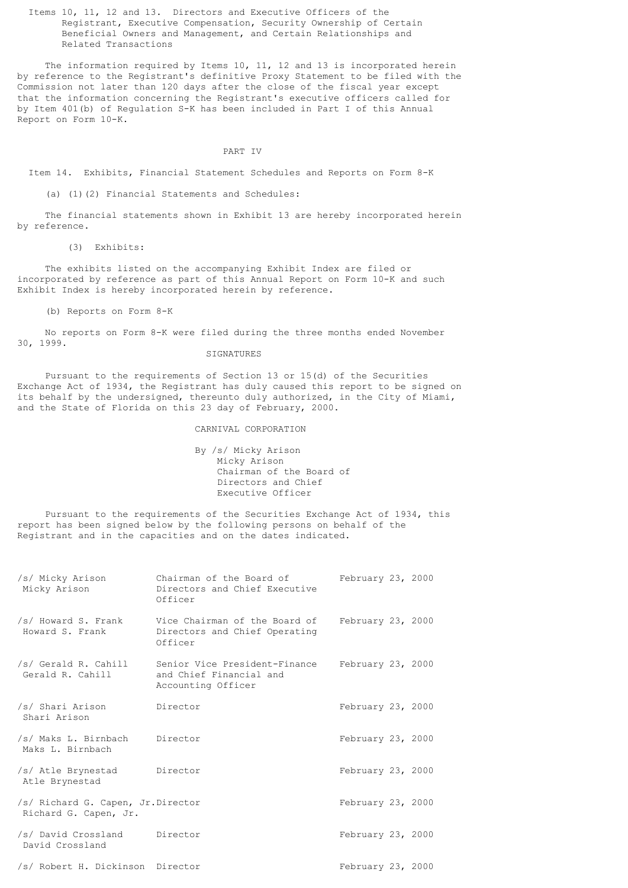Items 10, 11, 12 and 13. Directors and Executive Officers of the Registrant, Executive Compensation, Security Ownership of Certain Beneficial Owners and Management, and Certain Relationships and Related Transactions

The information required by Items 10, 11, 12 and 13 is incorporated herein by reference to the Registrant's definitive Proxy Statement to be filed with the Commission not later than 120 days after the close of the fiscal year except that the information concerning the Registrant's executive officers called for by Item 401(b) of Regulation S-K has been included in Part I of this Annual Report on Form 10-K.

## PART IV

Item 14. Exhibits, Financial Statement Schedules and Reports on Form 8-K

(a) (1)(2) Financial Statements and Schedules:

The financial statements shown in Exhibit 13 are hereby incorporated herein by reference.

(3) Exhibits:

The exhibits listed on the accompanying Exhibit Index are filed or incorporated by reference as part of this Annual Report on Form 10-K and such Exhibit Index is hereby incorporated herein by reference.

(b) Reports on Form 8-K

No reports on Form 8-K were filed during the three months ended November 30, 1999.

## SIGNATURES

Pursuant to the requirements of Section 13 or 15(d) of the Securities Exchange Act of 1934, the Registrant has duly caused this report to be signed on its behalf by the undersigned, thereunto duly authorized, in the City of Miami, and the State of Florida on this 23 day of February, 2000.

CARNIVAL CORPORATION

By /s/ Micky Arison
Micky Arison
Chairman of the Board of Directors and Chief Executive Officer

Pursuant to the requirements of the Securities Exchange Act of 1934, this report has been signed below by the following persons on behalf of the Registrant and in the capacities and on the dates indicated.

| | | |
|---|---|---|
| /s/ Micky Arison<br>Micky Arison | Chairman of the Board of Directors and Chief Executive Officer | February 23, 2000 |
| /s/ Howard S. Frank<br>Howard S. Frank | Vice Chairman of the Board of Directors and Chief Operating Officer | February 23, 2000 |
| /s/ Gerald R. Cahill<br>Gerald R. Cahill | Senior Vice President-Finance and Chief Financial and Accounting Officer | February 23, 2000 |
| /s/ Shari Arison<br>Shari Arison | Director | February 23, 2000 |
| /s/ Maks L. Birnbach<br>Maks L. Birnbach | Director | February 23, 2000 |
| /s/ Atle Brynestad<br>Atle Brynestad | Director | February 23, 2000 |
| /s/ Richard G. Capen, Jr.<br>Richard G. Capen, Jr. | Director | February 23, 2000 |
| /s/ David Crossland<br>David Crossland | Director | February 23, 2000 |
| /s/ Robert H. Dickinson | Director | February 23, 2000 |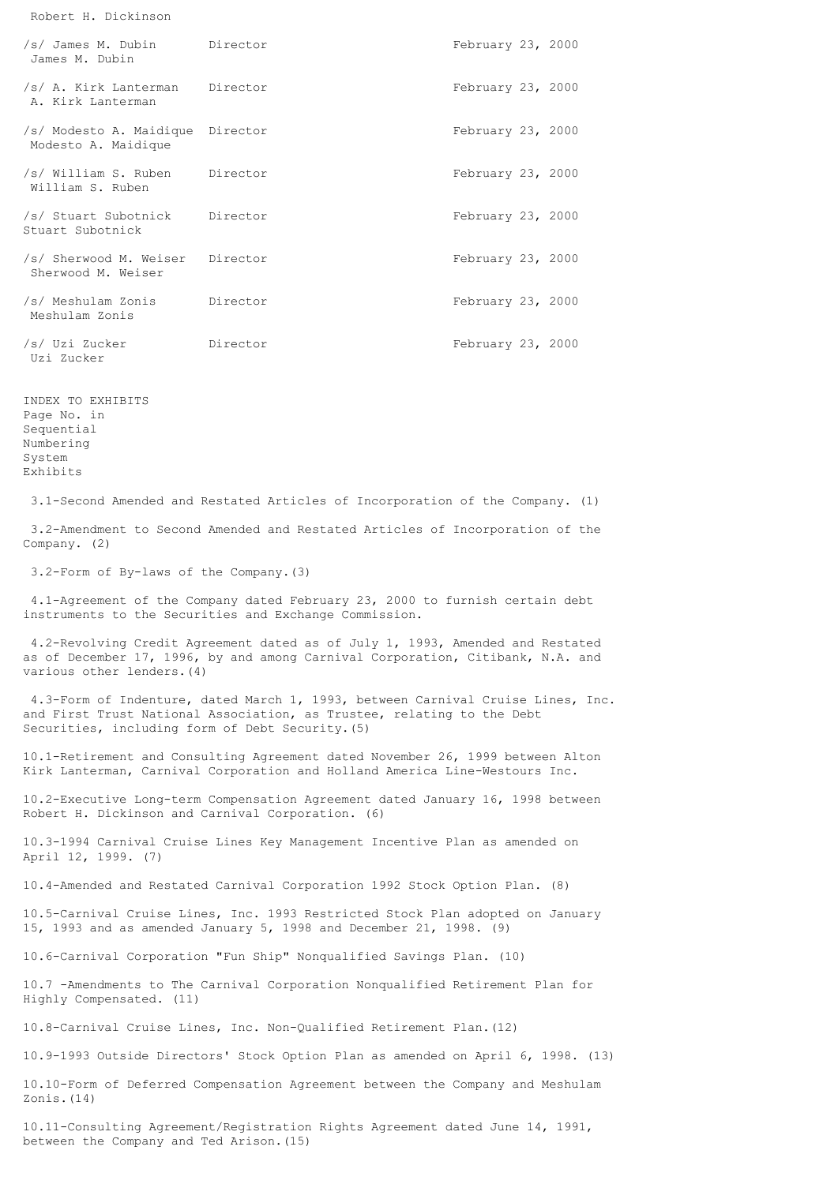Robert H. Dickinson

| | | |
|---|---|---|
| /s/ James M. Dubin<br>James M. Dubin | Director | February 23, 2000 |
| /s/ A. Kirk Lanterman<br>A. Kirk Lanterman | Director | February 23, 2000 |
| /s/ Modesto A. Maidique<br>Modesto A. Maidique | Director | February 23, 2000 |
| /s/ William S. Ruben<br>William S. Ruben | Director | February 23, 2000 |
| /s/ Stuart Subotnick<br>Stuart Subotnick | Director | February 23, 2000 |
| /s/ Sherwood M. Weiser<br>Sherwood M. Weiser | Director | February 23, 2000 |
| /s/ Meshulam Zonis<br>Meshulam Zonis | Director | February 23, 2000 |
| /s/ Uzi Zucker<br>Uzi Zucker | Director | February 23, 2000 |

INDEX TO EXHIBITS

Page No. in
Sequential
Numbering
System

Exhibits

3.1-Second Amended and Restated Articles of Incorporation of the Company. (1)

3.2-Amendment to Second Amended and Restated Articles of Incorporation of the Company. (2)

3.2-Form of By-laws of the Company.(3)

4.1-Agreement of the Company dated February 23, 2000 to furnish certain debt instruments to the Securities and Exchange Commission.

4.2-Revolving Credit Agreement dated as of July 1, 1993, Amended and Restated as of December 17, 1996, by and among Carnival Corporation, Citibank, N.A. and various other lenders.(4)

4.3-Form of Indenture, dated March 1, 1993, between Carnival Cruise Lines, Inc. and First Trust National Association, as Trustee, relating to the Debt Securities, including form of Debt Security.(5)

10.1-Retirement and Consulting Agreement dated November 26, 1999 between Alton Kirk Lanterman, Carnival Corporation and Holland America Line-Westours Inc.

10.2-Executive Long-term Compensation Agreement dated January 16, 1998 between Robert H. Dickinson and Carnival Corporation. (6)

10.3-1994 Carnival Cruise Lines Key Management Incentive Plan as amended on April 12, 1999. (7)

10.4-Amended and Restated Carnival Corporation 1992 Stock Option Plan. (8)

10.5-Carnival Cruise Lines, Inc. 1993 Restricted Stock Plan adopted on January 15, 1993 and as amended January 5, 1998 and December 21, 1998. (9)

10.6-Carnival Corporation "Fun Ship" Nonqualified Savings Plan. (10)

10.7 -Amendments to The Carnival Corporation Nonqualified Retirement Plan for Highly Compensated. (11)

10.8-Carnival Cruise Lines, Inc. Non-Qualified Retirement Plan.(12)

10.9-1993 Outside Directors' Stock Option Plan as amended on April 6, 1998. (13)

10.10-Form of Deferred Compensation Agreement between the Company and Meshulam Zonis.(14)

10.11-Consulting Agreement/Registration Rights Agreement dated June 14, 1991, between the Company and Ted Arison.(15)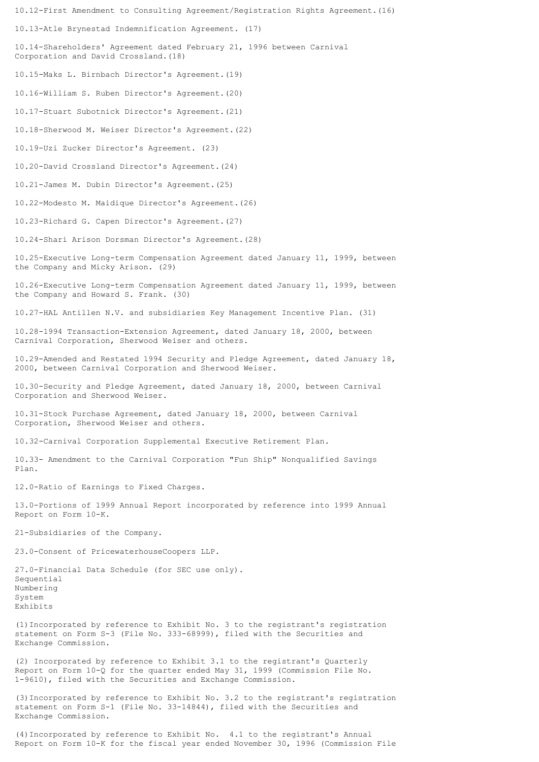10.12-First Amendment to Consulting Agreement/Registration Rights Agreement.(16)

10.13-Atle Brynestad Indemnification Agreement. (17)

10.14-Shareholders' Agreement dated February 21, 1996 between Carnival Corporation and David Crossland.(18)

10.15-Maks L. Birnbach Director's Agreement.(19)

10.16-William S. Ruben Director's Agreement.(20)

10.17-Stuart Subotnick Director's Agreement.(21)

10.18-Sherwood M. Weiser Director's Agreement.(22)

10.19-Uzi Zucker Director's Agreement. (23)

10.20-David Crossland Director's Agreement.(24)

10.21-James M. Dubin Director's Agreement.(25)

10.22-Modesto M. Maidique Director's Agreement.(26)

10.23-Richard G. Capen Director's Agreement.(27)

10.24-Shari Arison Dorsman Director's Agreement.(28)

10.25-Executive Long-term Compensation Agreement dated January 11, 1999, between the Company and Micky Arison. (29)

10.26-Executive Long-term Compensation Agreement dated January 11, 1999, between the Company and Howard S. Frank. (30)

10.27-HAL Antillen N.V. and subsidiaries Key Management Incentive Plan. (31)

10.28-1994 Transaction-Extension Agreement, dated January 18, 2000, between Carnival Corporation, Sherwood Weiser and others.

10.29-Amended and Restated 1994 Security and Pledge Agreement, dated January 18, 2000, between Carnival Corporation and Sherwood Weiser.

10.30-Security and Pledge Agreement, dated January 18, 2000, between Carnival Corporation and Sherwood Weiser.

10.31-Stock Purchase Agreement, dated January 18, 2000, between Carnival Corporation, Sherwood Weiser and others.

10.32-Carnival Corporation Supplemental Executive Retirement Plan.

10.33- Amendment to the Carnival Corporation "Fun Ship" Nonqualified Savings Plan.

12.0-Ratio of Earnings to Fixed Charges.

13.0-Portions of 1999 Annual Report incorporated by reference into 1999 Annual Report on Form 10-K.

21-Subsidiaries of the Company.

23.0-Consent of PricewaterhouseCoopers LLP.

27.0-Financial Data Schedule (for SEC use only).

Sequential
Numbering
System
Exhibits

(1) Incorporated by reference to Exhibit No. 3 to the registrant's registration statement on Form S-3 (File No. 333-68999), filed with the Securities and Exchange Commission.

(2) Incorporated by reference to Exhibit 3.1 to the registrant's Quarterly Report on Form 10-Q for the quarter ended May 31, 1999 (Commission File No. 1-9610), filed with the Securities and Exchange Commission.

(3) Incorporated by reference to Exhibit No. 3.2 to the registrant's registration statement on Form S-1 (File No. 33-14844), filed with the Securities and Exchange Commission.

(4) Incorporated by reference to Exhibit No. 4.1 to the registrant's Annual Report on Form 10-K for the fiscal year ended November 30, 1996 (Commission File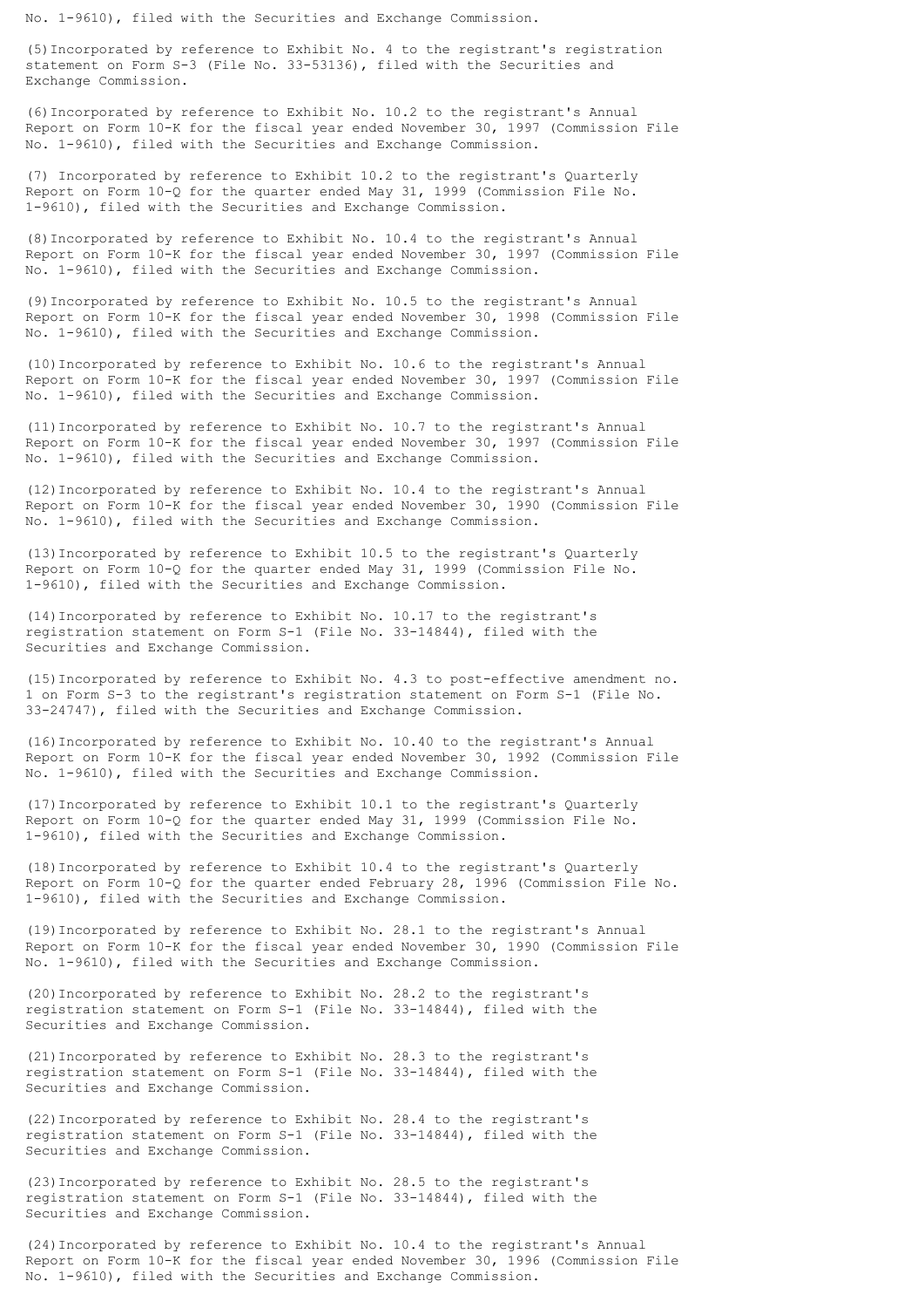No. 1-9610), filed with the Securities and Exchange Commission.

(5) Incorporated by reference to Exhibit No. 4 to the registrant's registration statement on Form S-3 (File No. 33-53136), filed with the Securities and Exchange Commission.

(6) Incorporated by reference to Exhibit No. 10.2 to the registrant's Annual Report on Form 10-K for the fiscal year ended November 30, 1997 (Commission File No. 1-9610), filed with the Securities and Exchange Commission.

(7) Incorporated by reference to Exhibit 10.2 to the registrant's Quarterly Report on Form 10-Q for the quarter ended May 31, 1999 (Commission File No. 1-9610), filed with the Securities and Exchange Commission.

(8) Incorporated by reference to Exhibit No. 10.4 to the registrant's Annual Report on Form 10-K for the fiscal year ended November 30, 1997 (Commission File No. 1-9610), filed with the Securities and Exchange Commission.

(9) Incorporated by reference to Exhibit No. 10.5 to the registrant's Annual Report on Form 10-K for the fiscal year ended November 30, 1998 (Commission File No. 1-9610), filed with the Securities and Exchange Commission.

(10) Incorporated by reference to Exhibit No. 10.6 to the registrant's Annual Report on Form 10-K for the fiscal year ended November 30, 1997 (Commission File No. 1-9610), filed with the Securities and Exchange Commission.

(11) Incorporated by reference to Exhibit No. 10.7 to the registrant's Annual Report on Form 10-K for the fiscal year ended November 30, 1997 (Commission File No. 1-9610), filed with the Securities and Exchange Commission.

(12) Incorporated by reference to Exhibit No. 10.4 to the registrant's Annual Report on Form 10-K for the fiscal year ended November 30, 1990 (Commission File No. 1-9610), filed with the Securities and Exchange Commission.

(13) Incorporated by reference to Exhibit 10.5 to the registrant's Quarterly Report on Form 10-Q for the quarter ended May 31, 1999 (Commission File No. 1-9610), filed with the Securities and Exchange Commission.

(14) Incorporated by reference to Exhibit No. 10.17 to the registrant's registration statement on Form S-1 (File No. 33-14844), filed with the Securities and Exchange Commission.

(15) Incorporated by reference to Exhibit No. 4.3 to post-effective amendment no. 1 on Form S-3 to the registrant's registration statement on Form S-1 (File No. 33-24747), filed with the Securities and Exchange Commission.

(16) Incorporated by reference to Exhibit No. 10.40 to the registrant's Annual Report on Form 10-K for the fiscal year ended November 30, 1992 (Commission File No. 1-9610), filed with the Securities and Exchange Commission.

(17) Incorporated by reference to Exhibit 10.1 to the registrant's Quarterly Report on Form 10-Q for the quarter ended May 31, 1999 (Commission File No. 1-9610), filed with the Securities and Exchange Commission.

(18) Incorporated by reference to Exhibit 10.4 to the registrant's Quarterly Report on Form 10-Q for the quarter ended February 28, 1996 (Commission File No. 1-9610), filed with the Securities and Exchange Commission.

(19) Incorporated by reference to Exhibit No. 28.1 to the registrant's Annual Report on Form 10-K for the fiscal year ended November 30, 1990 (Commission File No. 1-9610), filed with the Securities and Exchange Commission.

(20) Incorporated by reference to Exhibit No. 28.2 to the registrant's registration statement on Form S-1 (File No. 33-14844), filed with the Securities and Exchange Commission.

(21) Incorporated by reference to Exhibit No. 28.3 to the registrant's registration statement on Form S-1 (File No. 33-14844), filed with the Securities and Exchange Commission.

(22) Incorporated by reference to Exhibit No. 28.4 to the registrant's registration statement on Form S-1 (File No. 33-14844), filed with the Securities and Exchange Commission.

(23) Incorporated by reference to Exhibit No. 28.5 to the registrant's registration statement on Form S-1 (File No. 33-14844), filed with the Securities and Exchange Commission.

(24) Incorporated by reference to Exhibit No. 10.4 to the registrant's Annual Report on Form 10-K for the fiscal year ended November 30, 1996 (Commission File No. 1-9610), filed with the Securities and Exchange Commission.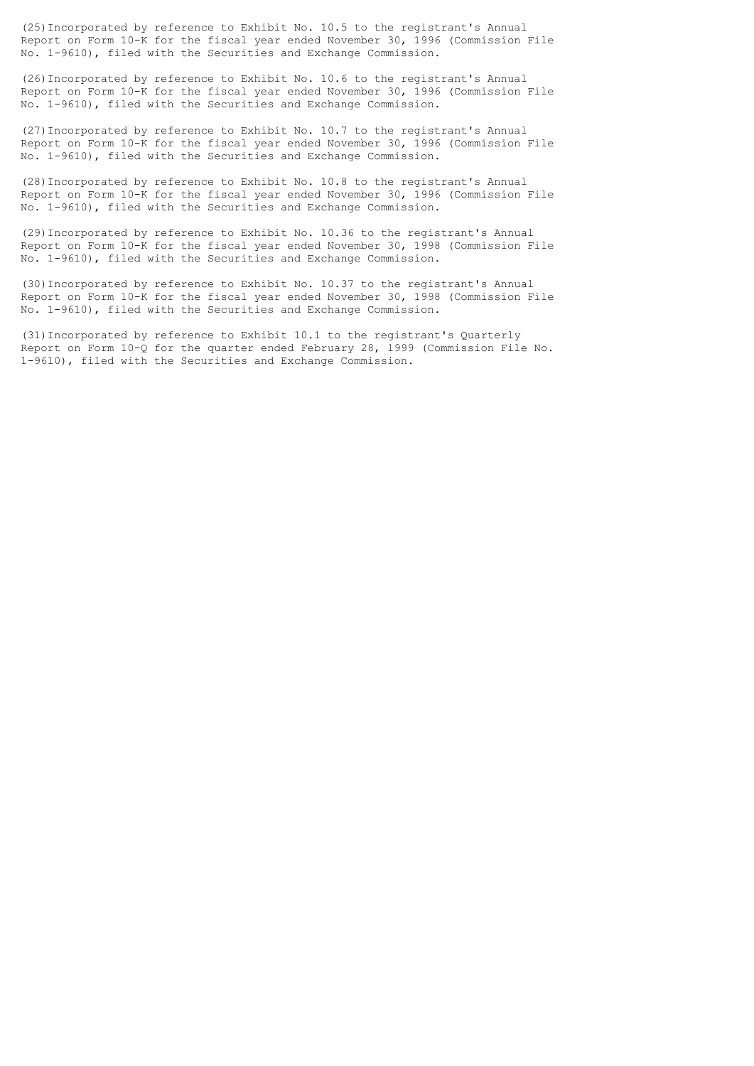(25) Incorporated by reference to Exhibit No. 10.5 to the registrant's Annual Report on Form 10-K for the fiscal year ended November 30, 1996 (Commission File No. 1-9610), filed with the Securities and Exchange Commission.

(26) Incorporated by reference to Exhibit No. 10.6 to the registrant's Annual Report on Form 10-K for the fiscal year ended November 30, 1996 (Commission File No. 1-9610), filed with the Securities and Exchange Commission.

(27) Incorporated by reference to Exhibit No. 10.7 to the registrant's Annual Report on Form 10-K for the fiscal year ended November 30, 1996 (Commission File No. 1-9610), filed with the Securities and Exchange Commission.

(28) Incorporated by reference to Exhibit No. 10.8 to the registrant's Annual Report on Form 10-K for the fiscal year ended November 30, 1996 (Commission File No. 1-9610), filed with the Securities and Exchange Commission.

(29) Incorporated by reference to Exhibit No. 10.36 to the registrant's Annual Report on Form 10-K for the fiscal year ended November 30, 1998 (Commission File No. 1-9610), filed with the Securities and Exchange Commission.

(30) Incorporated by reference to Exhibit No. 10.37 to the registrant's Annual Report on Form 10-K for the fiscal year ended November 30, 1998 (Commission File No. 1-9610), filed with the Securities and Exchange Commission.

(31) Incorporated by reference to Exhibit 10.1 to the registrant's Quarterly Report on Form 10-Q for the quarter ended February 28, 1999 (Commission File No. 1-9610), filed with the Securities and Exchange Commission.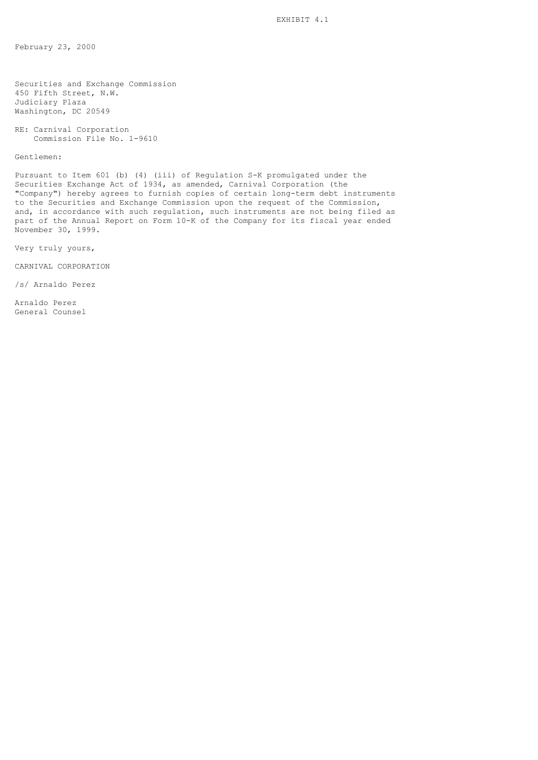EXHIBIT 4.1

February 23, 2000

Securities and Exchange Commission
450 Fifth Street, N.W.
Judiciary Plaza
Washington, DC 20549

RE: Carnival Corporation
Commission File No. 1-9610

Gentlemen:

Pursuant to Item 601 (b) (4) (iii) of Regulation S-K promulgated under the Securities Exchange Act of 1934, as amended, Carnival Corporation (the "Company") hereby agrees to furnish copies of certain long-term debt instruments to the Securities and Exchange Commission upon the request of the Commission, and, in accordance with such regulation, such instruments are not being filed as part of the Annual Report on Form 10-K of the Company for its fiscal year ended November 30, 1999.

Very truly yours,

CARNIVAL CORPORATION

/s/ Arnaldo Perez

Arnaldo Perez
General Counsel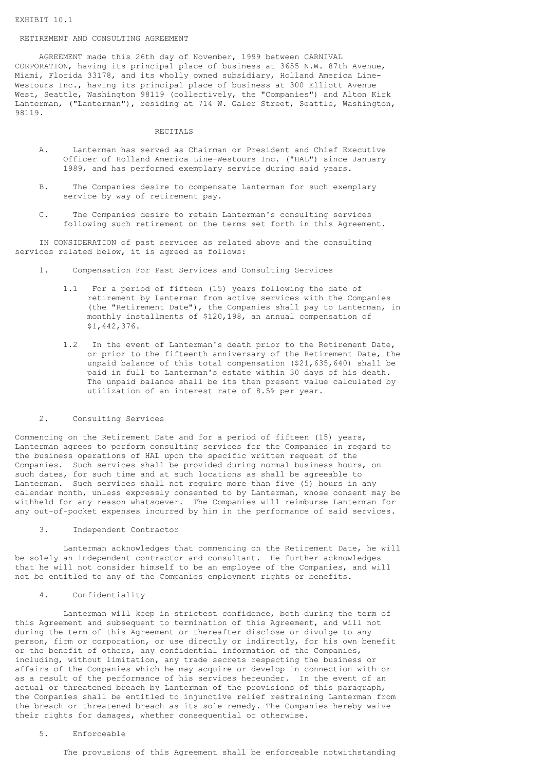EXHIBIT 10.1

# RETIREMENT AND CONSULTING AGREEMENT

AGREEMENT made this 26th day of November, 1999 between CARNIVAL CORPORATION, having its principal place of business at 3655 N.W. 87th Avenue, Miami, Florida 33178, and its wholly owned subsidiary, Holland America Line-Westours Inc., having its principal place of business at 300 Elliott Avenue West, Seattle, Washington 98119 (collectively, the "Companies") and Alton Kirk Lanterman, ("Lanterman"), residing at 714 W. Galer Street, Seattle, Washington, 98119.

## RECITALS

A. Lanterman has served as Chairman or President and Chief Executive Officer of Holland America Line-Westours Inc. ("HAL") since January 1989, and has performed exemplary service during said years.

B. The Companies desire to compensate Lanterman for such exemplary service by way of retirement pay.

C. The Companies desire to retain Lanterman's consulting services following such retirement on the terms set forth in this Agreement.

IN CONSIDERATION of past services as related above and the consulting services related below, it is agreed as follows:

1. Compensation For Past Services and Consulting Services

   1.1 For a period of fifteen (15) years following the date of retirement by Lanterman from active services with the Companies (the "Retirement Date"), the Companies shall pay to Lanterman, in monthly installments of $120,198, an annual compensation of $1,442,376.

   1.2 In the event of Lanterman's death prior to the Retirement Date, or prior to the fifteenth anniversary of the Retirement Date, the unpaid balance of this total compensation ($21,635,640) shall be paid in full to Lanterman's estate within 30 days of his death. The unpaid balance shall be its then present value calculated by utilization of an interest rate of 8.5% per year.

2. Consulting Services

Commencing on the Retirement Date and for a period of fifteen (15) years, Lanterman agrees to perform consulting services for the Companies in regard to the business operations of HAL upon the specific written request of the Companies. Such services shall be provided during normal business hours, on such dates, for such time and at such locations as shall be agreeable to Lanterman. Such services shall not require more than five (5) hours in any calendar month, unless expressly consented to by Lanterman, whose consent may be withheld for any reason whatsoever. The Companies will reimburse Lanterman for any out-of-pocket expenses incurred by him in the performance of said services.

3. Independent Contractor

Lanterman acknowledges that commencing on the Retirement Date, he will be solely an independent contractor and consultant. He further acknowledges that he will not consider himself to be an employee of the Companies, and will not be entitled to any of the Companies employment rights or benefits.

4. Confidentiality

Lanterman will keep in strictest confidence, both during the term of this Agreement and subsequent to termination of this Agreement, and will not during the term of this Agreement or thereafter disclose or divulge to any person, firm or corporation, or use directly or indirectly, for his own benefit or the benefit of others, any confidential information of the Companies, including, without limitation, any trade secrets respecting the business or affairs of the Companies which he may acquire or develop in connection with or as a result of the performance of his services hereunder. In the event of an actual or threatened breach by Lanterman of the provisions of this paragraph, the Companies shall be entitled to injunctive relief restraining Lanterman from the breach or threatened breach as its sole remedy. The Companies hereby waive their rights for damages, whether consequential or otherwise.

5. Enforceable

The provisions of this Agreement shall be enforceable notwithstanding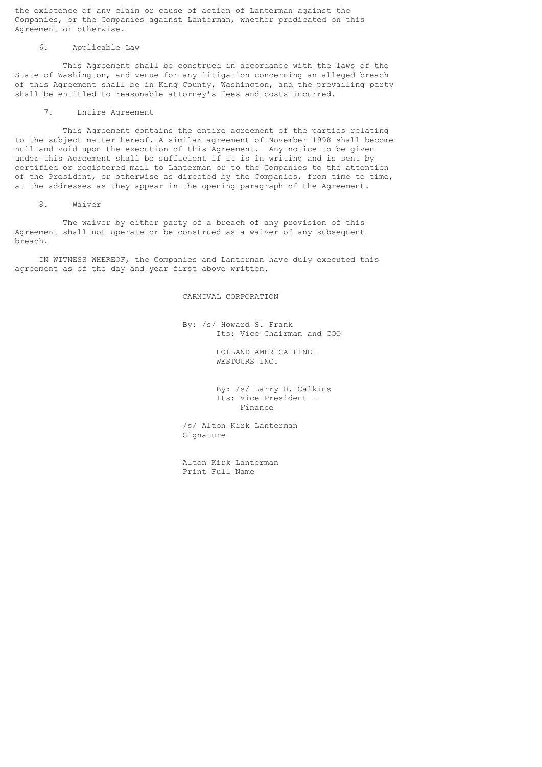the existence of any claim or cause of action of Lanterman against the Companies, or the Companies against Lanterman, whether predicated on this Agreement or otherwise.

6. Applicable Law

This Agreement shall be construed in accordance with the laws of the State of Washington, and venue for any litigation concerning an alleged breach of this Agreement shall be in King County, Washington, and the prevailing party shall be entitled to reasonable attorney's fees and costs incurred.

7. Entire Agreement

This Agreement contains the entire agreement of the parties relating to the subject matter hereof. A similar agreement of November 1998 shall become null and void upon the execution of this Agreement. Any notice to be given under this Agreement shall be sufficient if it is in writing and is sent by certified or registered mail to Lanterman or to the Companies to the attention of the President, or otherwise as directed by the Companies, from time to time, at the addresses as they appear in the opening paragraph of the Agreement.

8. Waiver

The waiver by either party of a breach of any provision of this Agreement shall not operate or be construed as a waiver of any subsequent breach.

IN WITNESS WHEREOF, the Companies and Lanterman have duly executed this agreement as of the day and year first above written.

CARNIVAL CORPORATION

By: /s/ Howard S. Frank
Its: Vice Chairman and COO

HOLLAND AMERICA LINE-
WESTOURS INC.

By: /s/ Larry D. Calkins
Its: Vice President - Finance

/s/ Alton Kirk Lanterman
Signature

Alton Kirk Lanterman
Print Full Name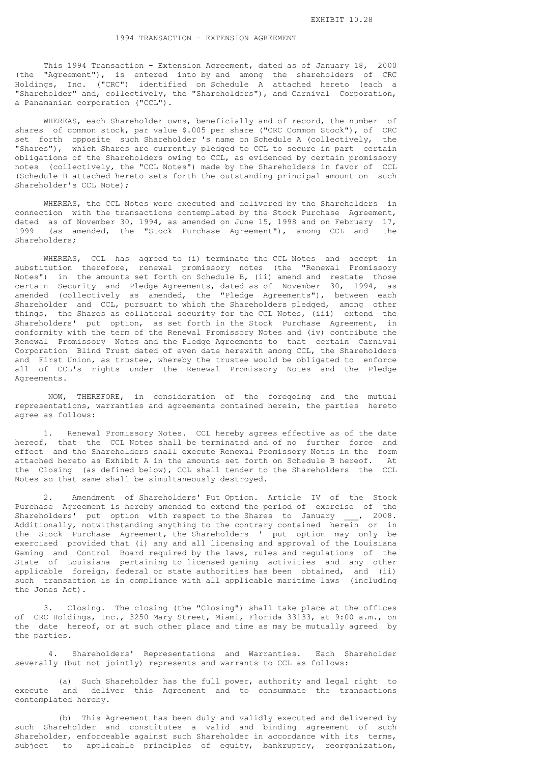EXHIBIT 10.28

# 1994 TRANSACTION - EXTENSION AGREEMENT

This 1994 Transaction - Extension Agreement, dated as of January 18, 2000 (the "Agreement"), is entered into by and among the shareholders of CRC Holdings, Inc. ("CRC") identified on Schedule A attached hereto (each a "Shareholder" and, collectively, the "Shareholders"), and Carnival Corporation, a Panamanian corporation ("CCL").

WHEREAS, each Shareholder owns, beneficially and of record, the number of shares of common stock, par value $.005 per share ("CRC Common Stock"), of CRC set forth opposite such Shareholder 's name on Schedule A (collectively, the "Shares"), which Shares are currently pledged to CCL to secure in part certain obligations of the Shareholders owing to CCL, as evidenced by certain promissory notes (collectively, the "CCL Notes") made by the Shareholders in favor of CCL (Schedule B attached hereto sets forth the outstanding principal amount on such Shareholder's CCL Note);

WHEREAS, the CCL Notes were executed and delivered by the Shareholders in connection with the transactions contemplated by the Stock Purchase Agreement, dated as of November 30, 1994, as amended on June 15, 1998 and on February 17, 1999 (as amended, the "Stock Purchase Agreement"), among CCL and the Shareholders;

WHEREAS, CCL has agreed to (i) terminate the CCL Notes and accept in substitution therefore, renewal promissory notes (the "Renewal Promissory Notes") in the amounts set forth on Schedule B, (ii) amend and restate those certain Security and Pledge Agreements, dated as of November 30, 1994, as amended (collectively as amended, the "Pledge Agreements"), between each Shareholder and CCL, pursuant to which the Shareholders pledged, among other things, the Shares as collateral security for the CCL Notes, (iii) extend the Shareholders' put option, as set forth in the Stock Purchase Agreement, in conformity with the term of the Renewal Promissory Notes and (iv) contribute the Renewal Promissory Notes and the Pledge Agreements to that certain Carnival Corporation Blind Trust dated of even date herewith among CCL, the Shareholders and First Union, as trustee, whereby the trustee would be obligated to enforce all of CCL's rights under the Renewal Promissory Notes and the Pledge Agreements.

NOW, THEREFORE, in consideration of the foregoing and the mutual representations, warranties and agreements contained herein, the parties hereto agree as follows:

1. Renewal Promissory Notes. CCL hereby agrees effective as of the date hereof, that the CCL Notes shall be terminated and of no further force and effect and the Shareholders shall execute Renewal Promissory Notes in the form attached hereto as Exhibit A in the amounts set forth on Schedule B hereof. At the Closing (as defined below), CCL shall tender to the Shareholders the CCL Notes so that same shall be simultaneously destroyed.

2. Amendment of Shareholders' Put Option. Article IV of the Stock Purchase Agreement is hereby amended to extend the period of exercise of the Shareholders' put option with respect to the Shares to January ___, 2008. Additionally, notwithstanding anything to the contrary contained herein or in the Stock Purchase Agreement, the Shareholders ' put option may only be exercised provided that (i) any and all licensing and approval of the Louisiana Gaming and Control Board required by the laws, rules and regulations of the State of Louisiana pertaining to licensed gaming activities and any other applicable foreign, federal or state authorities has been obtained, and (ii) such transaction is in compliance with all applicable maritime laws (including the Jones Act).

3. Closing. The closing (the "Closing") shall take place at the offices of CRC Holdings, Inc., 3250 Mary Street, Miami, Florida 33133, at 9:00 a.m., on the date hereof, or at such other place and time as may be mutually agreed by the parties.

4. Shareholders' Representations and Warranties. Each Shareholder severally (but not jointly) represents and warrants to CCL as follows:

(a) Such Shareholder has the full power, authority and legal right to execute and deliver this Agreement and to consummate the transactions contemplated hereby.

(b) This Agreement has been duly and validly executed and delivered by such Shareholder and constitutes a valid and binding agreement of such Shareholder, enforceable against such Shareholder in accordance with its terms, subject to applicable principles of equity, bankruptcy, reorganization,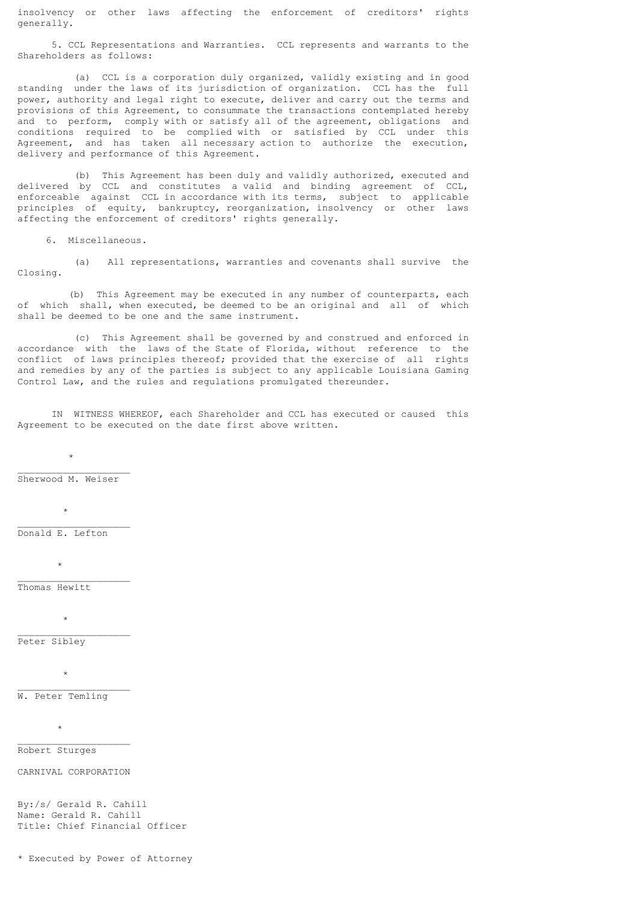insolvency or other laws affecting the enforcement of creditors' rights generally.

5. CCL Representations and Warranties. CCL represents and warrants to the Shareholders as follows:

(a) CCL is a corporation duly organized, validly existing and in good standing under the laws of its jurisdiction of organization. CCL has the full power, authority and legal right to execute, deliver and carry out the terms and provisions of this Agreement, to consummate the transactions contemplated hereby and to perform, comply with or satisfy all of the agreement, obligations and conditions required to be complied with or satisfied by CCL under this Agreement, and has taken all necessary action to authorize the execution, delivery and performance of this Agreement.

(b) This Agreement has been duly and validly authorized, executed and delivered by CCL and constitutes a valid and binding agreement of CCL, enforceable against CCL in accordance with its terms, subject to applicable principles of equity, bankruptcy, reorganization, insolvency or other laws affecting the enforcement of creditors' rights generally.

6. Miscellaneous.

(a) All representations, warranties and covenants shall survive the Closing.

(b) This Agreement may be executed in any number of counterparts, each of which shall, when executed, be deemed to be an original and all of which shall be deemed to be one and the same instrument.

(c) This Agreement shall be governed by and construed and enforced in accordance with the laws of the State of Florida, without reference to the conflict of laws principles thereof; provided that the exercise of all rights and remedies by any of the parties is subject to any applicable Louisiana Gaming Control Law, and the rules and regulations promulgated thereunder.

IN WITNESS WHEREOF, each Shareholder and CCL has executed or caused this Agreement to be executed on the date first above written.

*
___________________
Sherwood M. Weiser

*
___________________
Donald E. Lefton

*
___________________
Thomas Hewitt

*
___________________
Peter Sibley

*
___________________
W. Peter Temling

*
___________________
Robert Sturges

CARNIVAL CORPORATION

By:/s/ Gerald R. Cahill
Name: Gerald R. Cahill
Title: Chief Financial Officer

* Executed by Power of Attorney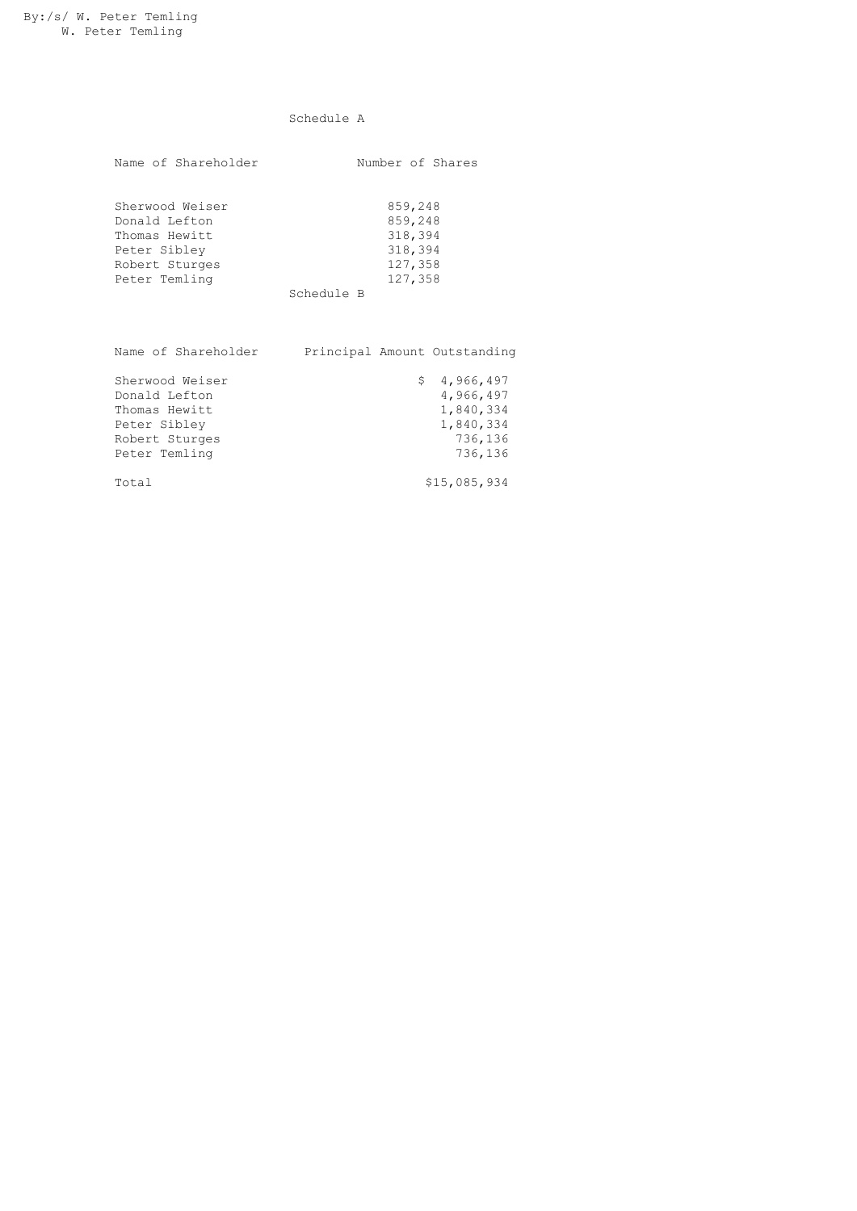By:/s/ W. Peter Temling
W. Peter Temling

## Schedule A

| Name of Shareholder | Number of Shares |
|---|---|
| Sherwood Weiser | 859,248 |
| Donald Lefton | 859,248 |
| Thomas Hewitt | 318,394 |
| Peter Sibley | 318,394 |
| Robert Sturges | 127,358 |
| Peter Temling | 127,358 |

## Schedule B

| Name of Shareholder | Principal Amount Outstanding |
|---|---|
| Sherwood Weiser | $ 4,966,497 |
| Donald Lefton | 4,966,497 |
| Thomas Hewitt | 1,840,334 |
| Peter Sibley | 1,840,334 |
| Robert Sturges | 736,136 |
| Peter Temling | 736,136 |
| Total | $15,085,934 |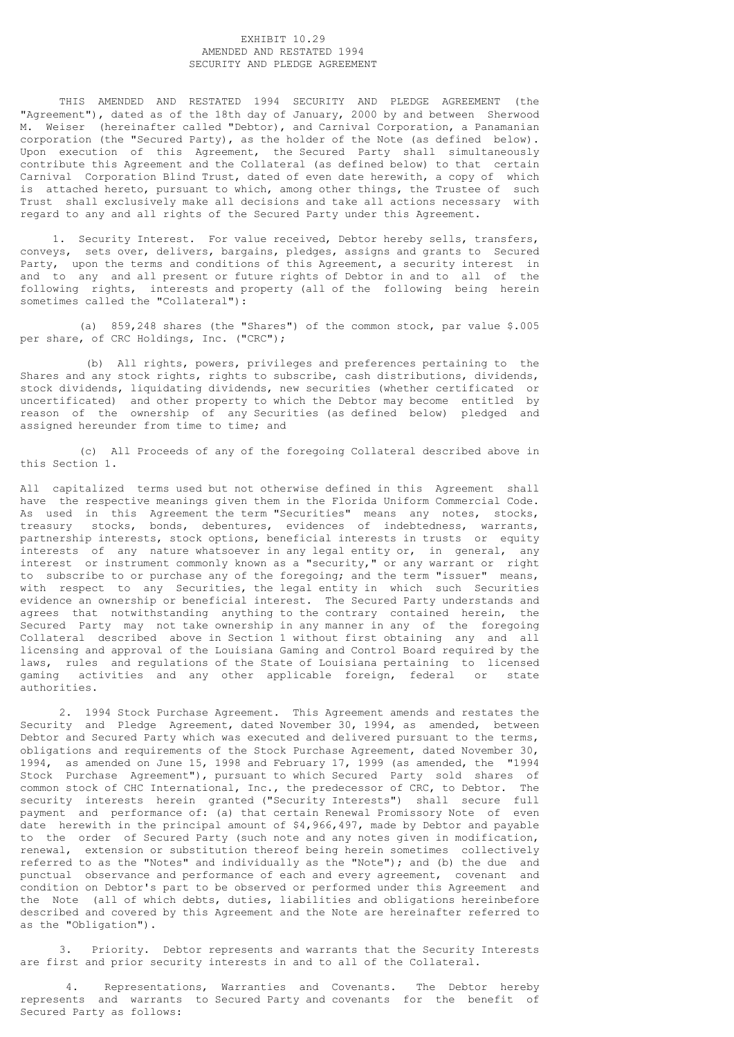EXHIBIT 10.29

# AMENDED AND RESTATED 1994 SECURITY AND PLEDGE AGREEMENT

THIS AMENDED AND RESTATED 1994 SECURITY AND PLEDGE AGREEMENT (the "Agreement"), dated as of the 18th day of January, 2000 by and between Sherwood M. Weiser (hereinafter called "Debtor), and Carnival Corporation, a Panamanian corporation (the "Secured Party"), as the holder of the Note (as defined below). Upon execution of this Agreement, the Secured Party shall simultaneously contribute this Agreement and the Collateral (as defined below) to that certain Carnival Corporation Blind Trust, dated of even date herewith, a copy of which is attached hereto, pursuant to which, among other things, the Trustee of such Trust shall exclusively make all decisions and take all actions necessary with regard to any and all rights of the Secured Party under this Agreement.

1. Security Interest. For value received, Debtor hereby sells, transfers, conveys, sets over, delivers, bargains, pledges, assigns and grants to Secured Party, upon the terms and conditions of this Agreement, a security interest in and to any and all present or future rights of Debtor in and to all of the following rights, interests and property (all of the following being herein sometimes called the "Collateral"):

(a) 859,248 shares (the "Shares") of the common stock, par value $.005 per share, of CRC Holdings, Inc. ("CRC");

(b) All rights, powers, privileges and preferences pertaining to the Shares and any stock rights, rights to subscribe, cash distributions, dividends, stock dividends, liquidating dividends, new securities (whether certificated or uncertificated) and other property to which the Debtor may become entitled by reason of the ownership of any Securities (as defined below) pledged and assigned hereunder from time to time; and

(c) All Proceeds of any of the foregoing Collateral described above in this Section 1.

All capitalized terms used but not otherwise defined in this Agreement shall have the respective meanings given them in the Florida Uniform Commercial Code. As used in this Agreement the term "Securities" means any notes, stocks, treasury stocks, bonds, debentures, evidences of indebtedness, warrants, partnership interests, stock options, beneficial interests in trusts or equity interests of any nature whatsoever in any legal entity or, in general, any interest or instrument commonly known as a "security," or any warrant or right to subscribe to or purchase any of the foregoing; and the term "issuer" means, with respect to any Securities, the legal entity in which such Securities evidence an ownership or beneficial interest. The Secured Party understands and agrees that notwithstanding anything to the contrary contained herein, the Secured Party may not take ownership in any manner in any of the foregoing Collateral described above in Section 1 without first obtaining any and all licensing and approval of the Louisiana Gaming and Control Board required by the laws, rules and regulations of the State of Louisiana pertaining to licensed gaming activities and any other applicable foreign, federal or state authorities.

2. 1994 Stock Purchase Agreement. This Agreement amends and restates the Security and Pledge Agreement, dated November 30, 1994, as amended, between Debtor and Secured Party which was executed and delivered pursuant to the terms, obligations and requirements of the Stock Purchase Agreement, dated November 30, 1994, as amended on June 15, 1998 and February 17, 1999 (as amended, the "1994 Stock Purchase Agreement"), pursuant to which Secured Party sold shares of common stock of CHC International, Inc., the predecessor of CRC, to Debtor. The security interests herein granted ("Security Interests") shall secure full payment and performance of: (a) that certain Renewal Promissory Note of even date herewith in the principal amount of $4,966,497, made by Debtor and payable to the order of Secured Party (such note and any notes given in modification, renewal, extension or substitution thereof being herein sometimes collectively referred to as the "Notes" and individually as the "Note"); and (b) the due and punctual observance and performance of each and every agreement, covenant and condition on Debtor's part to be observed or performed under this Agreement and the Note (all of which debts, duties, liabilities and obligations hereinbefore described and covered by this Agreement and the Note are hereinafter referred to as the "Obligation").

3. Priority. Debtor represents and warrants that the Security Interests are first and prior security interests in and to all of the Collateral.

4. Representations, Warranties and Covenants. The Debtor hereby represents and warrants to Secured Party and covenants for the benefit of Secured Party as follows: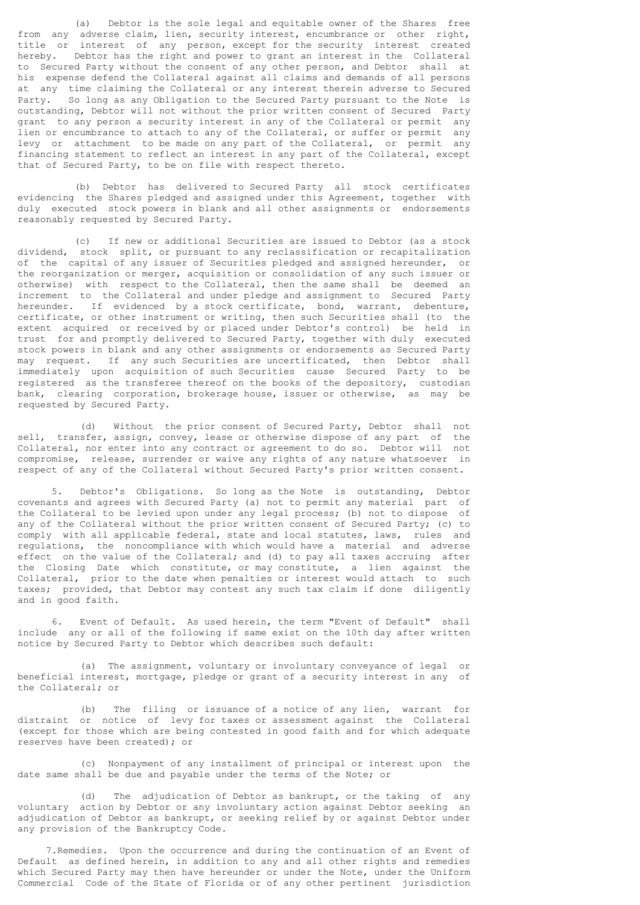(a) Debtor is the sole legal and equitable owner of the Shares free from any adverse claim, lien, security interest, encumbrance or other right, title or interest of any person, except for the security interest created hereby. Debtor has the right and power to grant an interest in the Collateral to Secured Party without the consent of any other person, and Debtor shall at his expense defend the Collateral against all claims and demands of all persons at any time claiming the Collateral or any interest therein adverse to Secured Party. So long as any Obligation to the Secured Party pursuant to the Note is outstanding, Debtor will not without the prior written consent of Secured Party grant to any person a security interest in any of the Collateral or permit any lien or encumbrance to attach to any of the Collateral, or suffer or permit any levy or attachment to be made on any part of the Collateral, or permit any financing statement to reflect an interest in any part of the Collateral, except that of Secured Party, to be on file with respect thereto.

(b) Debtor has delivered to Secured Party all stock certificates evidencing the Shares pledged and assigned under this Agreement, together with duly executed stock powers in blank and all other assignments or endorsements reasonably requested by Secured Party.

(c) If new or additional Securities are issued to Debtor (as a stock dividend, stock split, or pursuant to any reclassification or recapitalization of the capital of any issuer of Securities pledged and assigned hereunder, or the reorganization or merger, acquisition or consolidation of any such issuer or otherwise) with respect to the Collateral, then the same shall be deemed an increment to the Collateral and under pledge and assignment to Secured Party hereunder. If evidenced by a stock certificate, bond, warrant, debenture, certificate, or other instrument or writing, then such Securities shall (to the extent acquired or received by or placed under Debtor's control) be held in trust for and promptly delivered to Secured Party, together with duly executed stock powers in blank and any other assignments or endorsements as Secured Party may request. If any such Securities are uncertificated, then Debtor shall immediately upon acquisition of such Securities cause Secured Party to be registered as the transferee thereof on the books of the depository, custodian bank, clearing corporation, brokerage house, issuer or otherwise, as may be requested by Secured Party.

(d) Without the prior consent of Secured Party, Debtor shall not sell, transfer, assign, convey, lease or otherwise dispose of any part of the Collateral, nor enter into any contract or agreement to do so. Debtor will not compromise, release, surrender or waive any rights of any nature whatsoever in respect of any of the Collateral without Secured Party's prior written consent.

5. Debtor's Obligations. So long as the Note is outstanding, Debtor covenants and agrees with Secured Party (a) not to permit any material part of the Collateral to be levied upon under any legal process; (b) not to dispose of any of the Collateral without the prior written consent of Secured Party; (c) to comply with all applicable federal, state and local statutes, laws, rules and regulations, the noncompliance with which would have a material and adverse effect on the value of the Collateral; and (d) to pay all taxes accruing after the Closing Date which constitute, or may constitute, a lien against the Collateral, prior to the date when penalties or interest would attach to such taxes; provided, that Debtor may contest any such tax claim if done diligently and in good faith.

6. Event of Default. As used herein, the term "Event of Default" shall include any or all of the following if same exist on the 10th day after written notice by Secured Party to Debtor which describes such default:

(a) The assignment, voluntary or involuntary conveyance of legal or beneficial interest, mortgage, pledge or grant of a security interest in any of the Collateral; or

(b) The filing or issuance of a notice of any lien, warrant for distraint or notice of levy for taxes or assessment against the Collateral (except for those which are being contested in good faith and for which adequate reserves have been created); or

(c) Nonpayment of any installment of principal or interest upon the date same shall be due and payable under the terms of the Note; or

(d) The adjudication of Debtor as bankrupt, or the taking of any voluntary action by Debtor or any involuntary action against Debtor seeking an adjudication of Debtor as bankrupt, or seeking relief by or against Debtor under any provision of the Bankruptcy Code.

7.Remedies. Upon the occurrence and during the continuation of an Event of Default as defined herein, in addition to any and all other rights and remedies which Secured Party may then have hereunder or under the Note, under the Uniform Commercial Code of the State of Florida or of any other pertinent jurisdiction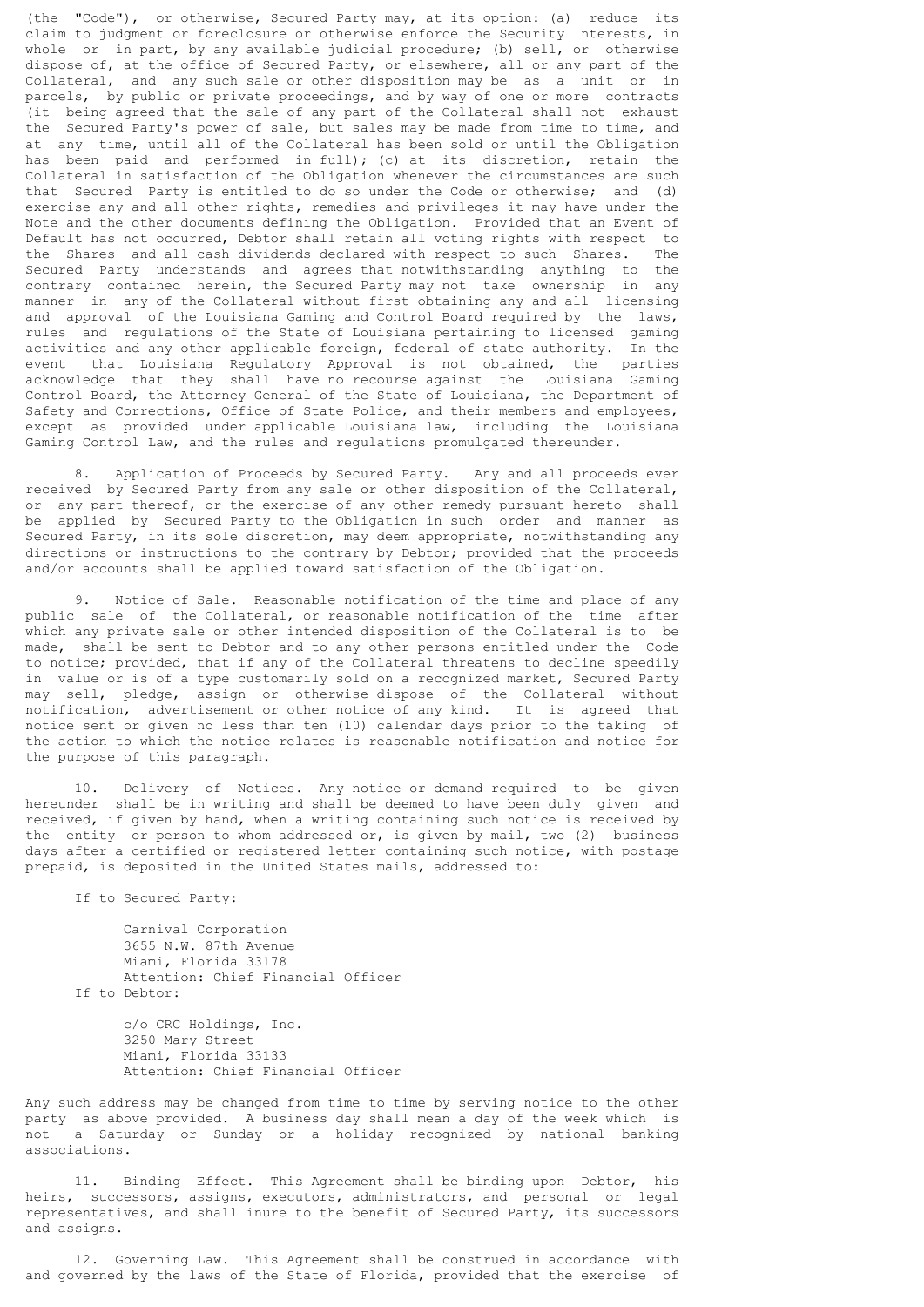(the "Code"), or otherwise, Secured Party may, at its option: (a) reduce its claim to judgment or foreclosure or otherwise enforce the Security Interests, in whole or in part, by any available judicial procedure; (b) sell, or otherwise dispose of, at the office of Secured Party, or elsewhere, all or any part of the Collateral, and any such sale or other disposition may be as a unit or in parcels, by public or private proceedings, and by way of one or more contracts (it being agreed that the sale of any part of the Collateral shall not exhaust the Secured Party's power of sale, but sales may be made from time to time, and at any time, until all of the Collateral has been sold or until the Obligation has been paid and performed in full); (c) at its discretion, retain the Collateral in satisfaction of the Obligation whenever the circumstances are such that Secured Party is entitled to do so under the Code or otherwise; and (d) exercise any and all other rights, remedies and privileges it may have under the Note and the other documents defining the Obligation. Provided that an Event of Default has not occurred, Debtor shall retain all voting rights with respect to the Shares and all cash dividends declared with respect to such Shares. The Secured Party understands and agrees that notwithstanding anything to the contrary contained herein, the Secured Party may not take ownership in any manner in any of the Collateral without first obtaining any and all licensing and approval of the Louisiana Gaming and Control Board required by the laws, rules and regulations of the State of Louisiana pertaining to licensed gaming activities and any other applicable foreign, federal of state authority. In the event that Louisiana Regulatory Approval is not obtained, the parties acknowledge that they shall have no recourse against the Louisiana Gaming Control Board, the Attorney General of the State of Louisiana, the Department of Safety and Corrections, Office of State Police, and their members and employees, except as provided under applicable Louisiana law, including the Louisiana Gaming Control Law, and the rules and regulations promulgated thereunder.

8. Application of Proceeds by Secured Party. Any and all proceeds ever received by Secured Party from any sale or other disposition of the Collateral, or any part thereof, or the exercise of any other remedy pursuant hereto shall be applied by Secured Party to the Obligation in such order and manner as Secured Party, in its sole discretion, may deem appropriate, notwithstanding any directions or instructions to the contrary by Debtor; provided that the proceeds and/or accounts shall be applied toward satisfaction of the Obligation.

9. Notice of Sale. Reasonable notification of the time and place of any public sale of the Collateral, or reasonable notification of the time after which any private sale or other intended disposition of the Collateral is to be made, shall be sent to Debtor and to any other persons entitled under the Code to notice; provided, that if any of the Collateral threatens to decline speedily in value or is of a type customarily sold on a recognized market, Secured Party may sell, pledge, assign or otherwise dispose of the Collateral without notification, advertisement or other notice of any kind. It is agreed that notice sent or given no less than ten (10) calendar days prior to the taking of the action to which the notice relates is reasonable notification and notice for the purpose of this paragraph.

10. Delivery of Notices. Any notice or demand required to be given hereunder shall be in writing and shall be deemed to have been duly given and received, if given by hand, when a writing containing such notice is received by the entity or person to whom addressed or, is given by mail, two (2) business days after a certified or registered letter containing such notice, with postage prepaid, is deposited in the United States mails, addressed to:

If to Secured Party:

Carnival Corporation
3655 N.W. 87th Avenue
Miami, Florida 33178
Attention: Chief Financial Officer

If to Debtor:

c/o CRC Holdings, Inc.
3250 Mary Street
Miami, Florida 33133
Attention: Chief Financial Officer

Any such address may be changed from time to time by serving notice to the other party as above provided. A business day shall mean a day of the week which is not a Saturday or Sunday or a holiday recognized by national banking associations.

11. Binding Effect. This Agreement shall be binding upon Debtor, his heirs, successors, assigns, executors, administrators, and personal or legal representatives, and shall inure to the benefit of Secured Party, its successors and assigns.

12. Governing Law. This Agreement shall be construed in accordance with and governed by the laws of the State of Florida, provided that the exercise of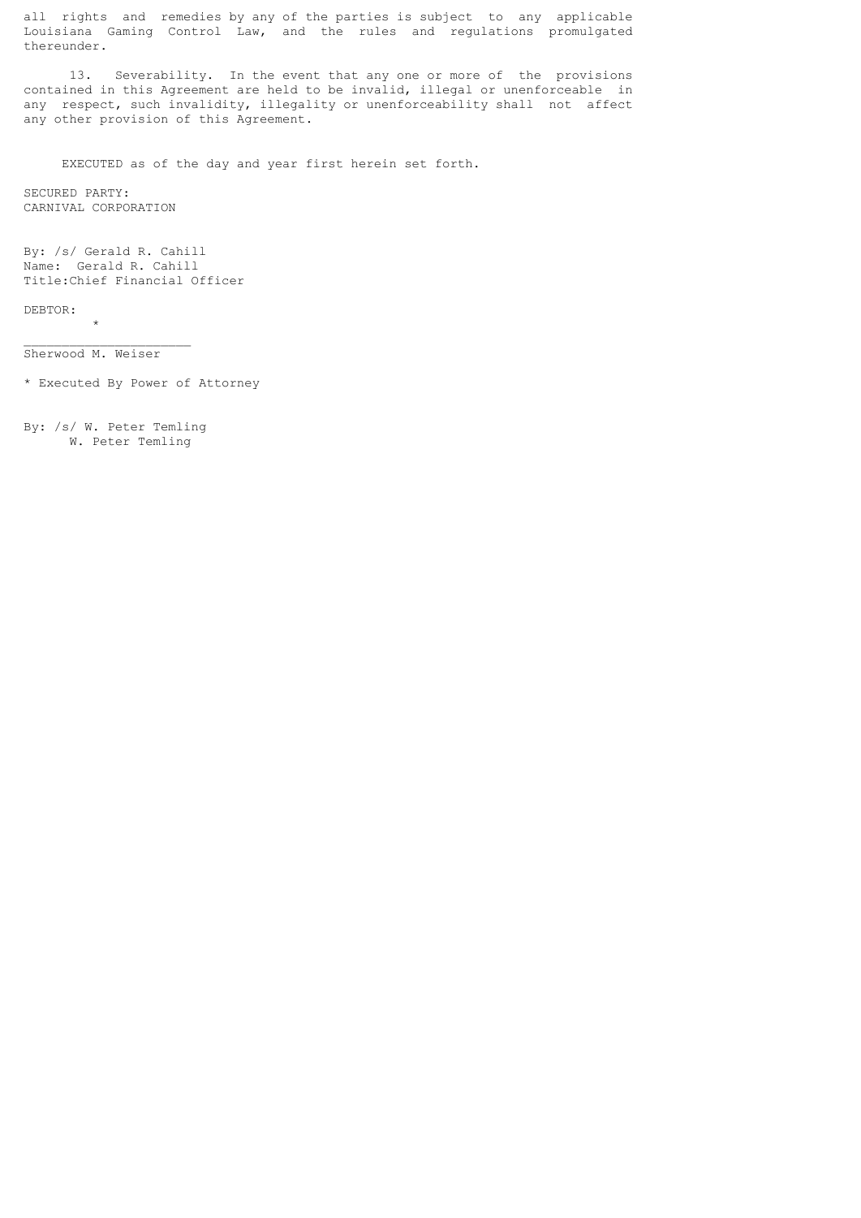all rights and remedies by any of the parties is subject to any applicable Louisiana Gaming Control Law, and the rules and regulations promulgated thereunder.

13. Severability. In the event that any one or more of the provisions contained in this Agreement are held to be invalid, illegal or unenforceable in any respect, such invalidity, illegality or unenforceability shall not affect any other provision of this Agreement.

EXECUTED as of the day and year first herein set forth.

SECURED PARTY:
CARNIVAL CORPORATION

By: /s/ Gerald R. Cahill
Name: Gerald R. Cahill
Title: Chief Financial Officer

DEBTOR:

*
______________________
Sherwood M. Weiser

* Executed By Power of Attorney

By: /s/ W. Peter Temling
W. Peter Temling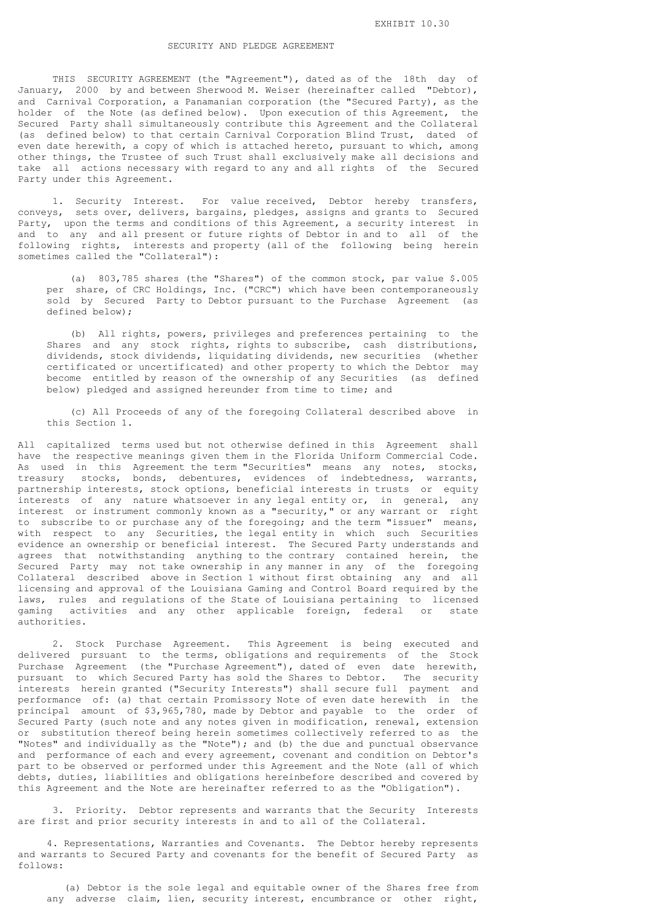EXHIBIT 10.30

# SECURITY AND PLEDGE AGREEMENT

THIS SECURITY AGREEMENT (the "Agreement"), dated as of the 18th day of January, 2000 by and between Sherwood M. Weiser (hereinafter called "Debtor), and Carnival Corporation, a Panamanian corporation (the "Secured Party), as the holder of the Note (as defined below). Upon execution of this Agreement, the Secured Party shall simultaneously contribute this Agreement and the Collateral (as defined below) to that certain Carnival Corporation Blind Trust, dated of even date herewith, a copy of which is attached hereto, pursuant to which, among other things, the Trustee of such Trust shall exclusively make all decisions and take all actions necessary with regard to any and all rights of the Secured Party under this Agreement.

1. Security Interest. For value received, Debtor hereby transfers, conveys, sets over, delivers, bargains, pledges, assigns and grants to Secured Party, upon the terms and conditions of this Agreement, a security interest in and to any and all present or future rights of Debtor in and to all of the following rights, interests and property (all of the following being herein sometimes called the "Collateral"):

(a) 803,785 shares (the "Shares") of the common stock, par value $.005 per share, of CRC Holdings, Inc. ("CRC") which have been contemporaneously sold by Secured Party to Debtor pursuant to the Purchase Agreement (as defined below);

(b) All rights, powers, privileges and preferences pertaining to the Shares and any stock rights, rights to subscribe, cash distributions, dividends, stock dividends, liquidating dividends, new securities (whether certificated or uncertificated) and other property to which the Debtor may become entitled by reason of the ownership of any Securities (as defined below) pledged and assigned hereunder from time to time; and

(c) All Proceeds of any of the foregoing Collateral described above in this Section 1.

All capitalized terms used but not otherwise defined in this Agreement shall have the respective meanings given them in the Florida Uniform Commercial Code. As used in this Agreement the term "Securities" means any notes, stocks, treasury stocks, bonds, debentures, evidences of indebtedness, warrants, partnership interests, stock options, beneficial interests in trusts or equity interests of any nature whatsoever in any legal entity or, in general, any interest or instrument commonly known as a "security," or any warrant or right to subscribe to or purchase any of the foregoing; and the term "issuer" means, with respect to any Securities, the legal entity in which such Securities evidence an ownership or beneficial interest. The Secured Party understands and agrees that notwithstanding anything to the contrary contained herein, the Secured Party may not take ownership in any manner in any of the foregoing Collateral described above in Section 1 without first obtaining any and all licensing and approval of the Louisiana Gaming and Control Board required by the laws, rules and regulations of the State of Louisiana pertaining to licensed gaming activities and any other applicable foreign, federal or state authorities.

2. Stock Purchase Agreement. This Agreement is being executed and delivered pursuant to the terms, obligations and requirements of the Stock Purchase Agreement (the "Purchase Agreement"), dated of even date herewith, pursuant to which Secured Party has sold the Shares to Debtor. The security interests herein granted ("Security Interests") shall secure full payment and performance of: (a) that certain Promissory Note of even date herewith in the principal amount of $3,965,780, made by Debtor and payable to the order of Secured Party (such note and any notes given in modification, renewal, extension or substitution thereof being herein sometimes collectively referred to as the "Notes" and individually as the "Note"); and (b) the due and punctual observance and performance of each and every agreement, covenant and condition on Debtor's part to be observed or performed under this Agreement and the Note (all of which debts, duties, liabilities and obligations hereinbefore described and covered by this Agreement and the Note are hereinafter referred to as the "Obligation").

3. Priority. Debtor represents and warrants that the Security Interests are first and prior security interests in and to all of the Collateral.

4. Representations, Warranties and Covenants. The Debtor hereby represents and warrants to Secured Party and covenants for the benefit of Secured Party as follows:

(a) Debtor is the sole legal and equitable owner of the Shares free from any adverse claim, lien, security interest, encumbrance or other right,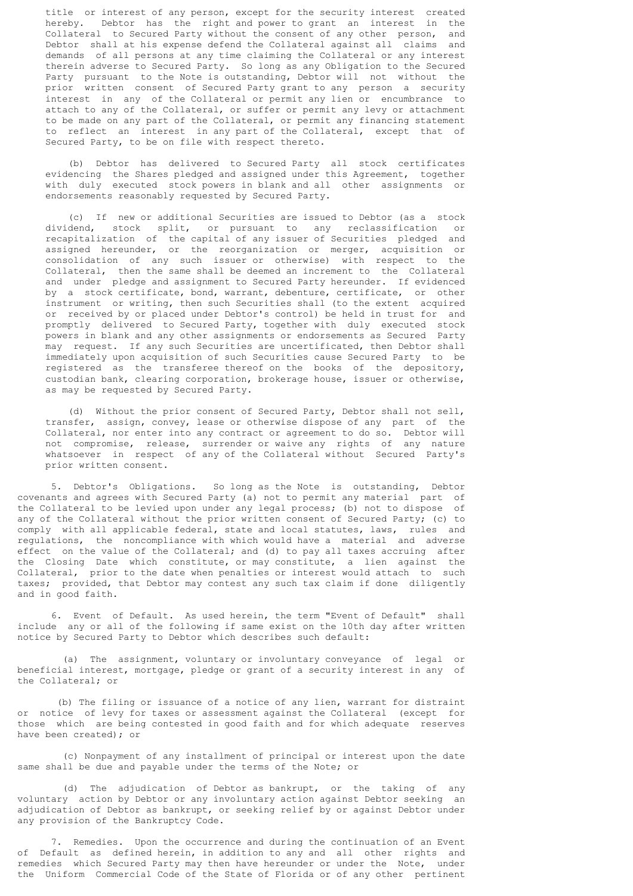title or interest of any person, except for the security interest created hereby. Debtor has the right and power to grant an interest in the Collateral to Secured Party without the consent of any other person, and Debtor shall at his expense defend the Collateral against all claims and demands of all persons at any time claiming the Collateral or any interest therein adverse to Secured Party. So long as any Obligation to the Secured Party pursuant to the Note is outstanding, Debtor will not without the prior written consent of Secured Party grant to any person a security interest in any of the Collateral or permit any lien or encumbrance to attach to any of the Collateral, or suffer or permit any levy or attachment to be made on any part of the Collateral, or permit any financing statement to reflect an interest in any part of the Collateral, except that of Secured Party, to be on file with respect thereto.

(b) Debtor has delivered to Secured Party all stock certificates evidencing the Shares pledged and assigned under this Agreement, together with duly executed stock powers in blank and all other assignments or endorsements reasonably requested by Secured Party.

(c) If new or additional Securities are issued to Debtor (as a stock dividend, stock split, or pursuant to any reclassification or recapitalization of the capital of any issuer of Securities pledged and assigned hereunder, or the reorganization or merger, acquisition or consolidation of any such issuer or otherwise) with respect to the Collateral, then the same shall be deemed an increment to the Collateral and under pledge and assignment to Secured Party hereunder. If evidenced by a stock certificate, bond, warrant, debenture, certificate, or other instrument or writing, then such Securities shall (to the extent acquired or received by or placed under Debtor's control) be held in trust for and promptly delivered to Secured Party, together with duly executed stock powers in blank and any other assignments or endorsements as Secured Party may request. If any such Securities are uncertificated, then Debtor shall immediately upon acquisition of such Securities cause Secured Party to be registered as the transferee thereof on the books of the depository, custodian bank, clearing corporation, brokerage house, issuer or otherwise, as may be requested by Secured Party.

(d) Without the prior consent of Secured Party, Debtor shall not sell, transfer, assign, convey, lease or otherwise dispose of any part of the Collateral, nor enter into any contract or agreement to do so. Debtor will not compromise, release, surrender or waive any rights of any nature whatsoever in respect of any of the Collateral without Secured Party's prior written consent.

5. Debtor's Obligations. So long as the Note is outstanding, Debtor covenants and agrees with Secured Party (a) not to permit any material part of the Collateral to be levied upon under any legal process; (b) not to dispose of any of the Collateral without the prior written consent of Secured Party; (c) to comply with all applicable federal, state and local statutes, laws, rules and regulations, the noncompliance with which would have a material and adverse effect on the value of the Collateral; and (d) to pay all taxes accruing after the Closing Date which constitute, or may constitute, a lien against the Collateral, prior to the date when penalties or interest would attach to such taxes; provided, that Debtor may contest any such tax claim if done diligently and in good faith.

6. Event of Default. As used herein, the term "Event of Default" shall include any or all of the following if same exist on the 10th day after written notice by Secured Party to Debtor which describes such default:

(a) The assignment, voluntary or involuntary conveyance of legal or beneficial interest, mortgage, pledge or grant of a security interest in any of the Collateral; or

(b) The filing or issuance of a notice of any lien, warrant for distraint or notice of levy for taxes or assessment against the Collateral (except for those which are being contested in good faith and for which adequate reserves have been created); or

(c) Nonpayment of any installment of principal or interest upon the date same shall be due and payable under the terms of the Note; or

(d) The adjudication of Debtor as bankrupt, or the taking of any voluntary action by Debtor or any involuntary action against Debtor seeking an adjudication of Debtor as bankrupt, or seeking relief by or against Debtor under any provision of the Bankruptcy Code.

7. Remedies. Upon the occurrence and during the continuation of an Event of Default as defined herein, in addition to any and all other rights and remedies which Secured Party may then have hereunder or under the Note, under the Uniform Commercial Code of the State of Florida or of any other pertinent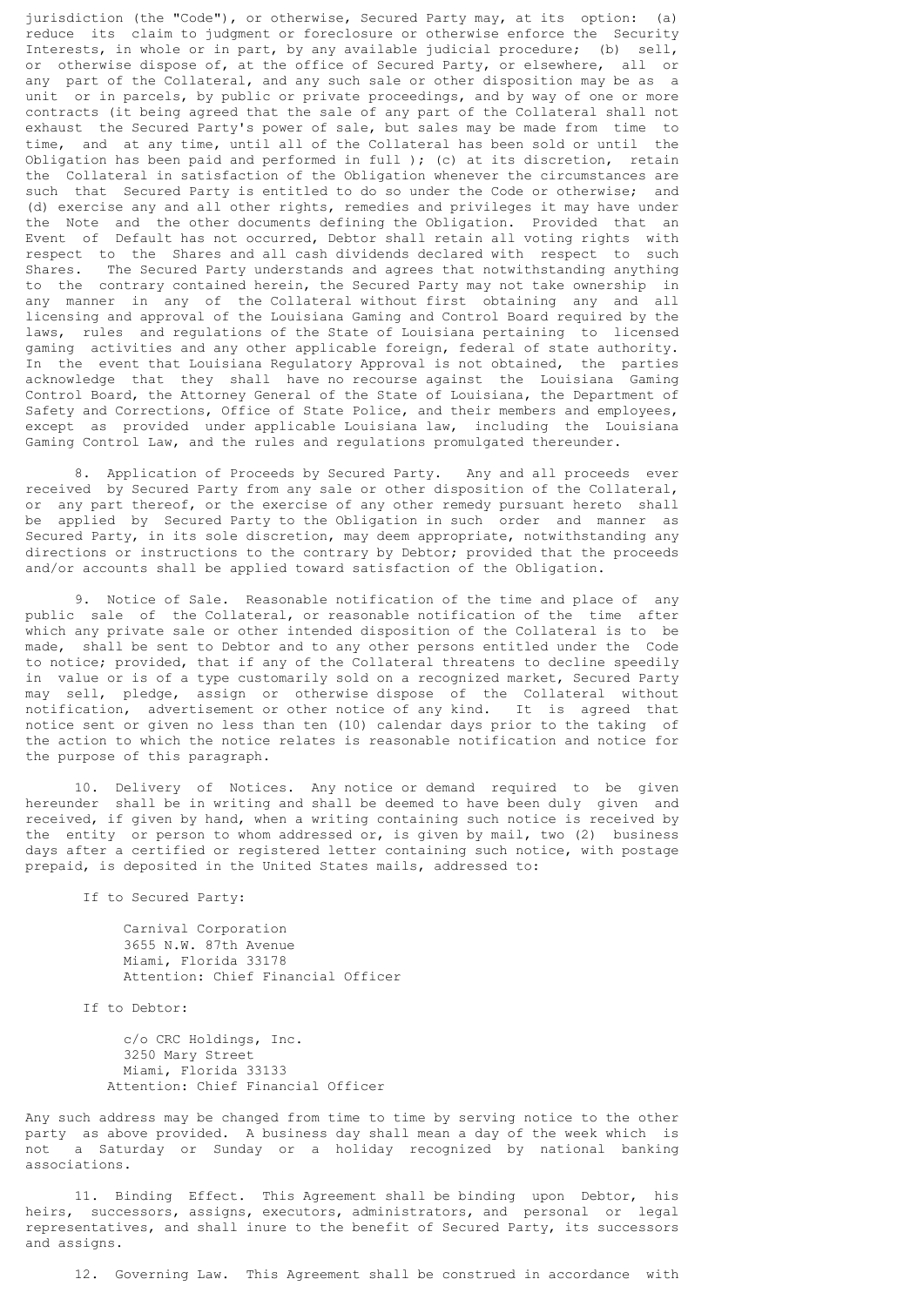jurisdiction (the "Code"), or otherwise, Secured Party may, at its option: (a) reduce its claim to judgment or foreclosure or otherwise enforce the Security Interests, in whole or in part, by any available judicial procedure; (b) sell, or otherwise dispose of, at the office of Secured Party, or elsewhere, all or any part of the Collateral, and any such sale or other disposition may be as a unit or in parcels, by public or private proceedings, and by way of one or more contracts (it being agreed that the sale of any part of the Collateral shall not exhaust the Secured Party's power of sale, but sales may be made from time to time, and at any time, until all of the Collateral has been sold or until the Obligation has been paid and performed in full ); (c) at its discretion, retain the Collateral in satisfaction of the Obligation whenever the circumstances are such that Secured Party is entitled to do so under the Code or otherwise; and (d) exercise any and all other rights, remedies and privileges it may have under the Note and the other documents defining the Obligation. Provided that an Event of Default has not occurred, Debtor shall retain all voting rights with respect to the Shares and all cash dividends declared with respect to such Shares. The Secured Party understands and agrees that notwithstanding anything to the contrary contained herein, the Secured Party may not take ownership in any manner in any of the Collateral without first obtaining any and all licensing and approval of the Louisiana Gaming and Control Board required by the laws, rules and regulations of the State of Louisiana pertaining to licensed gaming activities and any other applicable foreign, federal of state authority. In the event that Louisiana Regulatory Approval is not obtained, the parties acknowledge that they shall have no recourse against the Louisiana Gaming Control Board, the Attorney General of the State of Louisiana, the Department of Safety and Corrections, Office of State Police, and their members and employees, except as provided under applicable Louisiana law, including the Louisiana Gaming Control Law, and the rules and regulations promulgated thereunder.

8. Application of Proceeds by Secured Party. Any and all proceeds ever received by Secured Party from any sale or other disposition of the Collateral, or any part thereof, or the exercise of any other remedy pursuant hereto shall be applied by Secured Party to the Obligation in such order and manner as Secured Party, in its sole discretion, may deem appropriate, notwithstanding any directions or instructions to the contrary by Debtor; provided that the proceeds and/or accounts shall be applied toward satisfaction of the Obligation.

9. Notice of Sale. Reasonable notification of the time and place of any public sale of the Collateral, or reasonable notification of the time after which any private sale or other intended disposition of the Collateral is to be made, shall be sent to Debtor and to any other persons entitled under the Code to notice; provided, that if any of the Collateral threatens to decline speedily in value or is of a type customarily sold on a recognized market, Secured Party may sell, pledge, assign or otherwise dispose of the Collateral without notification, advertisement or other notice of any kind. It is agreed that notice sent or given no less than ten (10) calendar days prior to the taking of the action to which the notice relates is reasonable notification and notice for the purpose of this paragraph.

10. Delivery of Notices. Any notice or demand required to be given hereunder shall be in writing and shall be deemed to have been duly given and received, if given by hand, when a writing containing such notice is received by the entity or person to whom addressed or, is given by mail, two (2) business days after a certified or registered letter containing such notice, with postage prepaid, is deposited in the United States mails, addressed to:

If to Secured Party:

Carnival Corporation
3655 N.W. 87th Avenue
Miami, Florida 33178
Attention: Chief Financial Officer

If to Debtor:

c/o CRC Holdings, Inc.
3250 Mary Street
Miami, Florida 33133
Attention: Chief Financial Officer

Any such address may be changed from time to time by serving notice to the other party as above provided. A business day shall mean a day of the week which is not a Saturday or Sunday or a holiday recognized by national banking associations.

11. Binding Effect. This Agreement shall be binding upon Debtor, his heirs, successors, assigns, executors, administrators, and personal or legal representatives, and shall inure to the benefit of Secured Party, its successors and assigns.

12. Governing Law. This Agreement shall be construed in accordance with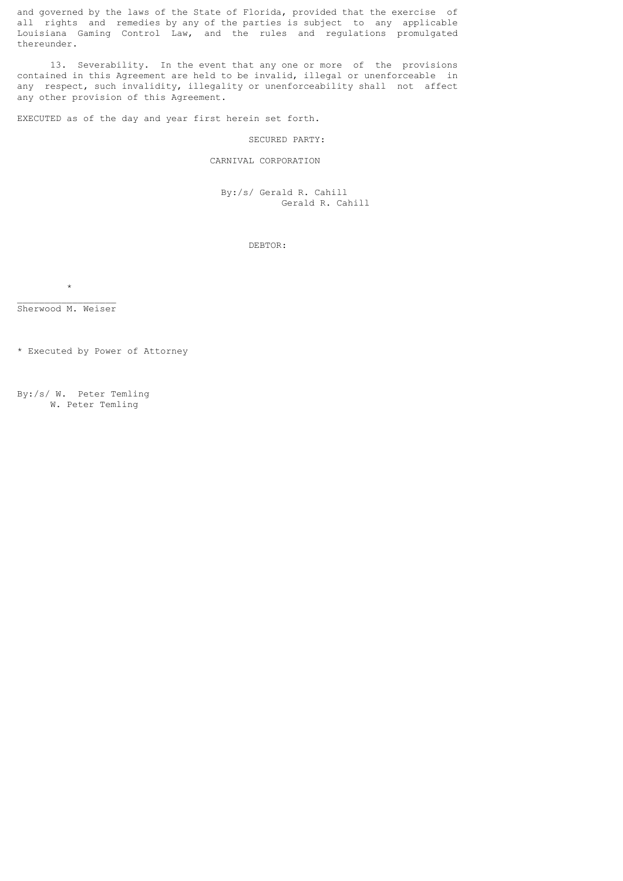and governed by the laws of the State of Florida, provided that the exercise of all rights and remedies by any of the parties is subject to any applicable Louisiana Gaming Control Law, and the rules and regulations promulgated thereunder.

13. Severability. In the event that any one or more of the provisions contained in this Agreement are held to be invalid, illegal or unenforceable in any respect, such invalidity, illegality or unenforceability shall not affect any other provision of this Agreement.

EXECUTED as of the day and year first herein set forth.

SECURED PARTY:

CARNIVAL CORPORATION

By:/s/ Gerald R. Cahill
Gerald R. Cahill

DEBTOR:

*
_________________
Sherwood M. Weiser

* Executed by Power of Attorney

By:/s/ W. Peter Temling
W. Peter Temling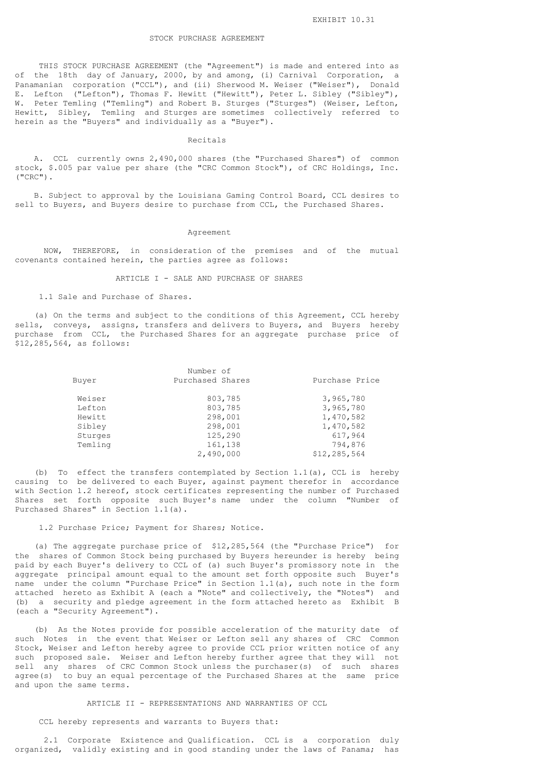EXHIBIT 10.31

# STOCK PURCHASE AGREEMENT

THIS STOCK PURCHASE AGREEMENT (the "Agreement") is made and entered into as of the 18th day of January, 2000, by and among, (i) Carnival Corporation, a Panamanian corporation ("CCL"), and (ii) Sherwood M. Weiser ("Weiser"), Donald E. Lefton ("Lefton"), Thomas F. Hewitt ("Hewitt"), Peter L. Sibley ("Sibley"), W. Peter Temling ("Temling") and Robert B. Sturges ("Sturges") (Weiser, Lefton, Hewitt, Sibley, Temling and Sturges are sometimes collectively referred to herein as the "Buyers" and individually as a "Buyer").

## Recitals

A. CCL currently owns 2,490,000 shares (the "Purchased Shares") of common stock, $.005 par value per share (the "CRC Common Stock"), of CRC Holdings, Inc. ("CRC").

B. Subject to approval by the Louisiana Gaming Control Board, CCL desires to sell to Buyers, and Buyers desire to purchase from CCL, the Purchased Shares.

## Agreement

NOW, THEREFORE, in consideration of the premises and of the mutual covenants contained herein, the parties agree as follows:

### ARTICLE I - SALE AND PURCHASE OF SHARES

1.1 Sale and Purchase of Shares.

(a) On the terms and subject to the conditions of this Agreement, CCL hereby sells, conveys, assigns, transfers and delivers to Buyers, and Buyers hereby purchase from CCL, the Purchased Shares for an aggregate purchase price of $12,285,564, as follows:

| Buyer | Number of Purchased Shares | Purchase Price |
|---|---|---|
| Weiser | 803,785 | 3,965,780 |
| Lefton | 803,785 | 3,965,780 |
| Hewitt | 298,001 | 1,470,582 |
| Sibley | 298,001 | 1,470,582 |
| Sturges | 125,290 | 617,964 |
| Temling | 161,138 | 794,876 |
| | 2,490,000 | $12,285,564 |

(b) To effect the transfers contemplated by Section 1.1(a), CCL is hereby causing to be delivered to each Buyer, against payment therefor in accordance with Section 1.2 hereof, stock certificates representing the number of Purchased Shares set forth opposite such Buyer's name under the column "Number of Purchased Shares" in Section 1.1(a).

1.2 Purchase Price; Payment for Shares; Notice.

(a) The aggregate purchase price of $12,285,564 (the "Purchase Price") for the shares of Common Stock being purchased by Buyers hereunder is hereby being paid by each Buyer's delivery to CCL of (a) such Buyer's promissory note in the aggregate principal amount equal to the amount set forth opposite such Buyer's name under the column "Purchase Price" in Section 1.1(a), such note in the form attached hereto as Exhibit A (each a "Note" and collectively, the "Notes") and (b) a security and pledge agreement in the form attached hereto as Exhibit B (each a "Security Agreement").

(b) As the Notes provide for possible acceleration of the maturity date of such Notes in the event that Weiser or Lefton sell any shares of CRC Common Stock, Weiser and Lefton hereby agree to provide CCL prior written notice of any such proposed sale. Weiser and Lefton hereby further agree that they will not sell any shares of CRC Common Stock unless the purchaser(s) of such shares agree(s) to buy an equal percentage of the Purchased Shares at the same price and upon the same terms.

### ARTICLE II - REPRESENTATIONS AND WARRANTIES OF CCL

CCL hereby represents and warrants to Buyers that:

2.1 Corporate Existence and Qualification. CCL is a corporation duly organized, validly existing and in good standing under the laws of Panama; has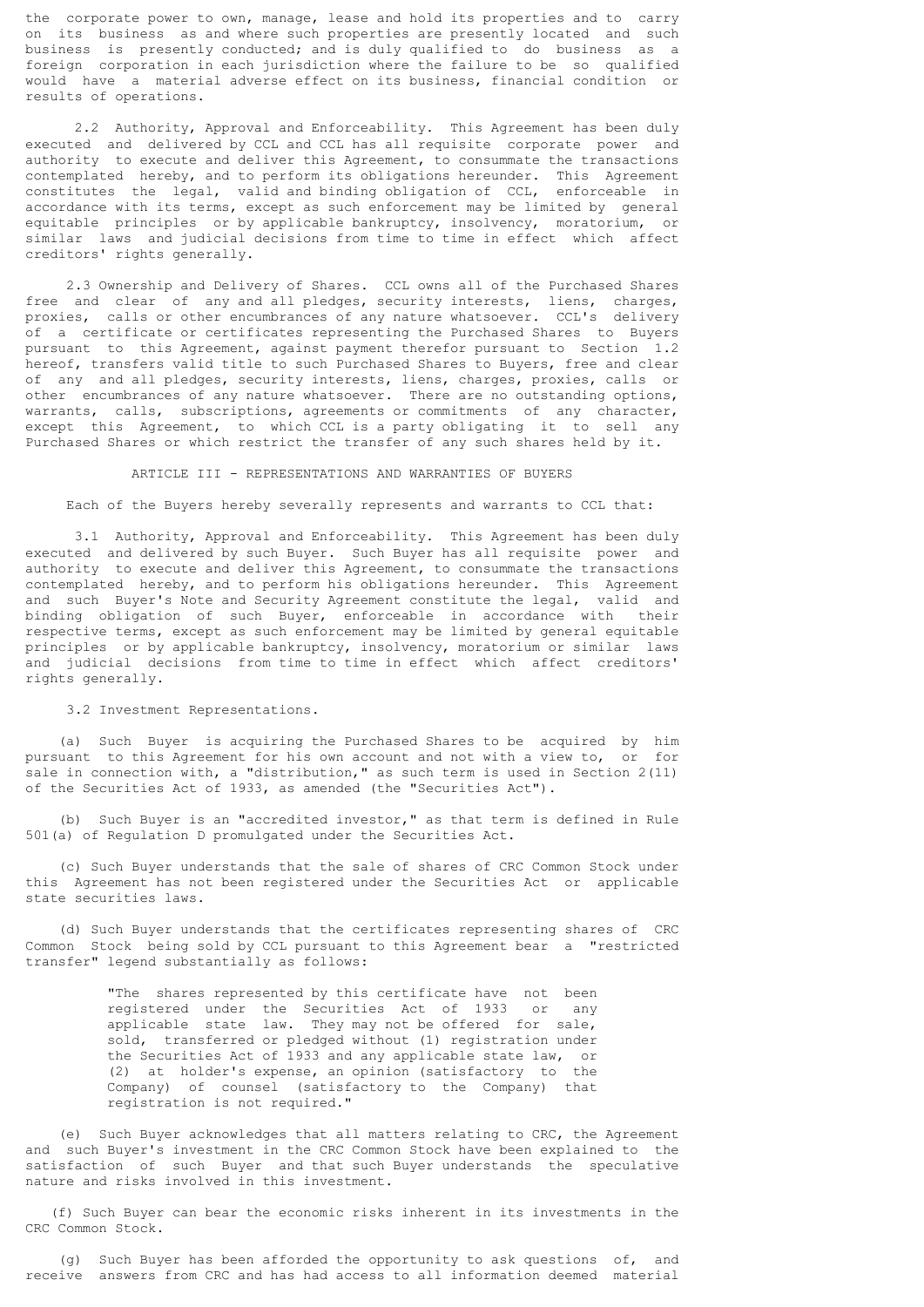the corporate power to own, manage, lease and hold its properties and to carry on its business as and where such properties are presently located and such business is presently conducted; and is duly qualified to do business as a foreign corporation in each jurisdiction where the failure to be so qualified would have a material adverse effect on its business, financial condition or results of operations.

2.2 Authority, Approval and Enforceability. This Agreement has been duly executed and delivered by CCL and CCL has all requisite corporate power and authority to execute and deliver this Agreement, to consummate the transactions contemplated hereby, and to perform its obligations hereunder. This Agreement constitutes the legal, valid and binding obligation of CCL, enforceable in accordance with its terms, except as such enforcement may be limited by general equitable principles or by applicable bankruptcy, insolvency, moratorium, or similar laws and judicial decisions from time to time in effect which affect creditors' rights generally.

2.3 Ownership and Delivery of Shares. CCL owns all of the Purchased Shares free and clear of any and all pledges, security interests, liens, charges, proxies, calls or other encumbrances of any nature whatsoever. CCL's delivery of a certificate or certificates representing the Purchased Shares to Buyers pursuant to this Agreement, against payment therefor pursuant to Section 1.2 hereof, transfers valid title to such Purchased Shares to Buyers, free and clear of any and all pledges, security interests, liens, charges, proxies, calls or other encumbrances of any nature whatsoever. There are no outstanding options, warrants, calls, subscriptions, agreements or commitments of any character, except this Agreement, to which CCL is a party obligating it to sell any Purchased Shares or which restrict the transfer of any such shares held by it.

## ARTICLE III - REPRESENTATIONS AND WARRANTIES OF BUYERS

Each of the Buyers hereby severally represents and warrants to CCL that:

3.1 Authority, Approval and Enforceability. This Agreement has been duly executed and delivered by such Buyer. Such Buyer has all requisite power and authority to execute and deliver this Agreement, to consummate the transactions contemplated hereby, and to perform his obligations hereunder. This Agreement and such Buyer's Note and Security Agreement constitute the legal, valid and binding obligation of such Buyer, enforceable in accordance with their respective terms, except as such enforcement may be limited by general equitable principles or by applicable bankruptcy, insolvency, moratorium or similar laws and judicial decisions from time to time in effect which affect creditors' rights generally.

3.2 Investment Representations.

(a) Such Buyer is acquiring the Purchased Shares to be acquired by him pursuant to this Agreement for his own account and not with a view to, or for sale in connection with, a "distribution," as such term is used in Section 2(11) of the Securities Act of 1933, as amended (the "Securities Act").

(b) Such Buyer is an "accredited investor," as that term is defined in Rule 501(a) of Regulation D promulgated under the Securities Act.

(c) Such Buyer understands that the sale of shares of CRC Common Stock under this Agreement has not been registered under the Securities Act or applicable state securities laws.

(d) Such Buyer understands that the certificates representing shares of CRC Common Stock being sold by CCL pursuant to this Agreement bear a "restricted transfer" legend substantially as follows:

> "The shares represented by this certificate have not been registered under the Securities Act of 1933 or any applicable state law. They may not be offered for sale, sold, transferred or pledged without (1) registration under the Securities Act of 1933 and any applicable state law, or (2) at holder's expense, an opinion (satisfactory to the Company) of counsel (satisfactory to the Company) that registration is not required."

(e) Such Buyer acknowledges that all matters relating to CRC, the Agreement and such Buyer's investment in the CRC Common Stock have been explained to the satisfaction of such Buyer and that such Buyer understands the speculative nature and risks involved in this investment.

(f) Such Buyer can bear the economic risks inherent in its investments in the CRC Common Stock.

(g) Such Buyer has been afforded the opportunity to ask questions of, and receive answers from CRC and has had access to all information deemed material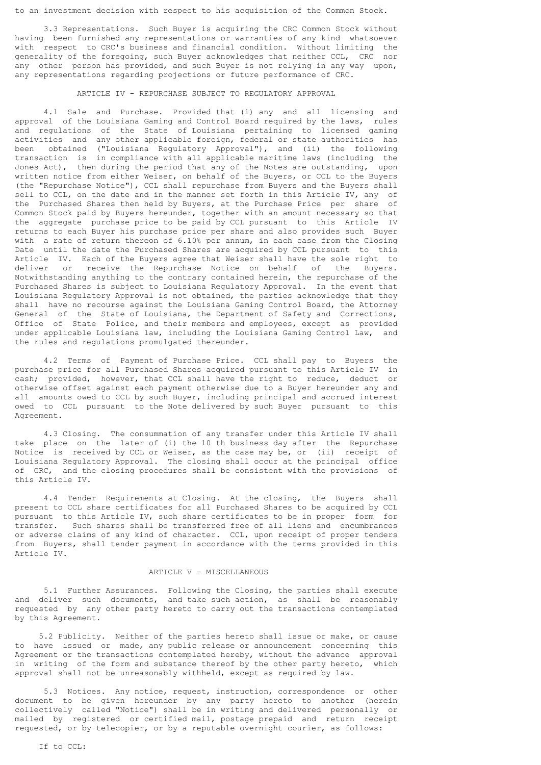to an investment decision with respect to his acquisition of the Common Stock.

3.3 Representations. Such Buyer is acquiring the CRC Common Stock without having been furnished any representations or warranties of any kind whatsoever with respect to CRC's business and financial condition. Without limiting the generality of the foregoing, such Buyer acknowledges that neither CCL, CRC nor any other person has provided, and such Buyer is not relying in any way upon, any representations regarding projections or future performance of CRC.

### ARTICLE IV - REPURCHASE SUBJECT TO REGULATORY APPROVAL

4.1 Sale and Purchase. Provided that (i) any and all licensing and approval of the Louisiana Gaming and Control Board required by the laws, rules and regulations of the State of Louisiana pertaining to licensed gaming activities and any other applicable foreign, federal or state authorities has been obtained ("Louisiana Regulatory Approval"), and (ii) the following transaction is in compliance with all applicable maritime laws (including the Jones Act), then during the period that any of the Notes are outstanding, upon written notice from either Weiser, on behalf of the Buyers, or CCL to the Buyers (the "Repurchase Notice"), CCL shall repurchase from Buyers and the Buyers shall sell to CCL, on the date and in the manner set forth in this Article IV, any of the Purchased Shares then held by Buyers, at the Purchase Price per share of Common Stock paid by Buyers hereunder, together with an amount necessary so that the aggregate purchase price to be paid by CCL pursuant to this Article IV returns to each Buyer his purchase price per share and also provides such Buyer with a rate of return thereon of 6.10% per annum, in each case from the Closing Date until the date the Purchased Shares are acquired by CCL pursuant to this Article IV. Each of the Buyers agree that Weiser shall have the sole right to deliver or receive the Repurchase Notice on behalf of the Buyers. Notwithstanding anything to the contrary contained herein, the repurchase of the Purchased Shares is subject to Louisiana Regulatory Approval. In the event that Louisiana Regulatory Approval is not obtained, the parties acknowledge that they shall have no recourse against the Louisiana Gaming Control Board, the Attorney General of the State of Louisiana, the Department of Safety and Corrections, Office of State Police, and their members and employees, except as provided under applicable Louisiana law, including the Louisiana Gaming Control Law, and the rules and regulations promulgated thereunder.

4.2 Terms of Payment of Purchase Price. CCL shall pay to Buyers the purchase price for all Purchased Shares acquired pursuant to this Article IV in cash; provided, however, that CCL shall have the right to reduce, deduct or otherwise offset against each payment otherwise due to a Buyer hereunder any and all amounts owed to CCL by such Buyer, including principal and accrued interest owed to CCL pursuant to the Note delivered by such Buyer pursuant to this Agreement.

4.3 Closing. The consummation of any transfer under this Article IV shall take place on the later of (i) the 10 th business day after the Repurchase Notice is received by CCL or Weiser, as the case may be, or (ii) receipt of Louisiana Regulatory Approval. The closing shall occur at the principal office of CRC, and the closing procedures shall be consistent with the provisions of this Article IV.

4.4 Tender Requirements at Closing. At the closing, the Buyers shall present to CCL share certificates for all Purchased Shares to be acquired by CCL pursuant to this Article IV, such share certificates to be in proper form for transfer. Such shares shall be transferred free of all liens and encumbrances or adverse claims of any kind of character. CCL, upon receipt of proper tenders from Buyers, shall tender payment in accordance with the terms provided in this Article IV.

### ARTICLE V - MISCELLANEOUS

5.1 Further Assurances. Following the Closing, the parties shall execute and deliver such documents, and take such action, as shall be reasonably requested by any other party hereto to carry out the transactions contemplated by this Agreement.

5.2 Publicity. Neither of the parties hereto shall issue or make, or cause to have issued or made, any public release or announcement concerning this Agreement or the transactions contemplated hereby, without the advance approval in writing of the form and substance thereof by the other party hereto, which approval shall not be unreasonably withheld, except as required by law.

5.3 Notices. Any notice, request, instruction, correspondence or other document to be given hereunder by any party hereto to another (herein collectively called "Notice") shall be in writing and delivered personally or mailed by registered or certified mail, postage prepaid and return receipt requested, or by telecopier, or by a reputable overnight courier, as follows:

If to CCL: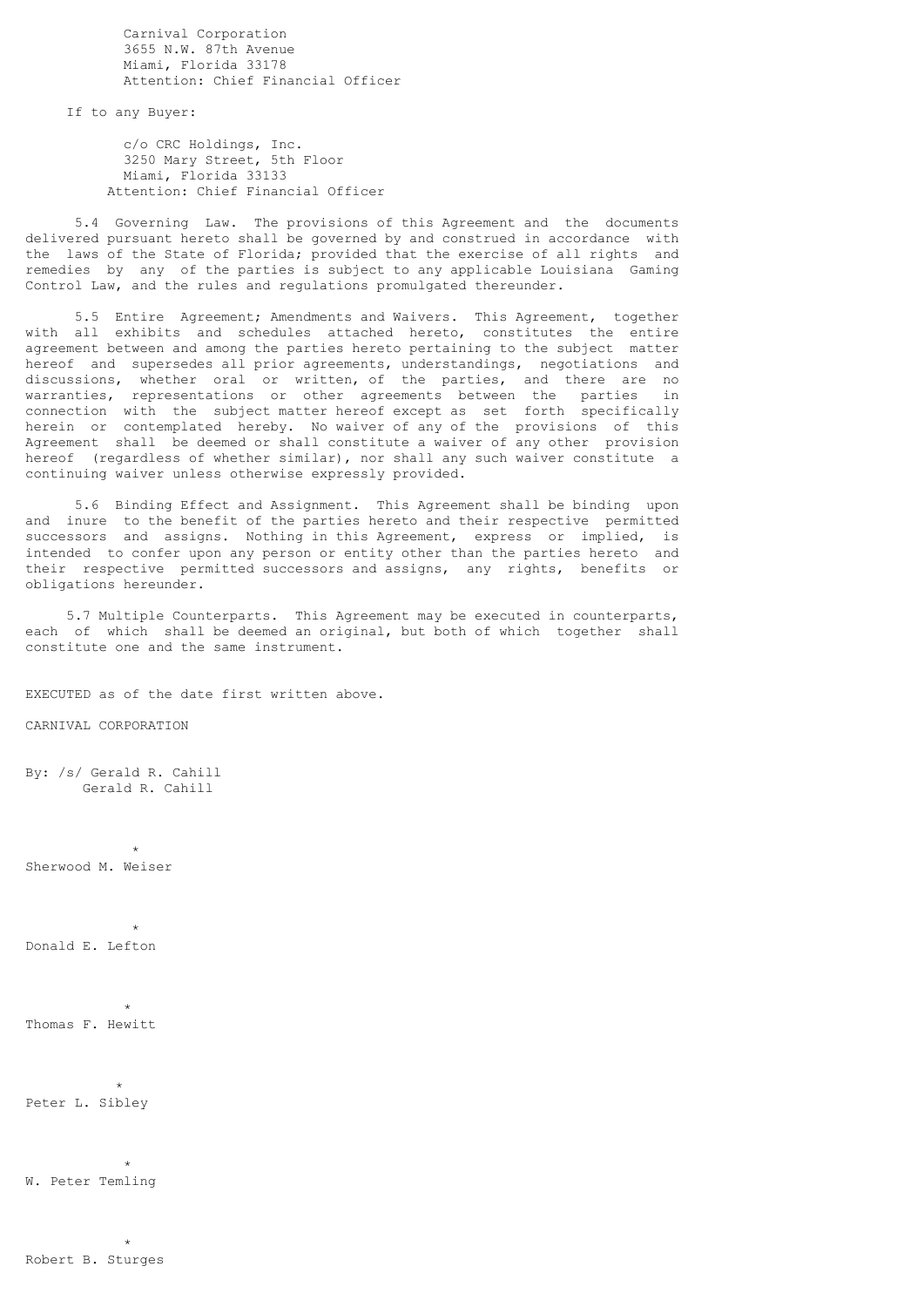Carnival Corporation
3655 N.W. 87th Avenue
Miami, Florida 33178
Attention: Chief Financial Officer

If to any Buyer:

c/o CRC Holdings, Inc.
3250 Mary Street, 5th Floor
Miami, Florida 33133
Attention: Chief Financial Officer

5.4 Governing Law. The provisions of this Agreement and the documents delivered pursuant hereto shall be governed by and construed in accordance with the laws of the State of Florida; provided that the exercise of all rights and remedies by any of the parties is subject to any applicable Louisiana Gaming Control Law, and the rules and regulations promulgated thereunder.

5.5 Entire Agreement; Amendments and Waivers. This Agreement, together with all exhibits and schedules attached hereto, constitutes the entire agreement between and among the parties hereto pertaining to the subject matter hereof and supersedes all prior agreements, understandings, negotiations and discussions, whether oral or written, of the parties, and there are no warranties, representations or other agreements between the parties in connection with the subject matter hereof except as set forth specifically herein or contemplated hereby. No waiver of any of the provisions of this Agreement shall be deemed or shall constitute a waiver of any other provision hereof (regardless of whether similar), nor shall any such waiver constitute a continuing waiver unless otherwise expressly provided.

5.6 Binding Effect and Assignment. This Agreement shall be binding upon and inure to the benefit of the parties hereto and their respective permitted successors and assigns. Nothing in this Agreement, express or implied, is intended to confer upon any person or entity other than the parties hereto and their respective permitted successors and assigns, any rights, benefits or obligations hereunder.

5.7 Multiple Counterparts. This Agreement may be executed in counterparts, each of which shall be deemed an original, but both of which together shall constitute one and the same instrument.

EXECUTED as of the date first written above.

CARNIVAL CORPORATION

By: /s/ Gerald R. Cahill
Gerald R. Cahill

*
Sherwood M. Weiser

*
Donald E. Lefton

*
Thomas F. Hewitt

*
Peter L. Sibley

*
W. Peter Temling

*
Robert B. Sturges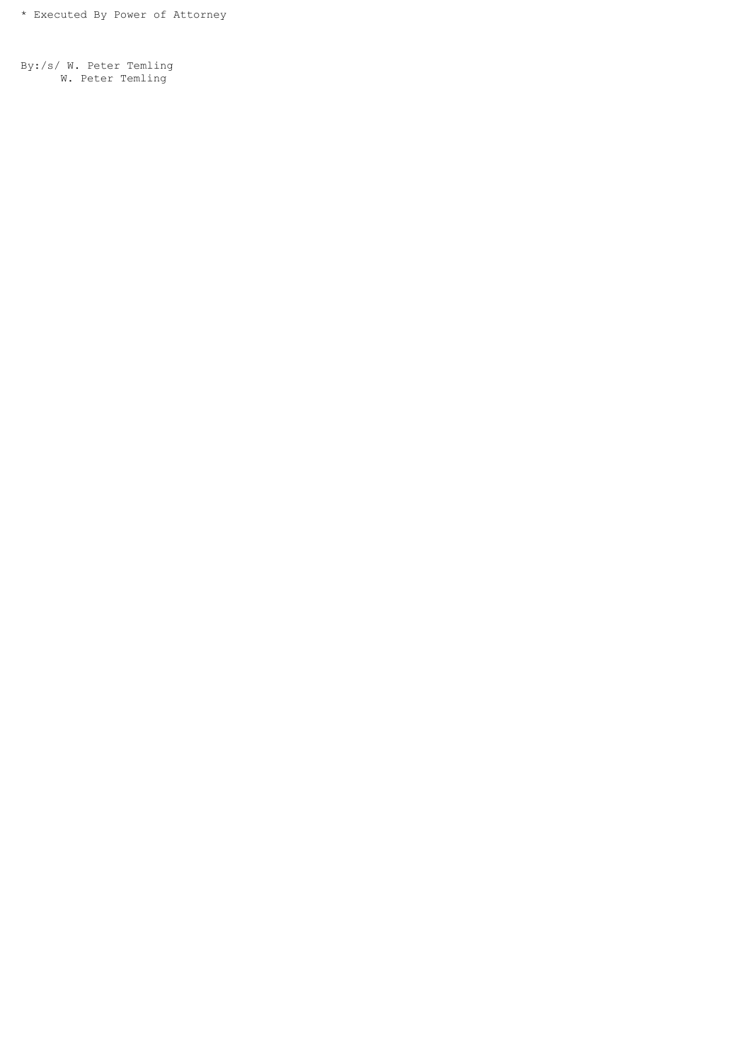* Executed By Power of Attorney

By:/s/ W. Peter Temling
W. Peter Temling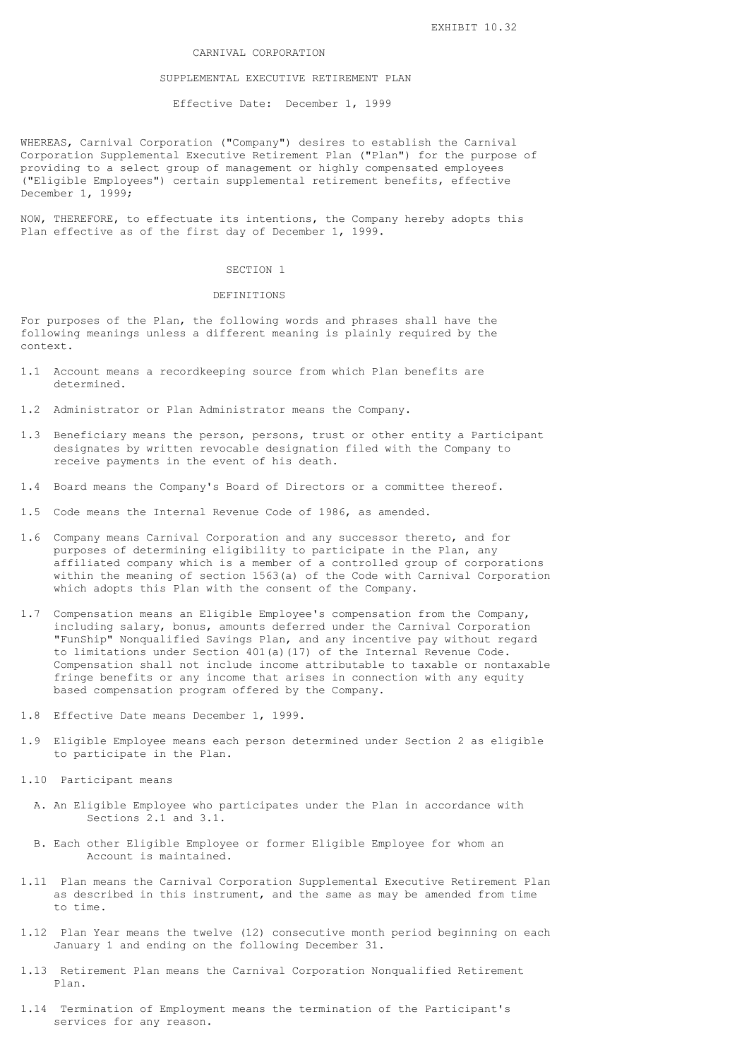EXHIBIT 10.32

# CARNIVAL CORPORATION

## SUPPLEMENTAL EXECUTIVE RETIREMENT PLAN

Effective Date: December 1, 1999

WHEREAS, Carnival Corporation ("Company") desires to establish the Carnival Corporation Supplemental Executive Retirement Plan ("Plan") for the purpose of providing to a select group of management or highly compensated employees ("Eligible Employees") certain supplemental retirement benefits, effective December 1, 1999;

NOW, THEREFORE, to effectuate its intentions, the Company hereby adopts this Plan effective as of the first day of December 1, 1999.

## SECTION 1

## DEFINITIONS

For purposes of the Plan, the following words and phrases shall have the following meanings unless a different meaning is plainly required by the context.

1.1 Account means a recordkeeping source from which Plan benefits are determined.

1.2 Administrator or Plan Administrator means the Company.

1.3 Beneficiary means the person, persons, trust or other entity a Participant designates by written revocable designation filed with the Company to receive payments in the event of his death.

1.4 Board means the Company's Board of Directors or a committee thereof.

1.5 Code means the Internal Revenue Code of 1986, as amended.

1.6 Company means Carnival Corporation and any successor thereto, and for purposes of determining eligibility to participate in the Plan, any affiliated company which is a member of a controlled group of corporations within the meaning of section 1563(a) of the Code with Carnival Corporation which adopts this Plan with the consent of the Company.

1.7 Compensation means an Eligible Employee's compensation from the Company, including salary, bonus, amounts deferred under the Carnival Corporation "FunShip" Nonqualified Savings Plan, and any incentive pay without regard to limitations under Section 401(a)(17) of the Internal Revenue Code. Compensation shall not include income attributable to taxable or nontaxable fringe benefits or any income that arises in connection with any equity based compensation program offered by the Company.

1.8 Effective Date means December 1, 1999.

1.9 Eligible Employee means each person determined under Section 2 as eligible to participate in the Plan.

1.10 Participant means

A. An Eligible Employee who participates under the Plan in accordance with Sections 2.1 and 3.1.

B. Each other Eligible Employee or former Eligible Employee for whom an Account is maintained.

1.11 Plan means the Carnival Corporation Supplemental Executive Retirement Plan as described in this instrument, and the same as may be amended from time to time.

1.12 Plan Year means the twelve (12) consecutive month period beginning on each January 1 and ending on the following December 31.

1.13 Retirement Plan means the Carnival Corporation Nonqualified Retirement Plan.

1.14 Termination of Employment means the termination of the Participant's services for any reason.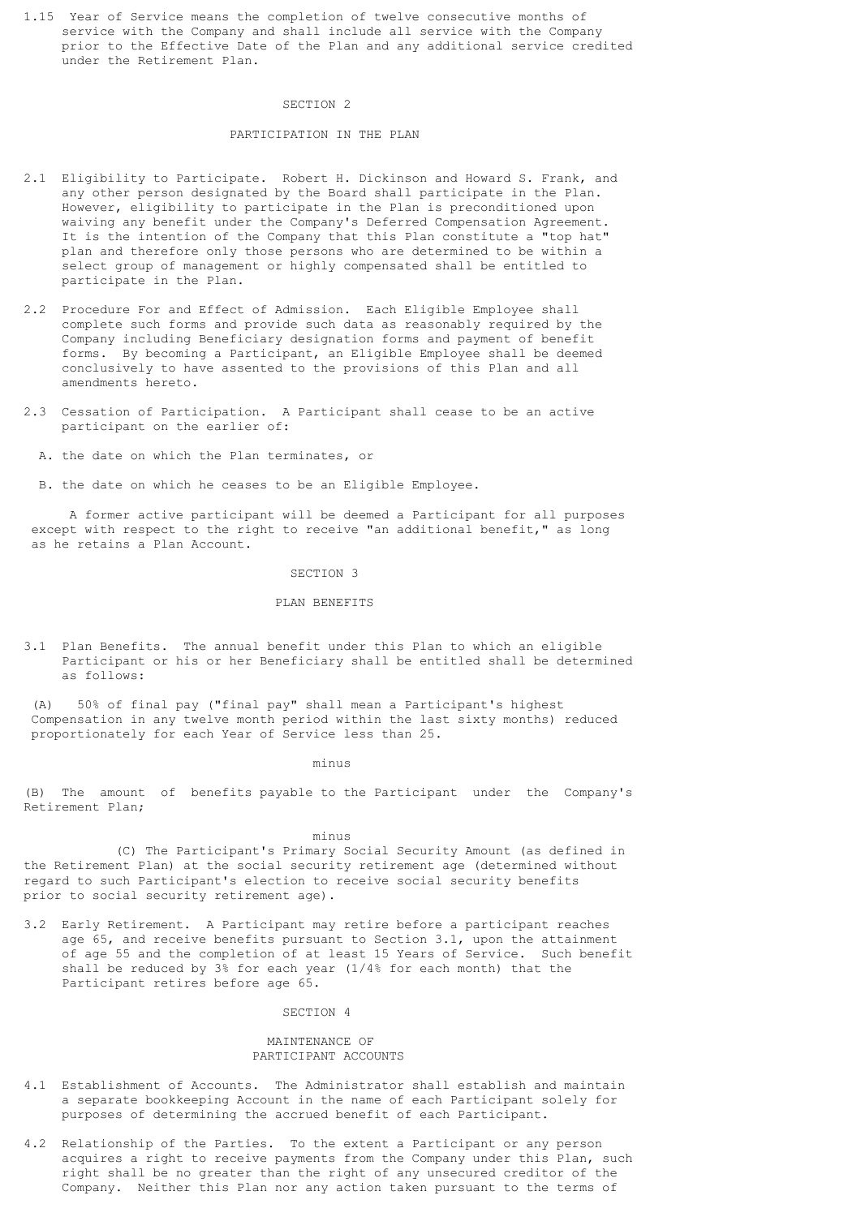1.15 Year of Service means the completion of twelve consecutive months of service with the Company and shall include all service with the Company prior to the Effective Date of the Plan and any additional service credited under the Retirement Plan.

## SECTION 2

## PARTICIPATION IN THE PLAN

2.1 Eligibility to Participate. Robert H. Dickinson and Howard S. Frank, and any other person designated by the Board shall participate in the Plan. However, eligibility to participate in the Plan is preconditioned upon waiving any benefit under the Company's Deferred Compensation Agreement. It is the intention of the Company that this Plan constitute a "top hat" plan and therefore only those persons who are determined to be within a select group of management or highly compensated shall be entitled to participate in the Plan.

2.2 Procedure For and Effect of Admission. Each Eligible Employee shall complete such forms and provide such data as reasonably required by the Company including Beneficiary designation forms and payment of benefit forms. By becoming a Participant, an Eligible Employee shall be deemed conclusively to have assented to the provisions of this Plan and all amendments hereto.

2.3 Cessation of Participation. A Participant shall cease to be an active participant on the earlier of:

A. the date on which the Plan terminates, or

B. the date on which he ceases to be an Eligible Employee.

A former active participant will be deemed a Participant for all purposes except with respect to the right to receive "an additional benefit," as long as he retains a Plan Account.

## SECTION 3

## PLAN BENEFITS

3.1 Plan Benefits. The annual benefit under this Plan to which an eligible Participant or his or her Beneficiary shall be entitled shall be determined as follows:

(A) 50% of final pay ("final pay" shall mean a Participant's highest Compensation in any twelve month period within the last sixty months) reduced proportionately for each Year of Service less than 25.

minus

(B) The amount of benefits payable to the Participant under the Company's Retirement Plan;

minus

(C) The Participant's Primary Social Security Amount (as defined in the Retirement Plan) at the social security retirement age (determined without regard to such Participant's election to receive social security benefits prior to social security retirement age).

3.2 Early Retirement. A Participant may retire before a participant reaches age 65, and receive benefits pursuant to Section 3.1, upon the attainment of age 55 and the completion of at least 15 Years of Service. Such benefit shall be reduced by 3% for each year (1/4% for each month) that the Participant retires before age 65.

## SECTION 4

## MAINTENANCE OF PARTICIPANT ACCOUNTS

4.1 Establishment of Accounts. The Administrator shall establish and maintain a separate bookkeeping Account in the name of each Participant solely for purposes of determining the accrued benefit of each Participant.

4.2 Relationship of the Parties. To the extent a Participant or any person acquires a right to receive payments from the Company under this Plan, such right shall be no greater than the right of any unsecured creditor of the Company. Neither this Plan nor any action taken pursuant to the terms of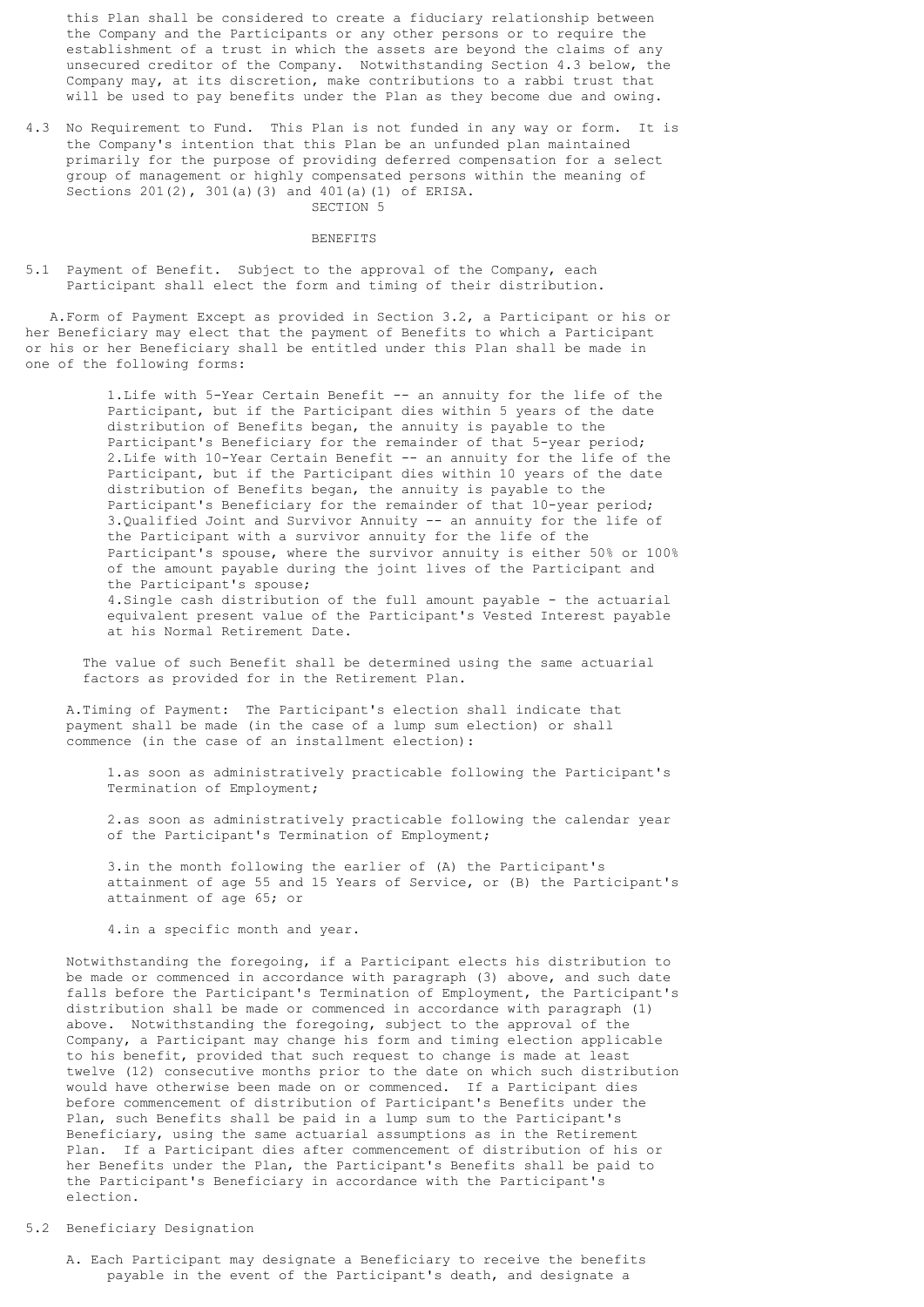this Plan shall be considered to create a fiduciary relationship between the Company and the Participants or any other persons or to require the establishment of a trust in which the assets are beyond the claims of any unsecured creditor of the Company. Notwithstanding Section 4.3 below, the Company may, at its discretion, make contributions to a rabbi trust that will be used to pay benefits under the Plan as they become due and owing.

4.3 No Requirement to Fund. This Plan is not funded in any way or form. It is the Company's intention that this Plan be an unfunded plan maintained primarily for the purpose of providing deferred compensation for a select group of management or highly compensated persons within the meaning of Sections 201(2), 301(a)(3) and 401(a)(1) of ERISA.

## SECTION 5

## BENEFITS

5.1 Payment of Benefit. Subject to the approval of the Company, each Participant shall elect the form and timing of their distribution.

A. Form of Payment Except as provided in Section 3.2, a Participant or his or her Beneficiary may elect that the payment of Benefits to which a Participant or his or her Beneficiary shall be entitled under this Plan shall be made in one of the following forms:

1. Life with 5-Year Certain Benefit -- an annuity for the life of the Participant, but if the Participant dies within 5 years of the date distribution of Benefits began, the annuity is payable to the Participant's Beneficiary for the remainder of that 5-year period;
2. Life with 10-Year Certain Benefit -- an annuity for the life of the Participant, but if the Participant dies within 10 years of the date distribution of Benefits began, the annuity is payable to the Participant's Beneficiary for the remainder of that 10-year period;
3. Qualified Joint and Survivor Annuity -- an annuity for the life of the Participant with a survivor annuity for the life of the Participant's spouse, where the survivor annuity is either 50% or 100% of the amount payable during the joint lives of the Participant and the Participant's spouse;
4. Single cash distribution of the full amount payable - the actuarial equivalent present value of the Participant's Vested Interest payable at his Normal Retirement Date.

The value of such Benefit shall be determined using the same actuarial factors as provided for in the Retirement Plan.

A. Timing of Payment: The Participant's election shall indicate that payment shall be made (in the case of a lump sum election) or shall commence (in the case of an installment election):

1. as soon as administratively practicable following the Participant's Termination of Employment;

2. as soon as administratively practicable following the calendar year of the Participant's Termination of Employment;

3. in the month following the earlier of (A) the Participant's attainment of age 55 and 15 Years of Service, or (B) the Participant's attainment of age 65; or

4. in a specific month and year.

Notwithstanding the foregoing, if a Participant elects his distribution to be made or commenced in accordance with paragraph (3) above, and such date falls before the Participant's Termination of Employment, the Participant's distribution shall be made or commenced in accordance with paragraph (1) above. Notwithstanding the foregoing, subject to the approval of the Company, a Participant may change his form and timing election applicable to his benefit, provided that such request to change is made at least twelve (12) consecutive months prior to the date on which such distribution would have otherwise been made on or commenced. If a Participant dies before commencement of distribution of Participant's Benefits under the Plan, such Benefits shall be paid in a lump sum to the Participant's Beneficiary, using the same actuarial assumptions as in the Retirement Plan. If a Participant dies after commencement of distribution of his or her Benefits under the Plan, the Participant's Benefits shall be paid to the Participant's Beneficiary in accordance with the Participant's election.

5.2 Beneficiary Designation

A. Each Participant may designate a Beneficiary to receive the benefits payable in the event of the Participant's death, and designate a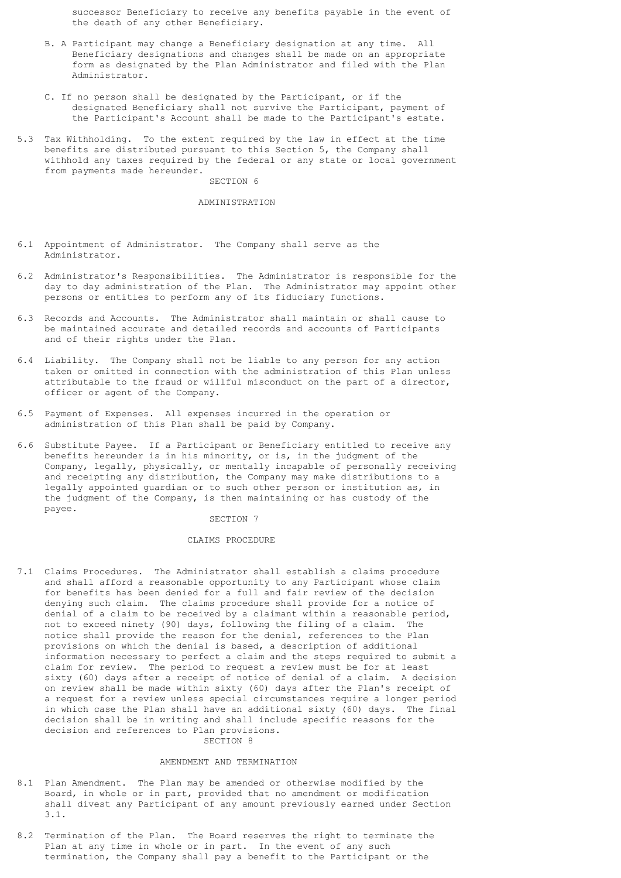successor Beneficiary to receive any benefits payable in the event of the death of any other Beneficiary.

B. A Participant may change a Beneficiary designation at any time. All Beneficiary designations and changes shall be made on an appropriate form as designated by the Plan Administrator and filed with the Plan Administrator.

C. If no person shall be designated by the Participant, or if the designated Beneficiary shall not survive the Participant, payment of the Participant's Account shall be made to the Participant's estate.

5.3 Tax Withholding. To the extent required by the law in effect at the time benefits are distributed pursuant to this Section 5, the Company shall withhold any taxes required by the federal or any state or local government from payments made hereunder.

## SECTION 6

## ADMINISTRATION

6.1 Appointment of Administrator. The Company shall serve as the Administrator.

6.2 Administrator's Responsibilities. The Administrator is responsible for the day to day administration of the Plan. The Administrator may appoint other persons or entities to perform any of its fiduciary functions.

6.3 Records and Accounts. The Administrator shall maintain or shall cause to be maintained accurate and detailed records and accounts of Participants and of their rights under the Plan.

6.4 Liability. The Company shall not be liable to any person for any action taken or omitted in connection with the administration of this Plan unless attributable to the fraud or willful misconduct on the part of a director, officer or agent of the Company.

6.5 Payment of Expenses. All expenses incurred in the operation or administration of this Plan shall be paid by Company.

6.6 Substitute Payee. If a Participant or Beneficiary entitled to receive any benefits hereunder is in his minority, or is, in the judgment of the Company, legally, physically, or mentally incapable of personally receiving and receipting any distribution, the Company may make distributions to a legally appointed guardian or to such other person or institution as, in the judgment of the Company, is then maintaining or has custody of the payee.

## SECTION 7

## CLAIMS PROCEDURE

7.1 Claims Procedures. The Administrator shall establish a claims procedure and shall afford a reasonable opportunity to any Participant whose claim for benefits has been denied for a full and fair review of the decision denying such claim. The claims procedure shall provide for a notice of denial of a claim to be received by a claimant within a reasonable period, not to exceed ninety (90) days, following the filing of a claim. The notice shall provide the reason for the denial, references to the Plan provisions on which the denial is based, a description of additional information necessary to perfect a claim and the steps required to submit a claim for review. The period to request a review must be for at least sixty (60) days after a receipt of notice of denial of a claim. A decision on review shall be made within sixty (60) days after the Plan's receipt of a request for a review unless special circumstances require a longer period in which case the Plan shall have an additional sixty (60) days. The final decision shall be in writing and shall include specific reasons for the decision and references to Plan provisions.

## SECTION 8

## AMENDMENT AND TERMINATION

8.1 Plan Amendment. The Plan may be amended or otherwise modified by the Board, in whole or in part, provided that no amendment or modification shall divest any Participant of any amount previously earned under Section 3.1.

8.2 Termination of the Plan. The Board reserves the right to terminate the Plan at any time in whole or in part. In the event of any such termination, the Company shall pay a benefit to the Participant or the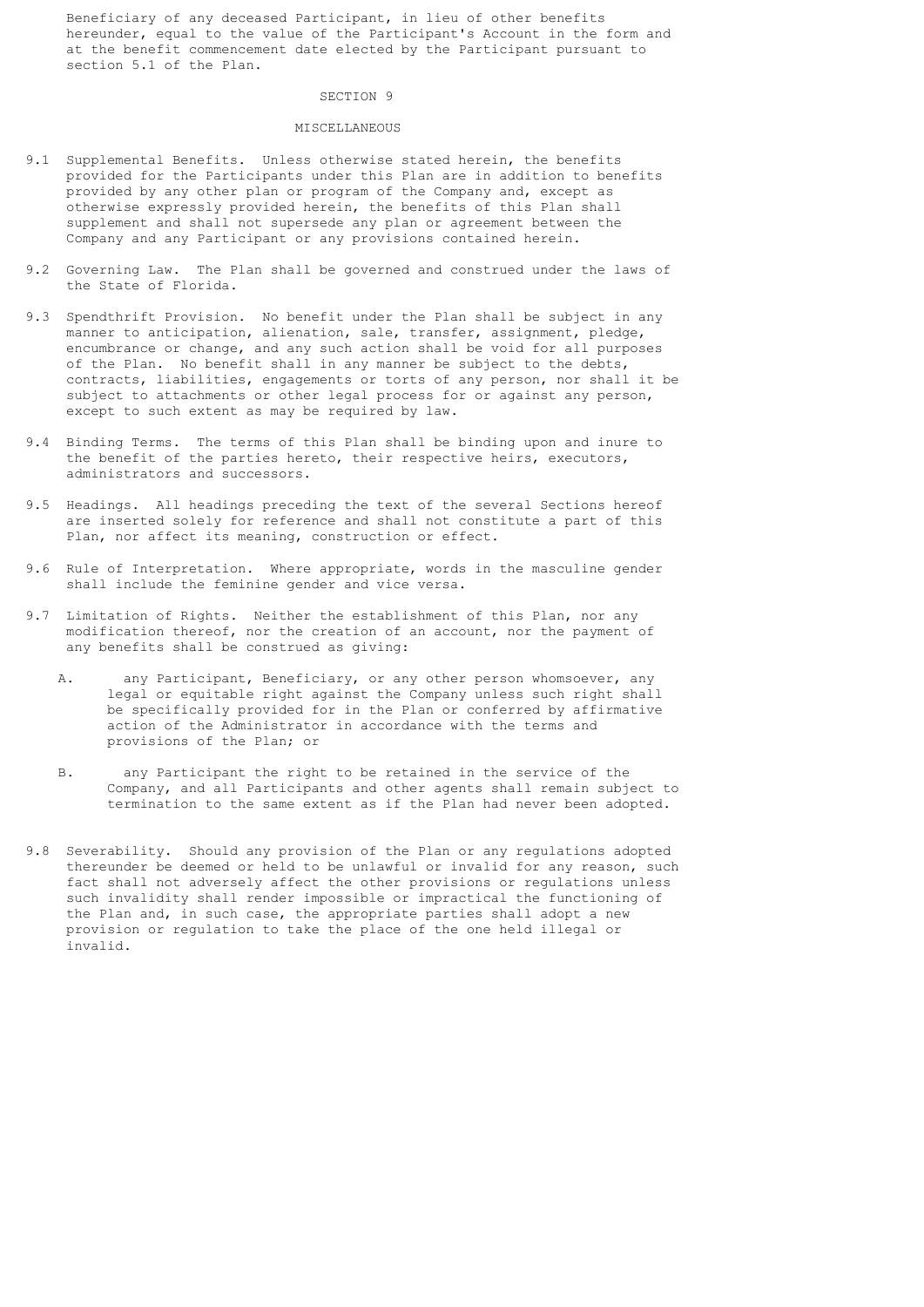Beneficiary of any deceased Participant, in lieu of other benefits hereunder, equal to the value of the Participant's Account in the form and at the benefit commencement date elected by the Participant pursuant to section 5.1 of the Plan.

## SECTION 9

## MISCELLANEOUS

9.1 Supplemental Benefits. Unless otherwise stated herein, the benefits provided for the Participants under this Plan are in addition to benefits provided by any other plan or program of the Company and, except as otherwise expressly provided herein, the benefits of this Plan shall supplement and shall not supersede any plan or agreement between the Company and any Participant or any provisions contained herein.

9.2 Governing Law. The Plan shall be governed and construed under the laws of the State of Florida.

9.3 Spendthrift Provision. No benefit under the Plan shall be subject in any manner to anticipation, alienation, sale, transfer, assignment, pledge, encumbrance or change, and any such action shall be void for all purposes of the Plan. No benefit shall in any manner be subject to the debts, contracts, liabilities, engagements or torts of any person, nor shall it be subject to attachments or other legal process for or against any person, except to such extent as may be required by law.

9.4 Binding Terms. The terms of this Plan shall be binding upon and inure to the benefit of the parties hereto, their respective heirs, executors, administrators and successors.

9.5 Headings. All headings preceding the text of the several Sections hereof are inserted solely for reference and shall not constitute a part of this Plan, nor affect its meaning, construction or effect.

9.6 Rule of Interpretation. Where appropriate, words in the masculine gender shall include the feminine gender and vice versa.

9.7 Limitation of Rights. Neither the establishment of this Plan, nor any modification thereof, nor the creation of an account, nor the payment of any benefits shall be construed as giving:

A. any Participant, Beneficiary, or any other person whomsoever, any legal or equitable right against the Company unless such right shall be specifically provided for in the Plan or conferred by affirmative action of the Administrator in accordance with the terms and provisions of the Plan; or

B. any Participant the right to be retained in the service of the Company, and all Participants and other agents shall remain subject to termination to the same extent as if the Plan had never been adopted.

9.8 Severability. Should any provision of the Plan or any regulations adopted thereunder be deemed or held to be unlawful or invalid for any reason, such fact shall not adversely affect the other provisions or regulations unless such invalidity shall render impossible or impractical the functioning of the Plan and, in such case, the appropriate parties shall adopt a new provision or regulation to take the place of the one held illegal or invalid.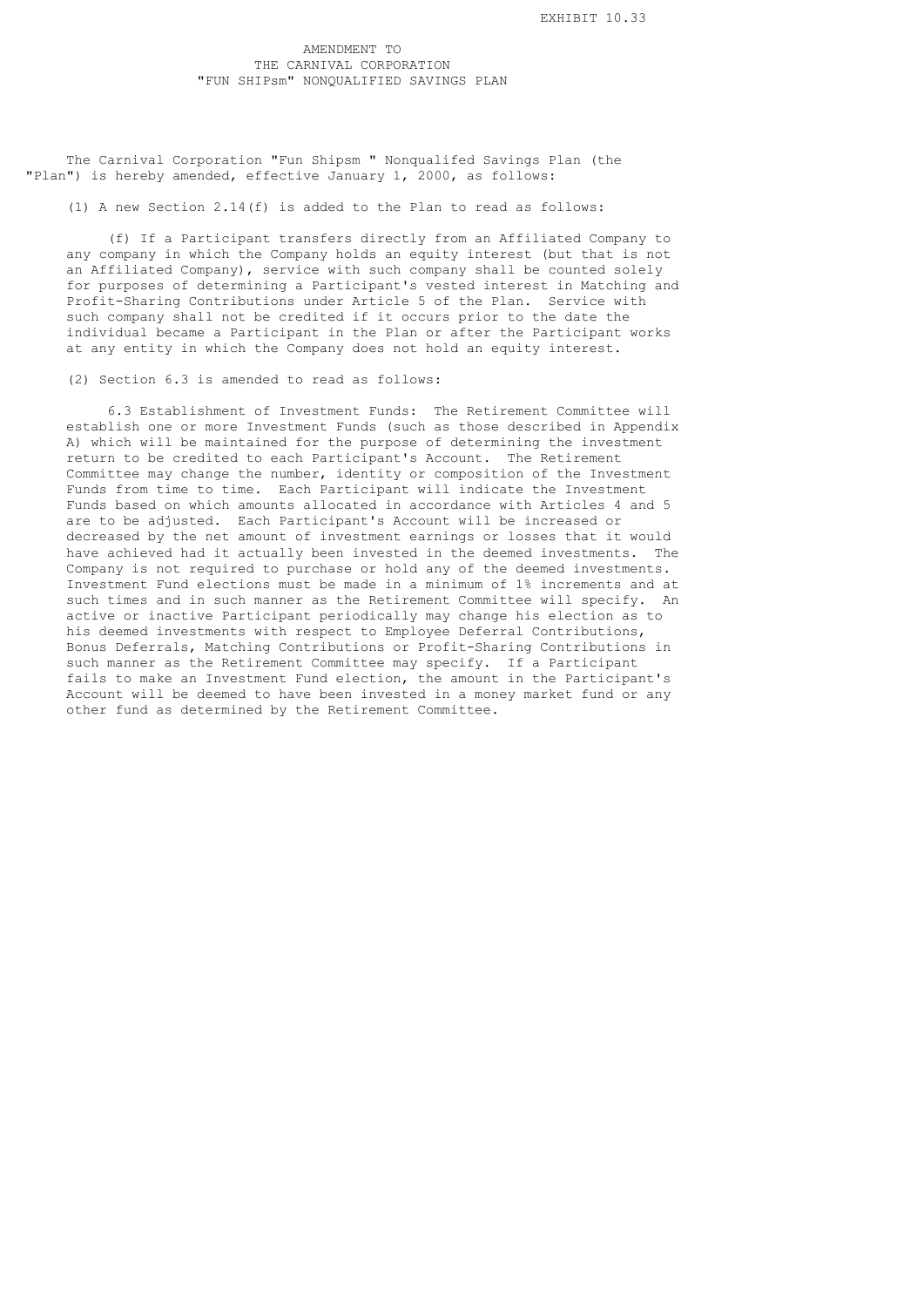EXHIBIT 10.33

# AMENDMENT TO THE CARNIVAL CORPORATION "FUN SHIPsm" NONQUALIFIED SAVINGS PLAN

The Carnival Corporation "Fun Shipsm " Nonqualifed Savings Plan (the "Plan") is hereby amended, effective January 1, 2000, as follows:

(1) A new Section 2.14(f) is added to the Plan to read as follows:

(f) If a Participant transfers directly from an Affiliated Company to any company in which the Company holds an equity interest (but that is not an Affiliated Company), service with such company shall be counted solely for purposes of determining a Participant's vested interest in Matching and Profit-Sharing Contributions under Article 5 of the Plan. Service with such company shall not be credited if it occurs prior to the date the individual became a Participant in the Plan or after the Participant works at any entity in which the Company does not hold an equity interest.

(2) Section 6.3 is amended to read as follows:

6.3 Establishment of Investment Funds: The Retirement Committee will establish one or more Investment Funds (such as those described in Appendix A) which will be maintained for the purpose of determining the investment return to be credited to each Participant's Account. The Retirement Committee may change the number, identity or composition of the Investment Funds from time to time. Each Participant will indicate the Investment Funds based on which amounts allocated in accordance with Articles 4 and 5 are to be adjusted. Each Participant's Account will be increased or decreased by the net amount of investment earnings or losses that it would have achieved had it actually been invested in the deemed investments. The Company is not required to purchase or hold any of the deemed investments. Investment Fund elections must be made in a minimum of 1% increments and at such times and in such manner as the Retirement Committee will specify. An active or inactive Participant periodically may change his election as to his deemed investments with respect to Employee Deferral Contributions, Bonus Deferrals, Matching Contributions or Profit-Sharing Contributions in such manner as the Retirement Committee may specify. If a Participant fails to make an Investment Fund election, the amount in the Participant's Account will be deemed to have been invested in a money market fund or any other fund as determined by the Retirement Committee.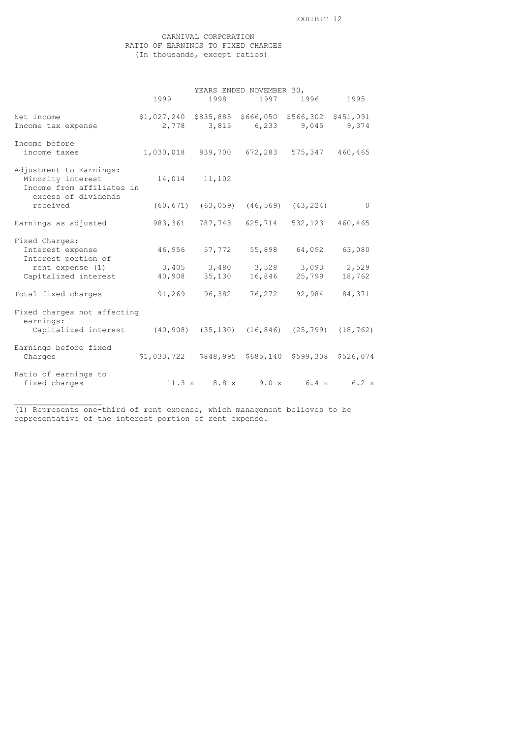EXHIBIT 12

# CARNIVAL CORPORATION
## RATIO OF EARNINGS TO FIXED CHARGES
(In thousands, except ratios)

| | YEARS ENDED NOVEMBER 30, | | | | |
|---|---|---|---|---|---|
| | 1999 | 1998 | 1997 | 1996 | 1995 |
| Net Income | $1,027,240 | $835,885 | $666,050 | $566,302 | $451,091 |
| Income tax expense | 2,778 | 3,815 | 6,233 | 9,045 | 9,374 |
| Income before income taxes | 1,030,018 | 839,700 | 672,283 | 575,347 | 460,465 |
| Adjustment to Earnings: | | | | | |
| Minority interest | 14,014 | 11,102 | | | |
| Income from affiliates in excess of dividends received | (60,671) | (63,059) | (46,569) | (43,224) | 0 |
| Earnings as adjusted | 983,361 | 787,743 | 625,714 | 532,123 | 460,465 |
| Fixed Charges: | | | | | |
| Interest expense | 46,956 | 57,772 | 55,898 | 64,092 | 63,080 |
| Interest portion of rent expense (1) | 3,405 | 3,480 | 3,528 | 3,093 | 2,529 |
| Capitalized interest | 40,908 | 35,130 | 16,846 | 25,799 | 18,762 |
| Total fixed charges | 91,269 | 96,382 | 76,272 | 92,984 | 84,371 |
| Fixed charges not affecting earnings: | | | | | |
| Capitalized interest | (40,908) | (35,130) | (16,846) | (25,799) | (18,762) |
| Earnings before fixed Charges | $1,033,722 | $848,995 | $685,140 | $599,308 | $526,074 |
| Ratio of earnings to fixed charges | 11.3 x | 8.8 x | 9.0 x | 6.4 x | 6.2 x |

(1) Represents one-third of rent expense, which management believes to be representative of the interest portion of rent expense.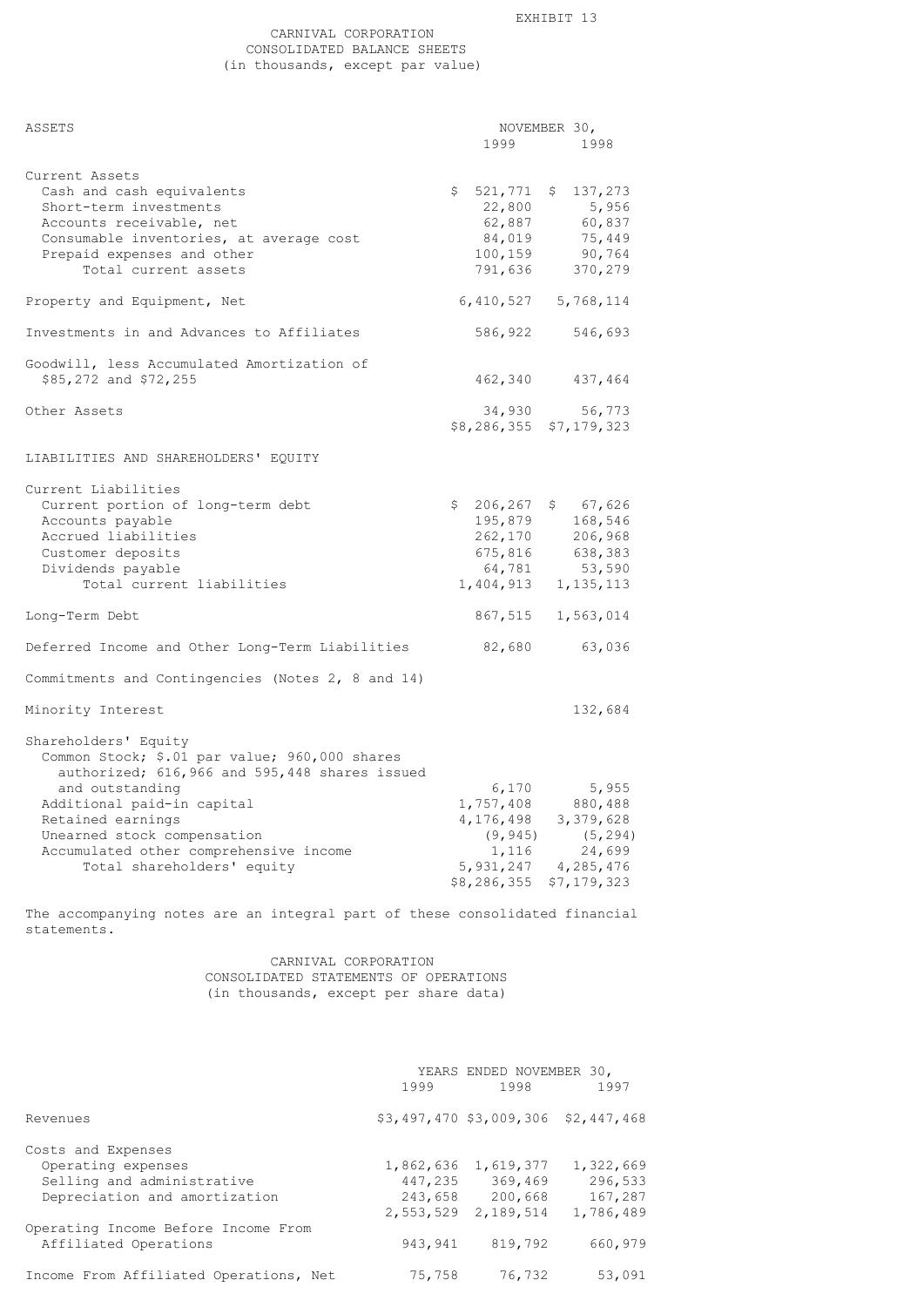EXHIBIT 13

# CARNIVAL CORPORATION
## CONSOLIDATED BALANCE SHEETS
(in thousands, except par value)

| ASSETS | NOVEMBER 30, 1999 | NOVEMBER 30, 1998 |
|---|---|---|
| **Current Assets** | | |
| Cash and cash equivalents | $ 521,771 | $ 137,273 |
| Short-term investments | 22,800 | 5,956 |
| Accounts receivable, net | 62,887 | 60,837 |
| Consumable inventories, at average cost | 84,019 | 75,449 |
| Prepaid expenses and other | 100,159 | 90,764 |
| Total current assets | 791,636 | 370,279 |
| Property and Equipment, Net | 6,410,527 | 5,768,114 |
| Investments in and Advances to Affiliates | 586,922 | 546,693 |
| Goodwill, less Accumulated Amortization of $85,272 and $72,255 | 462,340 | 437,464 |
| Other Assets | 34,930 | 56,773 |
| | $8,286,355 | $7,179,323 |
| **LIABILITIES AND SHAREHOLDERS' EQUITY** | | |
| **Current Liabilities** | | |
| Current portion of long-term debt | $ 206,267 | $ 67,626 |
| Accounts payable | 195,879 | 168,546 |
| Accrued liabilities | 262,170 | 206,968 |
| Customer deposits | 675,816 | 638,383 |
| Dividends payable | 64,781 | 53,590 |
| Total current liabilities | 1,404,913 | 1,135,113 |
| Long-Term Debt | 867,515 | 1,563,014 |
| Deferred Income and Other Long-Term Liabilities | 82,680 | 63,036 |
| Commitments and Contingencies (Notes 2, 8 and 14) | | |
| Minority Interest | | 132,684 |
| **Shareholders' Equity** | | |
| Common Stock; $.01 par value; 960,000 shares authorized; 616,966 and 595,448 shares issued and outstanding | 6,170 | 5,955 |
| Additional paid-in capital | 1,757,408 | 880,488 |
| Retained earnings | 4,176,498 | 3,379,628 |
| Unearned stock compensation | (9,945) | (5,294) |
| Accumulated other comprehensive income | 1,116 | 24,699 |
| Total shareholders' equity | 5,931,247 | 4,285,476 |
| | $8,286,355 | $7,179,323 |

The accompanying notes are an integral part of these consolidated financial statements.

# CARNIVAL CORPORATION
## CONSOLIDATED STATEMENTS OF OPERATIONS
(in thousands, except per share data)

| | YEARS ENDED NOVEMBER 30, 1999 | 1998 | 1997 |
|---|---|---|---|
| Revenues | $3,497,470 | $3,009,306 | $2,447,468 |
| **Costs and Expenses** | | | |
| Operating expenses | 1,862,636 | 1,619,377 | 1,322,669 |
| Selling and administrative | 447,235 | 369,469 | 296,533 |
| Depreciation and amortization | 243,658 | 200,668 | 167,287 |
| | 2,553,529 | 2,189,514 | 1,786,489 |
| Operating Income Before Income From Affiliated Operations | 943,941 | 819,792 | 660,979 |
| Income From Affiliated Operations, Net | 75,758 | 76,732 | 53,091 |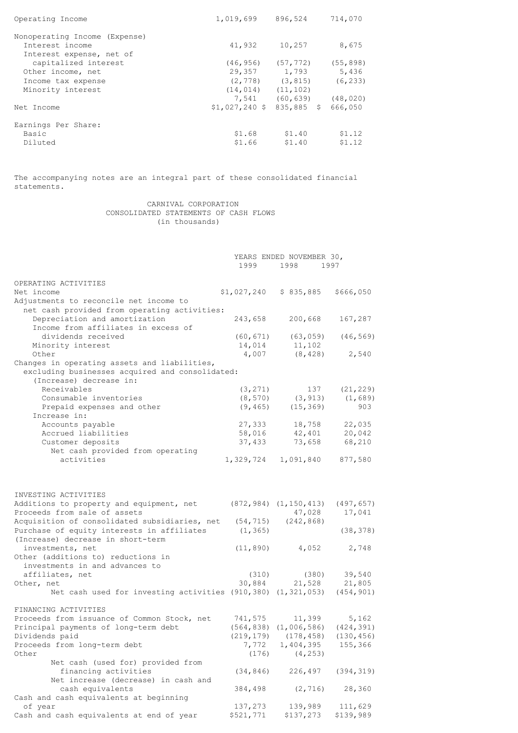| | | | |
|---|---|---|---|
| Operating Income | 1,019,699 | 896,524 | 714,070 |
| Nonoperating Income (Expense) | | | |
| Interest income | 41,932 | 10,257 | 8,675 |
| Interest expense, net of capitalized interest | (46,956) | (57,772) | (55,898) |
| Other income, net | 29,357 | 1,793 | 5,436 |
| Income tax expense | (2,778) | (3,815) | (6,233) |
| Minority interest | (14,014) | (11,102) | |
| | 7,541 | (60,639) | (48,020) |
| Net Income | $1,027,240 | $ 835,885 | $ 666,050 |
| Earnings Per Share: | | | |
| Basic | $1.68 | $1.40 | $1.12 |
| Diluted | $1.66 | $1.40 | $1.12 |

The accompanying notes are an integral part of these consolidated financial statements.

CARNIVAL CORPORATION
CONSOLIDATED STATEMENTS OF CASH FLOWS
(in thousands)

| | YEARS ENDED NOVEMBER 30, | | |
|---|---|---|---|
| | 1999 | 1998 | 1997 |
| **OPERATING ACTIVITIES** | | | |
| Net income | $1,027,240 | $ 835,885 | $666,050 |
| Adjustments to reconcile net income to net cash provided from operating activities: | | | |
| Depreciation and amortization | 243,658 | 200,668 | 167,287 |
| Income from affiliates in excess of dividends received | (60,671) | (63,059) | (46,569) |
| Minority interest | 14,014 | 11,102 | |
| Other | 4,007 | (8,428) | 2,540 |
| Changes in operating assets and liabilities, excluding businesses acquired and consolidated: | | | |
| (Increase) decrease in: | | | |
| Receivables | (3,271) | 137 | (21,229) |
| Consumable inventories | (8,570) | (3,913) | (1,689) |
| Prepaid expenses and other | (9,465) | (15,369) | 903 |
| Increase in: | | | |
| Accounts payable | 27,333 | 18,758 | 22,035 |
| Accrued liabilities | 58,016 | 42,401 | 20,042 |
| Customer deposits | 37,433 | 73,658 | 68,210 |
| Net cash provided from operating activities | 1,329,724 | 1,091,840 | 877,580 |
| **INVESTING ACTIVITIES** | | | |
| Additions to property and equipment, net | (872,984) | (1,150,413) | (497,657) |
| Proceeds from sale of assets | | 47,028 | 17,041 |
| Acquisition of consolidated subsidiaries, net | (54,715) | (242,868) | |
| Purchase of equity interests in affiliates | (1,365) | | (38,378) |
| (Increase) decrease in short-term investments, net | (11,890) | 4,052 | 2,748 |
| Other (additions to) reductions in investments in and advances to affiliates, net | (310) | (380) | 39,540 |
| Other, net | 30,884 | 21,528 | 21,805 |
| Net cash used for investing activities | (910,380) | (1,321,053) | (454,901) |
| **FINANCING ACTIVITIES** | | | |
| Proceeds from issuance of Common Stock, net | 741,575 | 11,399 | 5,162 |
| Principal payments of long-term debt | (564,838) | (1,006,586) | (424,391) |
| Dividends paid | (219,179) | (178,458) | (130,456) |
| Proceeds from long-term debt | 7,772 | 1,404,395 | 155,366 |
| Other | (176) | (4,253) | |
| Net cash (used for) provided from financing activities | (34,846) | 226,497 | (394,319) |
| Net increase (decrease) in cash and cash equivalents | 384,498 | (2,716) | 28,360 |
| Cash and cash equivalents at beginning of year | 137,273 | 139,989 | 111,629 |
| Cash and cash equivalents at end of year | $521,771 | $137,273 | $139,989 |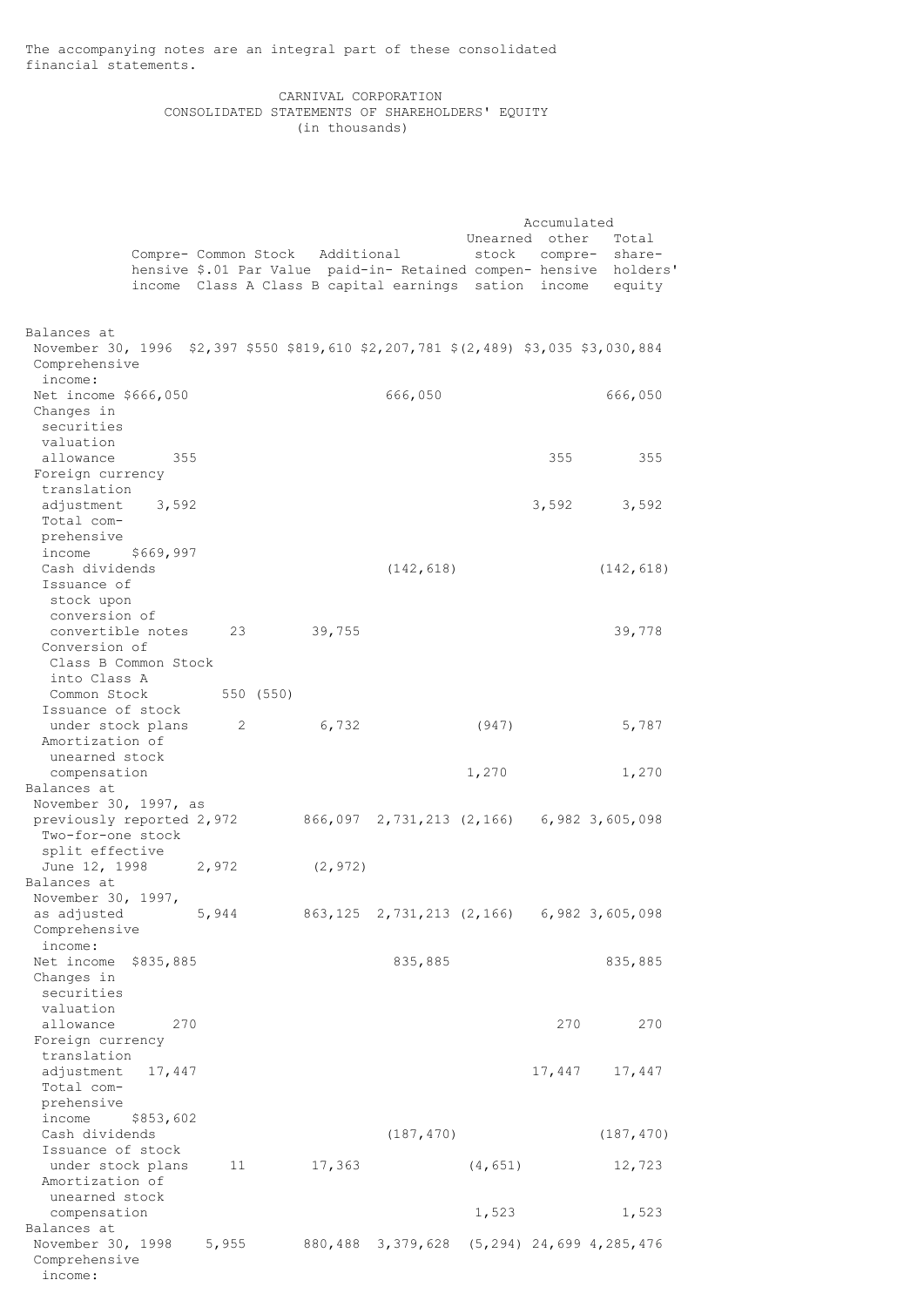The accompanying notes are an integral part of these consolidated financial statements.

# CARNIVAL CORPORATION
## CONSOLIDATED STATEMENTS OF SHAREHOLDERS' EQUITY
(in thousands)

| | Comprehensive income | Common Stock $.01 Par Value Class A | Common Stock $.01 Par Value Class B | Additional paid-in-capital | Retained earnings | Unearned stock compensation | Accumulated other comprehensive income | Total shareholders' equity |
|---|---|---|---|---|---|---|---|---|
| Balances at November 30, 1996 | | $2,397 | $550 | $819,610 | $2,207,781 | $(2,489) | $3,035 | $3,030,884 |
| Comprehensive income: | | | | | | | | |
| Net income | $666,050 | | | | 666,050 | | | 666,050 |
| Changes in securities valuation allowance | 355 | | | | | | 355 | 355 |
| Foreign currency translation adjustment | 3,592 | | | | | | 3,592 | 3,592 |
| Total comprehensive income | $669,997 | | | | | | | |
| Cash dividends | | | | | (142,618) | | | (142,618) |
| Issuance of stock upon conversion of convertible notes | | 23 | | 39,755 | | | | 39,778 |
| Conversion of Class B Common Stock into Class A Common Stock | | 550 | (550) | | | | | |
| Issuance of stock under stock plans | | 2 | | 6,732 | | (947) | | 5,787 |
| Amortization of unearned stock compensation | | | | | | 1,270 | | 1,270 |
| Balances at November 30, 1997, as previously reported | | 2,972 | | 866,097 | 2,731,213 | (2,166) | 6,982 | 3,605,098 |
| Two-for-one stock split effective June 12, 1998 | | 2,972 | | (2,972) | | | | |
| Balances at November 30, 1997, as adjusted | | 5,944 | | 863,125 | 2,731,213 | (2,166) | 6,982 | 3,605,098 |
| Comprehensive income: | | | | | | | | |
| Net income | $835,885 | | | | 835,885 | | | 835,885 |
| Changes in securities valuation allowance | 270 | | | | | | 270 | 270 |
| Foreign currency translation adjustment | 17,447 | | | | | | 17,447 | 17,447 |
| Total comprehensive income | $853,602 | | | | | | | |
| Cash dividends | | | | | (187,470) | | | (187,470) |
| Issuance of stock under stock plans | | 11 | | 17,363 | | (4,651) | | 12,723 |
| Amortization of unearned stock compensation | | | | | | 1,523 | | 1,523 |
| Balances at November 30, 1998 | | 5,955 | | 880,488 | 3,379,628 | (5,294) | 24,699 | 4,285,476 |
| Comprehensive income: | | | | | | | | |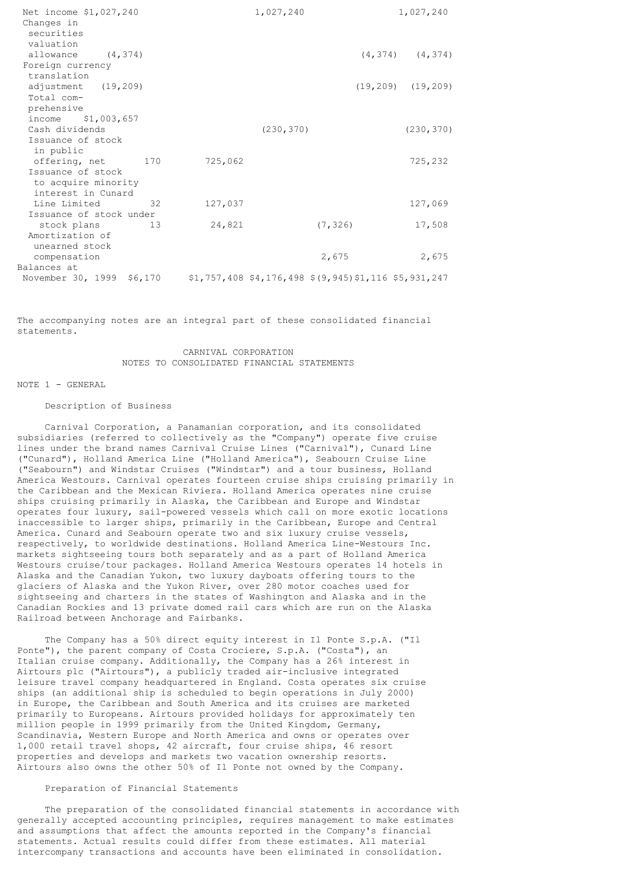| | | | | | | | |
|---|---|---|---|---|---|---|---|
| Net income | $1,027,240 | | | 1,027,240 | | | 1,027,240 |
| Changes in securities valuation allowance | (4,374) | | | | | (4,374) | (4,374) |
| Foreign currency translation adjustment | (19,209) | | | | | (19,209) | (19,209) |
| Total comprehensive income | $1,003,657 | | | | | | |
| Cash dividends | | | | (230,370) | | | (230,370) |
| Issuance of stock in public offering, net | | 170 | 725,062 | | | | 725,232 |
| Issuance of stock to acquire minority interest in Cunard Line Limited | | 32 | 127,037 | | | | 127,069 |
| Issuance of stock under stock plans | | 13 | 24,821 | | (7,326) | | 17,508 |
| Amortization of unearned stock compensation | | | | | 2,675 | | 2,675 |
| Balances at November 30, 1999 | | $6,170 | $1,757,408 | $4,176,498 | $(9,945) | $1,116 | $5,931,247 |

The accompanying notes are an integral part of these consolidated financial statements.

# CARNIVAL CORPORATION
## NOTES TO CONSOLIDATED FINANCIAL STATEMENTS

### NOTE 1 - GENERAL

#### Description of Business

Carnival Corporation, a Panamanian corporation, and its consolidated subsidiaries (referred to collectively as the "Company") operate five cruise lines under the brand names Carnival Cruise Lines ("Carnival"), Cunard Line ("Cunard"), Holland America Line ("Holland America"), Seabourn Cruise Line ("Seabourn") and Windstar Cruises ("Windstar") and a tour business, Holland America Westours. Carnival operates fourteen cruise ships cruising primarily in the Caribbean and the Mexican Riviera. Holland America operates nine cruise ships cruising primarily in Alaska, the Caribbean and Europe and Windstar operates four luxury, sail-powered vessels which call on more exotic locations inaccessible to larger ships, primarily in the Caribbean, Europe and Central America. Cunard and Seabourn operate two and six luxury cruise vessels, respectively, to worldwide destinations. Holland America Line-Westours Inc. markets sightseeing tours both separately and as a part of Holland America Westours cruise/tour packages. Holland America Westours operates 14 hotels in Alaska and the Canadian Yukon, two luxury dayboats offering tours to the glaciers of Alaska and the Yukon River, over 280 motor coaches used for sightseeing and charters in the states of Washington and Alaska and in the Canadian Rockies and 13 private domed rail cars which are run on the Alaska Railroad between Anchorage and Fairbanks.

The Company has a 50% direct equity interest in Il Ponte S.p.A. ("Il Ponte"), the parent company of Costa Crociere, S.p.A. ("Costa"), an Italian cruise company. Additionally, the Company has a 26% interest in Airtours plc ("Airtours"), a publicly traded air-inclusive integrated leisure travel company headquartered in England. Costa operates six cruise ships (an additional ship is scheduled to begin operations in July 2000) in Europe, the Caribbean and South America and its cruises are marketed primarily to Europeans. Airtours provided holidays for approximately ten million people in 1999 primarily from the United Kingdom, Germany, Scandinavia, Western Europe and North America and owns or operates over 1,000 retail travel shops, 42 aircraft, four cruise ships, 46 resort properties and develops and markets two vacation ownership resorts. Airtours also owns the other 50% of Il Ponte not owned by the Company.

#### Preparation of Financial Statements

The preparation of the consolidated financial statements in accordance with generally accepted accounting principles, requires management to make estimates and assumptions that affect the amounts reported in the Company's financial statements. Actual results could differ from these estimates. All material intercompany transactions and accounts have been eliminated in consolidation.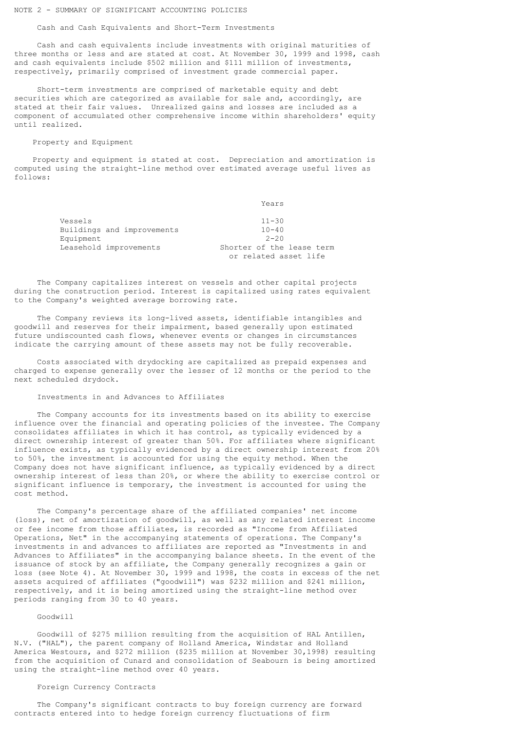NOTE 2 - SUMMARY OF SIGNIFICANT ACCOUNTING POLICIES

Cash and Cash Equivalents and Short-Term Investments

Cash and cash equivalents include investments with original maturities of three months or less and are stated at cost. At November 30, 1999 and 1998, cash and cash equivalents include $502 million and $111 million of investments, respectively, primarily comprised of investment grade commercial paper.

Short-term investments are comprised of marketable equity and debt securities which are categorized as available for sale and, accordingly, are stated at their fair values. Unrealized gains and losses are included as a component of accumulated other comprehensive income within shareholders' equity until realized.

Property and Equipment

Property and equipment is stated at cost. Depreciation and amortization is computed using the straight-line method over estimated average useful lives as follows:

| | Years |
|---|---|
| Vessels | 11-30 |
| Buildings and improvements | 10-40 |
| Equipment | 2-20 |
| Leasehold improvements | Shorter of the lease term or related asset life |

The Company capitalizes interest on vessels and other capital projects during the construction period. Interest is capitalized using rates equivalent to the Company's weighted average borrowing rate.

The Company reviews its long-lived assets, identifiable intangibles and goodwill and reserves for their impairment, based generally upon estimated future undiscounted cash flows, whenever events or changes in circumstances indicate the carrying amount of these assets may not be fully recoverable.

Costs associated with drydocking are capitalized as prepaid expenses and charged to expense generally over the lesser of 12 months or the period to the next scheduled drydock.

Investments in and Advances to Affiliates

The Company accounts for its investments based on its ability to exercise influence over the financial and operating policies of the investee. The Company consolidates affiliates in which it has control, as typically evidenced by a direct ownership interest of greater than 50%. For affiliates where significant influence exists, as typically evidenced by a direct ownership interest from 20% to 50%, the investment is accounted for using the equity method. When the Company does not have significant influence, as typically evidenced by a direct ownership interest of less than 20%, or where the ability to exercise control or significant influence is temporary, the investment is accounted for using the cost method.

The Company's percentage share of the affiliated companies' net income (loss), net of amortization of goodwill, as well as any related interest income or fee income from those affiliates, is recorded as "Income from Affiliated Operations, Net" in the accompanying statements of operations. The Company's investments in and advances to affiliates are reported as "Investments in and Advances to Affiliates" in the accompanying balance sheets. In the event of the issuance of stock by an affiliate, the Company generally recognizes a gain or loss (see Note 4). At November 30, 1999 and 1998, the costs in excess of the net assets acquired of affiliates ("goodwill") was $232 million and $241 million, respectively, and it is being amortized using the straight-line method over periods ranging from 30 to 40 years.

Goodwill

Goodwill of $275 million resulting from the acquisition of HAL Antillen, N.V. ("HAL"), the parent company of Holland America, Windstar and Holland America Westours, and $272 million ($235 million at November 30,1998) resulting from the acquisition of Cunard and consolidation of Seabourn is being amortized using the straight-line method over 40 years.

Foreign Currency Contracts

The Company's significant contracts to buy foreign currency are forward contracts entered into to hedge foreign currency fluctuations of firm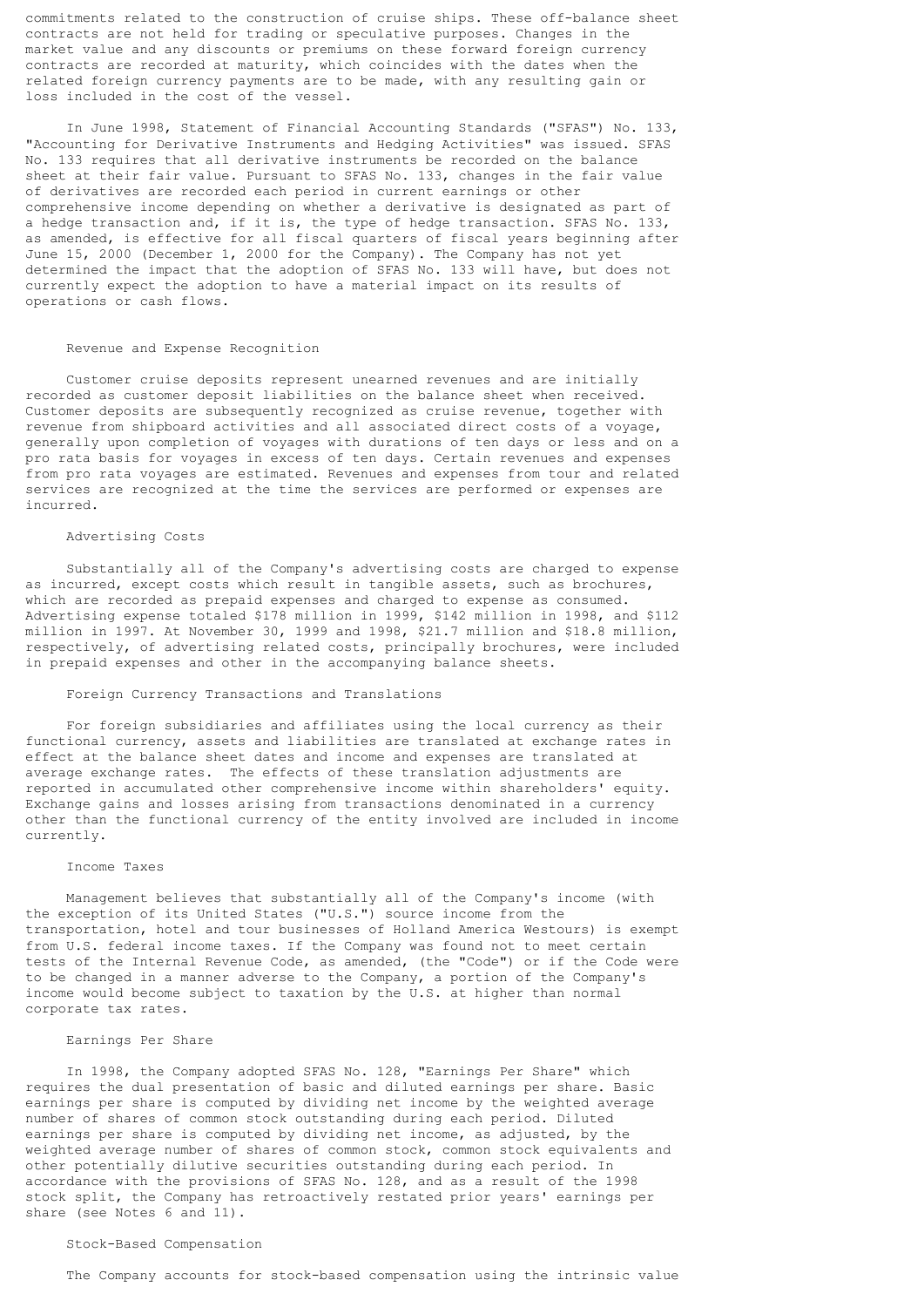commitments related to the construction of cruise ships. These off-balance sheet contracts are not held for trading or speculative purposes. Changes in the market value and any discounts or premiums on these forward foreign currency contracts are recorded at maturity, which coincides with the dates when the related foreign currency payments are to be made, with any resulting gain or loss included in the cost of the vessel.

In June 1998, Statement of Financial Accounting Standards ("SFAS") No. 133, "Accounting for Derivative Instruments and Hedging Activities" was issued. SFAS No. 133 requires that all derivative instruments be recorded on the balance sheet at their fair value. Pursuant to SFAS No. 133, changes in the fair value of derivatives are recorded each period in current earnings or other comprehensive income depending on whether a derivative is designated as part of a hedge transaction and, if it is, the type of hedge transaction. SFAS No. 133, as amended, is effective for all fiscal quarters of fiscal years beginning after June 15, 2000 (December 1, 2000 for the Company). The Company has not yet determined the impact that the adoption of SFAS No. 133 will have, but does not currently expect the adoption to have a material impact on its results of operations or cash flows.

### Revenue and Expense Recognition

Customer cruise deposits represent unearned revenues and are initially recorded as customer deposit liabilities on the balance sheet when received. Customer deposits are subsequently recognized as cruise revenue, together with revenue from shipboard activities and all associated direct costs of a voyage, generally upon completion of voyages with durations of ten days or less and on a pro rata basis for voyages in excess of ten days. Certain revenues and expenses from pro rata voyages are estimated. Revenues and expenses from tour and related services are recognized at the time the services are performed or expenses are incurred.

### Advertising Costs

Substantially all of the Company's advertising costs are charged to expense as incurred, except costs which result in tangible assets, such as brochures, which are recorded as prepaid expenses and charged to expense as consumed. Advertising expense totaled $178 million in 1999, $142 million in 1998, and $112 million in 1997. At November 30, 1999 and 1998, $21.7 million and $18.8 million, respectively, of advertising related costs, principally brochures, were included in prepaid expenses and other in the accompanying balance sheets.

### Foreign Currency Transactions and Translations

For foreign subsidiaries and affiliates using the local currency as their functional currency, assets and liabilities are translated at exchange rates in effect at the balance sheet dates and income and expenses are translated at average exchange rates. The effects of these translation adjustments are reported in accumulated other comprehensive income within shareholders' equity. Exchange gains and losses arising from transactions denominated in a currency other than the functional currency of the entity involved are included in income currently.

### Income Taxes

Management believes that substantially all of the Company's income (with the exception of its United States ("U.S.") source income from the transportation, hotel and tour businesses of Holland America Westours) is exempt from U.S. federal income taxes. If the Company was found not to meet certain tests of the Internal Revenue Code, as amended, (the "Code") or if the Code were to be changed in a manner adverse to the Company, a portion of the Company's income would become subject to taxation by the U.S. at higher than normal corporate tax rates.

### Earnings Per Share

In 1998, the Company adopted SFAS No. 128, "Earnings Per Share" which requires the dual presentation of basic and diluted earnings per share. Basic earnings per share is computed by dividing net income by the weighted average number of shares of common stock outstanding during each period. Diluted earnings per share is computed by dividing net income, as adjusted, by the weighted average number of shares of common stock, common stock equivalents and other potentially dilutive securities outstanding during each period. In accordance with the provisions of SFAS No. 128, and as a result of the 1998 stock split, the Company has retroactively restated prior years' earnings per share (see Notes 6 and 11).

### Stock-Based Compensation

The Company accounts for stock-based compensation using the intrinsic value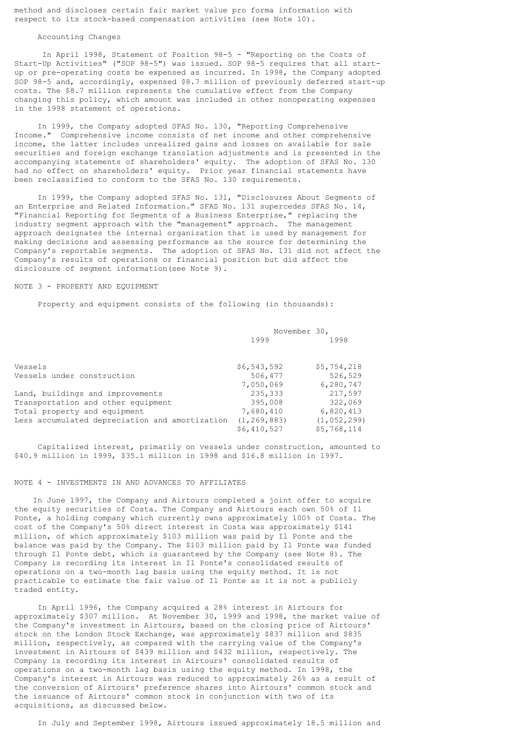method and discloses certain fair market value pro forma information with respect to its stock-based compensation activities (see Note 10).

### Accounting Changes

In April 1998, Statement of Position 98-5 - "Reporting on the Costs of Start-Up Activities" ("SOP 98-5") was issued. SOP 98-5 requires that all start-up or pre-operating costs be expensed as incurred. In 1998, the Company adopted SOP 98-5 and, accordingly, expensed $8.7 million of previously deferred start-up costs. The $8.7 million represents the cumulative effect from the Company changing this policy, which amount was included in other nonoperating expenses in the 1998 statement of operations.

In 1999, the Company adopted SFAS No. 130, "Reporting Comprehensive Income." Comprehensive income consists of net income and other comprehensive income, the latter includes unrealized gains and losses on available for sale securities and foreign exchange translation adjustments and is presented in the accompanying statements of shareholders' equity. The adoption of SFAS No. 130 had no effect on shareholders' equity. Prior year financial statements have been reclassified to conform to the SFAS No. 130 requirements.

In 1999, the Company adopted SFAS No. 131, "Disclosures About Segments of an Enterprise and Related Information." SFAS No. 131 supercedes SFAS No. 14, "Financial Reporting for Segments of a Business Enterprise," replacing the industry segment approach with the "management" approach. The management approach designates the internal organization that is used by management for making decisions and assessing performance as the source for determining the Company's reportable segments. The adoption of SFAS No. 131 did not affect the Company's results of operations or financial position but did affect the disclosure of segment information(see Note 9).

## NOTE 3 - PROPERTY AND EQUIPMENT

Property and equipment consists of the following (in thousands):

| | November 30, 1999 | November 30, 1998 |
|---|---|---|
| Vessels | $6,543,592 | $5,754,218 |
| Vessels under construction | 506,477 | 526,529 |
| | 7,050,069 | 6,280,747 |
| Land, buildings and improvements | 235,333 | 217,597 |
| Transportation and other equipment | 395,008 | 322,069 |
| Total property and equipment | 7,680,410 | 6,820,413 |
| Less accumulated depreciation and amortization | (1,269,883) | (1,052,299) |
| | $6,410,527 | $5,768,114 |

Capitalized interest, primarily on vessels under construction, amounted to $40.9 million in 1999, $35.1 million in 1998 and $16.8 million in 1997.

## NOTE 4 - INVESTMENTS IN AND ADVANCES TO AFFILIATES

In June 1997, the Company and Airtours completed a joint offer to acquire the equity securities of Costa. The Company and Airtours each own 50% of Il Ponte, a holding company which currently owns approximately 100% of Costa. The cost of the Company's 50% direct interest in Costa was approximately $141 million, of which approximately $103 million was paid by Il Ponte and the balance was paid by the Company. The $103 million paid by Il Ponte was funded through Il Ponte debt, which is guaranteed by the Company (see Note 8). The Company is recording its interest in Il Ponte's consolidated results of operations on a two-month lag basis using the equity method. It is not practicable to estimate the fair value of Il Ponte as it is not a publicly traded entity.

In April 1996, the Company acquired a 28% interest in Airtours for approximately $307 million. At November 30, 1999 and 1998, the market value of the Company's investment in Airtours, based on the closing price of Airtours' stock on the London Stock Exchange, was approximately $837 million and $835 million, respectively, as compared with the carrying value of the Company's investment in Airtours of $439 million and $432 million, respectively. The Company is recording its interest in Airtours' consolidated results of operations on a two-month lag basis using the equity method. In 1998, the Company's interest in Airtours was reduced to approximately 26% as a result of the conversion of Airtours' preference shares into Airtours' common stock and the issuance of Airtours' common stock in conjunction with two of its acquisitions, as discussed below.

In July and September 1998, Airtours issued approximately 18.5 million and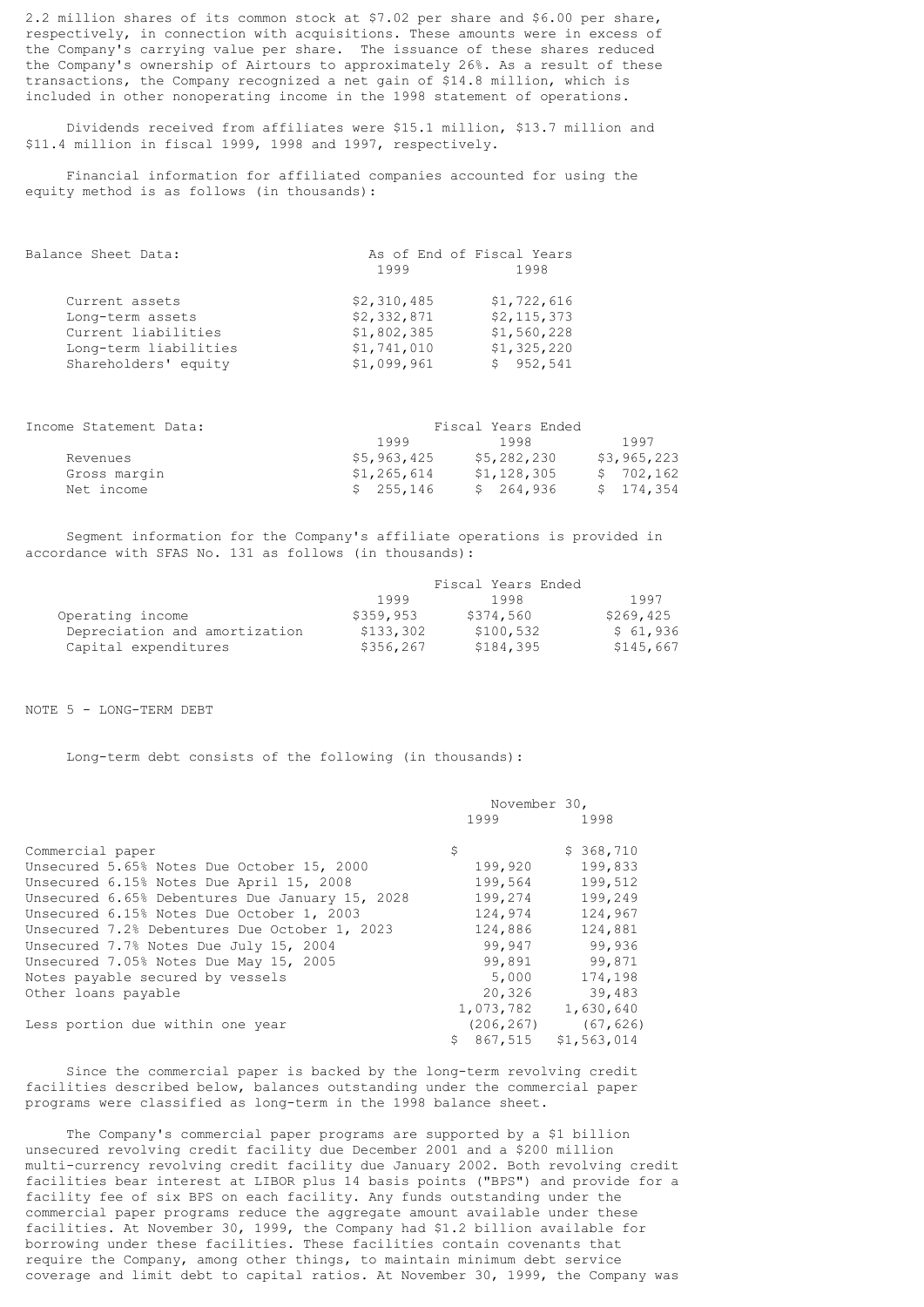2.2 million shares of its common stock at $7.02 per share and $6.00 per share, respectively, in connection with acquisitions. These amounts were in excess of the Company's carrying value per share. The issuance of these shares reduced the Company's ownership of Airtours to approximately 26%. As a result of these transactions, the Company recognized a net gain of $14.8 million, which is included in other nonoperating income in the 1998 statement of operations.

Dividends received from affiliates were $15.1 million, $13.7 million and $11.4 million in fiscal 1999, 1998 and 1997, respectively.

Financial information for affiliated companies accounted for using the equity method is as follows (in thousands):

| Balance Sheet Data: | As of End of Fiscal Years 1999 | 1998 |
|---|---|---|
| Current assets | $2,310,485 | $1,722,616 |
| Long-term assets | $2,332,871 | $2,115,373 |
| Current liabilities | $1,802,385 | $1,560,228 |
| Long-term liabilities | $1,741,010 | $1,325,220 |
| Shareholders' equity | $1,099,961 | $ 952,541 |

| Income Statement Data: | Fiscal Years Ended 1999 | 1998 | 1997 |
|---|---|---|---|
| Revenues | $5,963,425 | $5,282,230 | $3,965,223 |
| Gross margin | $1,265,614 | $1,128,305 | $ 702,162 |
| Net income | $ 255,146 | $ 264,936 | $ 174,354 |

Segment information for the Company's affiliate operations is provided in accordance with SFAS No. 131 as follows (in thousands):

| | Fiscal Years Ended 1999 | 1998 | 1997 |
|---|---|---|---|
| Operating income | $359,953 | $374,560 | $269,425 |
| Depreciation and amortization | $133,302 | $100,532 | $ 61,936 |
| Capital expenditures | $356,267 | $184,395 | $145,667 |

NOTE 5 - LONG-TERM DEBT

Long-term debt consists of the following (in thousands):

| | November 30, 1999 | 1998 |
|---|---|---|
| Commercial paper | $ | $ 368,710 |
| Unsecured 5.65% Notes Due October 15, 2000 | 199,920 | 199,833 |
| Unsecured 6.15% Notes Due April 15, 2008 | 199,564 | 199,512 |
| Unsecured 6.65% Debentures Due January 15, 2028 | 199,274 | 199,249 |
| Unsecured 6.15% Notes Due October 1, 2003 | 124,974 | 124,967 |
| Unsecured 7.2% Debentures Due October 1, 2023 | 124,886 | 124,881 |
| Unsecured 7.7% Notes Due July 15, 2004 | 99,947 | 99,936 |
| Unsecured 7.05% Notes Due May 15, 2005 | 99,891 | 99,871 |
| Notes payable secured by vessels | 5,000 | 174,198 |
| Other loans payable | 20,326 | 39,483 |
| | 1,073,782 | 1,630,640 |
| Less portion due within one year | (206,267) | (67,626) |
| | $ 867,515 | $1,563,014 |

Since the commercial paper is backed by the long-term revolving credit facilities described below, balances outstanding under the commercial paper programs were classified as long-term in the 1998 balance sheet.

The Company's commercial paper programs are supported by a $1 billion unsecured revolving credit facility due December 2001 and a $200 million multi-currency revolving credit facility due January 2002. Both revolving credit facilities bear interest at LIBOR plus 14 basis points ("BPS") and provide for a facility fee of six BPS on each facility. Any funds outstanding under the commercial paper programs reduce the aggregate amount available under these facilities. At November 30, 1999, the Company had $1.2 billion available for borrowing under these facilities. These facilities contain covenants that require the Company, among other things, to maintain minimum debt service coverage and limit debt to capital ratios. At November 30, 1999, the Company was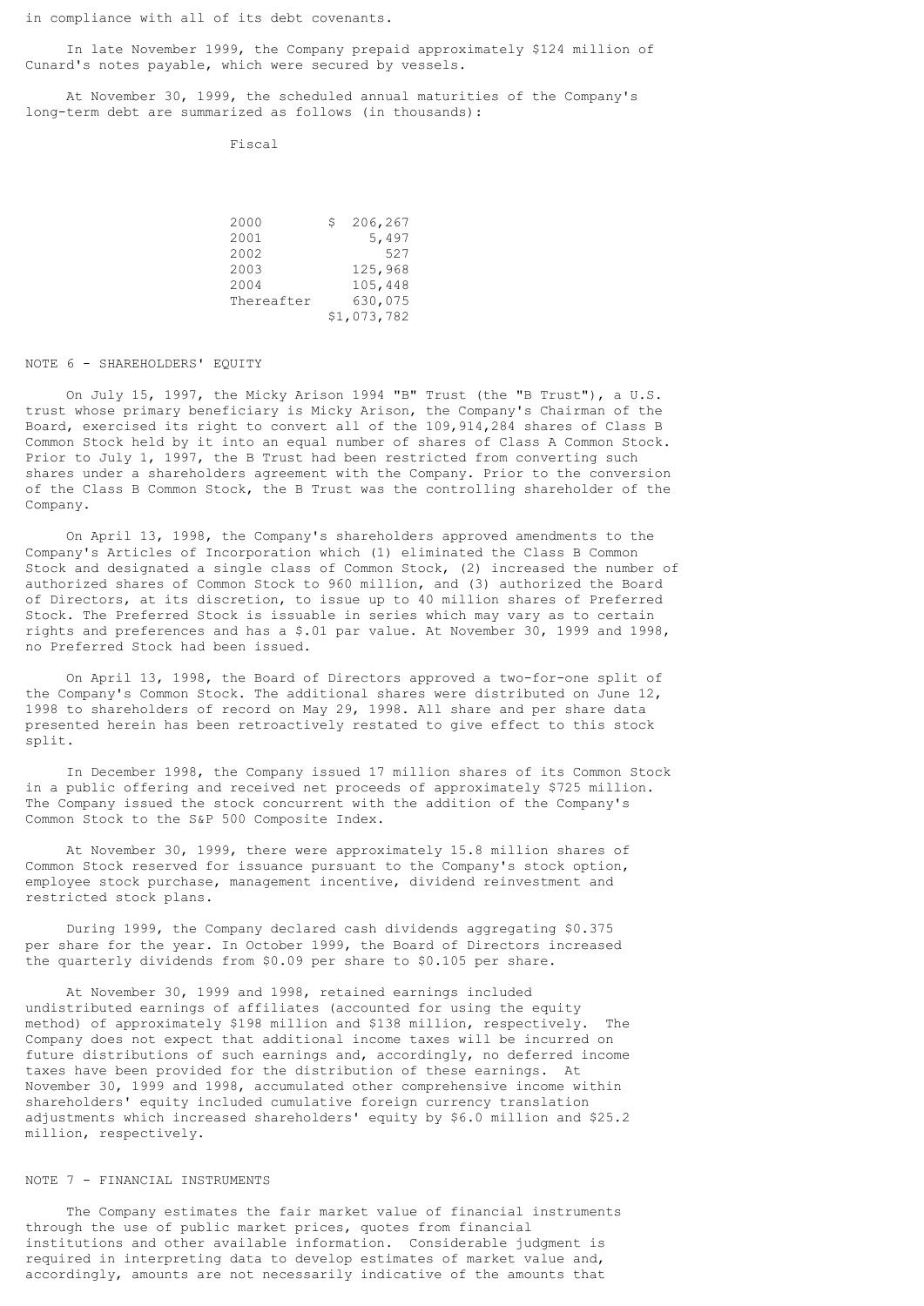in compliance with all of its debt covenants.

In late November 1999, the Company prepaid approximately $124 million of Cunard's notes payable, which were secured by vessels.

At November 30, 1999, the scheduled annual maturities of the Company's long-term debt are summarized as follows (in thousands):

| Fiscal | |
|---|---|
| 2000 | $ 206,267 |
| 2001 | 5,497 |
| 2002 | 527 |
| 2003 | 125,968 |
| 2004 | 105,448 |
| Thereafter | 630,075 |
| | $1,073,782 |

## NOTE 6 - SHAREHOLDERS' EQUITY

On July 15, 1997, the Micky Arison 1994 "B" Trust (the "B Trust"), a U.S. trust whose primary beneficiary is Micky Arison, the Company's Chairman of the Board, exercised its right to convert all of the 109,914,284 shares of Class B Common Stock held by it into an equal number of shares of Class A Common Stock. Prior to July 1, 1997, the B Trust had been restricted from converting such shares under a shareholders agreement with the Company. Prior to the conversion of the Class B Common Stock, the B Trust was the controlling shareholder of the Company.

On April 13, 1998, the Company's shareholders approved amendments to the Company's Articles of Incorporation which (1) eliminated the Class B Common Stock and designated a single class of Common Stock, (2) increased the number of authorized shares of Common Stock to 960 million, and (3) authorized the Board of Directors, at its discretion, to issue up to 40 million shares of Preferred Stock. The Preferred Stock is issuable in series which may vary as to certain rights and preferences and has a $.01 par value. At November 30, 1999 and 1998, no Preferred Stock had been issued.

On April 13, 1998, the Board of Directors approved a two-for-one split of the Company's Common Stock. The additional shares were distributed on June 12, 1998 to shareholders of record on May 29, 1998. All share and per share data presented herein has been retroactively restated to give effect to this stock split.

In December 1998, the Company issued 17 million shares of its Common Stock in a public offering and received net proceeds of approximately $725 million. The Company issued the stock concurrent with the addition of the Company's Common Stock to the S&P 500 Composite Index.

At November 30, 1999, there were approximately 15.8 million shares of Common Stock reserved for issuance pursuant to the Company's stock option, employee stock purchase, management incentive, dividend reinvestment and restricted stock plans.

During 1999, the Company declared cash dividends aggregating $0.375 per share for the year. In October 1999, the Board of Directors increased the quarterly dividends from $0.09 per share to $0.105 per share.

At November 30, 1999 and 1998, retained earnings included undistributed earnings of affiliates (accounted for using the equity method) of approximately $198 million and $138 million, respectively. The Company does not expect that additional income taxes will be incurred on future distributions of such earnings and, accordingly, no deferred income taxes have been provided for the distribution of these earnings. At November 30, 1999 and 1998, accumulated other comprehensive income within shareholders' equity included cumulative foreign currency translation adjustments which increased shareholders' equity by $6.0 million and $25.2 million, respectively.

## NOTE 7 - FINANCIAL INSTRUMENTS

The Company estimates the fair market value of financial instruments through the use of public market prices, quotes from financial institutions and other available information. Considerable judgment is required in interpreting data to develop estimates of market value and, accordingly, amounts are not necessarily indicative of the amounts that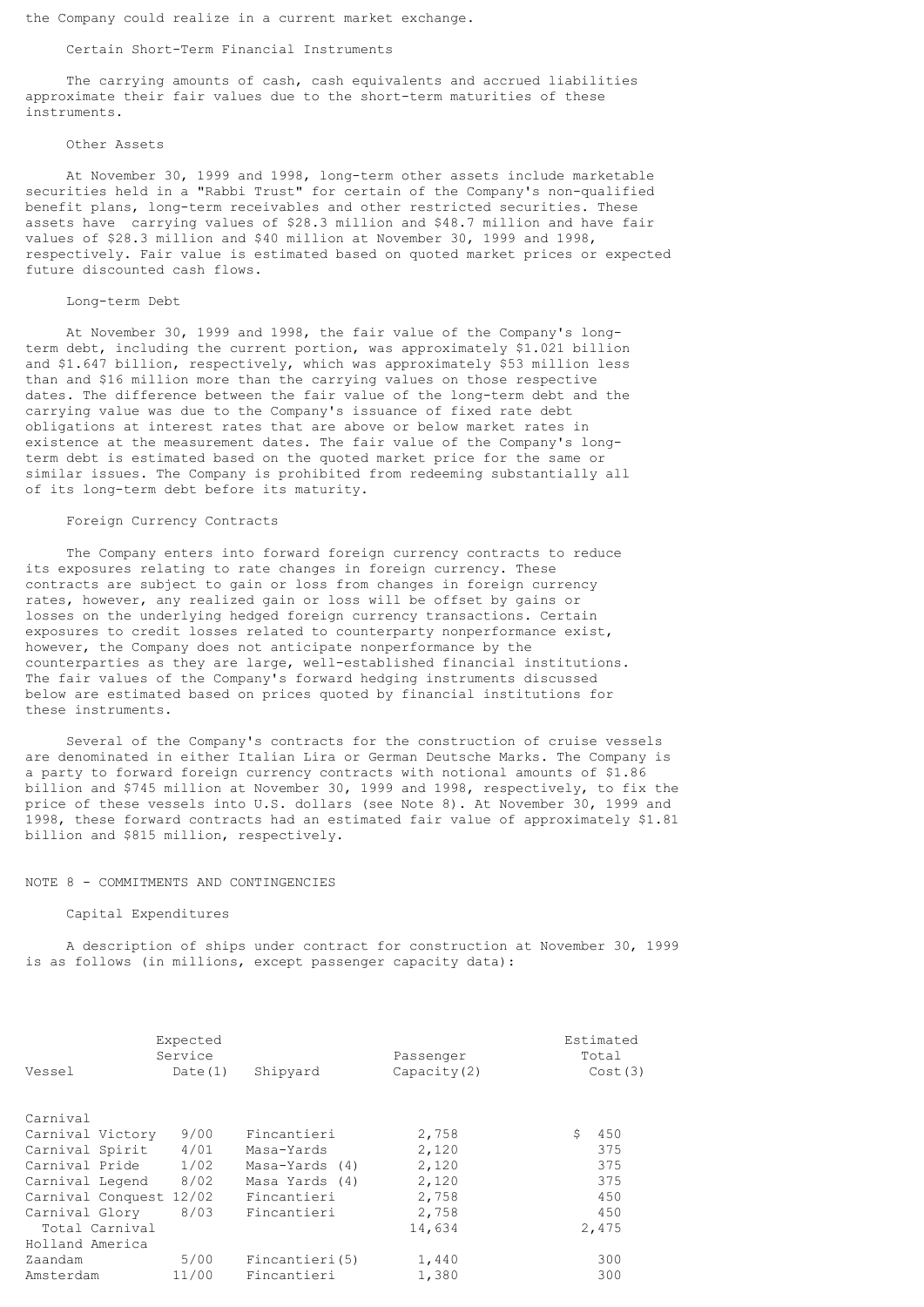the Company could realize in a current market exchange.

### Certain Short-Term Financial Instruments

The carrying amounts of cash, cash equivalents and accrued liabilities approximate their fair values due to the short-term maturities of these instruments.

### Other Assets

At November 30, 1999 and 1998, long-term other assets include marketable securities held in a "Rabbi Trust" for certain of the Company's non-qualified benefit plans, long-term receivables and other restricted securities. These assets have carrying values of $28.3 million and $48.7 million and have fair values of $28.3 million and $40 million at November 30, 1999 and 1998, respectively. Fair value is estimated based on quoted market prices or expected future discounted cash flows.

### Long-term Debt

At November 30, 1999 and 1998, the fair value of the Company's long-term debt, including the current portion, was approximately $1.021 billion and $1.647 billion, respectively, which was approximately $53 million less than and $16 million more than the carrying values on those respective dates. The difference between the fair value of the long-term debt and the carrying value was due to the Company's issuance of fixed rate debt obligations at interest rates that are above or below market rates in existence at the measurement dates. The fair value of the Company's long-term debt is estimated based on the quoted market price for the same or similar issues. The Company is prohibited from redeeming substantially all of its long-term debt before its maturity.

### Foreign Currency Contracts

The Company enters into forward foreign currency contracts to reduce its exposures relating to rate changes in foreign currency. These contracts are subject to gain or loss from changes in foreign currency rates, however, any realized gain or loss will be offset by gains or losses on the underlying hedged foreign currency transactions. Certain exposures to credit losses related to counterparty nonperformance exist, however, the Company does not anticipate nonperformance by the counterparties as they are large, well-established financial institutions. The fair values of the Company's forward hedging instruments discussed below are estimated based on prices quoted by financial institutions for these instruments.

Several of the Company's contracts for the construction of cruise vessels are denominated in either Italian Lira or German Deutsche Marks. The Company is a party to forward foreign currency contracts with notional amounts of $1.86 billion and $745 million at November 30, 1999 and 1998, respectively, to fix the price of these vessels into U.S. dollars (see Note 8). At November 30, 1999 and 1998, these forward contracts had an estimated fair value of approximately $1.81 billion and $815 million, respectively.

## NOTE 8 - COMMITMENTS AND CONTINGENCIES

### Capital Expenditures

A description of ships under contract for construction at November 30, 1999 is as follows (in millions, except passenger capacity data):

| Vessel | Expected Service Date(1) | Shipyard | Passenger Capacity(2) | Estimated Total Cost(3) |
|---|---|---|---|---|
| Carnival | | | | |
| Carnival Victory | 9/00 | Fincantieri | 2,758 | $ 450 |
| Carnival Spirit | 4/01 | Masa-Yards | 2,120 | 375 |
| Carnival Pride | 1/02 | Masa-Yards (4) | 2,120 | 375 |
| Carnival Legend | 8/02 | Masa Yards (4) | 2,120 | 375 |
| Carnival Conquest | 12/02 | Fincantieri | 2,758 | 450 |
| Carnival Glory | 8/03 | Fincantieri | 2,758 | 450 |
| Total Carnival | | | 14,634 | 2,475 |
| Holland America | | | | |
| Zaandam | 5/00 | Fincantieri(5) | 1,440 | 300 |
| Amsterdam | 11/00 | Fincantieri | 1,380 | 300 |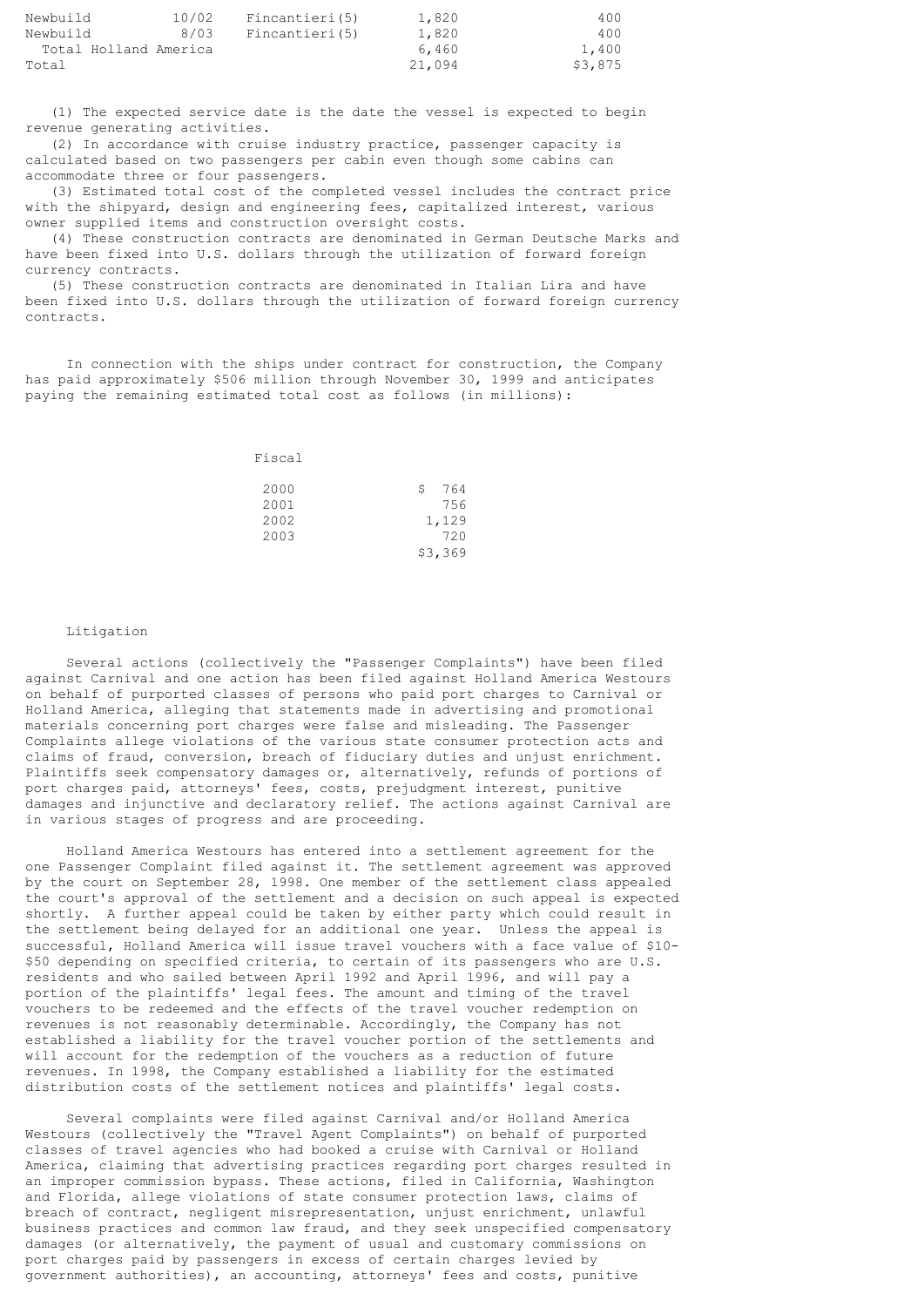| | | | | |
|---|---|---|---|---|
| Newbuild | 10/02 | Fincantieri(5) | 1,820 | 400 |
| Newbuild | 8/03 | Fincantieri(5) | 1,820 | 400 |
| Total Holland America | | | 6,460 | 1,400 |
| Total | | | 21,094 | $3,875 |

(1) The expected service date is the date the vessel is expected to begin revenue generating activities.
(2) In accordance with cruise industry practice, passenger capacity is calculated based on two passengers per cabin even though some cabins can accommodate three or four passengers.
(3) Estimated total cost of the completed vessel includes the contract price with the shipyard, design and engineering fees, capitalized interest, various owner supplied items and construction oversight costs.
(4) These construction contracts are denominated in German Deutsche Marks and have been fixed into U.S. dollars through the utilization of forward foreign currency contracts.
(5) These construction contracts are denominated in Italian Lira and have been fixed into U.S. dollars through the utilization of forward foreign currency contracts.

In connection with the ships under contract for construction, the Company has paid approximately $506 million through November 30, 1999 and anticipates paying the remaining estimated total cost as follows (in millions):

| Fiscal | |
|---|---|
| 2000 | $ 764 |
| 2001 | 756 |
| 2002 | 1,129 |
| 2003 | 720 |
| | $3,369 |

Litigation

Several actions (collectively the "Passenger Complaints") have been filed against Carnival and one action has been filed against Holland America Westours on behalf of purported classes of persons who paid port charges to Carnival or Holland America, alleging that statements made in advertising and promotional materials concerning port charges were false and misleading. The Passenger Complaints allege violations of the various state consumer protection acts and claims of fraud, conversion, breach of fiduciary duties and unjust enrichment. Plaintiffs seek compensatory damages or, alternatively, refunds of portions of port charges paid, attorneys' fees, costs, prejudgment interest, punitive damages and injunctive and declaratory relief. The actions against Carnival are in various stages of progress and are proceeding.

Holland America Westours has entered into a settlement agreement for the one Passenger Complaint filed against it. The settlement agreement was approved by the court on September 28, 1998. One member of the settlement class appealed the court's approval of the settlement and a decision on such appeal is expected shortly. A further appeal could be taken by either party which could result in the settlement being delayed for an additional one year. Unless the appeal is successful, Holland America will issue travel vouchers with a face value of $10-$50 depending on specified criteria, to certain of its passengers who are U.S. residents and who sailed between April 1992 and April 1996, and will pay a portion of the plaintiffs' legal fees. The amount and timing of the travel vouchers to be redeemed and the effects of the travel voucher redemption on revenues is not reasonably determinable. Accordingly, the Company has not established a liability for the travel voucher portion of the settlements and will account for the redemption of the vouchers as a reduction of future revenues. In 1998, the Company established a liability for the estimated distribution costs of the settlement notices and plaintiffs' legal costs.

Several complaints were filed against Carnival and/or Holland America Westours (collectively the "Travel Agent Complaints") on behalf of purported classes of travel agencies who had booked a cruise with Carnival or Holland America, claiming that advertising practices regarding port charges resulted in an improper commission bypass. These actions, filed in California, Washington and Florida, allege violations of state consumer protection laws, claims of breach of contract, negligent misrepresentation, unjust enrichment, unlawful business practices and common law fraud, and they seek unspecified compensatory damages (or alternatively, the payment of usual and customary commissions on port charges paid by passengers in excess of certain charges levied by government authorities), an accounting, attorneys' fees and costs, punitive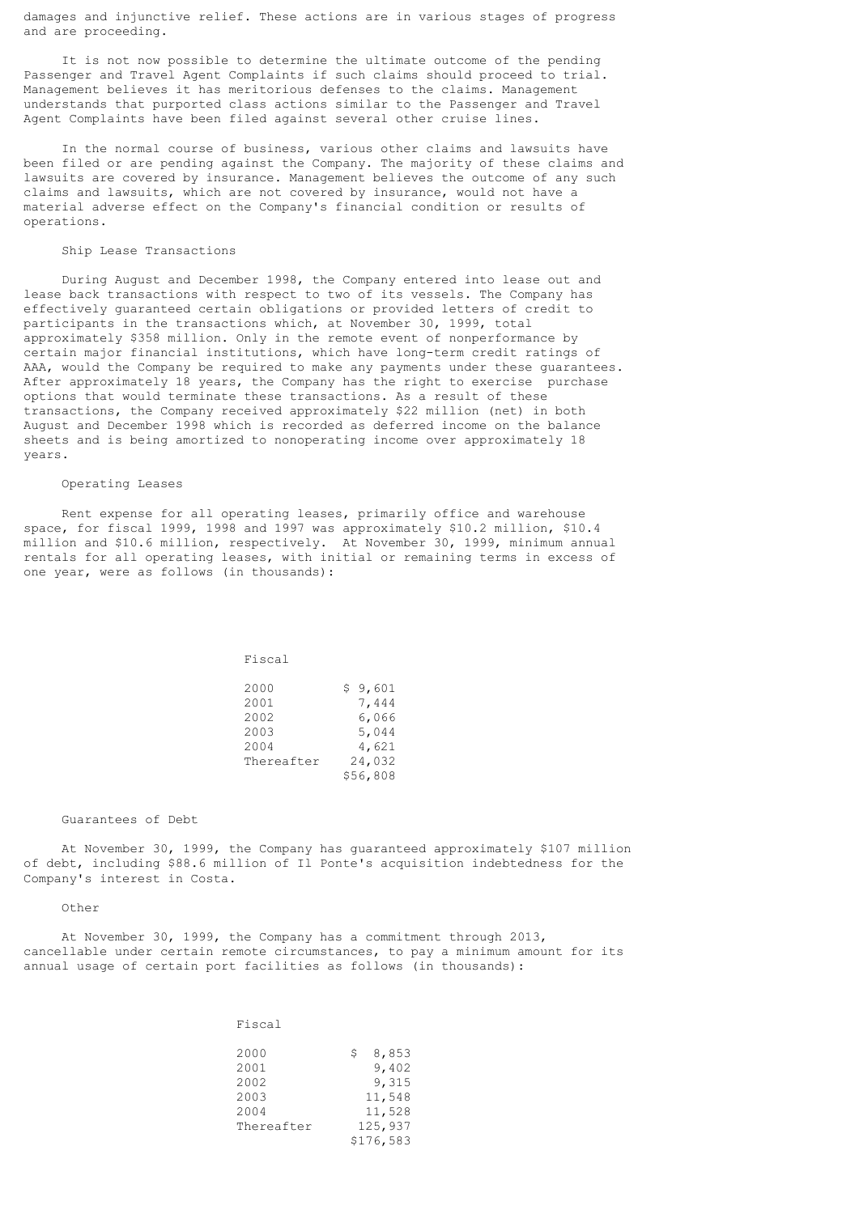damages and injunctive relief. These actions are in various stages of progress and are proceeding.

It is not now possible to determine the ultimate outcome of the pending Passenger and Travel Agent Complaints if such claims should proceed to trial. Management believes it has meritorious defenses to the claims. Management understands that purported class actions similar to the Passenger and Travel Agent Complaints have been filed against several other cruise lines.

In the normal course of business, various other claims and lawsuits have been filed or are pending against the Company. The majority of these claims and lawsuits are covered by insurance. Management believes the outcome of any such claims and lawsuits, which are not covered by insurance, would not have a material adverse effect on the Company's financial condition or results of operations.

### Ship Lease Transactions

During August and December 1998, the Company entered into lease out and lease back transactions with respect to two of its vessels. The Company has effectively guaranteed certain obligations or provided letters of credit to participants in the transactions which, at November 30, 1999, total approximately $358 million. Only in the remote event of nonperformance by certain major financial institutions, which have long-term credit ratings of AAA, would the Company be required to make any payments under these guarantees. After approximately 18 years, the Company has the right to exercise purchase options that would terminate these transactions. As a result of these transactions, the Company received approximately $22 million (net) in both August and December 1998 which is recorded as deferred income on the balance sheets and is being amortized to nonoperating income over approximately 18 years.

### Operating Leases

Rent expense for all operating leases, primarily office and warehouse space, for fiscal 1999, 1998 and 1997 was approximately $10.2 million, $10.4 million and $10.6 million, respectively. At November 30, 1999, minimum annual rentals for all operating leases, with initial or remaining terms in excess of one year, were as follows (in thousands):

| Fiscal | |
|---|---|
| 2000 | $ 9,601 |
| 2001 | 7,444 |
| 2002 | 6,066 |
| 2003 | 5,044 |
| 2004 | 4,621 |
| Thereafter | 24,032 |
| | $56,808 |

### Guarantees of Debt

At November 30, 1999, the Company has guaranteed approximately $107 million of debt, including $88.6 million of Il Ponte's acquisition indebtedness for the Company's interest in Costa.

### Other

At November 30, 1999, the Company has a commitment through 2013, cancellable under certain remote circumstances, to pay a minimum amount for its annual usage of certain port facilities as follows (in thousands):

| Fiscal | |
|---|---|
| 2000 | $ 8,853 |
| 2001 | 9,402 |
| 2002 | 9,315 |
| 2003 | 11,548 |
| 2004 | 11,528 |
| Thereafter | 125,937 |
| | $176,583 |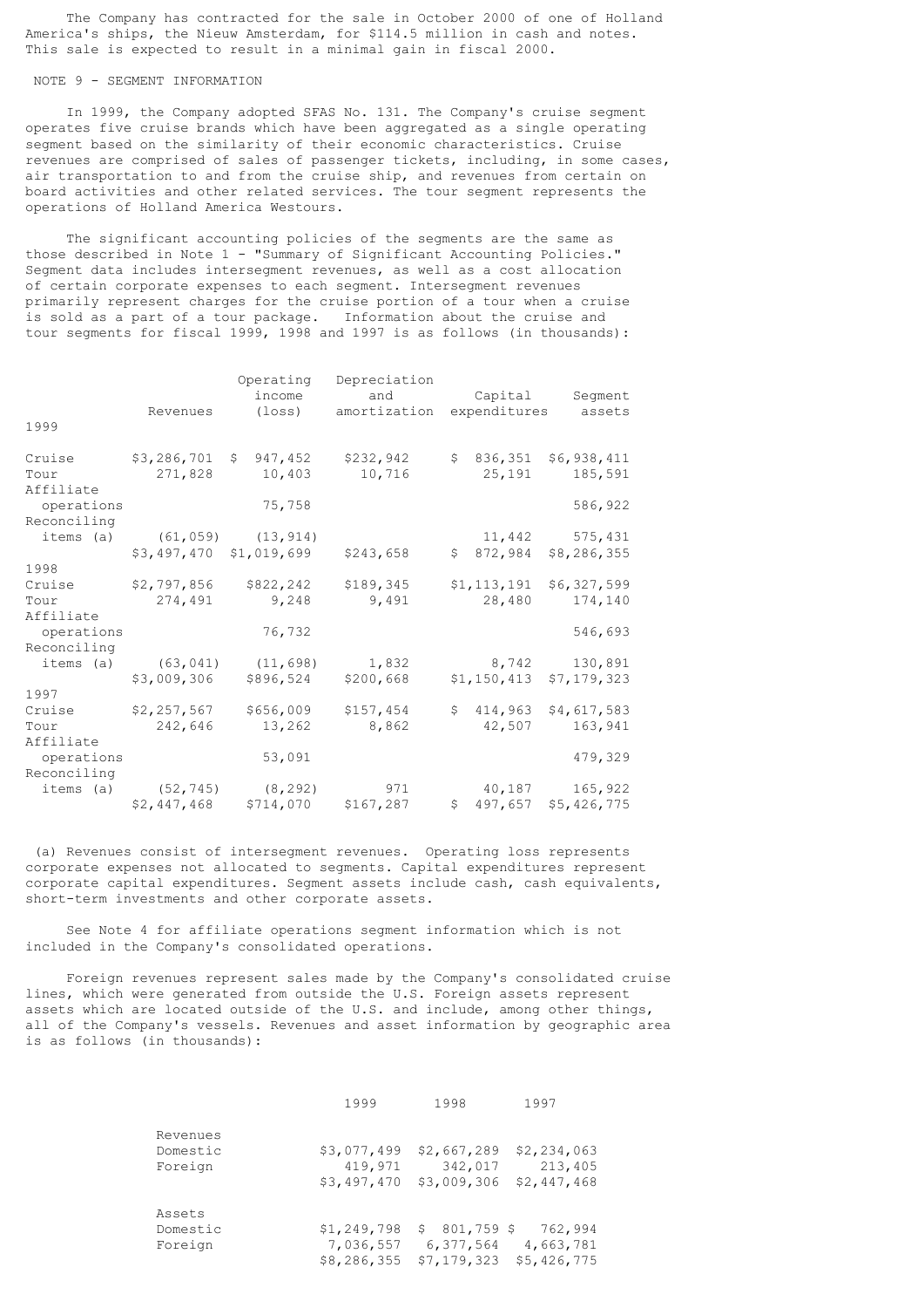The Company has contracted for the sale in October 2000 of one of Holland America's ships, the Nieuw Amsterdam, for $114.5 million in cash and notes. This sale is expected to result in a minimal gain in fiscal 2000.

## NOTE 9 - SEGMENT INFORMATION

In 1999, the Company adopted SFAS No. 131. The Company's cruise segment operates five cruise brands which have been aggregated as a single operating segment based on the similarity of their economic characteristics. Cruise revenues are comprised of sales of passenger tickets, including, in some cases, air transportation to and from the cruise ship, and revenues from certain on board activities and other related services. The tour segment represents the operations of Holland America Westours.

The significant accounting policies of the segments are the same as those described in Note 1 - "Summary of Significant Accounting Policies." Segment data includes intersegment revenues, as well as a cost allocation of certain corporate expenses to each segment. Intersegment revenues primarily represent charges for the cruise portion of a tour when a cruise is sold as a part of a tour package. Information about the cruise and tour segments for fiscal 1999, 1998 and 1997 is as follows (in thousands):

| | Revenues | Operating income (loss) | Depreciation and amortization | Capital expenditures | Segment assets |
|---|---|---|---|---|---|
| **1999** | | | | | |
| Cruise | $3,286,701 | $ 947,452 | $232,942 | $ 836,351 | $6,938,411 |
| Tour | 271,828 | 10,403 | 10,716 | 25,191 | 185,591 |
| Affiliate operations | | 75,758 | | | 586,922 |
| Reconciling items (a) | (61,059) | (13,914) | | 11,442 | 575,431 |
| | $3,497,470 | $1,019,699 | $243,658 | $ 872,984 | $8,286,355 |
| **1998** | | | | | |
| Cruise | $2,797,856 | $822,242 | $189,345 | $1,113,191 | $6,327,599 |
| Tour | 274,491 | 9,248 | 9,491 | 28,480 | 174,140 |
| Affiliate operations | | 76,732 | | | 546,693 |
| Reconciling items (a) | (63,041) | (11,698) | 1,832 | 8,742 | 130,891 |
| | $3,009,306 | $896,524 | $200,668 | $1,150,413 | $7,179,323 |
| **1997** | | | | | |
| Cruise | $2,257,567 | $656,009 | $157,454 | $ 414,963 | $4,617,583 |
| Tour | 242,646 | 13,262 | 8,862 | 42,507 | 163,941 |
| Affiliate operations | | 53,091 | | | 479,329 |
| Reconciling items (a) | (52,745) | (8,292) | 971 | 40,187 | 165,922 |
| | $2,447,468 | $714,070 | $167,287 | $ 497,657 | $5,426,775 |

(a) Revenues consist of intersegment revenues. Operating loss represents corporate expenses not allocated to segments. Capital expenditures represent corporate capital expenditures. Segment assets include cash, cash equivalents, short-term investments and other corporate assets.

See Note 4 for affiliate operations segment information which is not included in the Company's consolidated operations.

Foreign revenues represent sales made by the Company's consolidated cruise lines, which were generated from outside the U.S. Foreign assets represent assets which are located outside of the U.S. and include, among other things, all of the Company's vessels. Revenues and asset information by geographic area is as follows (in thousands):

| | 1999 | 1998 | 1997 |
|---|---|---|---|
| **Revenues** | | | |
| Domestic | $3,077,499 | $2,667,289 | $2,234,063 |
| Foreign | 419,971 | 342,017 | 213,405 |
| | $3,497,470 | $3,009,306 | $2,447,468 |
| **Assets** | | | |
| Domestic | $1,249,798 | $ 801,759 | $ 762,994 |
| Foreign | 7,036,557 | 6,377,564 | 4,663,781 |
| | $8,286,355 | $7,179,323 | $5,426,775 |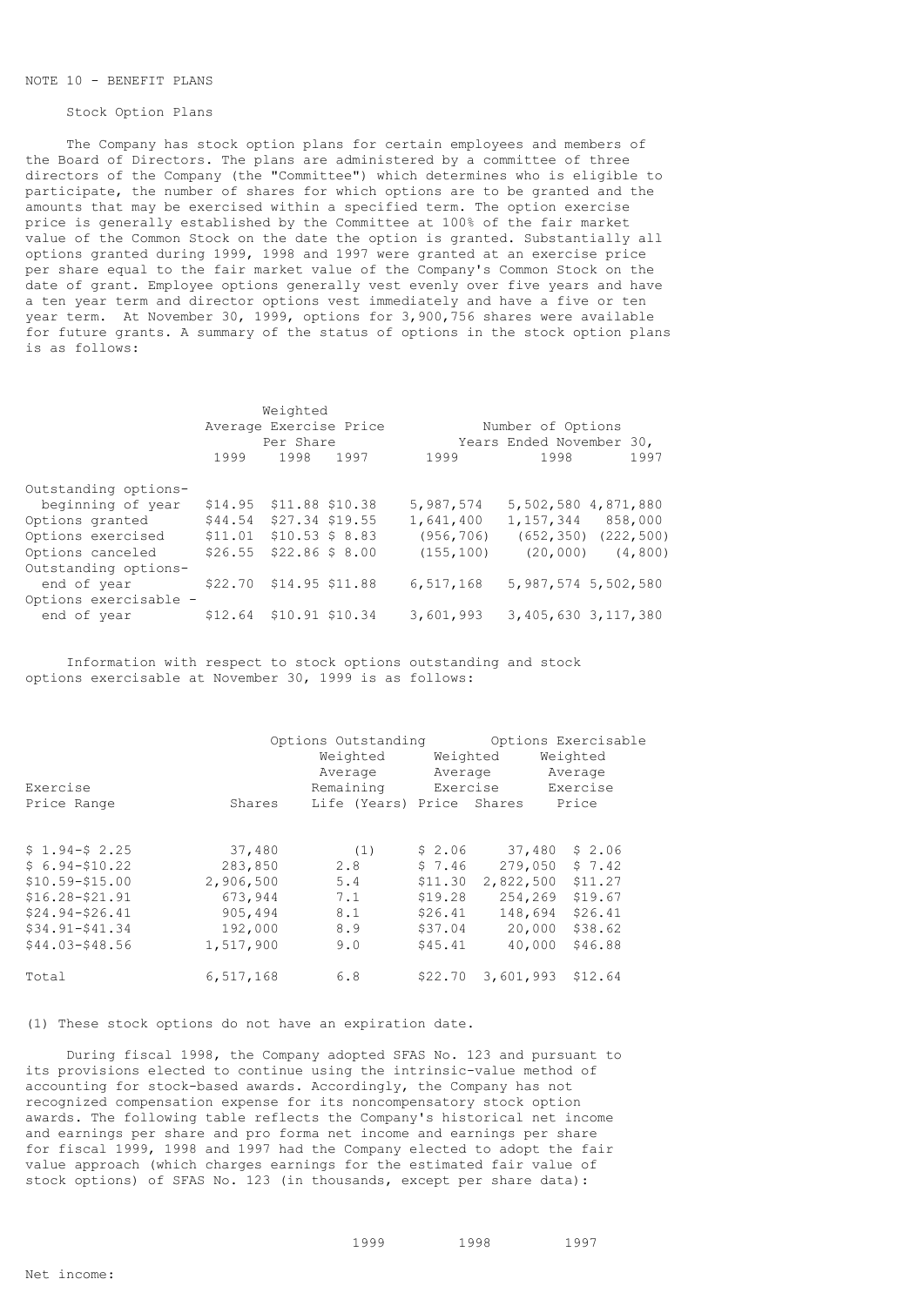NOTE 10 - BENEFIT PLANS

Stock Option Plans

The Company has stock option plans for certain employees and members of the Board of Directors. The plans are administered by a committee of three directors of the Company (the "Committee") which determines who is eligible to participate, the number of shares for which options are to be granted and the amounts that may be exercised within a specified term. The option exercise price is generally established by the Committee at 100% of the fair market value of the Common Stock on the date the option is granted. Substantially all options granted during 1999, 1998 and 1997 were granted at an exercise price per share equal to the fair market value of the Company's Common Stock on the date of grant. Employee options generally vest evenly over five years and have a ten year term and director options vest immediately and have a five or ten year term. At November 30, 1999, options for 3,900,756 shares were available for future grants. A summary of the status of options in the stock option plans is as follows:

| | Weighted Average Exercise Price Per Share | | | Number of Options Years Ended November 30, | | |
|---|---|---|---|---|---|---|
| | 1999 | 1998 | 1997 | 1999 | 1998 | 1997 |
| Outstanding options- beginning of year | $14.95 | $11.88 | $10.38 | 5,987,574 | 5,502,580 | 4,871,880 |
| Options granted | $44.54 | $27.34 | $19.55 | 1,641,400 | 1,157,344 | 858,000 |
| Options exercised | $11.01 | $10.53 | $ 8.83 | (956,706) | (652,350) | (222,500) |
| Options canceled | $26.55 | $22.86 | $ 8.00 | (155,100) | (20,000) | (4,800) |
| Outstanding options- end of year | $22.70 | $14.95 | $11.88 | 6,517,168 | 5,987,574 | 5,502,580 |
| Options exercisable - end of year | $12.64 | $10.91 | $10.34 | 3,601,993 | 3,405,630 | 3,117,380 |

Information with respect to stock options outstanding and stock options exercisable at November 30, 1999 is as follows:

| | Options Outstanding | | | Options Exercisable | |
|---|---|---|---|---|---|
| Exercise Price Range | Shares | Weighted Average Remaining Life (Years) | Weighted Average Exercise Price | Shares | Weighted Average Exercise Price |
| $ 1.94-$ 2.25 | 37,480 | (1) | $ 2.06 | 37,480 | $ 2.06 |
| $ 6.94-$10.22 | 283,850 | 2.8 | $ 7.46 | 279,050 | $ 7.42 |
| $10.59-$15.00 | 2,906,500 | 5.4 | $11.30 | 2,822,500 | $11.27 |
| $16.28-$21.91 | 673,944 | 7.1 | $19.28 | 254,269 | $19.67 |
| $24.94-$26.41 | 905,494 | 8.1 | $26.41 | 148,694 | $26.41 |
| $34.91-$41.34 | 192,000 | 8.9 | $37.04 | 20,000 | $38.62 |
| $44.03-$48.56 | 1,517,900 | 9.0 | $45.41 | 40,000 | $46.88 |
| Total | 6,517,168 | 6.8 | $22.70 | 3,601,993 | $12.64 |

(1) These stock options do not have an expiration date.

During fiscal 1998, the Company adopted SFAS No. 123 and pursuant to its provisions elected to continue using the intrinsic-value method of accounting for stock-based awards. Accordingly, the Company has not recognized compensation expense for its noncompensatory stock option awards. The following table reflects the Company's historical net income and earnings per share and pro forma net income and earnings per share for fiscal 1999, 1998 and 1997 had the Company elected to adopt the fair value approach (which charges earnings for the estimated fair value of stock options) of SFAS No. 123 (in thousands, except per share data):

| | 1999 | 1998 | 1997 |
|---|---|---|---|
| Net income: | | | |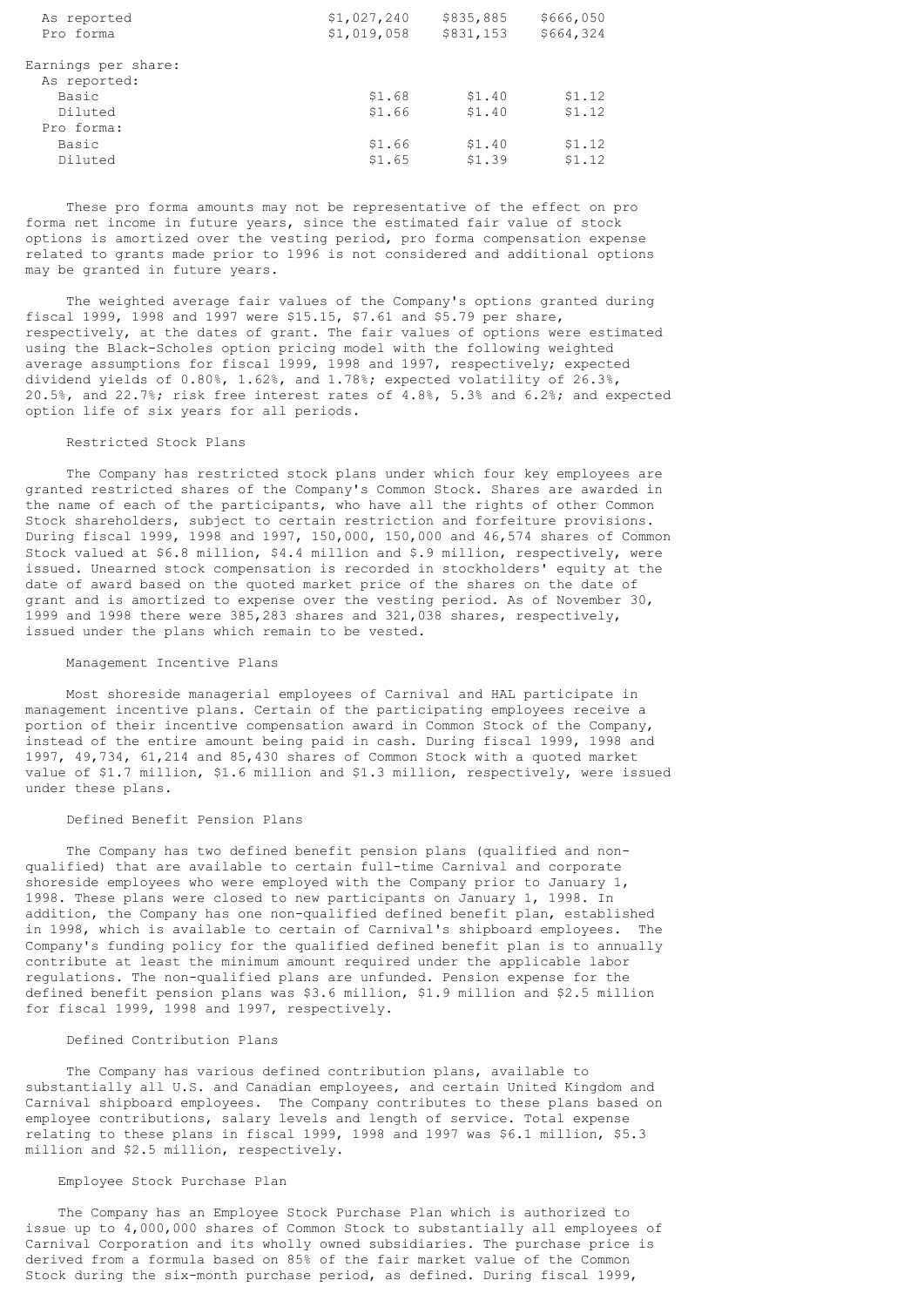| | | | |
|---|---|---|---|
| As reported | $1,027,240 | $835,885 | $666,050 |
| Pro forma | $1,019,058 | $831,153 | $664,324 |
| Earnings per share: | | | |
| As reported: | | | |
| Basic | $1.68 | $1.40 | $1.12 |
| Diluted | $1.66 | $1.40 | $1.12 |
| Pro forma: | | | |
| Basic | $1.66 | $1.40 | $1.12 |
| Diluted | $1.65 | $1.39 | $1.12 |

These pro forma amounts may not be representative of the effect on pro forma net income in future years, since the estimated fair value of stock options is amortized over the vesting period, pro forma compensation expense related to grants made prior to 1996 is not considered and additional options may be granted in future years.

The weighted average fair values of the Company's options granted during fiscal 1999, 1998 and 1997 were $15.15, $7.61 and $5.79 per share, respectively, at the dates of grant. The fair values of options were estimated using the Black-Scholes option pricing model with the following weighted average assumptions for fiscal 1999, 1998 and 1997, respectively; expected dividend yields of 0.80%, 1.62%, and 1.78%; expected volatility of 26.3%, 20.5%, and 22.7%; risk free interest rates of 4.8%, 5.3% and 6.2%; and expected option life of six years for all periods.

### Restricted Stock Plans

The Company has restricted stock plans under which four key employees are granted restricted shares of the Company's Common Stock. Shares are awarded in the name of each of the participants, who have all the rights of other Common Stock shareholders, subject to certain restriction and forfeiture provisions. During fiscal 1999, 1998 and 1997, 150,000, 150,000 and 46,574 shares of Common Stock valued at $6.8 million, $4.4 million and $.9 million, respectively, were issued. Unearned stock compensation is recorded in stockholders' equity at the date of award based on the quoted market price of the shares on the date of grant and is amortized to expense over the vesting period. As of November 30, 1999 and 1998 there were 385,283 shares and 321,038 shares, respectively, issued under the plans which remain to be vested.

### Management Incentive Plans

Most shoreside managerial employees of Carnival and HAL participate in management incentive plans. Certain of the participating employees receive a portion of their incentive compensation award in Common Stock of the Company, instead of the entire amount being paid in cash. During fiscal 1999, 1998 and 1997, 49,734, 61,214 and 85,430 shares of Common Stock with a quoted market value of $1.7 million, $1.6 million and $1.3 million, respectively, were issued under these plans.

### Defined Benefit Pension Plans

The Company has two defined benefit pension plans (qualified and non-qualified) that are available to certain full-time Carnival and corporate shoreside employees who were employed with the Company prior to January 1, 1998. These plans were closed to new participants on January 1, 1998. In addition, the Company has one non-qualified defined benefit plan, established in 1998, which is available to certain of Carnival's shipboard employees. The Company's funding policy for the qualified defined benefit plan is to annually contribute at least the minimum amount required under the applicable labor regulations. The non-qualified plans are unfunded. Pension expense for the defined benefit pension plans was $3.6 million, $1.9 million and $2.5 million for fiscal 1999, 1998 and 1997, respectively.

### Defined Contribution Plans

The Company has various defined contribution plans, available to substantially all U.S. and Canadian employees, and certain United Kingdom and Carnival shipboard employees. The Company contributes to these plans based on employee contributions, salary levels and length of service. Total expense relating to these plans in fiscal 1999, 1998 and 1997 was $6.1 million, $5.3 million and $2.5 million, respectively.

### Employee Stock Purchase Plan

The Company has an Employee Stock Purchase Plan which is authorized to issue up to 4,000,000 shares of Common Stock to substantially all employees of Carnival Corporation and its wholly owned subsidiaries. The purchase price is derived from a formula based on 85% of the fair market value of the Common Stock during the six-month purchase period, as defined. During fiscal 1999,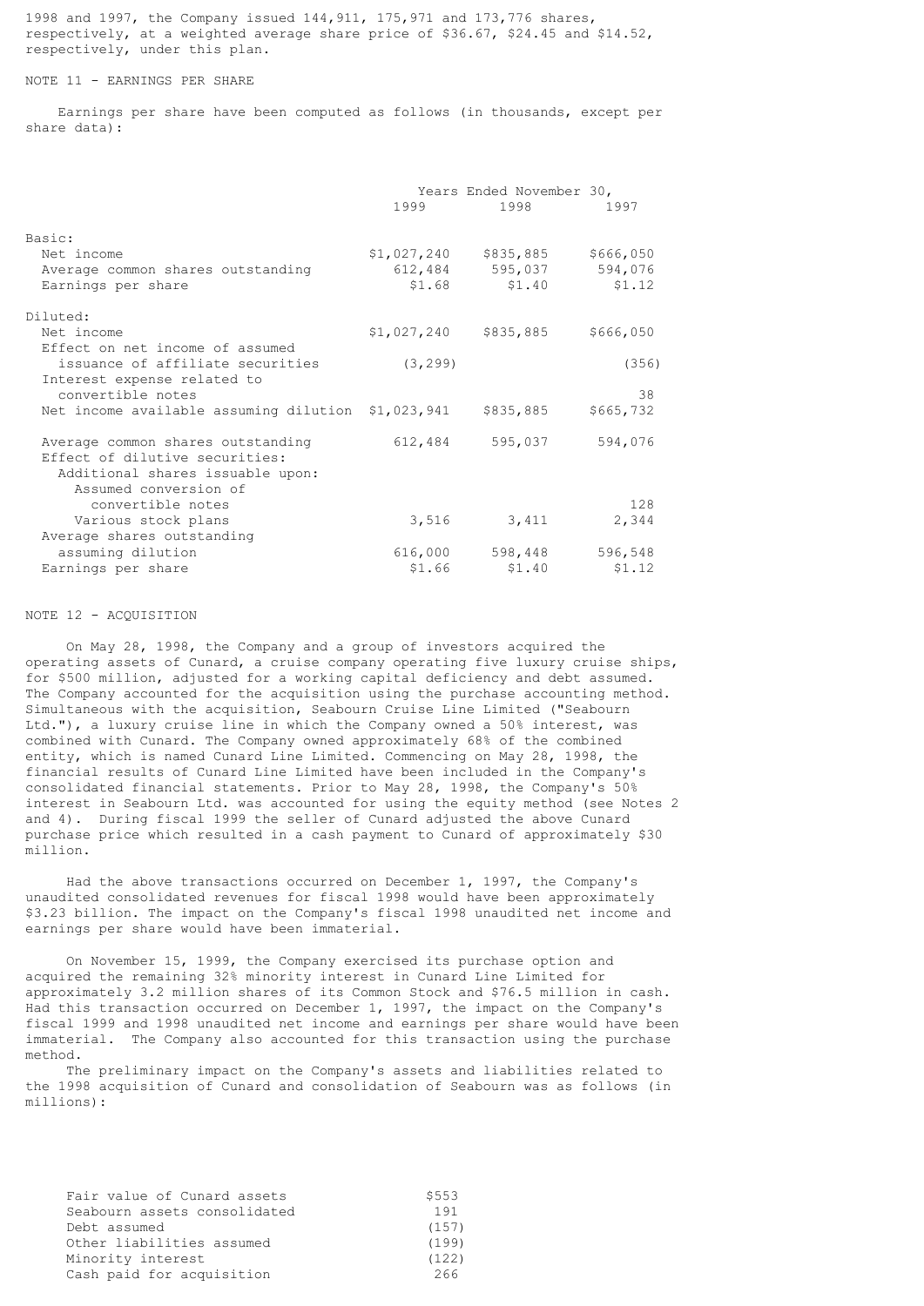1998 and 1997, the Company issued 144,911, 175,971 and 173,776 shares, respectively, at a weighted average share price of $36.67, $24.45 and $14.52, respectively, under this plan.

## NOTE 11 - EARNINGS PER SHARE

Earnings per share have been computed as follows (in thousands, except per share data):

| | Years Ended November 30, | | |
|---|---|---|---|
| | 1999 | 1998 | 1997 |
| **Basic:** | | | |
| Net income | $1,027,240 | $835,885 | $666,050 |
| Average common shares outstanding | 612,484 | 595,037 | 594,076 |
| Earnings per share | $1.68 | $1.40 | $1.12 |
| **Diluted:** | | | |
| Net income | $1,027,240 | $835,885 | $666,050 |
| Effect on net income of assumed issuance of affiliate securities | (3,299) | | (356) |
| Interest expense related to convertible notes | | | 38 |
| Net income available assuming dilution | $1,023,941 | $835,885 | $665,732 |
| Average common shares outstanding | 612,484 | 595,037 | 594,076 |
| Effect of dilutive securities: | | | |
| Additional shares issuable upon: | | | |
| Assumed conversion of convertible notes | | | 128 |
| Various stock plans | 3,516 | 3,411 | 2,344 |
| Average shares outstanding assuming dilution | 616,000 | 598,448 | 596,548 |
| Earnings per share | $1.66 | $1.40 | $1.12 |

## NOTE 12 - ACQUISITION

On May 28, 1998, the Company and a group of investors acquired the operating assets of Cunard, a cruise company operating five luxury cruise ships, for $500 million, adjusted for a working capital deficiency and debt assumed. The Company accounted for the acquisition using the purchase accounting method. Simultaneous with the acquisition, Seabourn Cruise Line Limited ("Seabourn Ltd."), a luxury cruise line in which the Company owned a 50% interest, was combined with Cunard. The Company owned approximately 68% of the combined entity, which is named Cunard Line Limited. Commencing on May 28, 1998, the financial results of Cunard Line Limited have been included in the Company's consolidated financial statements. Prior to May 28, 1998, the Company's 50% interest in Seabourn Ltd. was accounted for using the equity method (see Notes 2 and 4). During fiscal 1999 the seller of Cunard adjusted the above Cunard purchase price which resulted in a cash payment to Cunard of approximately $30 million.

Had the above transactions occurred on December 1, 1997, the Company's unaudited consolidated revenues for fiscal 1998 would have been approximately $3.23 billion. The impact on the Company's fiscal 1998 unaudited net income and earnings per share would have been immaterial.

On November 15, 1999, the Company exercised its purchase option and acquired the remaining 32% minority interest in Cunard Line Limited for approximately 3.2 million shares of its Common Stock and $76.5 million in cash. Had this transaction occurred on December 1, 1997, the impact on the Company's fiscal 1999 and 1998 unaudited net income and earnings per share would have been immaterial. The Company also accounted for this transaction using the purchase method.

The preliminary impact on the Company's assets and liabilities related to the 1998 acquisition of Cunard and consolidation of Seabourn was as follows (in millions):

| | |
|---|---|
| Fair value of Cunard assets | $553 |
| Seabourn assets consolidated | 191 |
| Debt assumed | (157) |
| Other liabilities assumed | (199) |
| Minority interest | (122) |
| Cash paid for acquisition | 266 |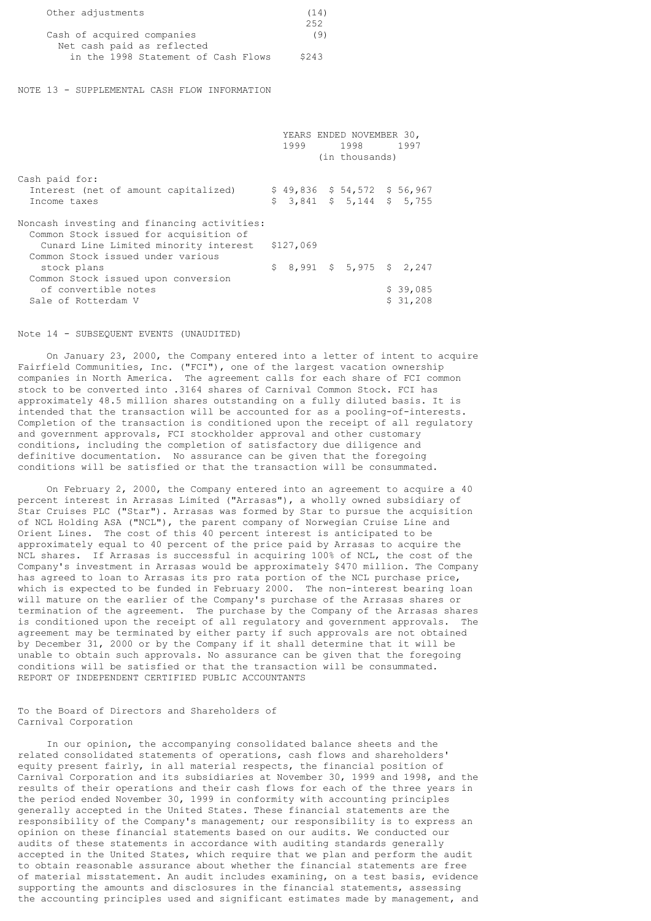| | |
|---|---|
| Other adjustments | (14) |
| | 252 |
| Cash of acquired companies | (9) |
| Net cash paid as reflected in the 1998 Statement of Cash Flows | $243 |

NOTE 13 - SUPPLEMENTAL CASH FLOW INFORMATION

| | YEARS ENDED NOVEMBER 30, 1999 | 1998 | 1997 |
|---|---|---|---|
| | (in thousands) | | |
| Cash paid for: | | | |
| Interest (net of amount capitalized) | $ 49,836 | $ 54,572 | $ 56,967 |
| Income taxes | $ 3,841 | $ 5,144 | $ 5,755 |
| Noncash investing and financing activities: | | | |
| Common Stock issued for acquisition of Cunard Line Limited minority interest | $127,069 | | |
| Common Stock issued under various stock plans | $ 8,991 | $ 5,975 | $ 2,247 |
| Common Stock issued upon conversion of convertible notes | | | $ 39,085 |
| Sale of Rotterdam V | | | $ 31,208 |

Note 14 - SUBSEQUENT EVENTS (UNAUDITED)

On January 23, 2000, the Company entered into a letter of intent to acquire Fairfield Communities, Inc. ("FCI"), one of the largest vacation ownership companies in North America. The agreement calls for each share of FCI common stock to be converted into .3164 shares of Carnival Common Stock. FCI has approximately 48.5 million shares outstanding on a fully diluted basis. It is intended that the transaction will be accounted for as a pooling-of-interests. Completion of the transaction is conditioned upon the receipt of all regulatory and government approvals, FCI stockholder approval and other customary conditions, including the completion of satisfactory due diligence and definitive documentation. No assurance can be given that the foregoing conditions will be satisfied or that the transaction will be consummated.

On February 2, 2000, the Company entered into an agreement to acquire a 40 percent interest in Arrasas Limited ("Arrasas"), a wholly owned subsidiary of Star Cruises PLC ("Star"). Arrasas was formed by Star to pursue the acquisition of NCL Holding ASA ("NCL"), the parent company of Norwegian Cruise Line and Orient Lines. The cost of this 40 percent interest is anticipated to be approximately equal to 40 percent of the price paid by Arrasas to acquire the NCL shares. If Arrasas is successful in acquiring 100% of NCL, the cost of the Company's investment in Arrasas would be approximately $470 million. The Company has agreed to loan to Arrasas its pro rata portion of the NCL purchase price, which is expected to be funded in February 2000. The non-interest bearing loan will mature on the earlier of the Company's purchase of the Arrasas shares or termination of the agreement. The purchase by the Company of the Arrasas shares is conditioned upon the receipt of all regulatory and government approvals. The agreement may be terminated by either party if such approvals are not obtained by December 31, 2000 or by the Company if it shall determine that it will be unable to obtain such approvals. No assurance can be given that the foregoing conditions will be satisfied or that the transaction will be consummated.

REPORT OF INDEPENDENT CERTIFIED PUBLIC ACCOUNTANTS

To the Board of Directors and Shareholders of
Carnival Corporation

In our opinion, the accompanying consolidated balance sheets and the related consolidated statements of operations, cash flows and shareholders' equity present fairly, in all material respects, the financial position of Carnival Corporation and its subsidiaries at November 30, 1999 and 1998, and the results of their operations and their cash flows for each of the three years in the period ended November 30, 1999 in conformity with accounting principles generally accepted in the United States. These financial statements are the responsibility of the Company's management; our responsibility is to express an opinion on these financial statements based on our audits. We conducted our audits of these statements in accordance with auditing standards generally accepted in the United States, which require that we plan and perform the audit to obtain reasonable assurance about whether the financial statements are free of material misstatement. An audit includes examining, on a test basis, evidence supporting the amounts and disclosures in the financial statements, assessing the accounting principles used and significant estimates made by management, and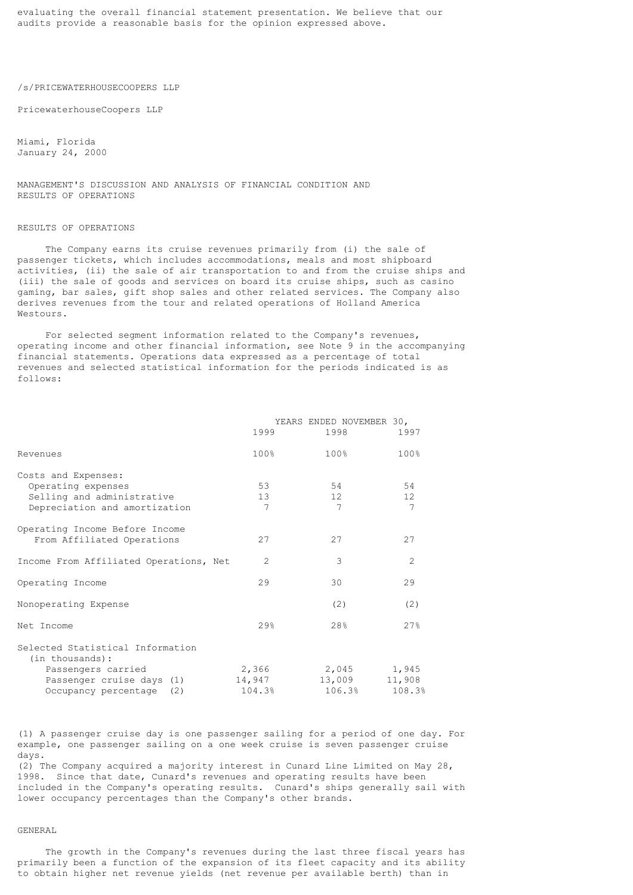evaluating the overall financial statement presentation. We believe that our audits provide a reasonable basis for the opinion expressed above.

/s/PRICEWATERHOUSECOOPERS LLP

PricewaterhouseCoopers LLP

Miami, Florida
January 24, 2000

## MANAGEMENT'S DISCUSSION AND ANALYSIS OF FINANCIAL CONDITION AND RESULTS OF OPERATIONS

### RESULTS OF OPERATIONS

The Company earns its cruise revenues primarily from (i) the sale of passenger tickets, which includes accommodations, meals and most shipboard activities, (ii) the sale of air transportation to and from the cruise ships and (iii) the sale of goods and services on board its cruise ships, such as casino gaming, bar sales, gift shop sales and other related services. The Company also derives revenues from the tour and related operations of Holland America Westours.

For selected segment information related to the Company's revenues, operating income and other financial information, see Note 9 in the accompanying financial statements. Operations data expressed as a percentage of total revenues and selected statistical information for the periods indicated is as follows:

| | YEARS ENDED NOVEMBER 30, | | |
|---|---|---|---|
| | 1999 | 1998 | 1997 |
| Revenues | 100% | 100% | 100% |
| Costs and Expenses: | | | |
| Operating expenses | 53 | 54 | 54 |
| Selling and administrative | 13 | 12 | 12 |
| Depreciation and amortization | 7 | 7 | 7 |
| Operating Income Before Income From Affiliated Operations | 27 | 27 | 27 |
| Income From Affiliated Operations, Net | 2 | 3 | 2 |
| Operating Income | 29 | 30 | 29 |
| Nonoperating Expense | | (2) | (2) |
| Net Income | 29% | 28% | 27% |
| Selected Statistical Information (in thousands): | | | |
| Passengers carried | 2,366 | 2,045 | 1,945 |
| Passenger cruise days (1) | 14,947 | 13,009 | 11,908 |
| Occupancy percentage (2) | 104.3% | 106.3% | 108.3% |

(1) A passenger cruise day is one passenger sailing for a period of one day. For example, one passenger sailing on a one week cruise is seven passenger cruise days.
(2) The Company acquired a majority interest in Cunard Line Limited on May 28, 1998. Since that date, Cunard's revenues and operating results have been included in the Company's operating results. Cunard's ships generally sail with lower occupancy percentages than the Company's other brands.

### GENERAL

The growth in the Company's revenues during the last three fiscal years has primarily been a function of the expansion of its fleet capacity and its ability to obtain higher net revenue yields (net revenue per available berth) than in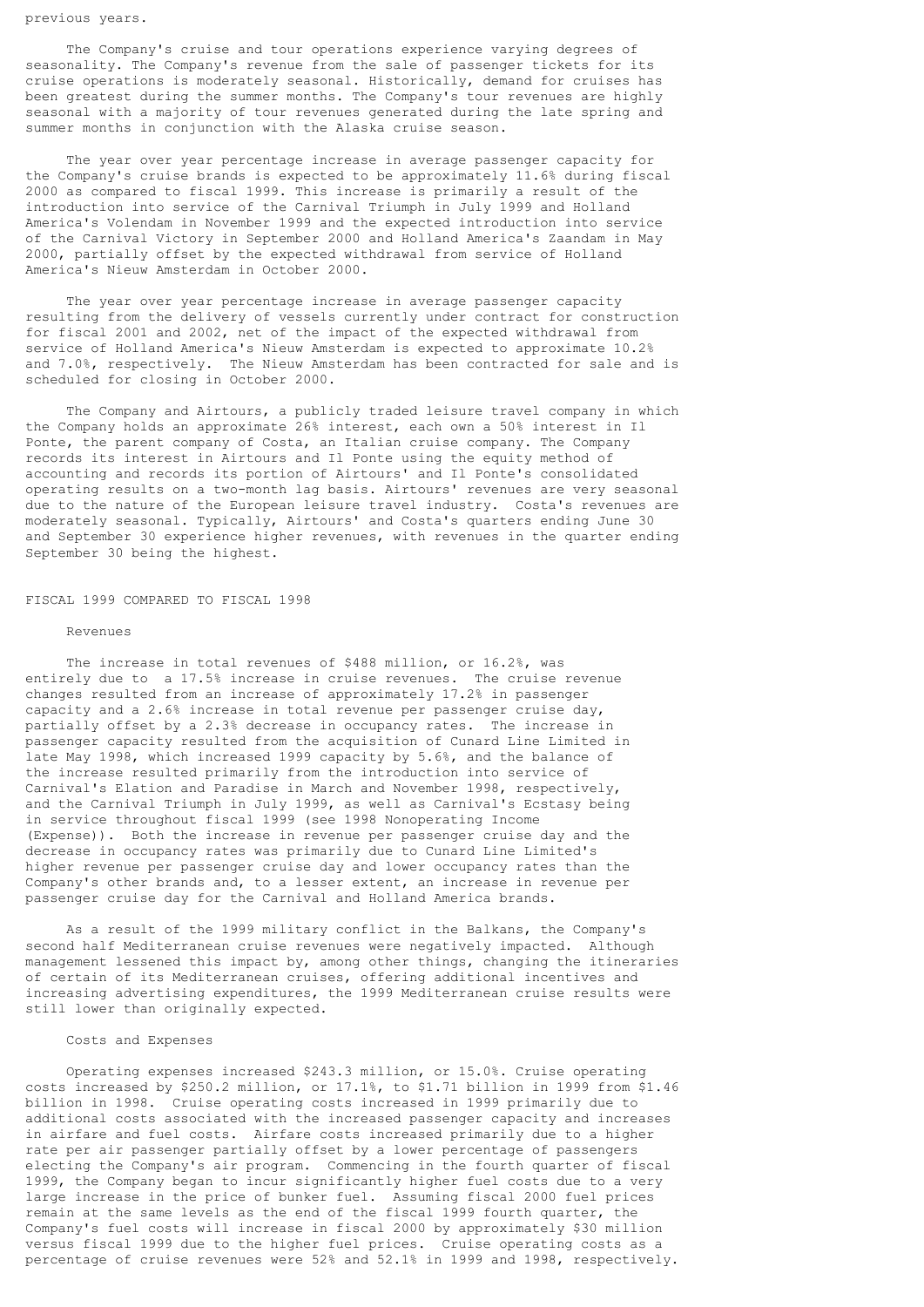previous years.

The Company's cruise and tour operations experience varying degrees of seasonality. The Company's revenue from the sale of passenger tickets for its cruise operations is moderately seasonal. Historically, demand for cruises has been greatest during the summer months. The Company's tour revenues are highly seasonal with a majority of tour revenues generated during the late spring and summer months in conjunction with the Alaska cruise season.

The year over year percentage increase in average passenger capacity for the Company's cruise brands is expected to be approximately 11.6% during fiscal 2000 as compared to fiscal 1999. This increase is primarily a result of the introduction into service of the Carnival Triumph in July 1999 and Holland America's Volendam in November 1999 and the expected introduction into service of the Carnival Victory in September 2000 and Holland America's Zaandam in May 2000, partially offset by the expected withdrawal from service of Holland America's Nieuw Amsterdam in October 2000.

The year over year percentage increase in average passenger capacity resulting from the delivery of vessels currently under contract for construction for fiscal 2001 and 2002, net of the impact of the expected withdrawal from service of Holland America's Nieuw Amsterdam is expected to approximate 10.2% and 7.0%, respectively. The Nieuw Amsterdam has been contracted for sale and is scheduled for closing in October 2000.

The Company and Airtours, a publicly traded leisure travel company in which the Company holds an approximate 26% interest, each own a 50% interest in Il Ponte, the parent company of Costa, an Italian cruise company. The Company records its interest in Airtours and Il Ponte using the equity method of accounting and records its portion of Airtours' and Il Ponte's consolidated operating results on a two-month lag basis. Airtours' revenues are very seasonal due to the nature of the European leisure travel industry. Costa's revenues are moderately seasonal. Typically, Airtours' and Costa's quarters ending June 30 and September 30 experience higher revenues, with revenues in the quarter ending September 30 being the highest.

## FISCAL 1999 COMPARED TO FISCAL 1998

### Revenues

The increase in total revenues of $488 million, or 16.2%, was entirely due to a 17.5% increase in cruise revenues. The cruise revenue changes resulted from an increase of approximately 17.2% in passenger capacity and a 2.6% increase in total revenue per passenger cruise day, partially offset by a 2.3% decrease in occupancy rates. The increase in passenger capacity resulted from the acquisition of Cunard Line Limited in late May 1998, which increased 1999 capacity by 5.6%, and the balance of the increase resulted primarily from the introduction into service of Carnival's Elation and Paradise in March and November 1998, respectively, and the Carnival Triumph in July 1999, as well as Carnival's Ecstasy being in service throughout fiscal 1999 (see 1998 Nonoperating Income (Expense)). Both the increase in revenue per passenger cruise day and the decrease in occupancy rates was primarily due to Cunard Line Limited's higher revenue per passenger cruise day and lower occupancy rates than the Company's other brands and, to a lesser extent, an increase in revenue per passenger cruise day for the Carnival and Holland America brands.

As a result of the 1999 military conflict in the Balkans, the Company's second half Mediterranean cruise revenues were negatively impacted. Although management lessened this impact by, among other things, changing the itineraries of certain of its Mediterranean cruises, offering additional incentives and increasing advertising expenditures, the 1999 Mediterranean cruise results were still lower than originally expected.

### Costs and Expenses

Operating expenses increased $243.3 million, or 15.0%. Cruise operating costs increased by $250.2 million, or 17.1%, to $1.71 billion in 1999 from $1.46 billion in 1998. Cruise operating costs increased in 1999 primarily due to additional costs associated with the increased passenger capacity and increases in airfare and fuel costs. Airfare costs increased primarily due to a higher rate per air passenger partially offset by a lower percentage of passengers electing the Company's air program. Commencing in the fourth quarter of fiscal 1999, the Company began to incur significantly higher fuel costs due to a very large increase in the price of bunker fuel. Assuming fiscal 2000 fuel prices remain at the same levels as the end of the fiscal 1999 fourth quarter, the Company's fuel costs will increase in fiscal 2000 by approximately $30 million versus fiscal 1999 due to the higher fuel prices. Cruise operating costs as a percentage of cruise revenues were 52% and 52.1% in 1999 and 1998, respectively.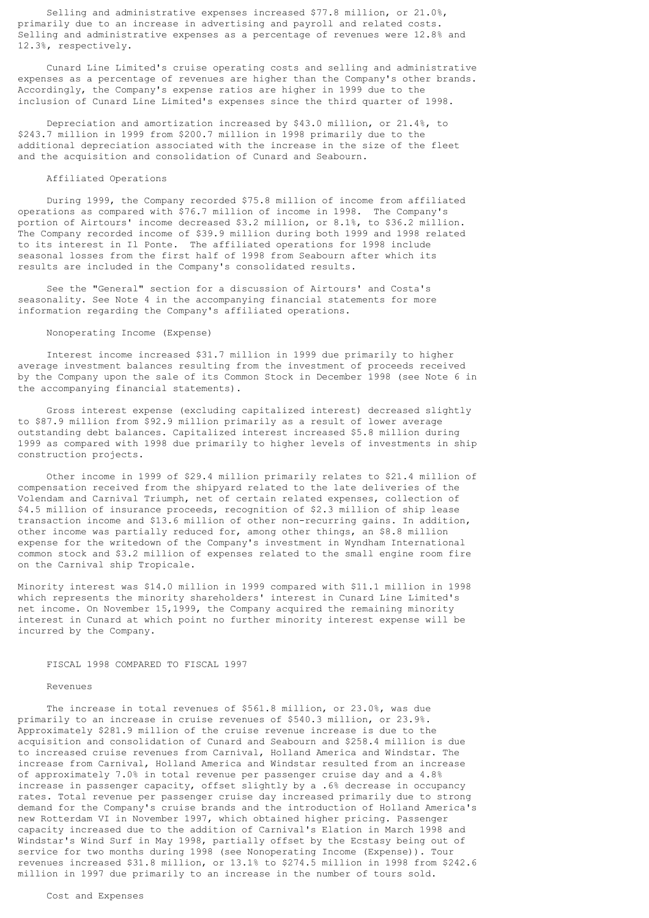Selling and administrative expenses increased $77.8 million, or 21.0%, primarily due to an increase in advertising and payroll and related costs. Selling and administrative expenses as a percentage of revenues were 12.8% and 12.3%, respectively.

Cunard Line Limited's cruise operating costs and selling and administrative expenses as a percentage of revenues are higher than the Company's other brands. Accordingly, the Company's expense ratios are higher in 1999 due to the inclusion of Cunard Line Limited's expenses since the third quarter of 1998.

Depreciation and amortization increased by $43.0 million, or 21.4%, to $243.7 million in 1999 from $200.7 million in 1998 primarily due to the additional depreciation associated with the increase in the size of the fleet and the acquisition and consolidation of Cunard and Seabourn.

### Affiliated Operations

During 1999, the Company recorded $75.8 million of income from affiliated operations as compared with $76.7 million of income in 1998. The Company's portion of Airtours' income decreased $3.2 million, or 8.1%, to $36.2 million. The Company recorded income of $39.9 million during both 1999 and 1998 related to its interest in Il Ponte. The affiliated operations for 1998 include seasonal losses from the first half of 1998 from Seabourn after which its results are included in the Company's consolidated results.

See the "General" section for a discussion of Airtours' and Costa's seasonality. See Note 4 in the accompanying financial statements for more information regarding the Company's affiliated operations.

### Nonoperating Income (Expense)

Interest income increased $31.7 million in 1999 due primarily to higher average investment balances resulting from the investment of proceeds received by the Company upon the sale of its Common Stock in December 1998 (see Note 6 in the accompanying financial statements).

Gross interest expense (excluding capitalized interest) decreased slightly to $87.9 million from $92.9 million primarily as a result of lower average outstanding debt balances. Capitalized interest increased $5.8 million during 1999 as compared with 1998 due primarily to higher levels of investments in ship construction projects.

Other income in 1999 of $29.4 million primarily relates to $21.4 million of compensation received from the shipyard related to the late deliveries of the Volendam and Carnival Triumph, net of certain related expenses, collection of $4.5 million of insurance proceeds, recognition of $2.3 million of ship lease transaction income and $13.6 million of other non-recurring gains. In addition, other income was partially reduced for, among other things, an $8.8 million expense for the writedown of the Company's investment in Wyndham International common stock and $3.2 million of expenses related to the small engine room fire on the Carnival ship Tropicale.

Minority interest was $14.0 million in 1999 compared with $11.1 million in 1998 which represents the minority shareholders' interest in Cunard Line Limited's net income. On November 15,1999, the Company acquired the remaining minority interest in Cunard at which point no further minority interest expense will be incurred by the Company.

## FISCAL 1998 COMPARED TO FISCAL 1997

### Revenues

The increase in total revenues of $561.8 million, or 23.0%, was due primarily to an increase in cruise revenues of $540.3 million, or 23.9%. Approximately $281.9 million of the cruise revenue increase is due to the acquisition and consolidation of Cunard and Seabourn and $258.4 million is due to increased cruise revenues from Carnival, Holland America and Windstar. The increase from Carnival, Holland America and Windstar resulted from an increase of approximately 7.0% in total revenue per passenger cruise day and a 4.8% increase in passenger capacity, offset slightly by a .6% decrease in occupancy rates. Total revenue per passenger cruise day increased primarily due to strong demand for the Company's cruise brands and the introduction of Holland America's new Rotterdam VI in November 1997, which obtained higher pricing. Passenger capacity increased due to the addition of Carnival's Elation in March 1998 and Windstar's Wind Surf in May 1998, partially offset by the Ecstasy being out of service for two months during 1998 (see Nonoperating Income (Expense)). Tour revenues increased $31.8 million, or 13.1% to $274.5 million in 1998 from $242.6 million in 1997 due primarily to an increase in the number of tours sold.

### Cost and Expenses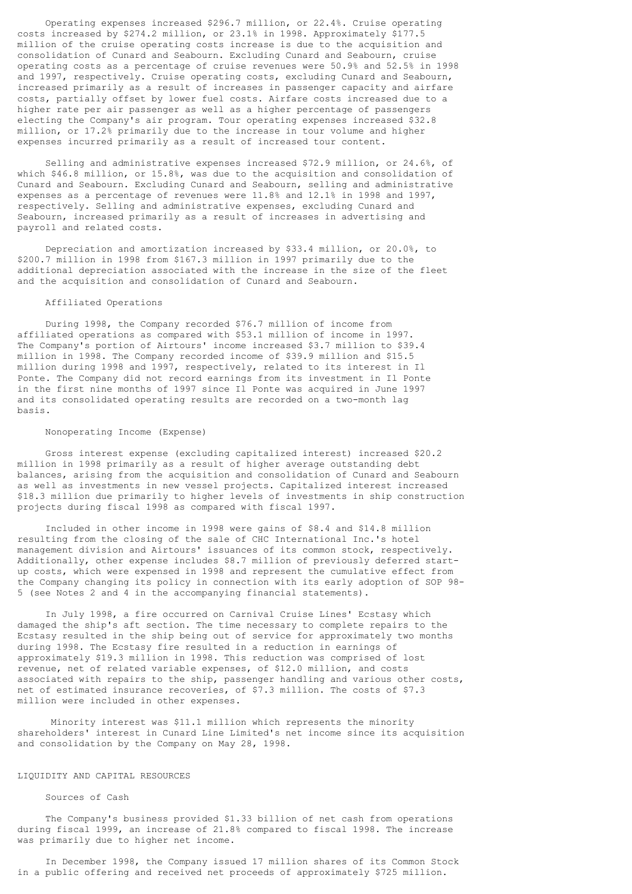Operating expenses increased $296.7 million, or 22.4%. Cruise operating costs increased by $274.2 million, or 23.1% in 1998. Approximately $177.5 million of the cruise operating costs increase is due to the acquisition and consolidation of Cunard and Seabourn. Excluding Cunard and Seabourn, cruise operating costs as a percentage of cruise revenues were 50.9% and 52.5% in 1998 and 1997, respectively. Cruise operating costs, excluding Cunard and Seabourn, increased primarily as a result of increases in passenger capacity and airfare costs, partially offset by lower fuel costs. Airfare costs increased due to a higher rate per air passenger as well as a higher percentage of passengers electing the Company's air program. Tour operating expenses increased $32.8 million, or 17.2% primarily due to the increase in tour volume and higher expenses incurred primarily as a result of increased tour content.

Selling and administrative expenses increased $72.9 million, or 24.6%, of which $46.8 million, or 15.8%, was due to the acquisition and consolidation of Cunard and Seabourn. Excluding Cunard and Seabourn, selling and administrative expenses as a percentage of revenues were 11.8% and 12.1% in 1998 and 1997, respectively. Selling and administrative expenses, excluding Cunard and Seabourn, increased primarily as a result of increases in advertising and payroll and related costs.

Depreciation and amortization increased by $33.4 million, or 20.0%, to $200.7 million in 1998 from $167.3 million in 1997 primarily due to the additional depreciation associated with the increase in the size of the fleet and the acquisition and consolidation of Cunard and Seabourn.

### Affiliated Operations

During 1998, the Company recorded $76.7 million of income from affiliated operations as compared with $53.1 million of income in 1997. The Company's portion of Airtours' income increased $3.7 million to $39.4 million in 1998. The Company recorded income of $39.9 million and $15.5 million during 1998 and 1997, respectively, related to its interest in Il Ponte. The Company did not record earnings from its investment in Il Ponte in the first nine months of 1997 since Il Ponte was acquired in June 1997 and its consolidated operating results are recorded on a two-month lag basis.

### Nonoperating Income (Expense)

Gross interest expense (excluding capitalized interest) increased $20.2 million in 1998 primarily as a result of higher average outstanding debt balances, arising from the acquisition and consolidation of Cunard and Seabourn as well as investments in new vessel projects. Capitalized interest increased $18.3 million due primarily to higher levels of investments in ship construction projects during fiscal 1998 as compared with fiscal 1997.

Included in other income in 1998 were gains of $8.4 and $14.8 million resulting from the closing of the sale of CHC International Inc.'s hotel management division and Airtours' issuances of its common stock, respectively. Additionally, other expense includes $8.7 million of previously deferred start-up costs, which were expensed in 1998 and represent the cumulative effect from the Company changing its policy in connection with its early adoption of SOP 98-5 (see Notes 2 and 4 in the accompanying financial statements).

In July 1998, a fire occurred on Carnival Cruise Lines' Ecstasy which damaged the ship's aft section. The time necessary to complete repairs to the Ecstasy resulted in the ship being out of service for approximately two months during 1998. The Ecstasy fire resulted in a reduction in earnings of approximately $19.3 million in 1998. This reduction was comprised of lost revenue, net of related variable expenses, of $12.0 million, and costs associated with repairs to the ship, passenger handling and various other costs, net of estimated insurance recoveries, of $7.3 million. The costs of $7.3 million were included in other expenses.

Minority interest was $11.1 million which represents the minority shareholders' interest in Cunard Line Limited's net income since its acquisition and consolidation by the Company on May 28, 1998.

## LIQUIDITY AND CAPITAL RESOURCES

### Sources of Cash

The Company's business provided $1.33 billion of net cash from operations during fiscal 1999, an increase of 21.8% compared to fiscal 1998. The increase was primarily due to higher net income.

In December 1998, the Company issued 17 million shares of its Common Stock in a public offering and received net proceeds of approximately $725 million.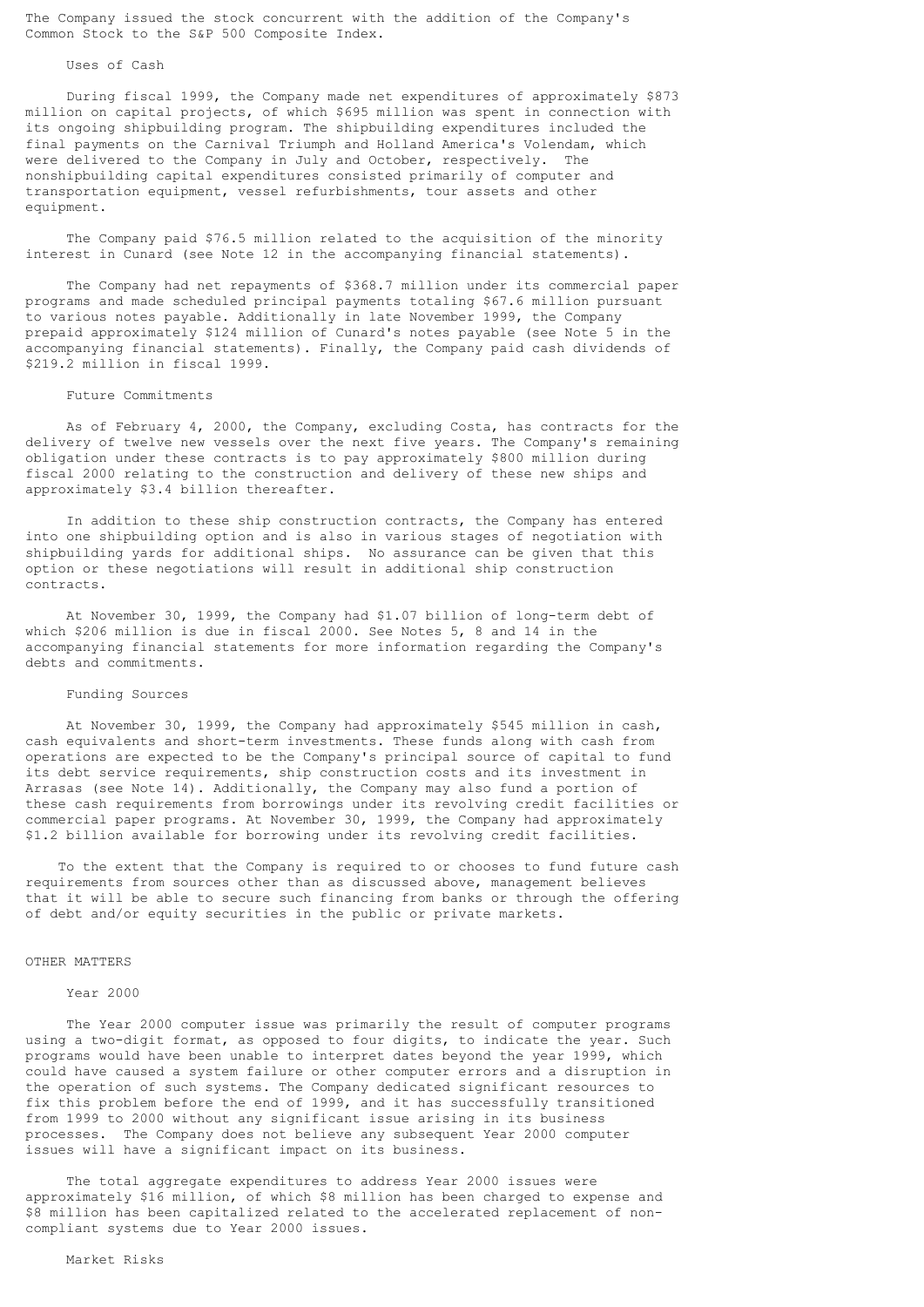The Company issued the stock concurrent with the addition of the Company's Common Stock to the S&P 500 Composite Index.

### Uses of Cash

During fiscal 1999, the Company made net expenditures of approximately $873 million on capital projects, of which $695 million was spent in connection with its ongoing shipbuilding program. The shipbuilding expenditures included the final payments on the Carnival Triumph and Holland America's Volendam, which were delivered to the Company in July and October, respectively. The nonshipbuilding capital expenditures consisted primarily of computer and transportation equipment, vessel refurbishments, tour assets and other equipment.

The Company paid $76.5 million related to the acquisition of the minority interest in Cunard (see Note 12 in the accompanying financial statements).

The Company had net repayments of $368.7 million under its commercial paper programs and made scheduled principal payments totaling $67.6 million pursuant to various notes payable. Additionally in late November 1999, the Company prepaid approximately $124 million of Cunard's notes payable (see Note 5 in the accompanying financial statements). Finally, the Company paid cash dividends of $219.2 million in fiscal 1999.

### Future Commitments

As of February 4, 2000, the Company, excluding Costa, has contracts for the delivery of twelve new vessels over the next five years. The Company's remaining obligation under these contracts is to pay approximately $800 million during fiscal 2000 relating to the construction and delivery of these new ships and approximately $3.4 billion thereafter.

In addition to these ship construction contracts, the Company has entered into one shipbuilding option and is also in various stages of negotiation with shipbuilding yards for additional ships. No assurance can be given that this option or these negotiations will result in additional ship construction contracts.

At November 30, 1999, the Company had $1.07 billion of long-term debt of which $206 million is due in fiscal 2000. See Notes 5, 8 and 14 in the accompanying financial statements for more information regarding the Company's debts and commitments.

### Funding Sources

At November 30, 1999, the Company had approximately $545 million in cash, cash equivalents and short-term investments. These funds along with cash from operations are expected to be the Company's principal source of capital to fund its debt service requirements, ship construction costs and its investment in Arrasas (see Note 14). Additionally, the Company may also fund a portion of these cash requirements from borrowings under its revolving credit facilities or commercial paper programs. At November 30, 1999, the Company had approximately $1.2 billion available for borrowing under its revolving credit facilities.

To the extent that the Company is required to or chooses to fund future cash requirements from sources other than as discussed above, management believes that it will be able to secure such financing from banks or through the offering of debt and/or equity securities in the public or private markets.

## OTHER MATTERS

### Year 2000

The Year 2000 computer issue was primarily the result of computer programs using a two-digit format, as opposed to four digits, to indicate the year. Such programs would have been unable to interpret dates beyond the year 1999, which could have caused a system failure or other computer errors and a disruption in the operation of such systems. The Company dedicated significant resources to fix this problem before the end of 1999, and it has successfully transitioned from 1999 to 2000 without any significant issue arising in its business processes. The Company does not believe any subsequent Year 2000 computer issues will have a significant impact on its business.

The total aggregate expenditures to address Year 2000 issues were approximately $16 million, of which $8 million has been charged to expense and $8 million has been capitalized related to the accelerated replacement of non-compliant systems due to Year 2000 issues.

### Market Risks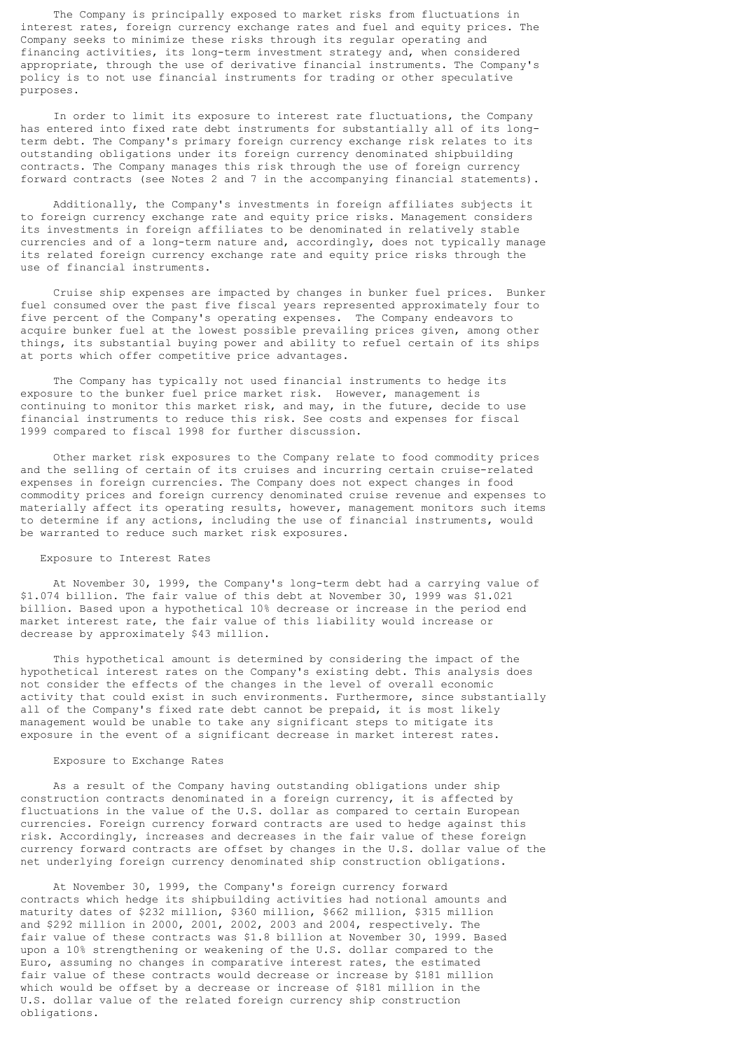The Company is principally exposed to market risks from fluctuations in interest rates, foreign currency exchange rates and fuel and equity prices. The Company seeks to minimize these risks through its regular operating and financing activities, its long-term investment strategy and, when considered appropriate, through the use of derivative financial instruments. The Company's policy is to not use financial instruments for trading or other speculative purposes.

In order to limit its exposure to interest rate fluctuations, the Company has entered into fixed rate debt instruments for substantially all of its long-term debt. The Company's primary foreign currency exchange risk relates to its outstanding obligations under its foreign currency denominated shipbuilding contracts. The Company manages this risk through the use of foreign currency forward contracts (see Notes 2 and 7 in the accompanying financial statements).

Additionally, the Company's investments in foreign affiliates subjects it to foreign currency exchange rate and equity price risks. Management considers its investments in foreign affiliates to be denominated in relatively stable currencies and of a long-term nature and, accordingly, does not typically manage its related foreign currency exchange rate and equity price risks through the use of financial instruments.

Cruise ship expenses are impacted by changes in bunker fuel prices. Bunker fuel consumed over the past five fiscal years represented approximately four to five percent of the Company's operating expenses. The Company endeavors to acquire bunker fuel at the lowest possible prevailing prices given, among other things, its substantial buying power and ability to refuel certain of its ships at ports which offer competitive price advantages.

The Company has typically not used financial instruments to hedge its exposure to the bunker fuel price market risk. However, management is continuing to monitor this market risk, and may, in the future, decide to use financial instruments to reduce this risk. See costs and expenses for fiscal 1999 compared to fiscal 1998 for further discussion.

Other market risk exposures to the Company relate to food commodity prices and the selling of certain of its cruises and incurring certain cruise-related expenses in foreign currencies. The Company does not expect changes in food commodity prices and foreign currency denominated cruise revenue and expenses to materially affect its operating results, however, management monitors such items to determine if any actions, including the use of financial instruments, would be warranted to reduce such market risk exposures.

### Exposure to Interest Rates

At November 30, 1999, the Company's long-term debt had a carrying value of $1.074 billion. The fair value of this debt at November 30, 1999 was $1.021 billion. Based upon a hypothetical 10% decrease or increase in the period end market interest rate, the fair value of this liability would increase or decrease by approximately $43 million.

This hypothetical amount is determined by considering the impact of the hypothetical interest rates on the Company's existing debt. This analysis does not consider the effects of the changes in the level of overall economic activity that could exist in such environments. Furthermore, since substantially all of the Company's fixed rate debt cannot be prepaid, it is most likely management would be unable to take any significant steps to mitigate its exposure in the event of a significant decrease in market interest rates.

### Exposure to Exchange Rates

As a result of the Company having outstanding obligations under ship construction contracts denominated in a foreign currency, it is affected by fluctuations in the value of the U.S. dollar as compared to certain European currencies. Foreign currency forward contracts are used to hedge against this risk. Accordingly, increases and decreases in the fair value of these foreign currency forward contracts are offset by changes in the U.S. dollar value of the net underlying foreign currency denominated ship construction obligations.

At November 30, 1999, the Company's foreign currency forward contracts which hedge its shipbuilding activities had notional amounts and maturity dates of $232 million, $360 million, $662 million, $315 million and $292 million in 2000, 2001, 2002, 2003 and 2004, respectively. The fair value of these contracts was $1.8 billion at November 30, 1999. Based upon a 10% strengthening or weakening of the U.S. dollar compared to the Euro, assuming no changes in comparative interest rates, the estimated fair value of these contracts would decrease or increase by $181 million which would be offset by a decrease or increase of $181 million in the U.S. dollar value of the related foreign currency ship construction obligations.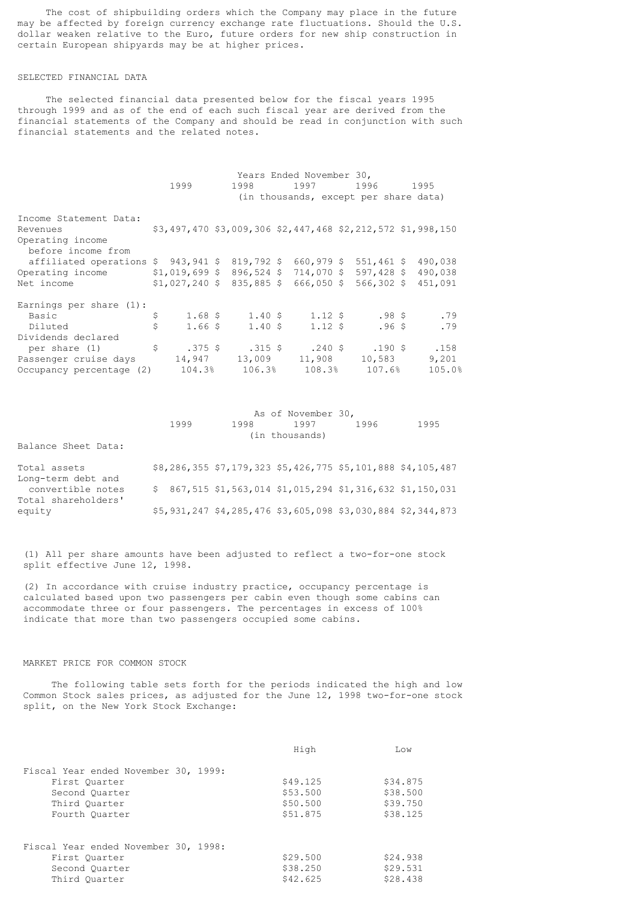The cost of shipbuilding orders which the Company may place in the future may be affected by foreign currency exchange rate fluctuations. Should the U.S. dollar weaken relative to the Euro, future orders for new ship construction in certain European shipyards may be at higher prices.

## SELECTED FINANCIAL DATA

The selected financial data presented below for the fiscal years 1995 through 1999 and as of the end of each such fiscal year are derived from the financial statements of the Company and should be read in conjunction with such financial statements and the related notes.

| | Years Ended November 30, | | | | |
|---|---|---|---|---|---|
| | 1999 | 1998 | 1997 | 1996 | 1995 |
| | (in thousands, except per share data) | | | | |
| **Income Statement Data:** | | | | | |
| Revenues | $3,497,470 | $3,009,306 | $2,447,468 | $2,212,572 | $1,998,150 |
| Operating income before income from affiliated operations | $ 943,941 | $ 819,792 | $ 660,979 | $ 551,461 | $ 490,038 |
| Operating income | $1,019,699 | $ 896,524 | $ 714,070 | $ 597,428 | $ 490,038 |
| Net income | $1,027,240 | $ 835,885 | $ 666,050 | $ 566,302 | $ 451,091 |
| Earnings per share (1): | | | | | |
| Basic | $ 1.68 | $ 1.40 | $ 1.12 | $ .98 | $ .79 |
| Diluted | $ 1.66 | $ 1.40 | $ 1.12 | $ .96 | $ .79 |
| Dividends declared per share (1) | $ .375 | $ .315 | $ .240 | $ .190 | $ .158 |
| Passenger cruise days | 14,947 | 13,009 | 11,908 | 10,583 | 9,201 |
| Occupancy percentage (2) | 104.3% | 106.3% | 108.3% | 107.6% | 105.0% |

| | As of November 30, | | | | |
|---|---|---|---|---|---|
| | 1999 | 1998 | 1997 | 1996 | 1995 |
| | (in thousands) | | | | |
| **Balance Sheet Data:** | | | | | |
| Total assets | $8,286,355 | $7,179,323 | $5,426,775 | $5,101,888 | $4,105,487 |
| Long-term debt and convertible notes | $ 867,515 | $1,563,014 | $1,015,294 | $1,316,632 | $1,150,031 |
| Total shareholders' equity | $5,931,247 | $4,285,476 | $3,605,098 | $3,030,884 | $2,344,873 |

(1) All per share amounts have been adjusted to reflect a two-for-one stock split effective June 12, 1998.

(2) In accordance with cruise industry practice, occupancy percentage is calculated based upon two passengers per cabin even though some cabins can accommodate three or four passengers. The percentages in excess of 100% indicate that more than two passengers occupied some cabins.

## MARKET PRICE FOR COMMON STOCK

The following table sets forth for the periods indicated the high and low Common Stock sales prices, as adjusted for the June 12, 1998 two-for-one stock split, on the New York Stock Exchange:

| | High | Low |
|---|---|---|
| **Fiscal Year ended November 30, 1999:** | | |
| First Quarter | $49.125 | $34.875 |
| Second Quarter | $53.500 | $38.500 |
| Third Quarter | $50.500 | $39.750 |
| Fourth Quarter | $51.875 | $38.125 |
| **Fiscal Year ended November 30, 1998:** | | |
| First Quarter | $29.500 | $24.938 |
| Second Quarter | $38.250 | $29.531 |
| Third Quarter | $42.625 | $28.438 |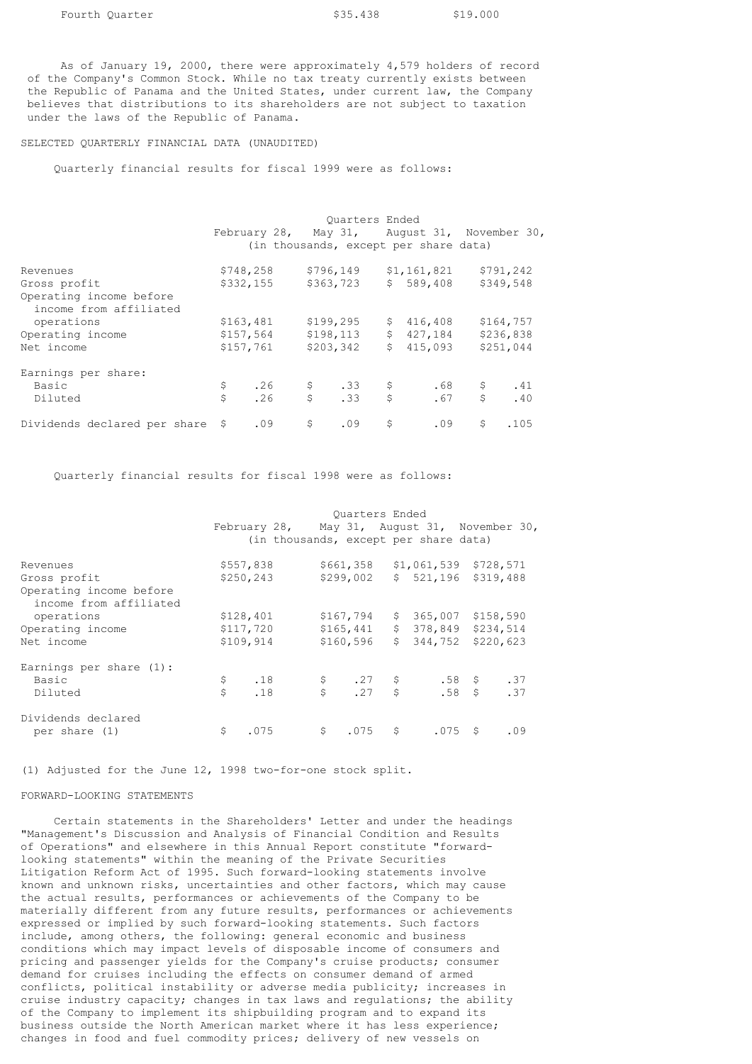| | | |
|---|---|---|
| Fourth Quarter | $35.438 | $19.000 |

As of January 19, 2000, there were approximately 4,579 holders of record of the Company's Common Stock. While no tax treaty currently exists between the Republic of Panama and the United States, under current law, the Company believes that distributions to its shareholders are not subject to taxation under the laws of the Republic of Panama.

SELECTED QUARTERLY FINANCIAL DATA (UNAUDITED)

Quarterly financial results for fiscal 1999 were as follows:

| | Quarters Ended | | | |
|---|---|---|---|---|
| | February 28, | May 31, | August 31, | November 30, |
| | (in thousands, except per share data) | | | |
| Revenues | $748,258 | $796,149 | $1,161,821 | $791,242 |
| Gross profit | $332,155 | $363,723 | $ 589,408 | $349,548 |
| Operating income before income from affiliated operations | $163,481 | $199,295 | $ 416,408 | $164,757 |
| Operating income | $157,564 | $198,113 | $ 427,184 | $236,838 |
| Net income | $157,761 | $203,342 | $ 415,093 | $251,044 |
| Earnings per share: | | | | |
| Basic | $ .26 | $ .33 | $ .68 | $ .41 |
| Diluted | $ .26 | $ .33 | $ .67 | $ .40 |
| Dividends declared per share | $ .09 | $ .09 | $ .09 | $ .105 |

Quarterly financial results for fiscal 1998 were as follows:

| | Quarters Ended | | | |
|---|---|---|---|---|
| | February 28, | May 31, | August 31, | November 30, |
| | (in thousands, except per share data) | | | |
| Revenues | $557,838 | $661,358 | $1,061,539 | $728,571 |
| Gross profit | $250,243 | $299,002 | $ 521,196 | $319,488 |
| Operating income before income from affiliated operations | $128,401 | $167,794 | $ 365,007 | $158,590 |
| Operating income | $117,720 | $165,441 | $ 378,849 | $234,514 |
| Net income | $109,914 | $160,596 | $ 344,752 | $220,623 |
| Earnings per share (1): | | | | |
| Basic | $ .18 | $ .27 | $ .58 | $ .37 |
| Diluted | $ .18 | $ .27 | $ .58 | $ .37 |
| Dividends declared per share (1) | $ .075 | $ .075 | $ .075 | $ .09 |

(1) Adjusted for the June 12, 1998 two-for-one stock split.

FORWARD-LOOKING STATEMENTS

Certain statements in the Shareholders' Letter and under the headings "Management's Discussion and Analysis of Financial Condition and Results of Operations" and elsewhere in this Annual Report constitute "forward-looking statements" within the meaning of the Private Securities Litigation Reform Act of 1995. Such forward-looking statements involve known and unknown risks, uncertainties and other factors, which may cause the actual results, performances or achievements of the Company to be materially different from any future results, performances or achievements expressed or implied by such forward-looking statements. Such factors include, among others, the following: general economic and business conditions which may impact levels of disposable income of consumers and pricing and passenger yields for the Company's cruise products; consumer demand for cruises including the effects on consumer demand of armed conflicts, political instability or adverse media publicity; increases in cruise industry capacity; changes in tax laws and regulations; the ability of the Company to implement its shipbuilding program and to expand its business outside the North American market where it has less experience; changes in food and fuel commodity prices; delivery of new vessels on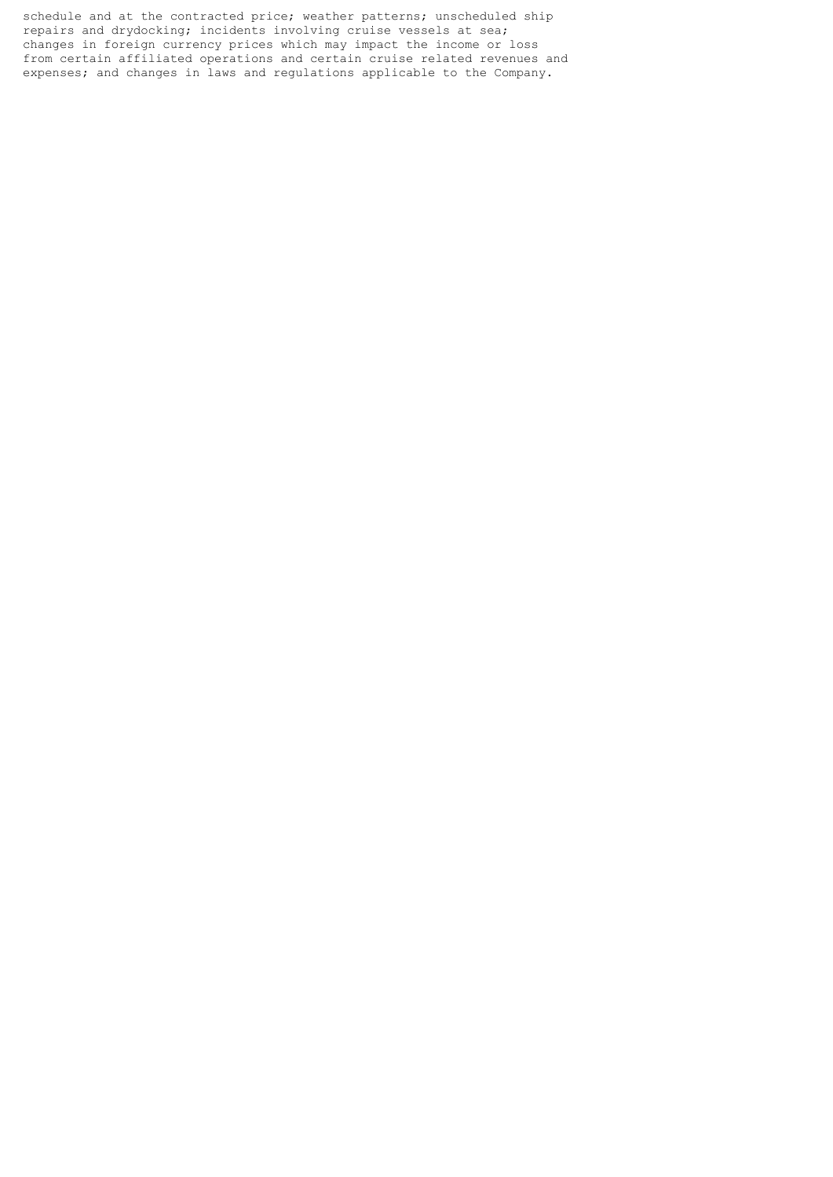schedule and at the contracted price; weather patterns; unscheduled ship repairs and drydocking; incidents involving cruise vessels at sea; changes in foreign currency prices which may impact the income or loss from certain affiliated operations and certain cruise related revenues and expenses; and changes in laws and regulations applicable to the Company.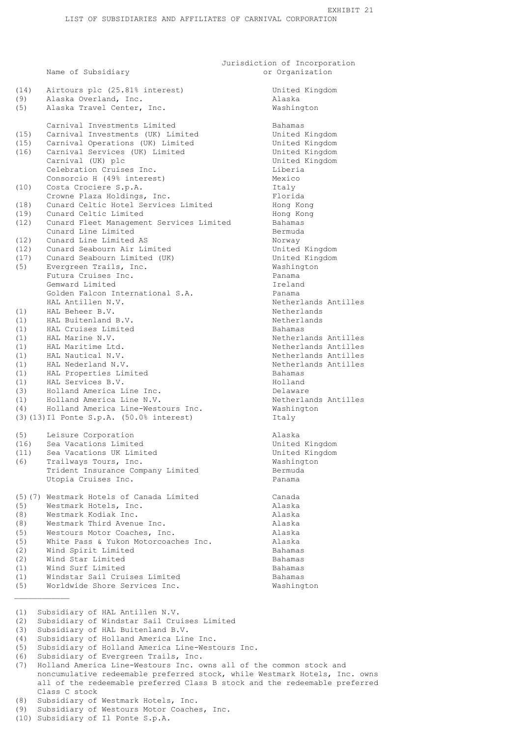EXHIBIT 21

LIST OF SUBSIDIARIES AND AFFILIATES OF CARNIVAL CORPORATION

| | Name of Subsidiary | Jurisdiction of Incorporation or Organization |
|---|---|---|
| (14) | Airtours plc (25.81% interest) | United Kingdom |
| (9) | Alaska Overland, Inc. | Alaska |
| (5) | Alaska Travel Center, Inc. | Washington |
| | Carnival Investments Limited | Bahamas |
| (15) | Carnival Investments (UK) Limited | United Kingdom |
| (15) | Carnival Operations (UK) Limited | United Kingdom |
| (16) | Carnival Services (UK) Limited | United Kingdom |
| | Carnival (UK) plc | United Kingdom |
| | Celebration Cruises Inc. | Liberia |
| | Consorcio H (49% interest) | Mexico |
| (10) | Costa Crociere S.p.A. | Italy |
| | Crowne Plaza Holdings, Inc. | Florida |
| (18) | Cunard Celtic Hotel Services Limited | Hong Kong |
| (19) | Cunard Celtic Limited | Hong Kong |
| (12) | Cunard Fleet Management Services Limited | Bahamas |
| | Cunard Line Limited | Bermuda |
| (12) | Cunard Line Limited AS | Norway |
| (12) | Cunard Seabourn Air Limited | United Kingdom |
| (17) | Cunard Seabourn Limited (UK) | United Kingdom |
| (5) | Evergreen Trails, Inc. | Washington |
| | Futura Cruises Inc. | Panama |
| | Gemward Limited | Ireland |
| | Golden Falcon International S.A. | Panama |
| | HAL Antillen N.V. | Netherlands Antilles |
| (1) | HAL Beheer B.V. | Netherlands |
| (1) | HAL Buitenland B.V. | Netherlands |
| (1) | HAL Cruises Limited | Bahamas |
| (1) | HAL Marine N.V. | Netherlands Antilles |
| (1) | HAL Maritime Ltd. | Netherlands Antilles |
| (1) | HAL Nautical N.V. | Netherlands Antilles |
| (1) | HAL Nederland N.V. | Netherlands Antilles |
| (1) | HAL Properties Limited | Bahamas |
| (1) | HAL Services B.V. | Holland |
| (3) | Holland America Line Inc. | Delaware |
| (1) | Holland America Line N.V. | Netherlands Antilles |
| (4) | Holland America Line-Westours Inc. | Washington |
| (3)(13) | Il Ponte S.p.A. (50.0% interest) | Italy |
| (5) | Leisure Corporation | Alaska |
| (16) | Sea Vacations Limited | United Kingdom |
| (11) | Sea Vacations UK Limited | United Kingdom |
| (6) | Trailways Tours, Inc. | Washington |
| | Trident Insurance Company Limited | Bermuda |
| | Utopia Cruises Inc. | Panama |
| (5)(7) | Westmark Hotels of Canada Limited | Canada |
| (5) | Westmark Hotels, Inc. | Alaska |
| (8) | Westmark Kodiak Inc. | Alaska |
| (8) | Westmark Third Avenue Inc. | Alaska |
| (5) | Westours Motor Coaches, Inc. | Alaska |
| (5) | White Pass & Yukon Motorcoaches Inc. | Alaska |
| (2) | Wind Spirit Limited | Bahamas |
| (2) | Wind Star Limited | Bahamas |
| (1) | Wind Surf Limited | Bahamas |
| (1) | Windstar Sail Cruises Limited | Bahamas |
| (5) | Worldwide Shore Services Inc. | Washington |

---

(1) Subsidiary of HAL Antillen N.V.  
(2) Subsidiary of Windstar Sail Cruises Limited  
(3) Subsidiary of HAL Buitenland B.V.  
(4) Subsidiary of Holland America Line Inc.  
(5) Subsidiary of Holland America Line-Westours Inc.  
(6) Subsidiary of Evergreen Trails, Inc.  
(7) Holland America Line-Westours Inc. owns all of the common stock and noncumulative redeemable preferred stock, while Westmark Hotels, Inc. owns all of the redeemable preferred Class B stock and the redeemable preferred Class C stock  
(8) Subsidiary of Westmark Hotels, Inc.  
(9) Subsidiary of Westours Motor Coaches, Inc.  
(10) Subsidiary of Il Ponte S.p.A.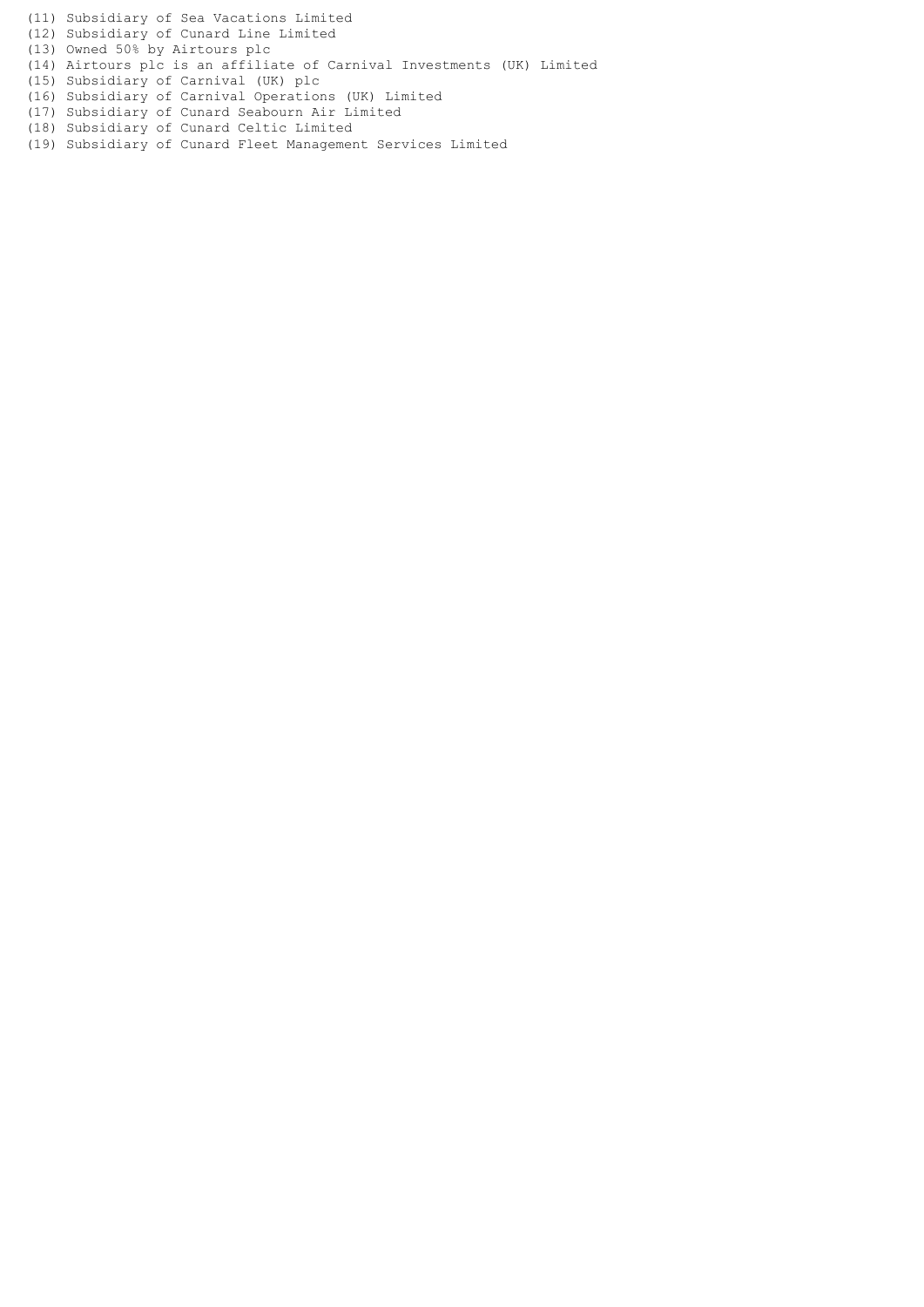(11) Subsidiary of Sea Vacations Limited
(12) Subsidiary of Cunard Line Limited
(13) Owned 50% by Airtours plc
(14) Airtours plc is an affiliate of Carnival Investments (UK) Limited
(15) Subsidiary of Carnival (UK) plc
(16) Subsidiary of Carnival Operations (UK) Limited
(17) Subsidiary of Cunard Seabourn Air Limited
(18) Subsidiary of Cunard Celtic Limited
(19) Subsidiary of Cunard Fleet Management Services Limited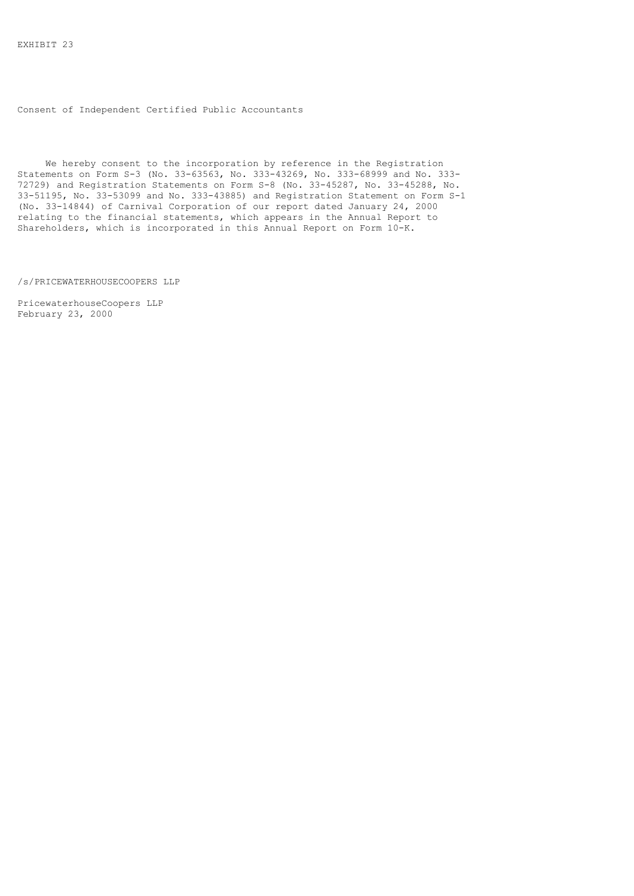EXHIBIT 23

Consent of Independent Certified Public Accountants

We hereby consent to the incorporation by reference in the Registration Statements on Form S-3 (No. 33-63563, No. 333-43269, No. 333-68999 and No. 333-72729) and Registration Statements on Form S-8 (No. 33-45287, No. 33-45288, No. 33-51195, No. 33-53099 and No. 333-43885) and Registration Statement on Form S-1 (No. 33-14844) of Carnival Corporation of our report dated January 24, 2000 relating to the financial statements, which appears in the Annual Report to Shareholders, which is incorporated in this Annual Report on Form 10-K.

/s/PRICEWATERHOUSECOOPERS LLP

PricewaterhouseCoopers LLP
February 23, 2000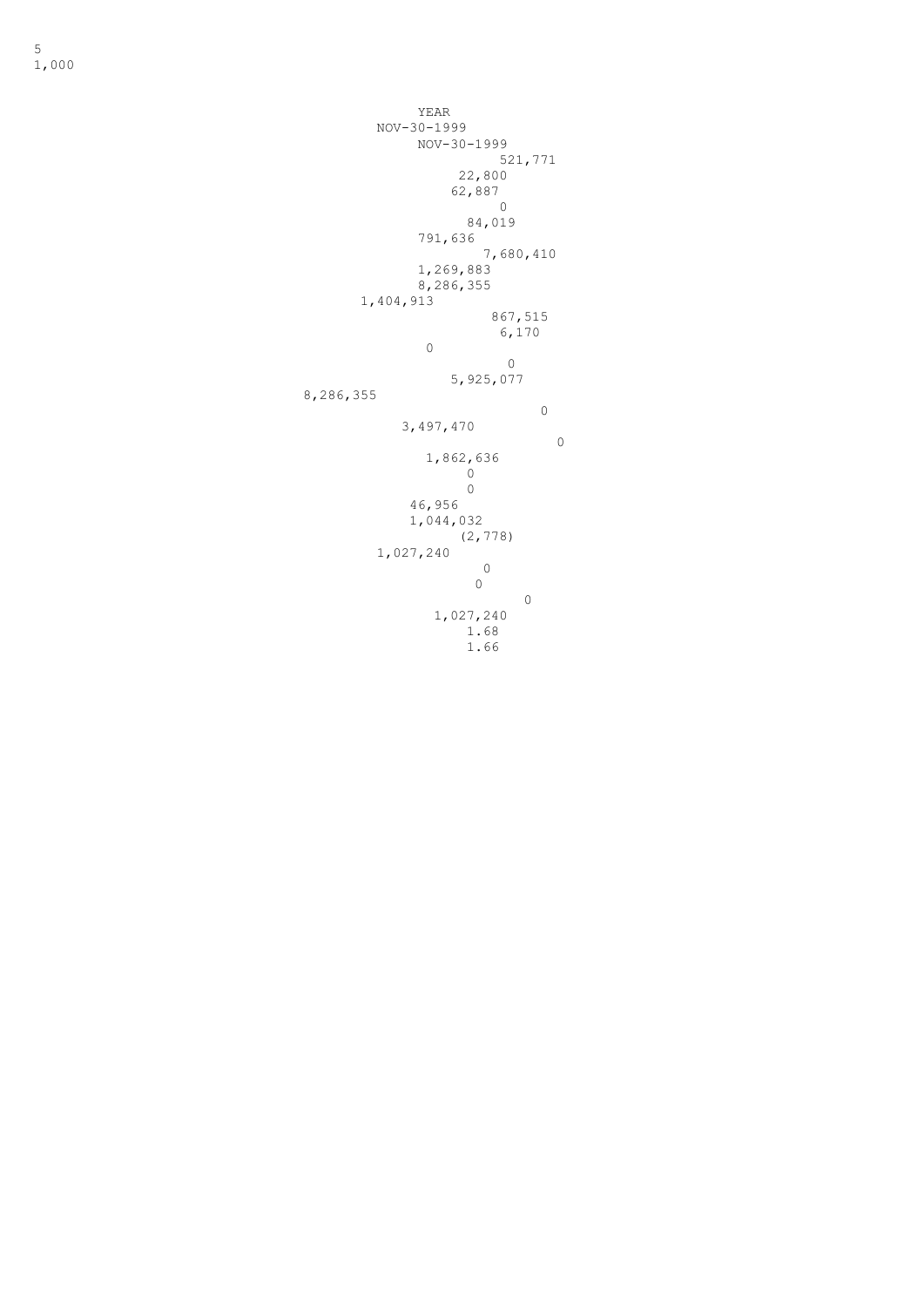5
1,000

YEAR
NOV-30-1999
NOV-30-1999
521,771
22,800
62,887
0
84,019
791,636
7,680,410
1,269,883
8,286,355
1,404,913
867,515
6,170
0
0
5,925,077
8,286,355
0
3,497,470
0
1,862,636
0
0
46,956
1,044,032
(2,778)
1,027,240
0
0
0
1,027,240
1.68
1.66